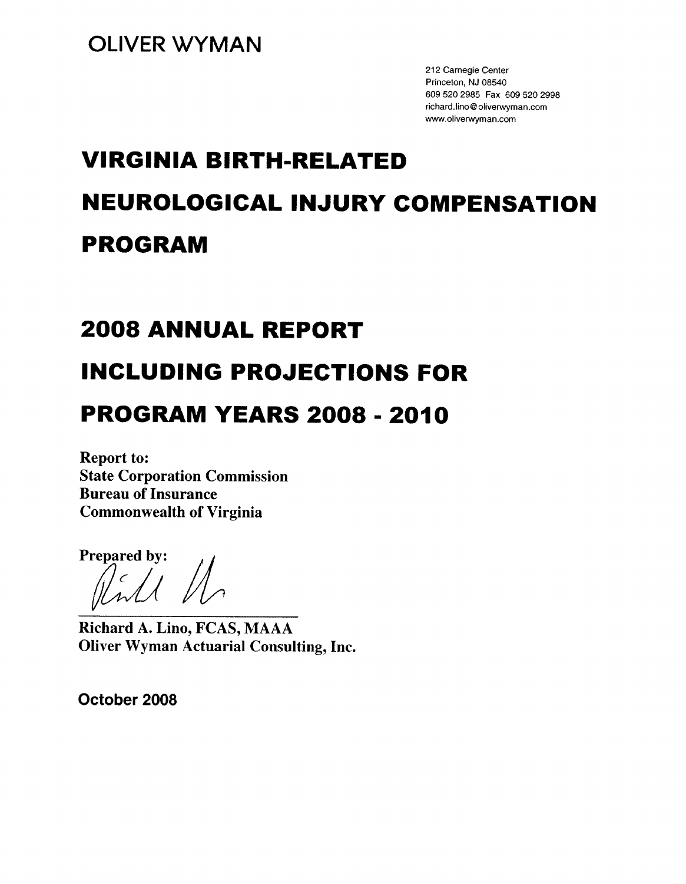OLIVER WYMAN

212 Carnegie Center
Princeton, NJ 08540
609 520 2985 Fax 609 520 2998
richard.lino@oliverwyman.com
www.oliverwyman.com

# VIRGINIA BIRTH-RELATED NEUROLOGICAL INJURY COMPENSATION PROGRAM

# 2008 ANNUAL REPORT INCLUDING PROJECTIONS FOR PROGRAM YEARS 2008 - 2010

**Report to:**
**State Corporation Commission**
**Bureau of Insurance**
**Commonwealth of Virginia**

**Prepared by:**

**Richard A. Lino, FCAS, MAAA**
**Oliver Wyman Actuarial Consulting, Inc.**

**October 2008**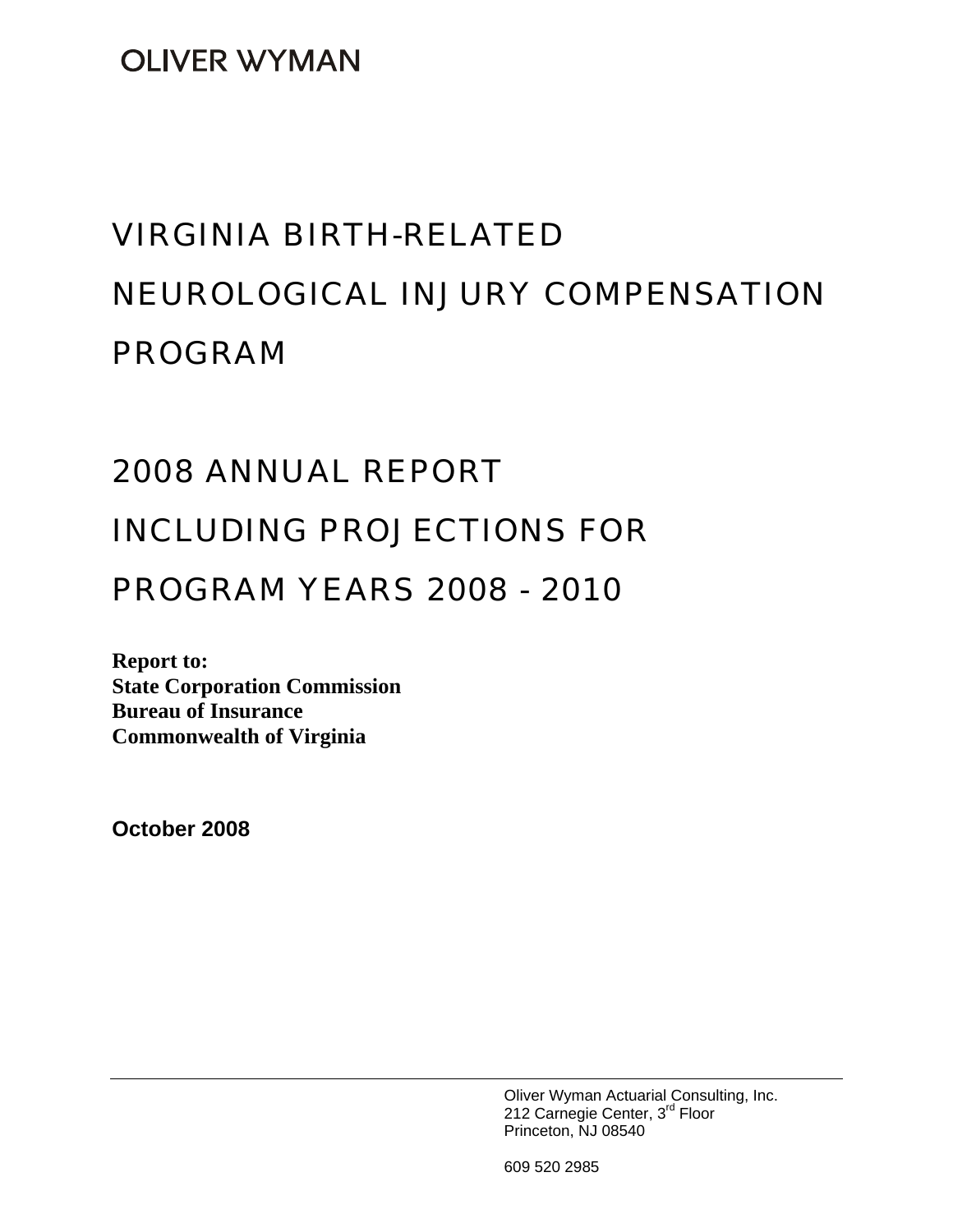OLIVER WYMAN

# VIRGINIA BIRTH-RELATED NEUROLOGICAL INJURY COMPENSATION PROGRAM

# 2008 ANNUAL REPORT INCLUDING PROJECTIONS FOR PROGRAM YEARS 2008 - 2010

**Report to:**
**State Corporation Commission**
**Bureau of Insurance**
**Commonwealth of Virginia**

**October 2008**

Oliver Wyman Actuarial Consulting, Inc.
212 Carnegie Center, 3rd Floor
Princeton, NJ 08540

609 520 2985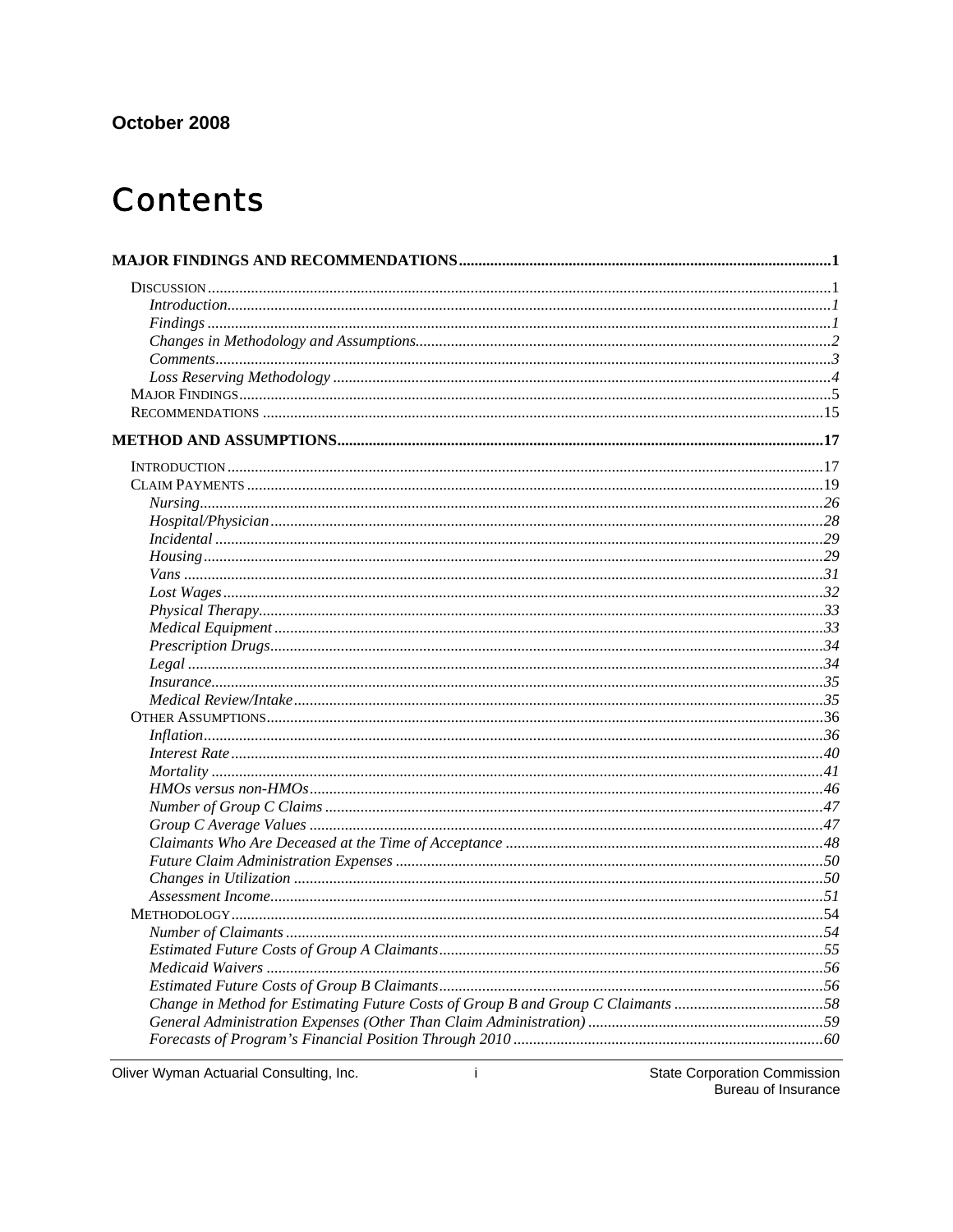October 2008

# Contents

**MAJOR FINDINGS AND RECOMMENDATIONS** .......... **1**

- DISCUSSION .......... 1
  - *Introduction* .......... *1*
  - *Findings* .......... *1*
  - *Changes in Methodology and Assumptions* .......... *2*
  - *Comments* .......... *3*
  - *Loss Reserving Methodology* .......... *4*
- MAJOR FINDINGS .......... 5
- RECOMMENDATIONS .......... 15

**METHOD AND ASSUMPTIONS** .......... **17**

- INTRODUCTION .......... 17
- CLAIM PAYMENTS .......... 19
  - *Nursing* .......... *26*
  - *Hospital/Physician* .......... *28*
  - *Incidental* .......... *29*
  - *Housing* .......... *29*
  - *Vans* .......... *31*
  - *Lost Wages* .......... *32*
  - *Physical Therapy* .......... *33*
  - *Medical Equipment* .......... *33*
  - *Prescription Drugs* .......... *34*
  - *Legal* .......... *34*
  - *Insurance* .......... *35*
  - *Medical Review/Intake* .......... *35*
- OTHER ASSUMPTIONS .......... 36
  - *Inflation* .......... *36*
  - *Interest Rate* .......... *40*
  - *Mortality* .......... *41*
  - *HMOs versus non-HMOs* .......... *46*
  - *Number of Group C Claims* .......... *47*
  - *Group C Average Values* .......... *47*
  - *Claimants Who Are Deceased at the Time of Acceptance* .......... *48*
  - *Future Claim Administration Expenses* .......... *50*
  - *Changes in Utilization* .......... *50*
  - *Assessment Income* .......... *51*
- METHODOLOGY .......... 54
  - *Number of Claimants* .......... *54*
  - *Estimated Future Costs of Group A Claimants* .......... *55*
  - *Medicaid Waivers* .......... *56*
  - *Estimated Future Costs of Group B Claimants* .......... *56*
  - *Change in Method for Estimating Future Costs of Group B and Group C Claimants* .......... *58*
  - *General Administration Expenses (Other Than Claim Administration)* .......... *59*
  - *Forecasts of Program's Financial Position Through 2010* .......... *60*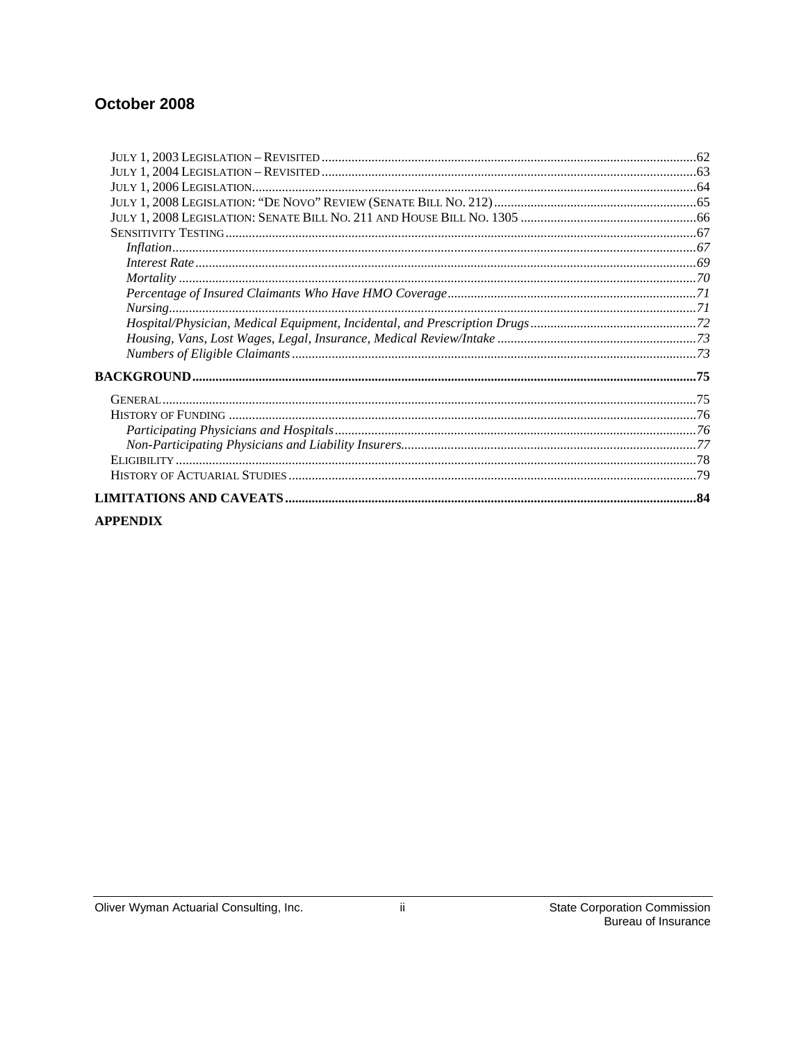# October 2008

JULY 1, 2003 LEGISLATION – REVISITED ....62
JULY 1, 2004 LEGISLATION – REVISITED ....63
JULY 1, 2006 LEGISLATION....64
JULY 1, 2008 LEGISLATION: "DE NOVO" REVIEW (SENATE BILL NO. 212)....65
JULY 1, 2008 LEGISLATION: SENATE BILL NO. 211 AND HOUSE BILL NO. 1305 ....66
SENSITIVITY TESTING....67
*Inflation*....67
*Interest Rate*....69
*Mortality* ....70
*Percentage of Insured Claimants Who Have HMO Coverage*....71
*Nursing*....71
*Hospital/Physician, Medical Equipment, Incidental, and Prescription Drugs*....72
*Housing, Vans, Lost Wages, Legal, Insurance, Medical Review/Intake* ....73
*Numbers of Eligible Claimants*....73

**BACKGROUND....75**

GENERAL....75
HISTORY OF FUNDING ....76
*Participating Physicians and Hospitals*....76
*Non-Participating Physicians and Liability Insurers*....77
ELIGIBILITY....78
HISTORY OF ACTUARIAL STUDIES....79

**LIMITATIONS AND CAVEATS....84**

**APPENDIX**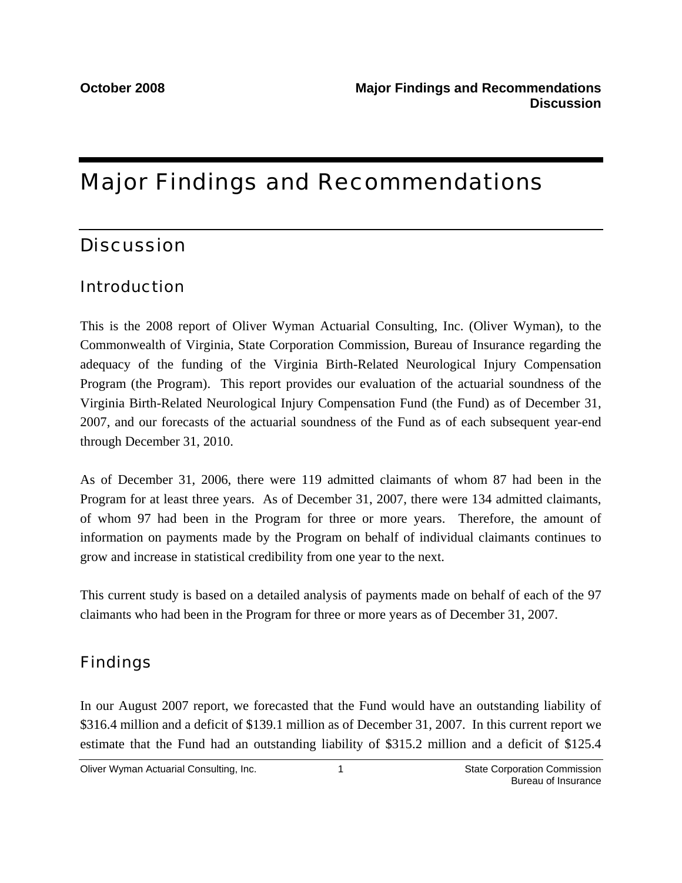# Major Findings and Recommendations

## Discussion

### Introduction

This is the 2008 report of Oliver Wyman Actuarial Consulting, Inc. (Oliver Wyman), to the Commonwealth of Virginia, State Corporation Commission, Bureau of Insurance regarding the adequacy of the funding of the Virginia Birth-Related Neurological Injury Compensation Program (the Program). This report provides our evaluation of the actuarial soundness of the Virginia Birth-Related Neurological Injury Compensation Fund (the Fund) as of December 31, 2007, and our forecasts of the actuarial soundness of the Fund as of each subsequent year-end through December 31, 2010.

As of December 31, 2006, there were 119 admitted claimants of whom 87 had been in the Program for at least three years. As of December 31, 2007, there were 134 admitted claimants, of whom 97 had been in the Program for three or more years. Therefore, the amount of information on payments made by the Program on behalf of individual claimants continues to grow and increase in statistical credibility from one year to the next.

This current study is based on a detailed analysis of payments made on behalf of each of the 97 claimants who had been in the Program for three or more years as of December 31, 2007.

### Findings

In our August 2007 report, we forecasted that the Fund would have an outstanding liability of $316.4 million and a deficit of $139.1 million as of December 31, 2007. In this current report we estimate that the Fund had an outstanding liability of $315.2 million and a deficit of $125.4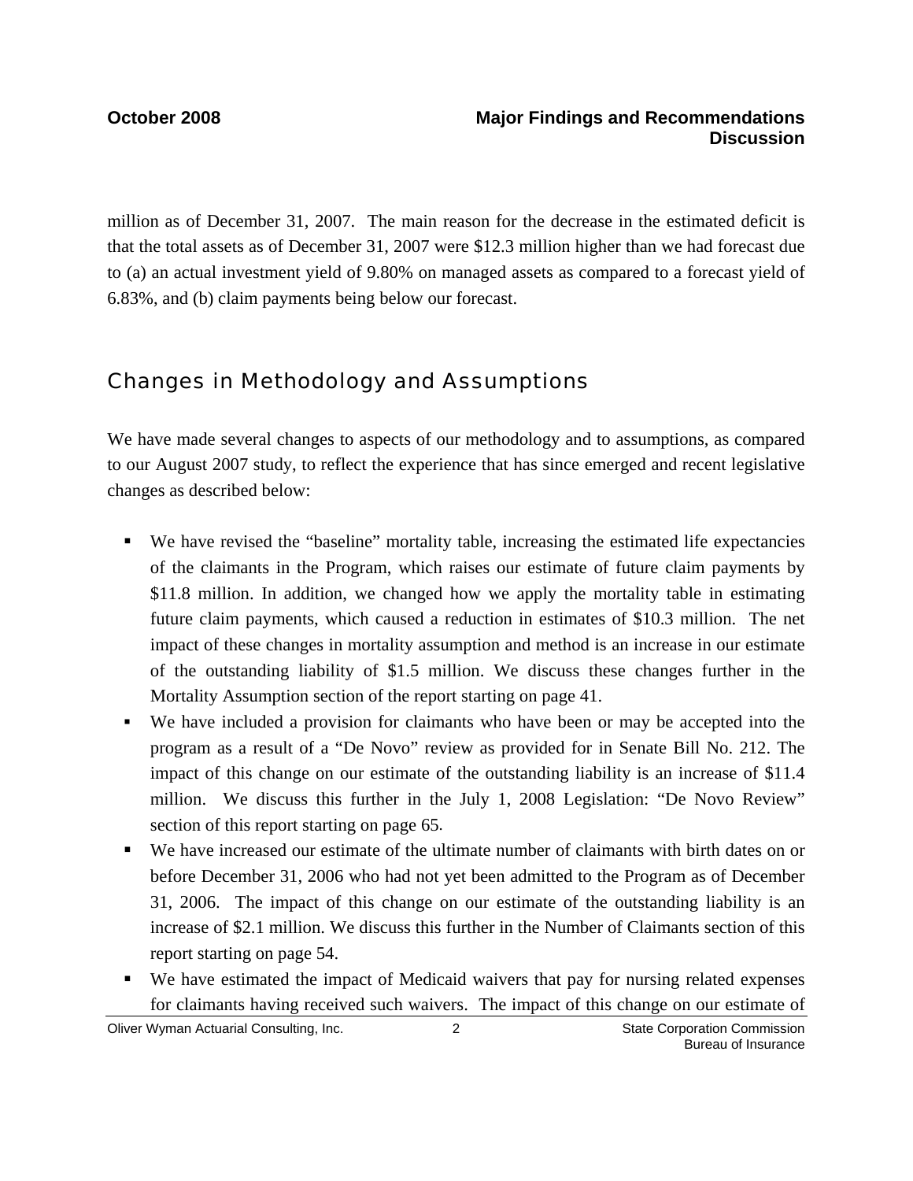million as of December 31, 2007. The main reason for the decrease in the estimated deficit is that the total assets as of December 31, 2007 were $12.3 million higher than we had forecast due to (a) an actual investment yield of 9.80% on managed assets as compared to a forecast yield of 6.83%, and (b) claim payments being below our forecast.

## Changes in Methodology and Assumptions

We have made several changes to aspects of our methodology and to assumptions, as compared to our August 2007 study, to reflect the experience that has since emerged and recent legislative changes as described below:

- We have revised the "baseline" mortality table, increasing the estimated life expectancies of the claimants in the Program, which raises our estimate of future claim payments by $11.8 million. In addition, we changed how we apply the mortality table in estimating future claim payments, which caused a reduction in estimates of $10.3 million. The net impact of these changes in mortality assumption and method is an increase in our estimate of the outstanding liability of $1.5 million. We discuss these changes further in the Mortality Assumption section of the report starting on page 41.
- We have included a provision for claimants who have been or may be accepted into the program as a result of a "De Novo" review as provided for in Senate Bill No. 212. The impact of this change on our estimate of the outstanding liability is an increase of $11.4 million. We discuss this further in the July 1, 2008 Legislation: "De Novo Review" section of this report starting on page 65.
- We have increased our estimate of the ultimate number of claimants with birth dates on or before December 31, 2006 who had not yet been admitted to the Program as of December 31, 2006. The impact of this change on our estimate of the outstanding liability is an increase of $2.1 million. We discuss this further in the Number of Claimants section of this report starting on page 54.
- We have estimated the impact of Medicaid waivers that pay for nursing related expenses for claimants having received such waivers. The impact of this change on our estimate of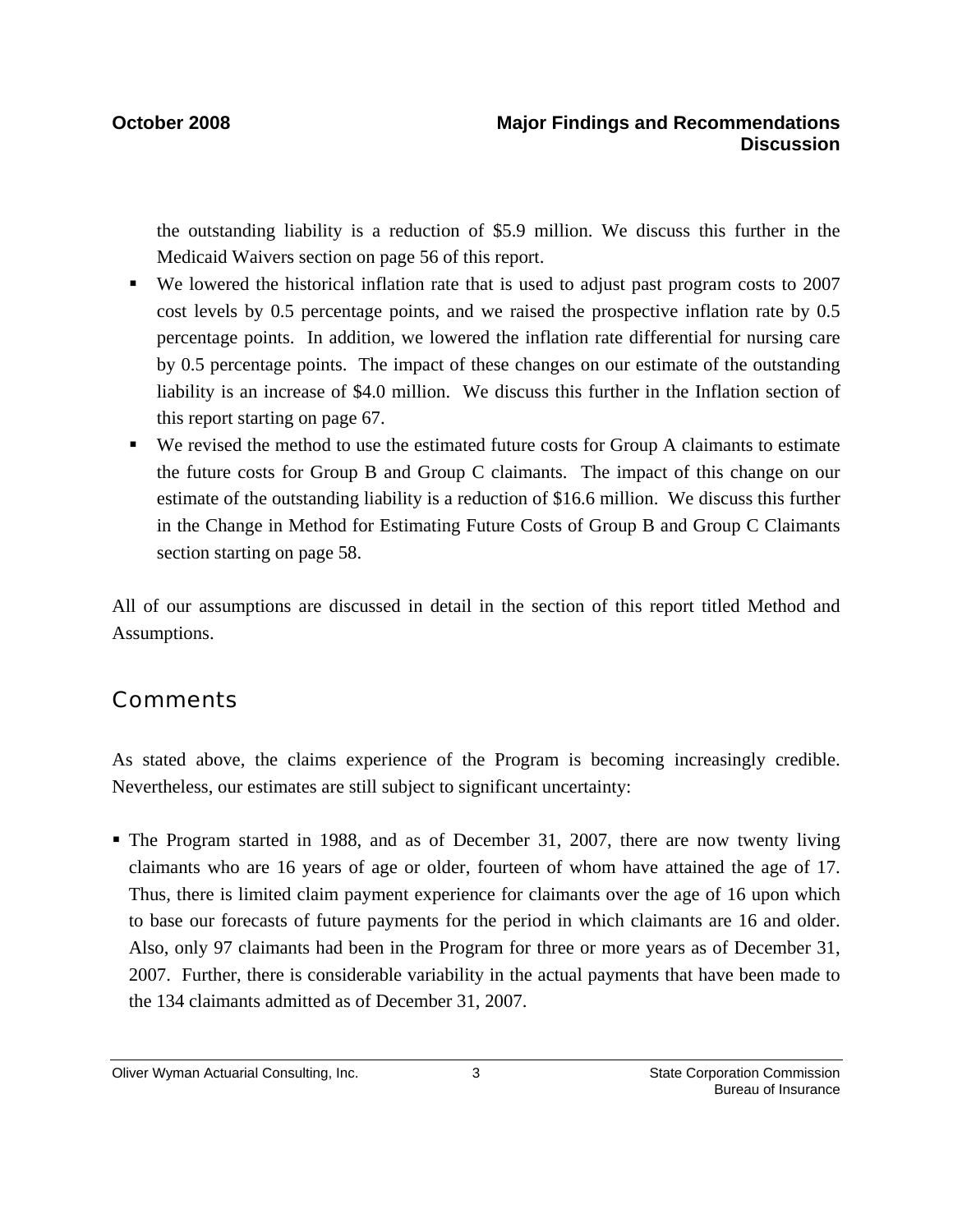the outstanding liability is a reduction of $5.9 million. We discuss this further in the Medicaid Waivers section on page 56 of this report.

- We lowered the historical inflation rate that is used to adjust past program costs to 2007 cost levels by 0.5 percentage points, and we raised the prospective inflation rate by 0.5 percentage points. In addition, we lowered the inflation rate differential for nursing care by 0.5 percentage points. The impact of these changes on our estimate of the outstanding liability is an increase of $4.0 million. We discuss this further in the Inflation section of this report starting on page 67.
- We revised the method to use the estimated future costs for Group A claimants to estimate the future costs for Group B and Group C claimants. The impact of this change on our estimate of the outstanding liability is a reduction of $16.6 million. We discuss this further in the Change in Method for Estimating Future Costs of Group B and Group C Claimants section starting on page 58.

All of our assumptions are discussed in detail in the section of this report titled Method and Assumptions.

## Comments

As stated above, the claims experience of the Program is becoming increasingly credible. Nevertheless, our estimates are still subject to significant uncertainty:

- The Program started in 1988, and as of December 31, 2007, there are now twenty living claimants who are 16 years of age or older, fourteen of whom have attained the age of 17. Thus, there is limited claim payment experience for claimants over the age of 16 upon which to base our forecasts of future payments for the period in which claimants are 16 and older. Also, only 97 claimants had been in the Program for three or more years as of December 31, 2007. Further, there is considerable variability in the actual payments that have been made to the 134 claimants admitted as of December 31, 2007.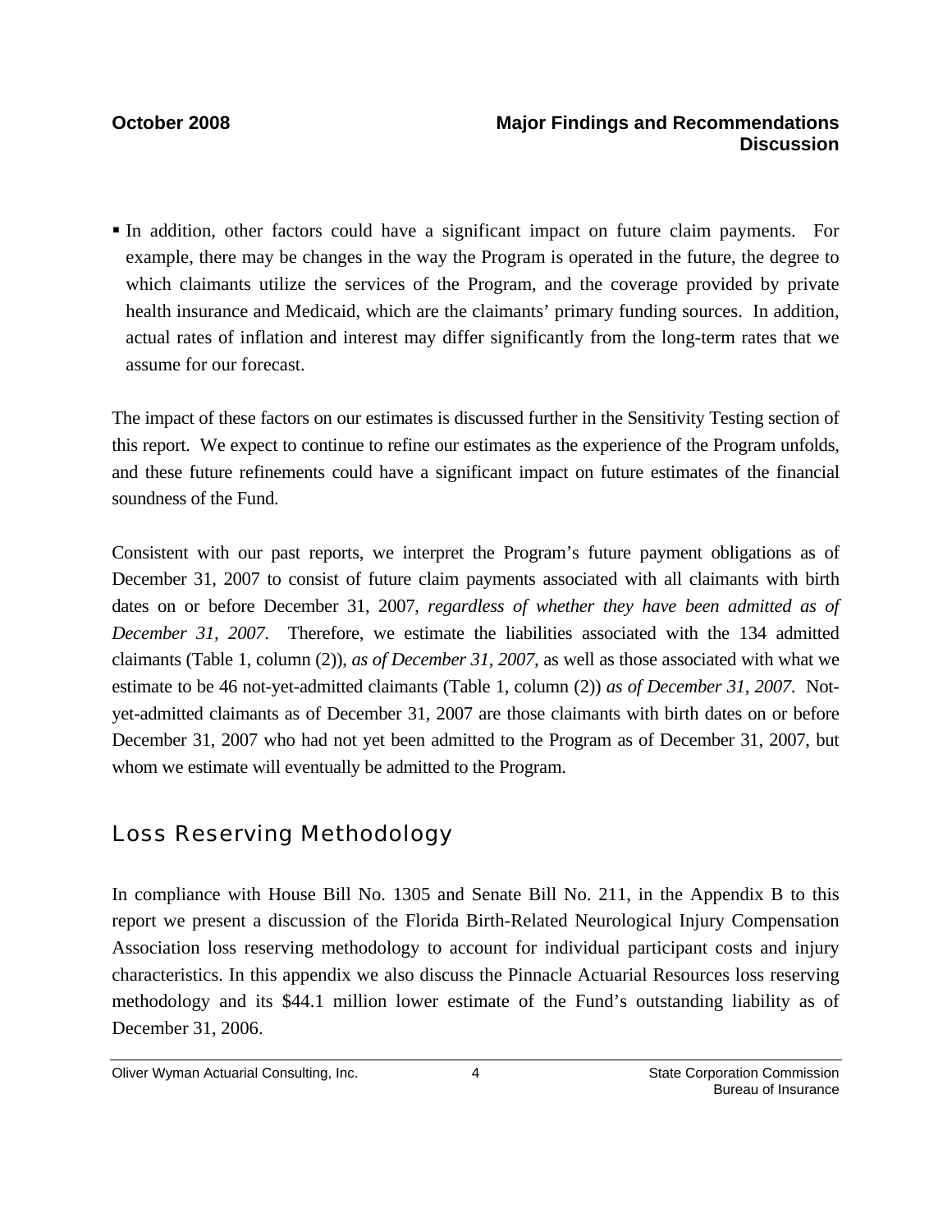- In addition, other factors could have a significant impact on future claim payments. For example, there may be changes in the way the Program is operated in the future, the degree to which claimants utilize the services of the Program, and the coverage provided by private health insurance and Medicaid, which are the claimants' primary funding sources. In addition, actual rates of inflation and interest may differ significantly from the long-term rates that we assume for our forecast.

The impact of these factors on our estimates is discussed further in the Sensitivity Testing section of this report. We expect to continue to refine our estimates as the experience of the Program unfolds, and these future refinements could have a significant impact on future estimates of the financial soundness of the Fund.

Consistent with our past reports, we interpret the Program's future payment obligations as of December 31, 2007 to consist of future claim payments associated with all claimants with birth dates on or before December 31, 2007, *regardless of whether they have been admitted as of December 31, 2007*. Therefore, we estimate the liabilities associated with the 134 admitted claimants (Table 1, column (2)), *as of December 31, 2007,* as well as those associated with what we estimate to be 46 not-yet-admitted claimants (Table 1, column (2)) *as of December 31, 2007*. Not-yet-admitted claimants as of December 31, 2007 are those claimants with birth dates on or before December 31, 2007 who had not yet been admitted to the Program as of December 31, 2007, but whom we estimate will eventually be admitted to the Program.

## Loss Reserving Methodology

In compliance with House Bill No. 1305 and Senate Bill No. 211, in the Appendix B to this report we present a discussion of the Florida Birth-Related Neurological Injury Compensation Association loss reserving methodology to account for individual participant costs and injury characteristics. In this appendix we also discuss the Pinnacle Actuarial Resources loss reserving methodology and its $44.1 million lower estimate of the Fund's outstanding liability as of December 31, 2006.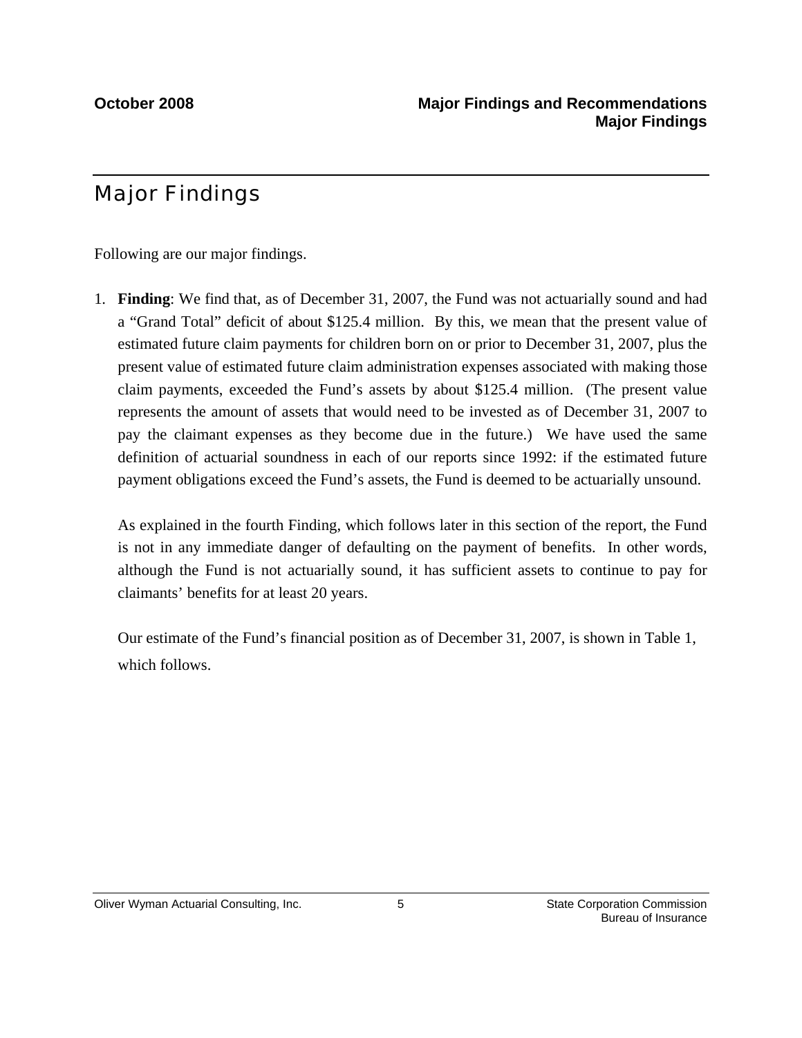# Major Findings

Following are our major findings.

1. **Finding**: We find that, as of December 31, 2007, the Fund was not actuarially sound and had a "Grand Total" deficit of about $125.4 million. By this, we mean that the present value of estimated future claim payments for children born on or prior to December 31, 2007, plus the present value of estimated future claim administration expenses associated with making those claim payments, exceeded the Fund's assets by about $125.4 million. (The present value represents the amount of assets that would need to be invested as of December 31, 2007 to pay the claimant expenses as they become due in the future.) We have used the same definition of actuarial soundness in each of our reports since 1992: if the estimated future payment obligations exceed the Fund's assets, the Fund is deemed to be actuarially unsound.

   As explained in the fourth Finding, which follows later in this section of the report, the Fund is not in any immediate danger of defaulting on the payment of benefits. In other words, although the Fund is not actuarially sound, it has sufficient assets to continue to pay for claimants' benefits for at least 20 years.

   Our estimate of the Fund's financial position as of December 31, 2007, is shown in Table 1, which follows.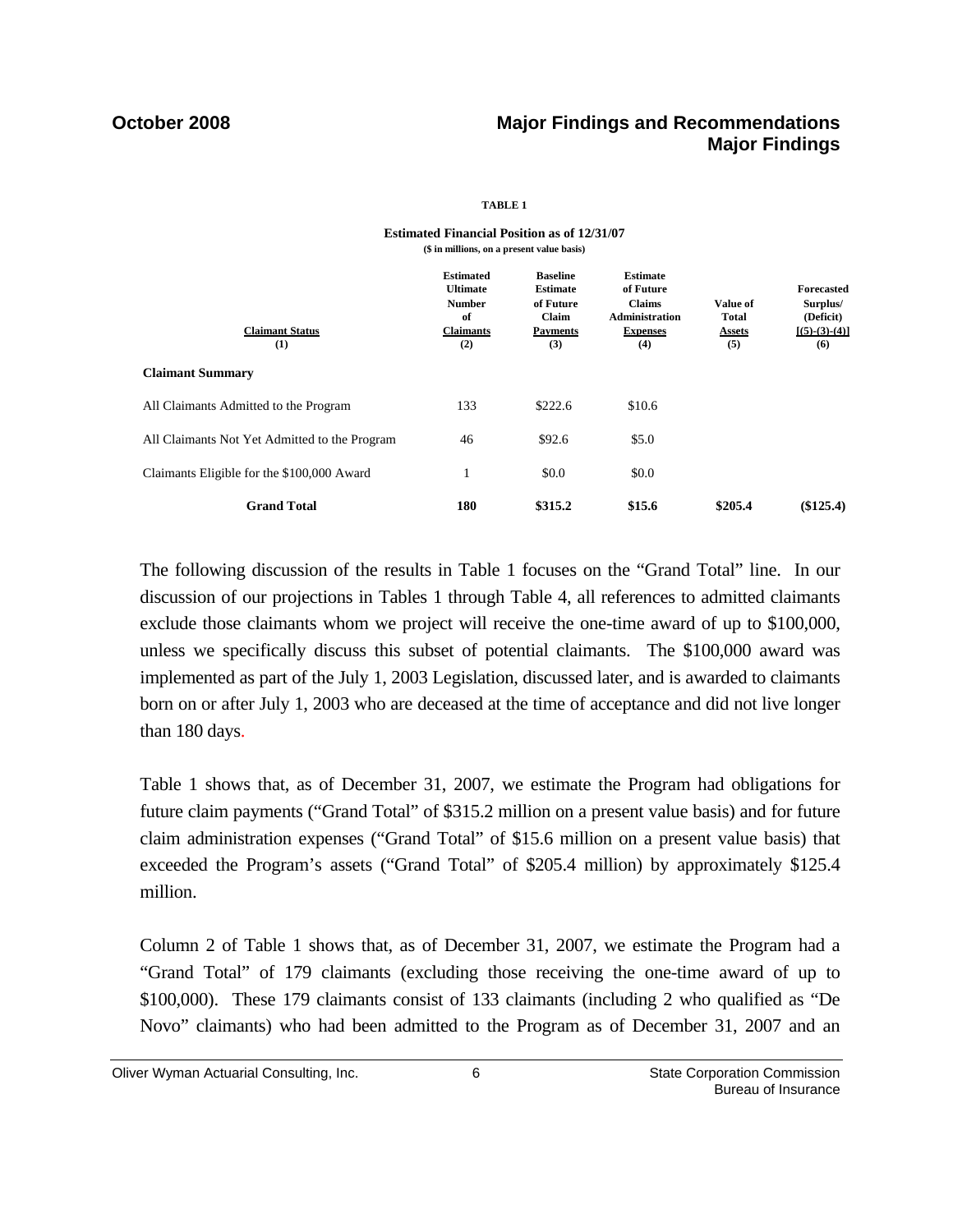**TABLE 1**

**Estimated Financial Position as of 12/31/07**
**($ in millions, on a present value basis)**

| Claimant Status (1) | Estimated Ultimate Number of Claimants (2) | Baseline Estimate of Future Claim Payments (3) | Estimate of Future Claims Administration Expenses (4) | Value of Total Assets (5) | Forecasted Surplus/ (Deficit) [(5)-(3)-(4)] (6) |
|---|---|---|---|---|---|
| **Claimant Summary** | | | | | |
| All Claimants Admitted to the Program | 133 | $222.6 | $10.6 | | |
| All Claimants Not Yet Admitted to the Program | 46 | $92.6 | $5.0 | | |
| Claimants Eligible for the $100,000 Award | 1 | $0.0 | $0.0 | | |
| **Grand Total** | **180** | **$315.2** | **$15.6** | **$205.4** | **($125.4)** |

The following discussion of the results in Table 1 focuses on the "Grand Total" line. In our discussion of our projections in Tables 1 through Table 4, all references to admitted claimants exclude those claimants whom we project will receive the one-time award of up to $100,000, unless we specifically discuss this subset of potential claimants. The $100,000 award was implemented as part of the July 1, 2003 Legislation, discussed later, and is awarded to claimants born on or after July 1, 2003 who are deceased at the time of acceptance and did not live longer than 180 days.

Table 1 shows that, as of December 31, 2007, we estimate the Program had obligations for future claim payments ("Grand Total" of $315.2 million on a present value basis) and for future claim administration expenses ("Grand Total" of $15.6 million on a present value basis) that exceeded the Program's assets ("Grand Total" of $205.4 million) by approximately $125.4 million.

Column 2 of Table 1 shows that, as of December 31, 2007, we estimate the Program had a "Grand Total" of 179 claimants (excluding those receiving the one-time award of up to $100,000). These 179 claimants consist of 133 claimants (including 2 who qualified as "De Novo" claimants) who had been admitted to the Program as of December 31, 2007 and an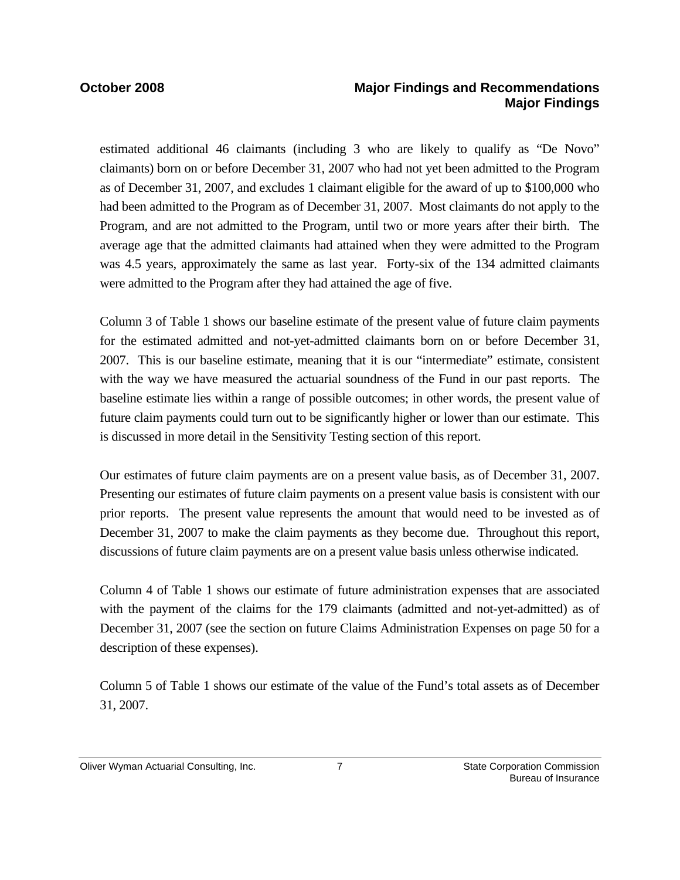estimated additional 46 claimants (including 3 who are likely to qualify as "De Novo" claimants) born on or before December 31, 2007 who had not yet been admitted to the Program as of December 31, 2007, and excludes 1 claimant eligible for the award of up to $100,000 who had been admitted to the Program as of December 31, 2007. Most claimants do not apply to the Program, and are not admitted to the Program, until two or more years after their birth. The average age that the admitted claimants had attained when they were admitted to the Program was 4.5 years, approximately the same as last year. Forty-six of the 134 admitted claimants were admitted to the Program after they had attained the age of five.

Column 3 of Table 1 shows our baseline estimate of the present value of future claim payments for the estimated admitted and not-yet-admitted claimants born on or before December 31, 2007. This is our baseline estimate, meaning that it is our "intermediate" estimate, consistent with the way we have measured the actuarial soundness of the Fund in our past reports. The baseline estimate lies within a range of possible outcomes; in other words, the present value of future claim payments could turn out to be significantly higher or lower than our estimate. This is discussed in more detail in the Sensitivity Testing section of this report.

Our estimates of future claim payments are on a present value basis, as of December 31, 2007. Presenting our estimates of future claim payments on a present value basis is consistent with our prior reports. The present value represents the amount that would need to be invested as of December 31, 2007 to make the claim payments as they become due. Throughout this report, discussions of future claim payments are on a present value basis unless otherwise indicated.

Column 4 of Table 1 shows our estimate of future administration expenses that are associated with the payment of the claims for the 179 claimants (admitted and not-yet-admitted) as of December 31, 2007 (see the section on future Claims Administration Expenses on page 50 for a description of these expenses).

Column 5 of Table 1 shows our estimate of the value of the Fund's total assets as of December 31, 2007.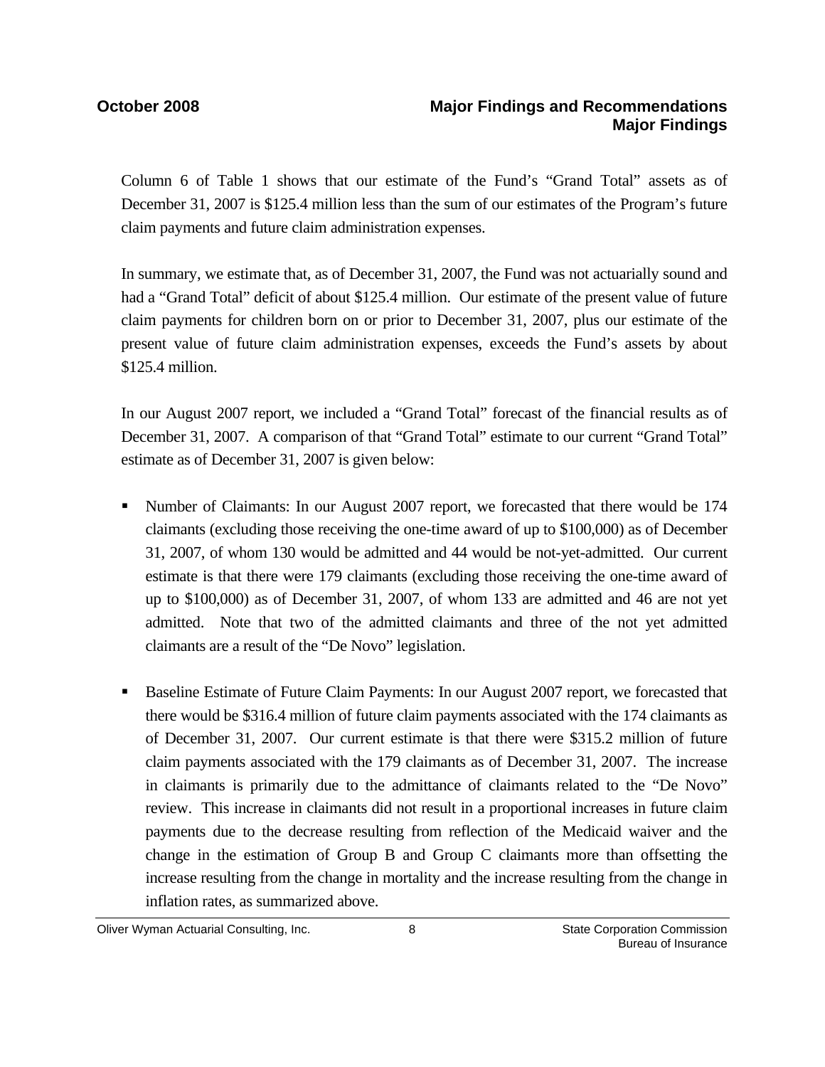Column 6 of Table 1 shows that our estimate of the Fund's "Grand Total" assets as of December 31, 2007 is $125.4 million less than the sum of our estimates of the Program's future claim payments and future claim administration expenses.

In summary, we estimate that, as of December 31, 2007, the Fund was not actuarially sound and had a "Grand Total" deficit of about $125.4 million. Our estimate of the present value of future claim payments for children born on or prior to December 31, 2007, plus our estimate of the present value of future claim administration expenses, exceeds the Fund's assets by about $125.4 million.

In our August 2007 report, we included a "Grand Total" forecast of the financial results as of December 31, 2007. A comparison of that "Grand Total" estimate to our current "Grand Total" estimate as of December 31, 2007 is given below:

- Number of Claimants: In our August 2007 report, we forecasted that there would be 174 claimants (excluding those receiving the one-time award of up to $100,000) as of December 31, 2007, of whom 130 would be admitted and 44 would be not-yet-admitted. Our current estimate is that there were 179 claimants (excluding those receiving the one-time award of up to $100,000) as of December 31, 2007, of whom 133 are admitted and 46 are not yet admitted. Note that two of the admitted claimants and three of the not yet admitted claimants are a result of the "De Novo" legislation.

- Baseline Estimate of Future Claim Payments: In our August 2007 report, we forecasted that there would be $316.4 million of future claim payments associated with the 174 claimants as of December 31, 2007. Our current estimate is that there were $315.2 million of future claim payments associated with the 179 claimants as of December 31, 2007. The increase in claimants is primarily due to the admittance of claimants related to the "De Novo" review. This increase in claimants did not result in a proportional increases in future claim payments due to the decrease resulting from reflection of the Medicaid waiver and the change in the estimation of Group B and Group C claimants more than offsetting the increase resulting from the change in mortality and the increase resulting from the change in inflation rates, as summarized above.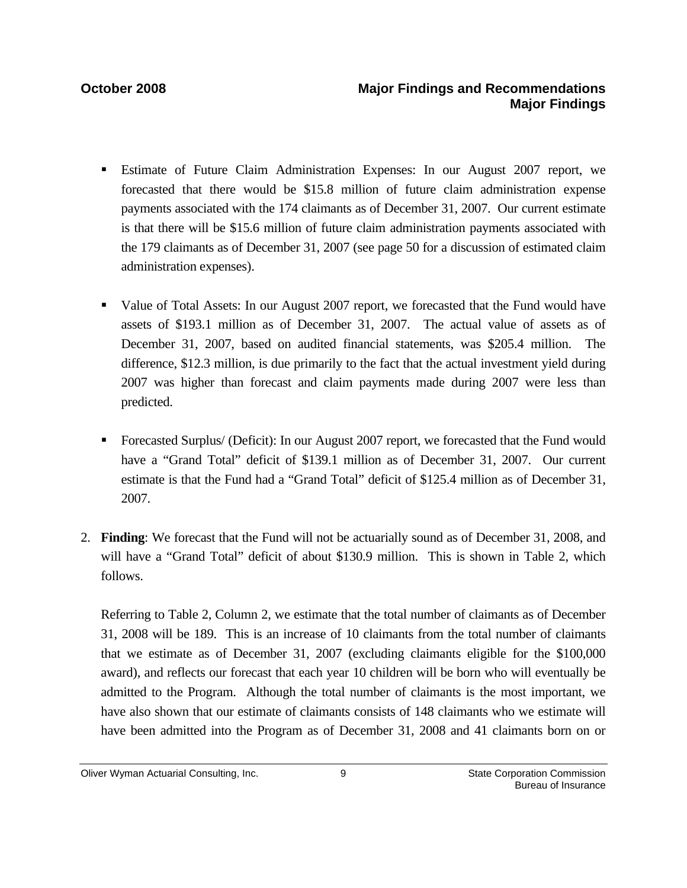- Estimate of Future Claim Administration Expenses: In our August 2007 report, we forecasted that there would be $15.8 million of future claim administration expense payments associated with the 174 claimants as of December 31, 2007. Our current estimate is that there will be $15.6 million of future claim administration payments associated with the 179 claimants as of December 31, 2007 (see page 50 for a discussion of estimated claim administration expenses).

- Value of Total Assets: In our August 2007 report, we forecasted that the Fund would have assets of $193.1 million as of December 31, 2007. The actual value of assets as of December 31, 2007, based on audited financial statements, was $205.4 million. The difference, $12.3 million, is due primarily to the fact that the actual investment yield during 2007 was higher than forecast and claim payments made during 2007 were less than predicted.

- Forecasted Surplus/ (Deficit): In our August 2007 report, we forecasted that the Fund would have a "Grand Total" deficit of $139.1 million as of December 31, 2007. Our current estimate is that the Fund had a "Grand Total" deficit of $125.4 million as of December 31, 2007.

2. **Finding**: We forecast that the Fund will not be actuarially sound as of December 31, 2008, and will have a "Grand Total" deficit of about $130.9 million. This is shown in Table 2, which follows.

   Referring to Table 2, Column 2, we estimate that the total number of claimants as of December 31, 2008 will be 189. This is an increase of 10 claimants from the total number of claimants that we estimate as of December 31, 2007 (excluding claimants eligible for the $100,000 award), and reflects our forecast that each year 10 children will be born who will eventually be admitted to the Program. Although the total number of claimants is the most important, we have also shown that our estimate of claimants consists of 148 claimants who we estimate will have been admitted into the Program as of December 31, 2008 and 41 claimants born on or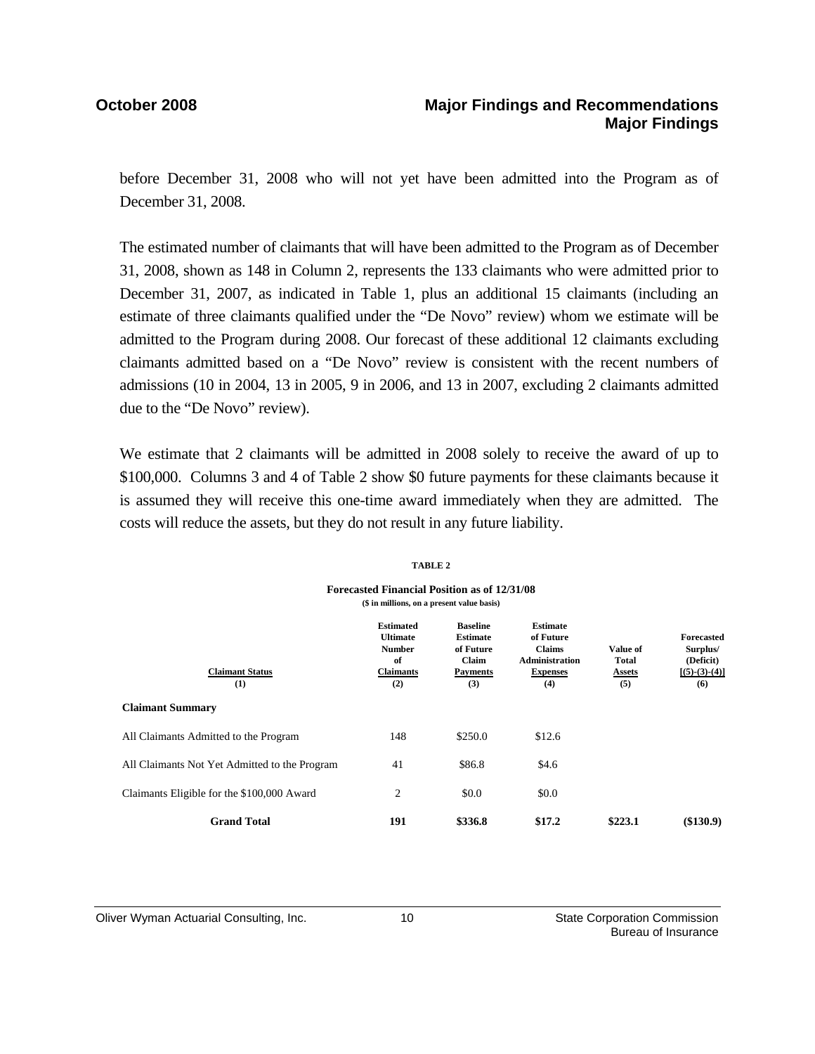before December 31, 2008 who will not yet have been admitted into the Program as of December 31, 2008.

The estimated number of claimants that will have been admitted to the Program as of December 31, 2008, shown as 148 in Column 2, represents the 133 claimants who were admitted prior to December 31, 2007, as indicated in Table 1, plus an additional 15 claimants (including an estimate of three claimants qualified under the "De Novo" review) whom we estimate will be admitted to the Program during 2008. Our forecast of these additional 12 claimants excluding claimants admitted based on a "De Novo" review is consistent with the recent numbers of admissions (10 in 2004, 13 in 2005, 9 in 2006, and 13 in 2007, excluding 2 claimants admitted due to the "De Novo" review).

We estimate that 2 claimants will be admitted in 2008 solely to receive the award of up to $100,000. Columns 3 and 4 of Table 2 show $0 future payments for these claimants because it is assumed they will receive this one-time award immediately when they are admitted. The costs will reduce the assets, but they do not result in any future liability.

**TABLE 2**

**Forecasted Financial Position as of 12/31/08**
**($ in millions, on a present value basis)**

| Claimant Status (1) | Estimated Ultimate Number of Claimants (2) | Baseline Estimate of Future Claim Payments (3) | Estimate of Future Claims Administration Expenses (4) | Value of Total Assets (5) | Forecasted Surplus/ (Deficit) [(5)-(3)-(4)] (6) |
|---|---|---|---|---|---|
| **Claimant Summary** | | | | | |
| All Claimants Admitted to the Program | 148 | $250.0 | $12.6 | | |
| All Claimants Not Yet Admitted to the Program | 41 | $86.8 | $4.6 | | |
| Claimants Eligible for the $100,000 Award | 2 | $0.0 | $0.0 | | |
| **Grand Total** | **191** | **$336.8** | **$17.2** | **$223.1** | **($130.9)** |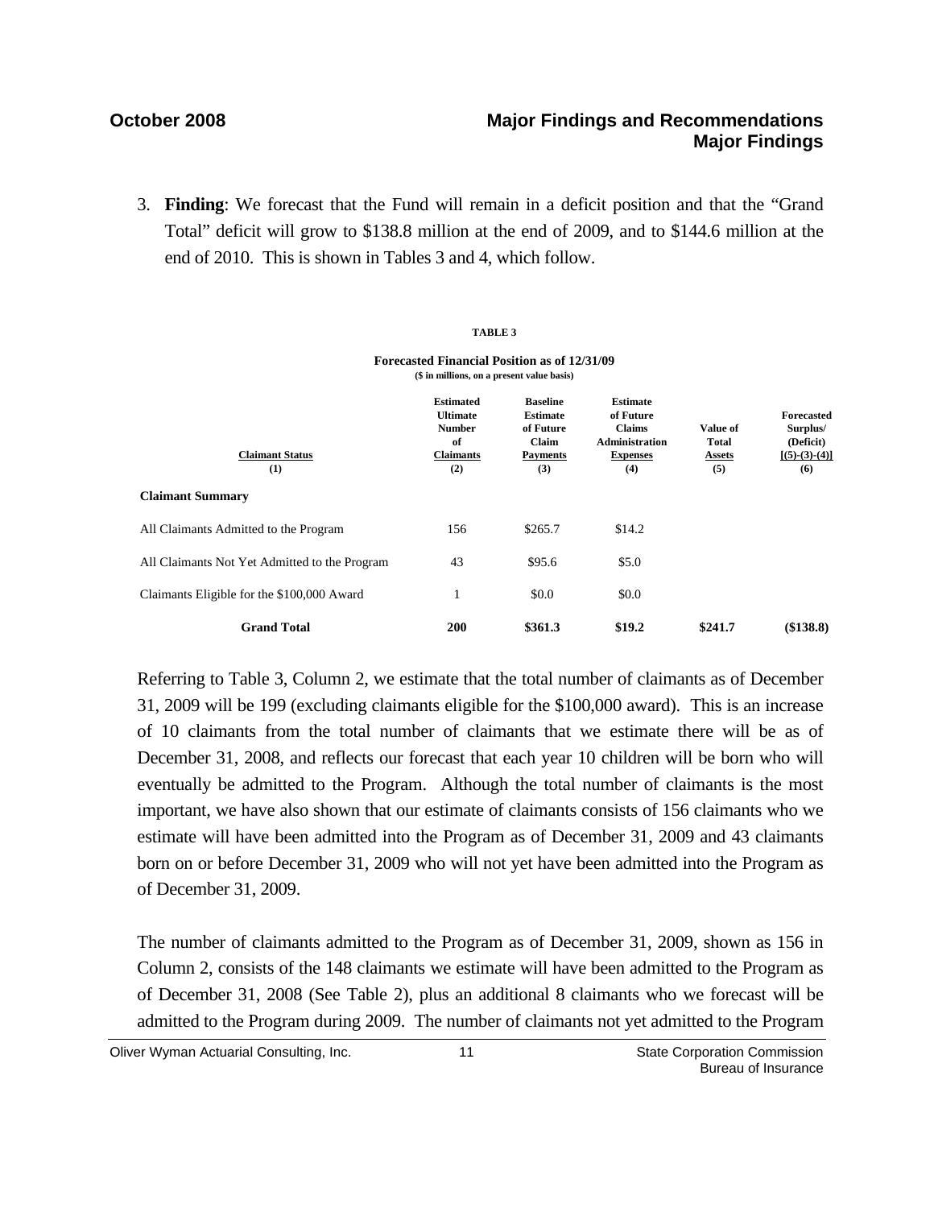3. **Finding**: We forecast that the Fund will remain in a deficit position and that the "Grand Total" deficit will grow to \$138.8 million at the end of 2009, and to \$144.6 million at the end of 2010. This is shown in Tables 3 and 4, which follow.

**TABLE 3**

**Forecasted Financial Position as of 12/31/09**
**(\$ in millions, on a present value basis)**

| Claimant Status (1) | Estimated Ultimate Number of Claimants (2) | Baseline Estimate of Future Claim Payments (3) | Estimate of Future Claims Administration Expenses (4) | Value of Total Assets (5) | Forecasted Surplus/ (Deficit) [(5)-(3)-(4)] (6) |
|---|---|---|---|---|---|
| **Claimant Summary** | | | | | |
| All Claimants Admitted to the Program | 156 | \$265.7 | \$14.2 | | |
| All Claimants Not Yet Admitted to the Program | 43 | \$95.6 | \$5.0 | | |
| Claimants Eligible for the \$100,000 Award | 1 | \$0.0 | \$0.0 | | |
| **Grand Total** | **200** | **\$361.3** | **\$19.2** | **\$241.7** | **(\$138.8)** |

Referring to Table 3, Column 2, we estimate that the total number of claimants as of December 31, 2009 will be 199 (excluding claimants eligible for the \$100,000 award). This is an increase of 10 claimants from the total number of claimants that we estimate there will be as of December 31, 2008, and reflects our forecast that each year 10 children will be born who will eventually be admitted to the Program. Although the total number of claimants is the most important, we have also shown that our estimate of claimants consists of 156 claimants who we estimate will have been admitted into the Program as of December 31, 2009 and 43 claimants born on or before December 31, 2009 who will not yet have been admitted into the Program as of December 31, 2009.

The number of claimants admitted to the Program as of December 31, 2009, shown as 156 in Column 2, consists of the 148 claimants we estimate will have been admitted to the Program as of December 31, 2008 (See Table 2), plus an additional 8 claimants who we forecast will be admitted to the Program during 2009. The number of claimants not yet admitted to the Program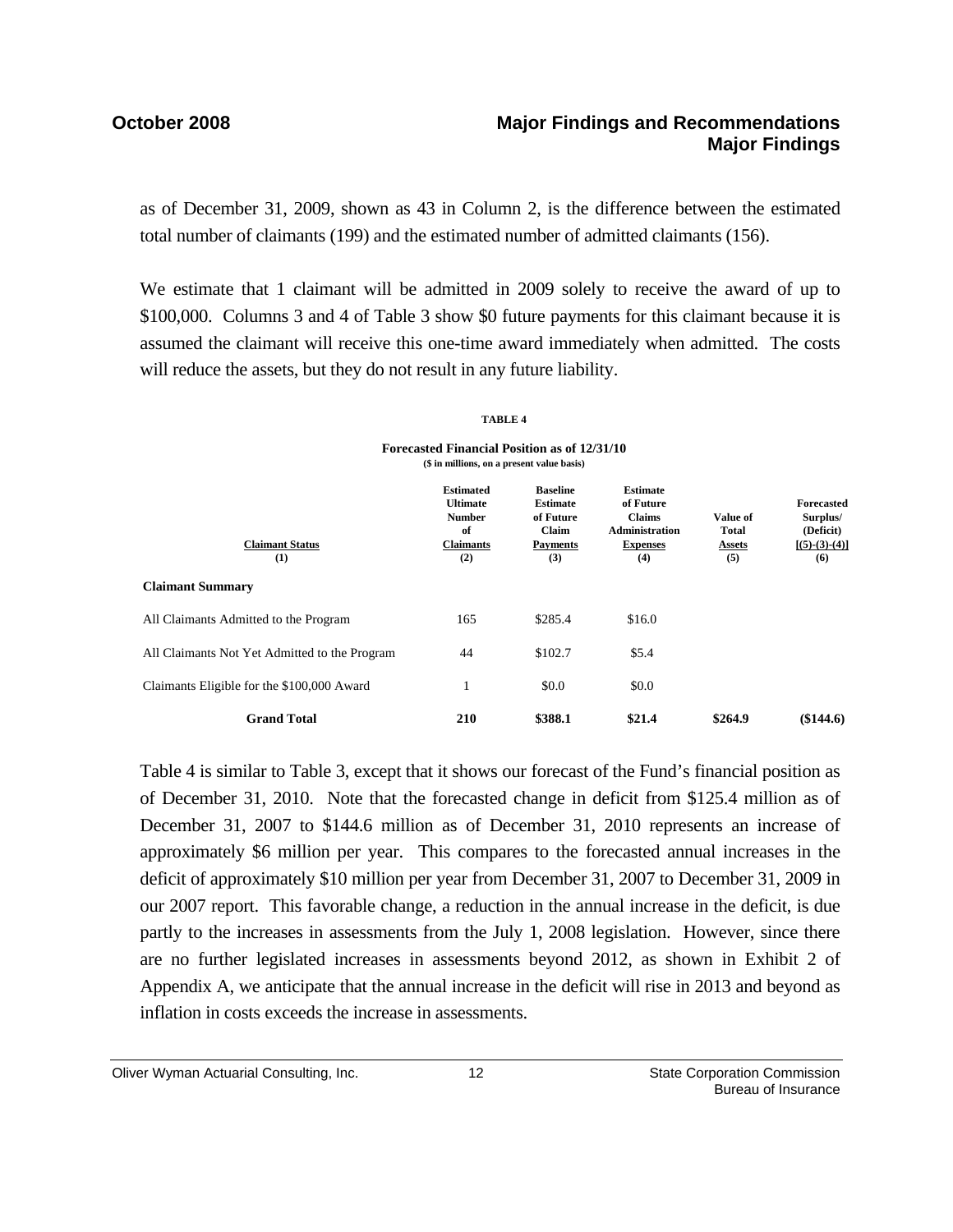as of December 31, 2009, shown as 43 in Column 2, is the difference between the estimated total number of claimants (199) and the estimated number of admitted claimants (156).

We estimate that 1 claimant will be admitted in 2009 solely to receive the award of up to \$100,000. Columns 3 and 4 of Table 3 show \$0 future payments for this claimant because it is assumed the claimant will receive this one-time award immediately when admitted. The costs will reduce the assets, but they do not result in any future liability.

**TABLE 4**

**Forecasted Financial Position as of 12/31/10**
**(\$ in millions, on a present value basis)**

| Claimant Status (1) | Estimated Ultimate Number of Claimants (2) | Baseline Estimate of Future Claim Payments (3) | Estimate of Future Claims Administration Expenses (4) | Value of Total Assets (5) | Forecasted Surplus/ (Deficit) [(5)-(3)-(4)] (6) |
|---|---|---|---|---|---|
| **Claimant Summary** | | | | | |
| All Claimants Admitted to the Program | 165 | \$285.4 | \$16.0 | | |
| All Claimants Not Yet Admitted to the Program | 44 | \$102.7 | \$5.4 | | |
| Claimants Eligible for the \$100,000 Award | 1 | \$0.0 | \$0.0 | | |
| **Grand Total** | **210** | **\$388.1** | **\$21.4** | **\$264.9** | **(\$144.6)** |

Table 4 is similar to Table 3, except that it shows our forecast of the Fund's financial position as of December 31, 2010. Note that the forecasted change in deficit from \$125.4 million as of December 31, 2007 to \$144.6 million as of December 31, 2010 represents an increase of approximately \$6 million per year. This compares to the forecasted annual increases in the deficit of approximately \$10 million per year from December 31, 2007 to December 31, 2009 in our 2007 report. This favorable change, a reduction in the annual increase in the deficit, is due partly to the increases in assessments from the July 1, 2008 legislation. However, since there are no further legislated increases in assessments beyond 2012, as shown in Exhibit 2 of Appendix A, we anticipate that the annual increase in the deficit will rise in 2013 and beyond as inflation in costs exceeds the increase in assessments.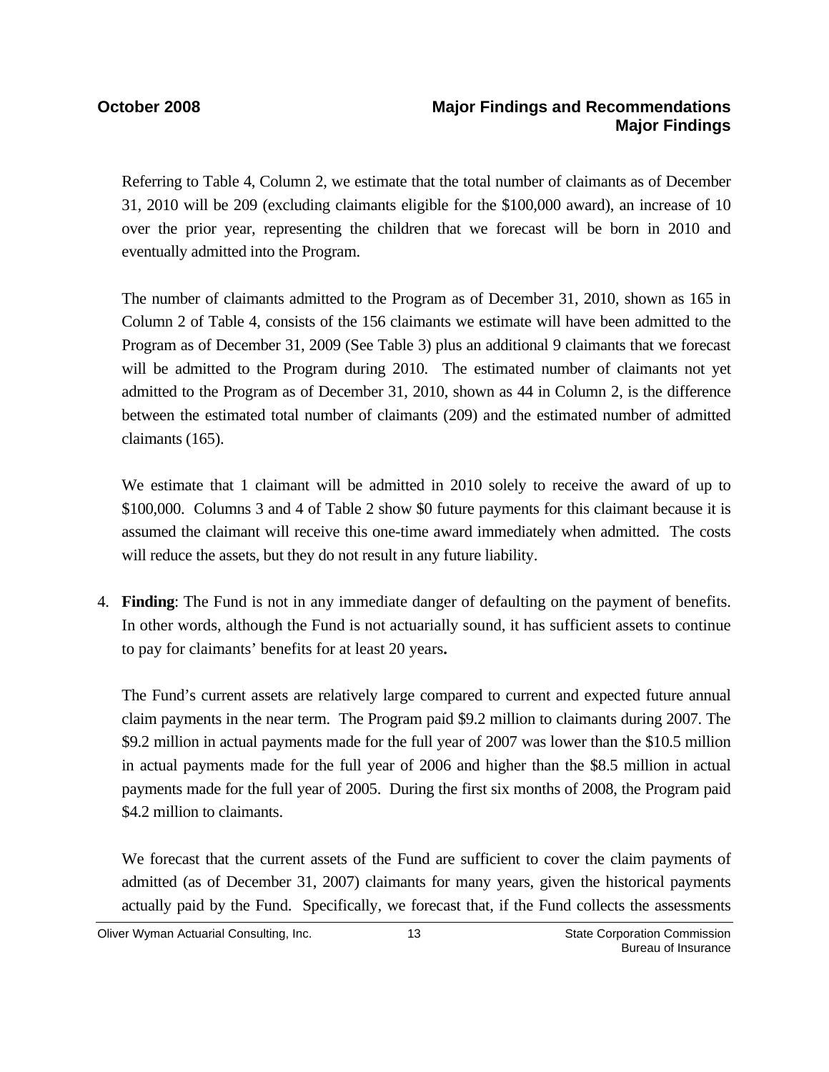Referring to Table 4, Column 2, we estimate that the total number of claimants as of December 31, 2010 will be 209 (excluding claimants eligible for the $100,000 award), an increase of 10 over the prior year, representing the children that we forecast will be born in 2010 and eventually admitted into the Program.

The number of claimants admitted to the Program as of December 31, 2010, shown as 165 in Column 2 of Table 4, consists of the 156 claimants we estimate will have been admitted to the Program as of December 31, 2009 (See Table 3) plus an additional 9 claimants that we forecast will be admitted to the Program during 2010. The estimated number of claimants not yet admitted to the Program as of December 31, 2010, shown as 44 in Column 2, is the difference between the estimated total number of claimants (209) and the estimated number of admitted claimants (165).

We estimate that 1 claimant will be admitted in 2010 solely to receive the award of up to $100,000. Columns 3 and 4 of Table 2 show $0 future payments for this claimant because it is assumed the claimant will receive this one-time award immediately when admitted. The costs will reduce the assets, but they do not result in any future liability.

4. **Finding**: The Fund is not in any immediate danger of defaulting on the payment of benefits. In other words, although the Fund is not actuarially sound, it has sufficient assets to continue to pay for claimants' benefits for at least 20 years**.**

   The Fund's current assets are relatively large compared to current and expected future annual claim payments in the near term. The Program paid $9.2 million to claimants during 2007. The $9.2 million in actual payments made for the full year of 2007 was lower than the $10.5 million in actual payments made for the full year of 2006 and higher than the $8.5 million in actual payments made for the full year of 2005. During the first six months of 2008, the Program paid $4.2 million to claimants.

   We forecast that the current assets of the Fund are sufficient to cover the claim payments of admitted (as of December 31, 2007) claimants for many years, given the historical payments actually paid by the Fund. Specifically, we forecast that, if the Fund collects the assessments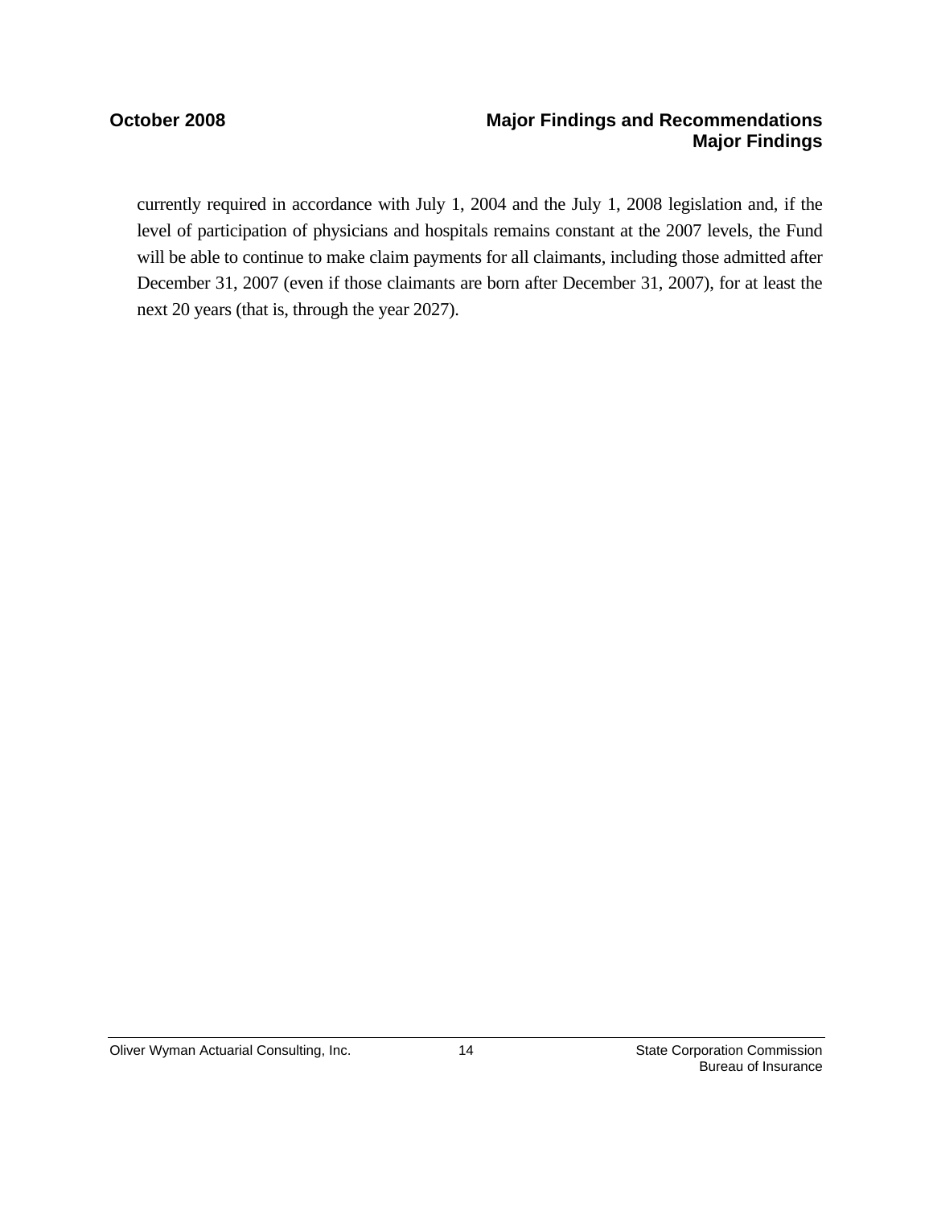currently required in accordance with July 1, 2004 and the July 1, 2008 legislation and, if the level of participation of physicians and hospitals remains constant at the 2007 levels, the Fund will be able to continue to make claim payments for all claimants, including those admitted after December 31, 2007 (even if those claimants are born after December 31, 2007), for at least the next 20 years (that is, through the year 2027).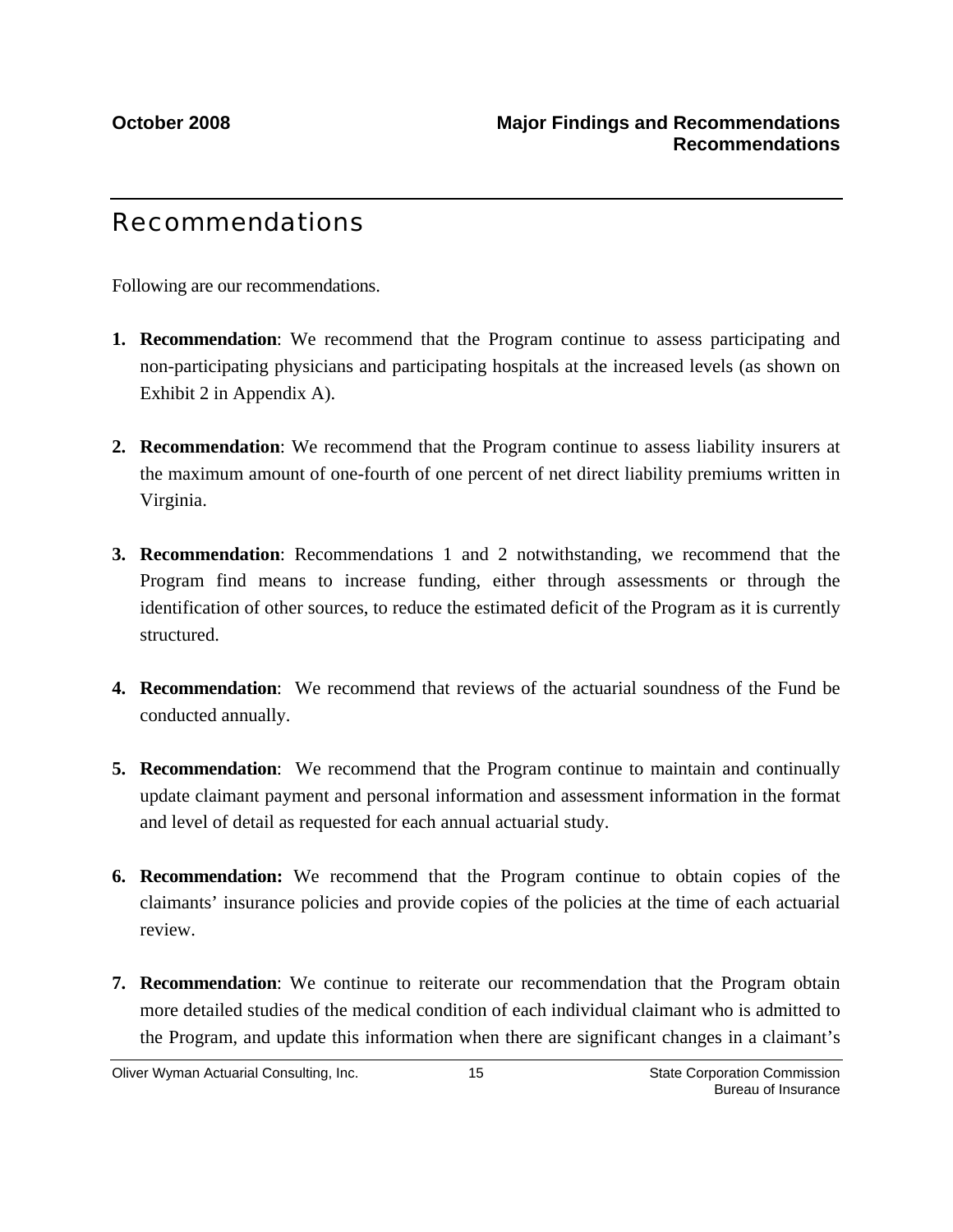# Recommendations

Following are our recommendations.

1. **Recommendation**: We recommend that the Program continue to assess participating and non-participating physicians and participating hospitals at the increased levels (as shown on Exhibit 2 in Appendix A).

2. **Recommendation**: We recommend that the Program continue to assess liability insurers at the maximum amount of one-fourth of one percent of net direct liability premiums written in Virginia.

3. **Recommendation**: Recommendations 1 and 2 notwithstanding, we recommend that the Program find means to increase funding, either through assessments or through the identification of other sources, to reduce the estimated deficit of the Program as it is currently structured.

4. **Recommendation**: We recommend that reviews of the actuarial soundness of the Fund be conducted annually.

5. **Recommendation**: We recommend that the Program continue to maintain and continually update claimant payment and personal information and assessment information in the format and level of detail as requested for each annual actuarial study.

6. **Recommendation:** We recommend that the Program continue to obtain copies of the claimants' insurance policies and provide copies of the policies at the time of each actuarial review.

7. **Recommendation**: We continue to reiterate our recommendation that the Program obtain more detailed studies of the medical condition of each individual claimant who is admitted to the Program, and update this information when there are significant changes in a claimant's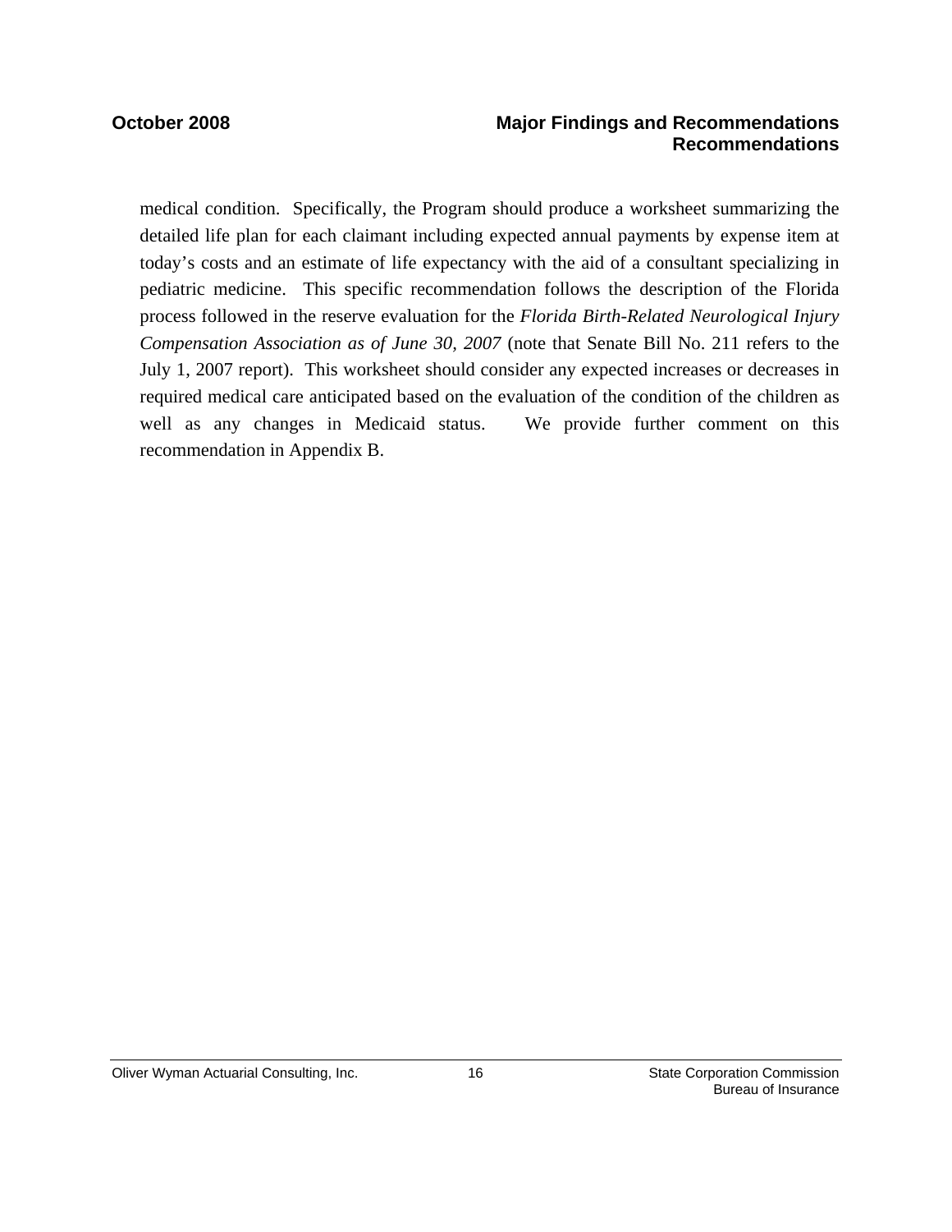medical condition. Specifically, the Program should produce a worksheet summarizing the detailed life plan for each claimant including expected annual payments by expense item at today's costs and an estimate of life expectancy with the aid of a consultant specializing in pediatric medicine. This specific recommendation follows the description of the Florida process followed in the reserve evaluation for the *Florida Birth-Related Neurological Injury Compensation Association as of June 30, 2007* (note that Senate Bill No. 211 refers to the July 1, 2007 report). This worksheet should consider any expected increases or decreases in required medical care anticipated based on the evaluation of the condition of the children as well as any changes in Medicaid status. We provide further comment on this recommendation in Appendix B.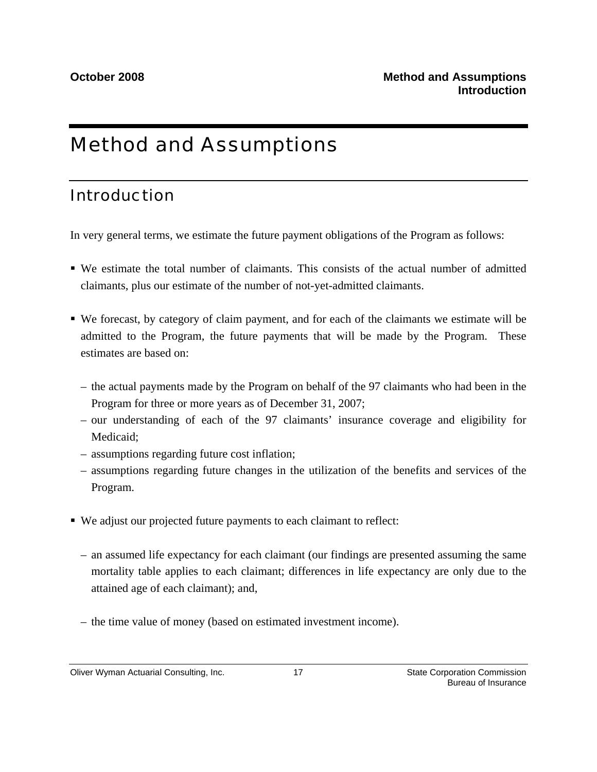# Method and Assumptions

## Introduction

In very general terms, we estimate the future payment obligations of the Program as follows:

- We estimate the total number of claimants. This consists of the actual number of admitted claimants, plus our estimate of the number of not-yet-admitted claimants.

- We forecast, by category of claim payment, and for each of the claimants we estimate will be admitted to the Program, the future payments that will be made by the Program. These estimates are based on:

  – the actual payments made by the Program on behalf of the 97 claimants who had been in the Program for three or more years as of December 31, 2007;
  – our understanding of each of the 97 claimants' insurance coverage and eligibility for Medicaid;
  – assumptions regarding future cost inflation;
  – assumptions regarding future changes in the utilization of the benefits and services of the Program.

- We adjust our projected future payments to each claimant to reflect:

  – an assumed life expectancy for each claimant (our findings are presented assuming the same mortality table applies to each claimant; differences in life expectancy are only due to the attained age of each claimant); and,

  – the time value of money (based on estimated investment income).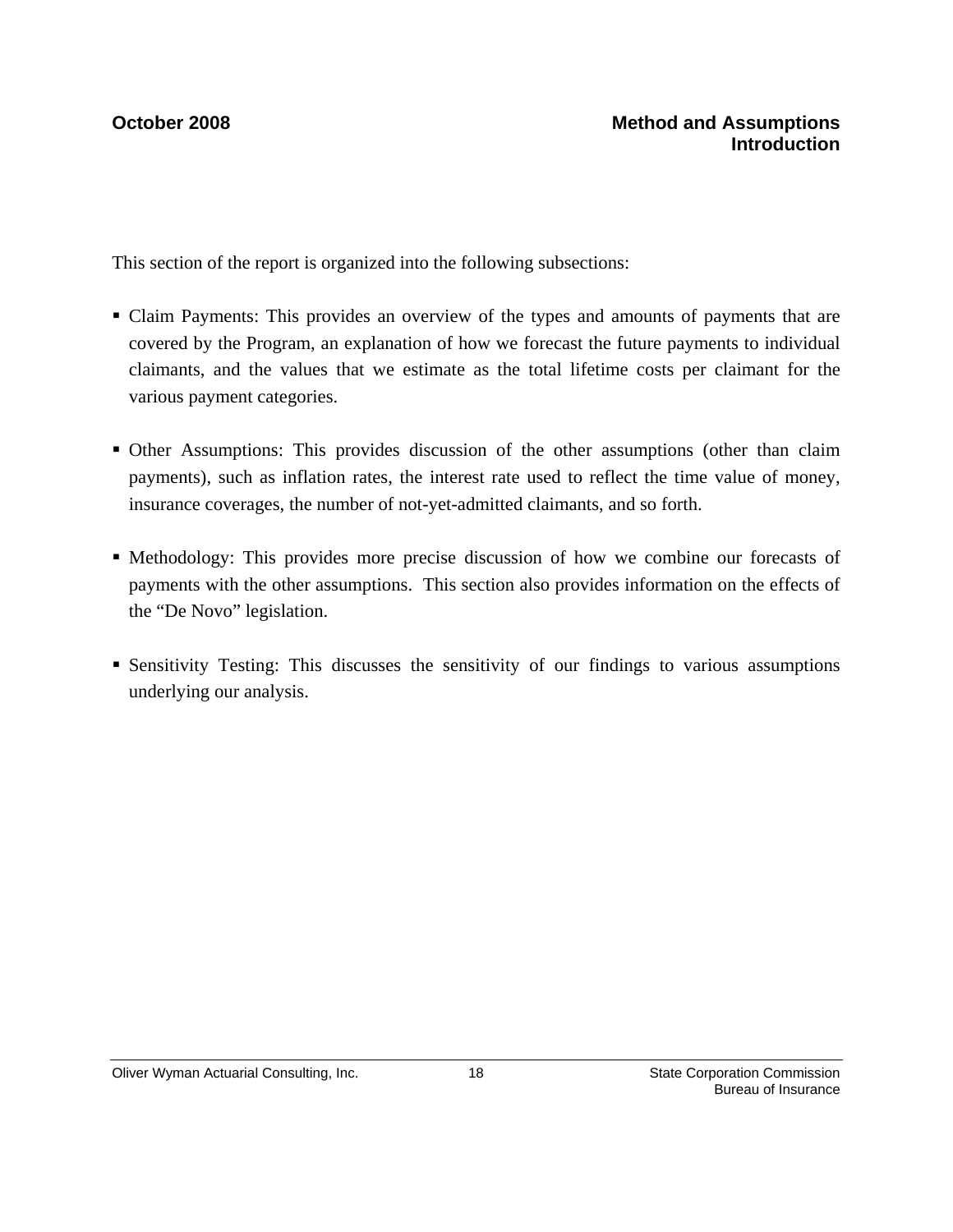This section of the report is organized into the following subsections:

- Claim Payments: This provides an overview of the types and amounts of payments that are covered by the Program, an explanation of how we forecast the future payments to individual claimants, and the values that we estimate as the total lifetime costs per claimant for the various payment categories.

- Other Assumptions: This provides discussion of the other assumptions (other than claim payments), such as inflation rates, the interest rate used to reflect the time value of money, insurance coverages, the number of not-yet-admitted claimants, and so forth.

- Methodology: This provides more precise discussion of how we combine our forecasts of payments with the other assumptions. This section also provides information on the effects of the "De Novo" legislation.

- Sensitivity Testing: This discusses the sensitivity of our findings to various assumptions underlying our analysis.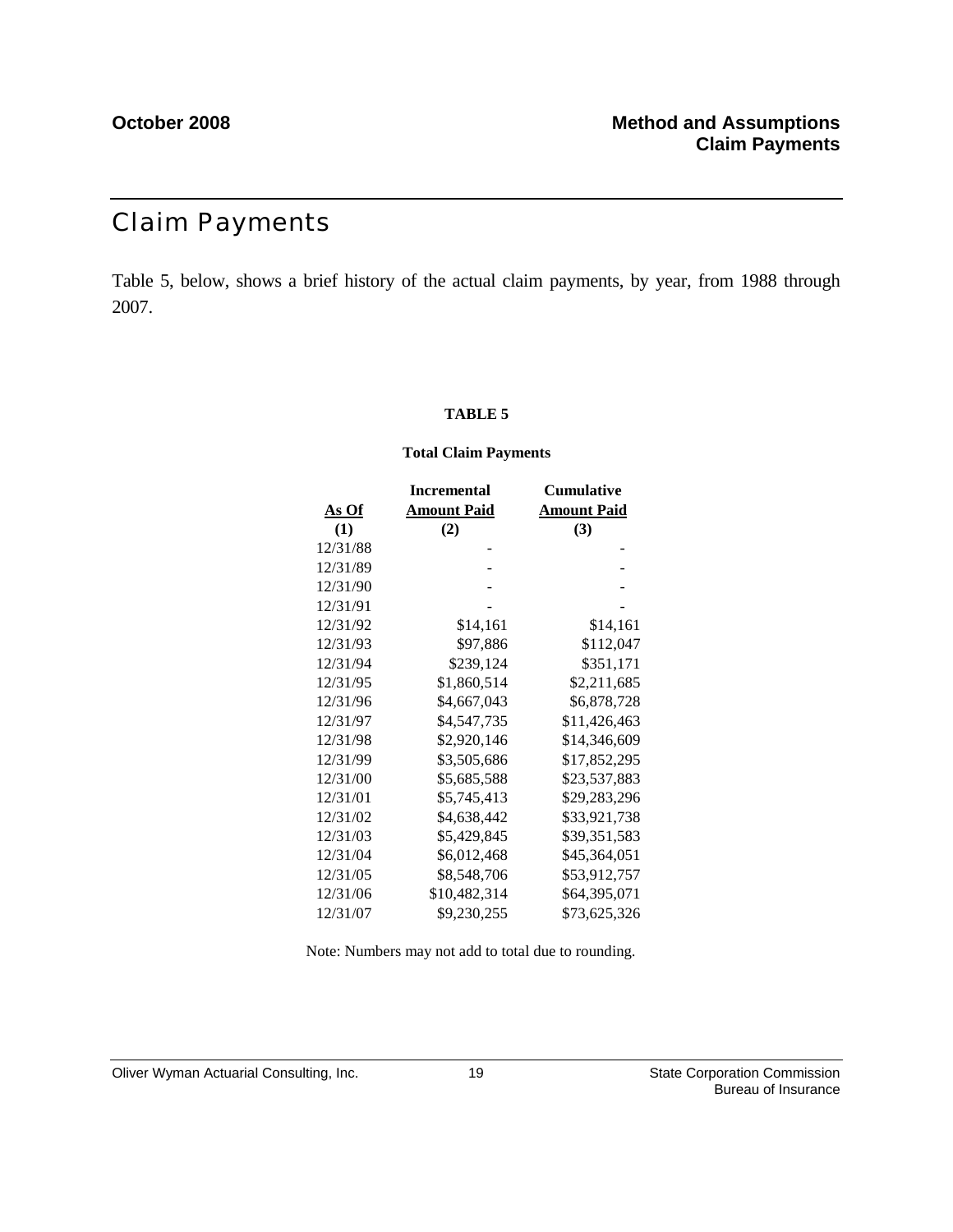# Claim Payments

Table 5, below, shows a brief history of the actual claim payments, by year, from 1988 through 2007.

**TABLE 5**

**Total Claim Payments**

| As Of<br>(1) | Incremental Amount Paid<br>(2) | Cumulative Amount Paid<br>(3) |
|---|---|---|
| 12/31/88 | - | - |
| 12/31/89 | - | - |
| 12/31/90 | - | - |
| 12/31/91 | - | - |
| 12/31/92 | $14,161 | $14,161 |
| 12/31/93 | $97,886 | $112,047 |
| 12/31/94 | $239,124 | $351,171 |
| 12/31/95 | $1,860,514 | $2,211,685 |
| 12/31/96 | $4,667,043 | $6,878,728 |
| 12/31/97 | $4,547,735 | $11,426,463 |
| 12/31/98 | $2,920,146 | $14,346,609 |
| 12/31/99 | $3,505,686 | $17,852,295 |
| 12/31/00 | $5,685,588 | $23,537,883 |
| 12/31/01 | $5,745,413 | $29,283,296 |
| 12/31/02 | $4,638,442 | $33,921,738 |
| 12/31/03 | $5,429,845 | $39,351,583 |
| 12/31/04 | $6,012,468 | $45,364,051 |
| 12/31/05 | $8,548,706 | $53,912,757 |
| 12/31/06 | $10,482,314 | $64,395,071 |
| 12/31/07 | $9,230,255 | $73,625,326 |

Note: Numbers may not add to total due to rounding.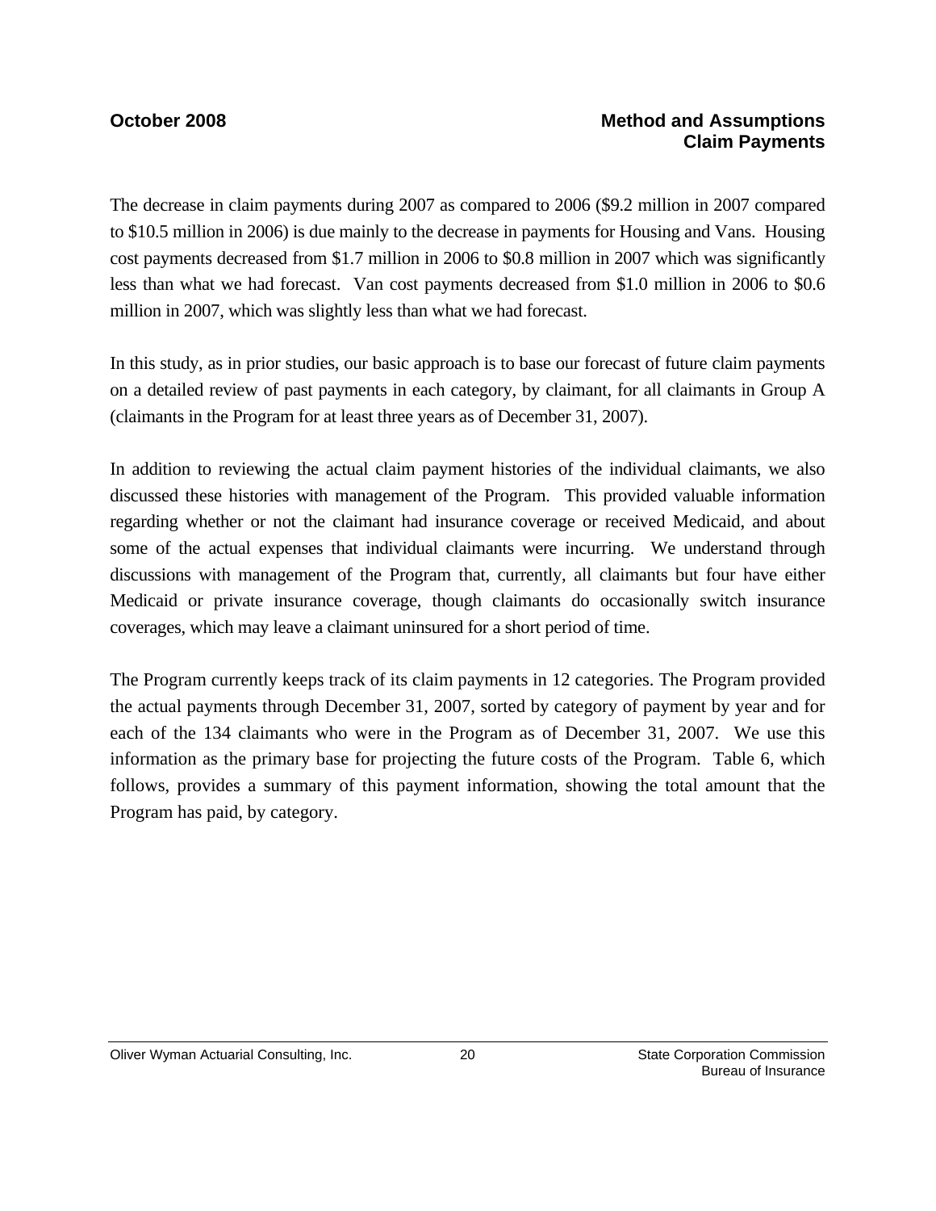The decrease in claim payments during 2007 as compared to 2006 ($9.2 million in 2007 compared to $10.5 million in 2006) is due mainly to the decrease in payments for Housing and Vans. Housing cost payments decreased from $1.7 million in 2006 to $0.8 million in 2007 which was significantly less than what we had forecast. Van cost payments decreased from $1.0 million in 2006 to $0.6 million in 2007, which was slightly less than what we had forecast.

In this study, as in prior studies, our basic approach is to base our forecast of future claim payments on a detailed review of past payments in each category, by claimant, for all claimants in Group A (claimants in the Program for at least three years as of December 31, 2007).

In addition to reviewing the actual claim payment histories of the individual claimants, we also discussed these histories with management of the Program. This provided valuable information regarding whether or not the claimant had insurance coverage or received Medicaid, and about some of the actual expenses that individual claimants were incurring. We understand through discussions with management of the Program that, currently, all claimants but four have either Medicaid or private insurance coverage, though claimants do occasionally switch insurance coverages, which may leave a claimant uninsured for a short period of time.

The Program currently keeps track of its claim payments in 12 categories. The Program provided the actual payments through December 31, 2007, sorted by category of payment by year and for each of the 134 claimants who were in the Program as of December 31, 2007. We use this information as the primary base for projecting the future costs of the Program. Table 6, which follows, provides a summary of this payment information, showing the total amount that the Program has paid, by category.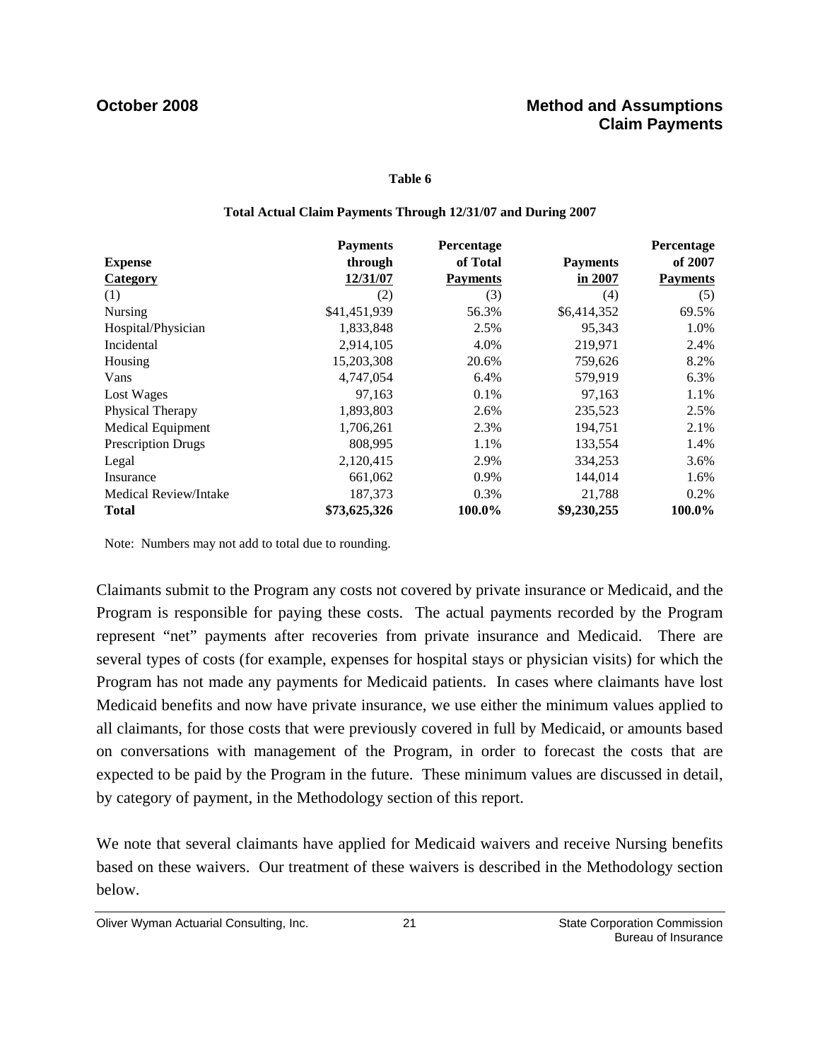**Table 6**

**Total Actual Claim Payments Through 12/31/07 and During 2007**

| Expense Category | Payments through 12/31/07 | Percentage of Total Payments | Payments in 2007 | Percentage of 2007 Payments |
|---|---|---|---|---|
| (1) | (2) | (3) | (4) | (5) |
| Nursing | \$41,451,939 | 56.3% | \$6,414,352 | 69.5% |
| Hospital/Physician | 1,833,848 | 2.5% | 95,343 | 1.0% |
| Incidental | 2,914,105 | 4.0% | 219,971 | 2.4% |
| Housing | 15,203,308 | 20.6% | 759,626 | 8.2% |
| Vans | 4,747,054 | 6.4% | 579,919 | 6.3% |
| Lost Wages | 97,163 | 0.1% | 97,163 | 1.1% |
| Physical Therapy | 1,893,803 | 2.6% | 235,523 | 2.5% |
| Medical Equipment | 1,706,261 | 2.3% | 194,751 | 2.1% |
| Prescription Drugs | 808,995 | 1.1% | 133,554 | 1.4% |
| Legal | 2,120,415 | 2.9% | 334,253 | 3.6% |
| Insurance | 661,062 | 0.9% | 144,014 | 1.6% |
| Medical Review/Intake | 187,373 | 0.3% | 21,788 | 0.2% |
| **Total** | **\$73,625,326** | **100.0%** | **\$9,230,255** | **100.0%** |

Note: Numbers may not add to total due to rounding.

Claimants submit to the Program any costs not covered by private insurance or Medicaid, and the Program is responsible for paying these costs. The actual payments recorded by the Program represent "net" payments after recoveries from private insurance and Medicaid. There are several types of costs (for example, expenses for hospital stays or physician visits) for which the Program has not made any payments for Medicaid patients. In cases where claimants have lost Medicaid benefits and now have private insurance, we use either the minimum values applied to all claimants, for those costs that were previously covered in full by Medicaid, or amounts based on conversations with management of the Program, in order to forecast the costs that are expected to be paid by the Program in the future. These minimum values are discussed in detail, by category of payment, in the Methodology section of this report.

We note that several claimants have applied for Medicaid waivers and receive Nursing benefits based on these waivers. Our treatment of these waivers is described in the Methodology section below.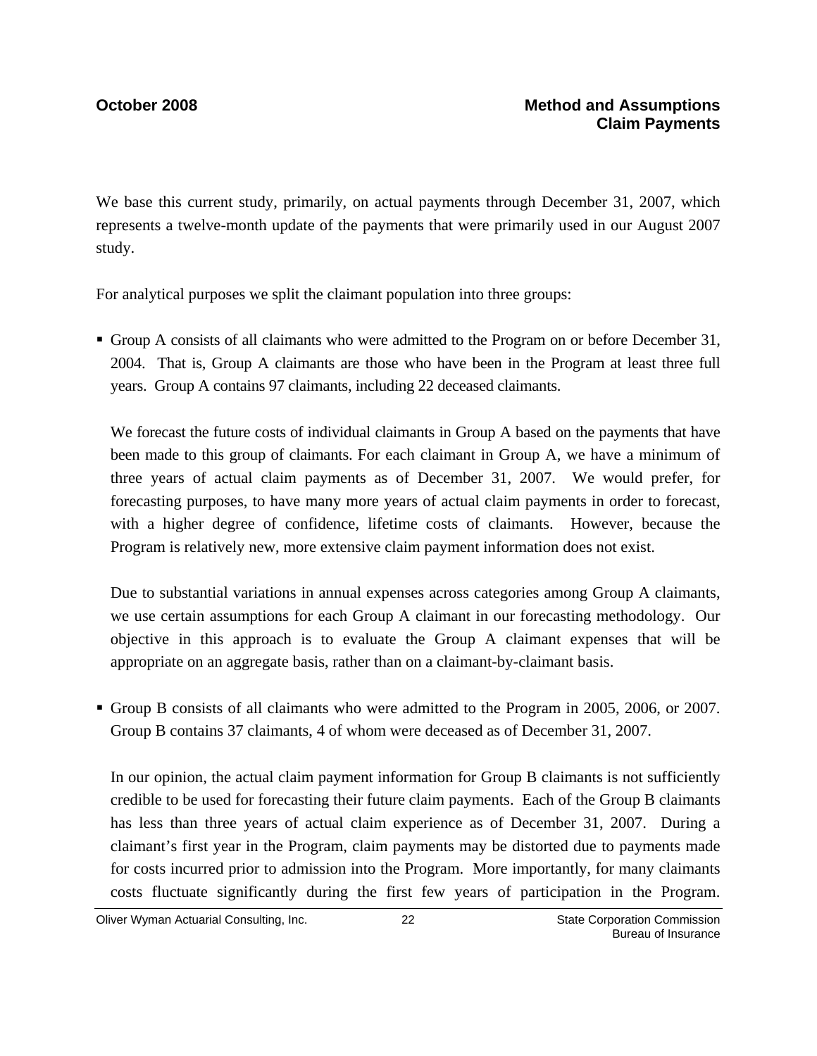We base this current study, primarily, on actual payments through December 31, 2007, which represents a twelve-month update of the payments that were primarily used in our August 2007 study.

For analytical purposes we split the claimant population into three groups:

- Group A consists of all claimants who were admitted to the Program on or before December 31, 2004. That is, Group A claimants are those who have been in the Program at least three full years. Group A contains 97 claimants, including 22 deceased claimants.

  We forecast the future costs of individual claimants in Group A based on the payments that have been made to this group of claimants. For each claimant in Group A, we have a minimum of three years of actual claim payments as of December 31, 2007. We would prefer, for forecasting purposes, to have many more years of actual claim payments in order to forecast, with a higher degree of confidence, lifetime costs of claimants. However, because the Program is relatively new, more extensive claim payment information does not exist.

  Due to substantial variations in annual expenses across categories among Group A claimants, we use certain assumptions for each Group A claimant in our forecasting methodology. Our objective in this approach is to evaluate the Group A claimant expenses that will be appropriate on an aggregate basis, rather than on a claimant-by-claimant basis.

- Group B consists of all claimants who were admitted to the Program in 2005, 2006, or 2007. Group B contains 37 claimants, 4 of whom were deceased as of December 31, 2007.

  In our opinion, the actual claim payment information for Group B claimants is not sufficiently credible to be used for forecasting their future claim payments. Each of the Group B claimants has less than three years of actual claim experience as of December 31, 2007. During a claimant's first year in the Program, claim payments may be distorted due to payments made for costs incurred prior to admission into the Program. More importantly, for many claimants costs fluctuate significantly during the first few years of participation in the Program.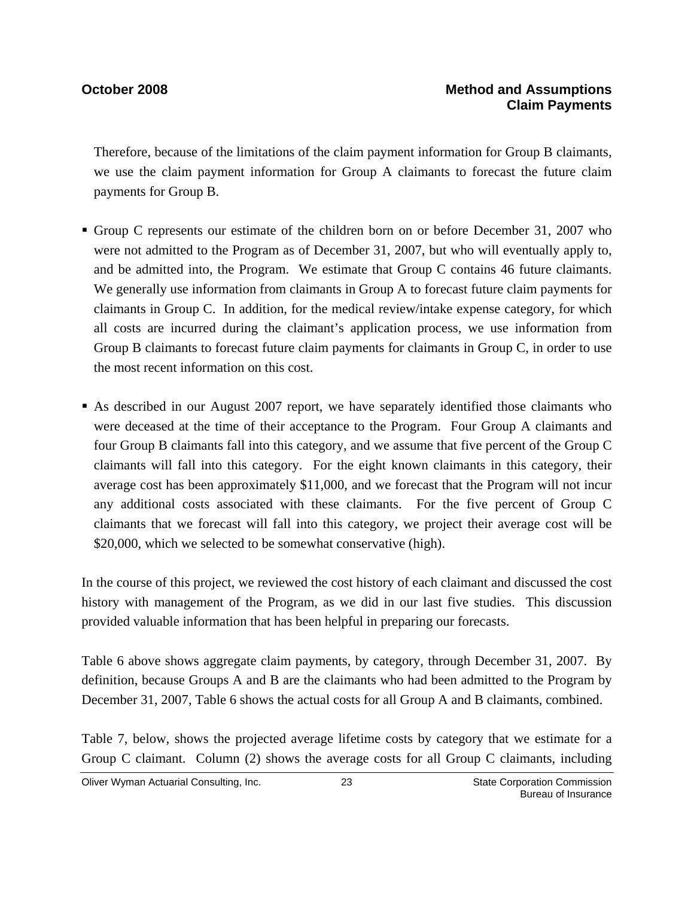Therefore, because of the limitations of the claim payment information for Group B claimants, we use the claim payment information for Group A claimants to forecast the future claim payments for Group B.

- Group C represents our estimate of the children born on or before December 31, 2007 who were not admitted to the Program as of December 31, 2007, but who will eventually apply to, and be admitted into, the Program. We estimate that Group C contains 46 future claimants. We generally use information from claimants in Group A to forecast future claim payments for claimants in Group C. In addition, for the medical review/intake expense category, for which all costs are incurred during the claimant's application process, we use information from Group B claimants to forecast future claim payments for claimants in Group C, in order to use the most recent information on this cost.

- As described in our August 2007 report, we have separately identified those claimants who were deceased at the time of their acceptance to the Program. Four Group A claimants and four Group B claimants fall into this category, and we assume that five percent of the Group C claimants will fall into this category. For the eight known claimants in this category, their average cost has been approximately $11,000, and we forecast that the Program will not incur any additional costs associated with these claimants. For the five percent of Group C claimants that we forecast will fall into this category, we project their average cost will be $20,000, which we selected to be somewhat conservative (high).

In the course of this project, we reviewed the cost history of each claimant and discussed the cost history with management of the Program, as we did in our last five studies. This discussion provided valuable information that has been helpful in preparing our forecasts.

Table 6 above shows aggregate claim payments, by category, through December 31, 2007. By definition, because Groups A and B are the claimants who had been admitted to the Program by December 31, 2007, Table 6 shows the actual costs for all Group A and B claimants, combined.

Table 7, below, shows the projected average lifetime costs by category that we estimate for a Group C claimant. Column (2) shows the average costs for all Group C claimants, including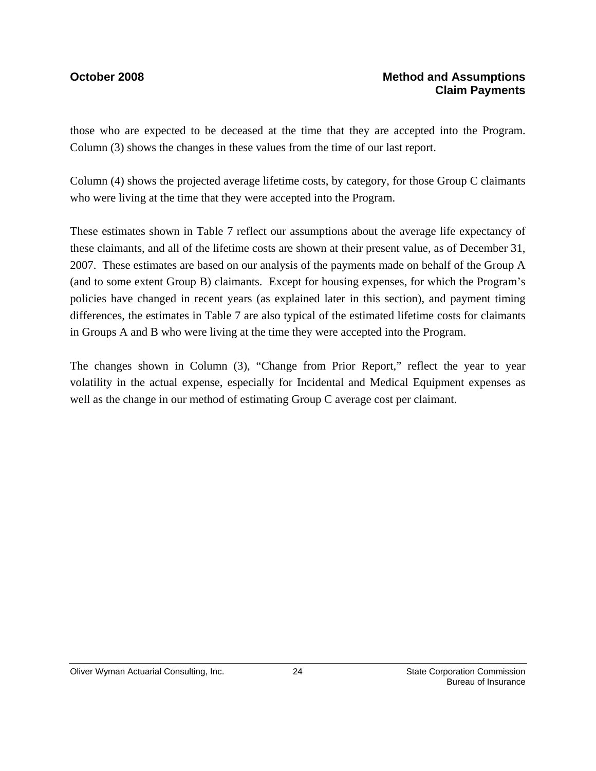those who are expected to be deceased at the time that they are accepted into the Program. Column (3) shows the changes in these values from the time of our last report.

Column (4) shows the projected average lifetime costs, by category, for those Group C claimants who were living at the time that they were accepted into the Program.

These estimates shown in Table 7 reflect our assumptions about the average life expectancy of these claimants, and all of the lifetime costs are shown at their present value, as of December 31, 2007. These estimates are based on our analysis of the payments made on behalf of the Group A (and to some extent Group B) claimants. Except for housing expenses, for which the Program's policies have changed in recent years (as explained later in this section), and payment timing differences, the estimates in Table 7 are also typical of the estimated lifetime costs for claimants in Groups A and B who were living at the time they were accepted into the Program.

The changes shown in Column (3), "Change from Prior Report," reflect the year to year volatility in the actual expense, especially for Incidental and Medical Equipment expenses as well as the change in our method of estimating Group C average cost per claimant.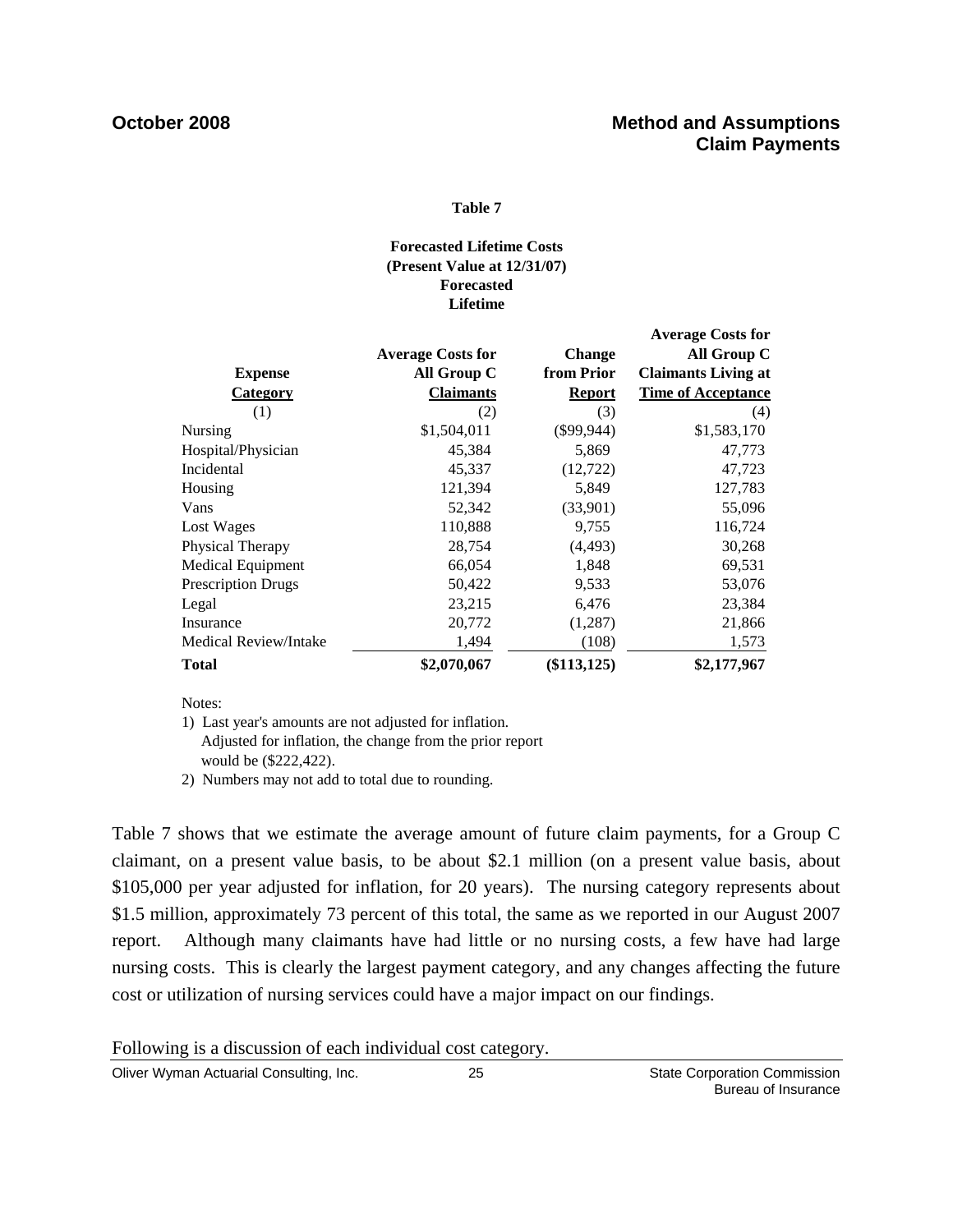**Table 7**

**Forecasted Lifetime Costs**
**(Present Value at 12/31/07)**
**Forecasted**
**Lifetime**

| Expense Category | Average Costs for All Group C Claimants | Change from Prior Report | Average Costs for All Group C Claimants Living at Time of Acceptance |
|---|---|---|---|
| (1) | (2) | (3) | (4) |
| Nursing | $1,504,011 | ($99,944) | $1,583,170 |
| Hospital/Physician | 45,384 | 5,869 | 47,773 |
| Incidental | 45,337 | (12,722) | 47,723 |
| Housing | 121,394 | 5,849 | 127,783 |
| Vans | 52,342 | (33,901) | 55,096 |
| Lost Wages | 110,888 | 9,755 | 116,724 |
| Physical Therapy | 28,754 | (4,493) | 30,268 |
| Medical Equipment | 66,054 | 1,848 | 69,531 |
| Prescription Drugs | 50,422 | 9,533 | 53,076 |
| Legal | 23,215 | 6,476 | 23,384 |
| Insurance | 20,772 | (1,287) | 21,866 |
| Medical Review/Intake | 1,494 | (108) | 1,573 |
| **Total** | **$2,070,067** | **($113,125)** | **$2,177,967** |

Notes:

1) Last year's amounts are not adjusted for inflation. Adjusted for inflation, the change from the prior report would be ($222,422).
2) Numbers may not add to total due to rounding.

Table 7 shows that we estimate the average amount of future claim payments, for a Group C claimant, on a present value basis, to be about $2.1 million (on a present value basis, about $105,000 per year adjusted for inflation, for 20 years). The nursing category represents about $1.5 million, approximately 73 percent of this total, the same as we reported in our August 2007 report. Although many claimants have had little or no nursing costs, a few have had large nursing costs. This is clearly the largest payment category, and any changes affecting the future cost or utilization of nursing services could have a major impact on our findings.

Following is a discussion of each individual cost category.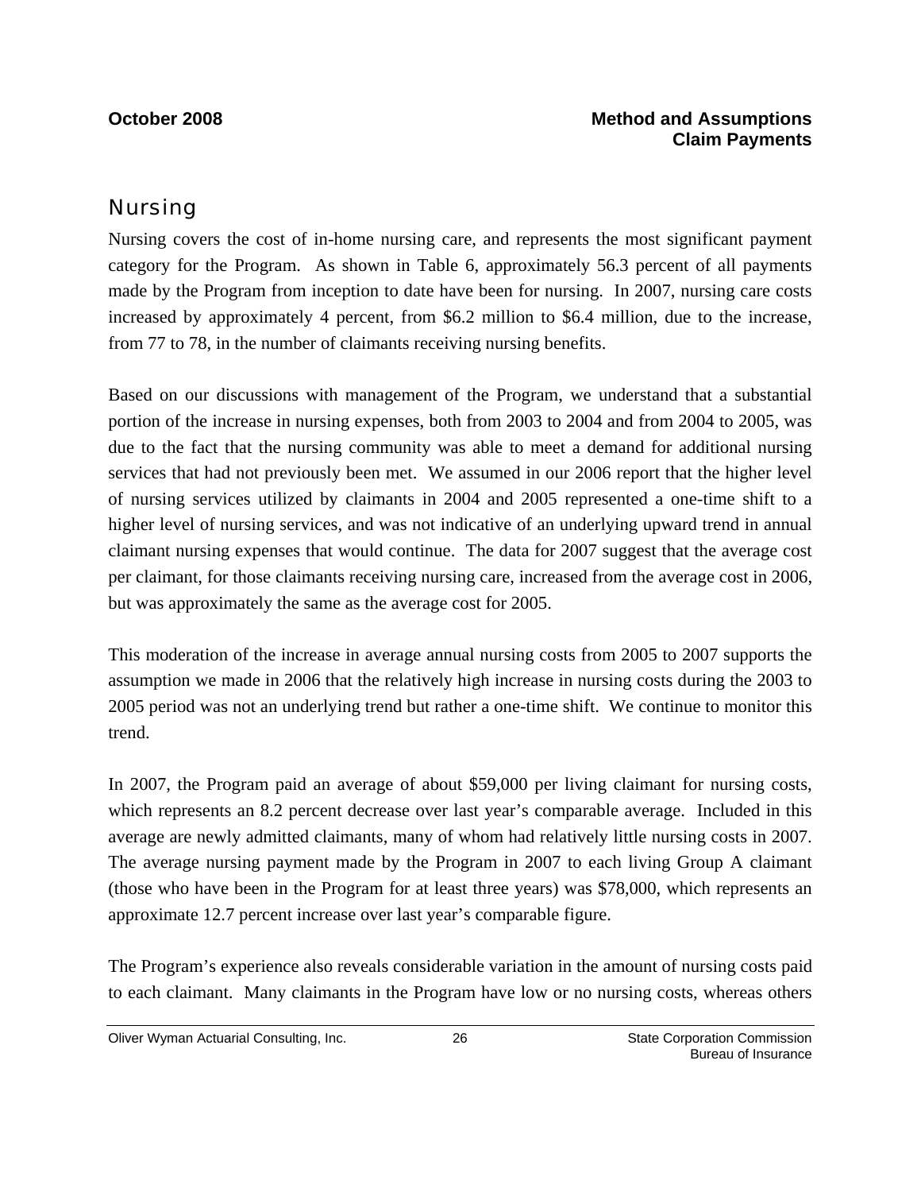## Nursing

Nursing covers the cost of in-home nursing care, and represents the most significant payment category for the Program. As shown in Table 6, approximately 56.3 percent of all payments made by the Program from inception to date have been for nursing. In 2007, nursing care costs increased by approximately 4 percent, from $6.2 million to $6.4 million, due to the increase, from 77 to 78, in the number of claimants receiving nursing benefits.

Based on our discussions with management of the Program, we understand that a substantial portion of the increase in nursing expenses, both from 2003 to 2004 and from 2004 to 2005, was due to the fact that the nursing community was able to meet a demand for additional nursing services that had not previously been met. We assumed in our 2006 report that the higher level of nursing services utilized by claimants in 2004 and 2005 represented a one-time shift to a higher level of nursing services, and was not indicative of an underlying upward trend in annual claimant nursing expenses that would continue. The data for 2007 suggest that the average cost per claimant, for those claimants receiving nursing care, increased from the average cost in 2006, but was approximately the same as the average cost for 2005.

This moderation of the increase in average annual nursing costs from 2005 to 2007 supports the assumption we made in 2006 that the relatively high increase in nursing costs during the 2003 to 2005 period was not an underlying trend but rather a one-time shift. We continue to monitor this trend.

In 2007, the Program paid an average of about $59,000 per living claimant for nursing costs, which represents an 8.2 percent decrease over last year's comparable average. Included in this average are newly admitted claimants, many of whom had relatively little nursing costs in 2007. The average nursing payment made by the Program in 2007 to each living Group A claimant (those who have been in the Program for at least three years) was $78,000, which represents an approximate 12.7 percent increase over last year's comparable figure.

The Program's experience also reveals considerable variation in the amount of nursing costs paid to each claimant. Many claimants in the Program have low or no nursing costs, whereas others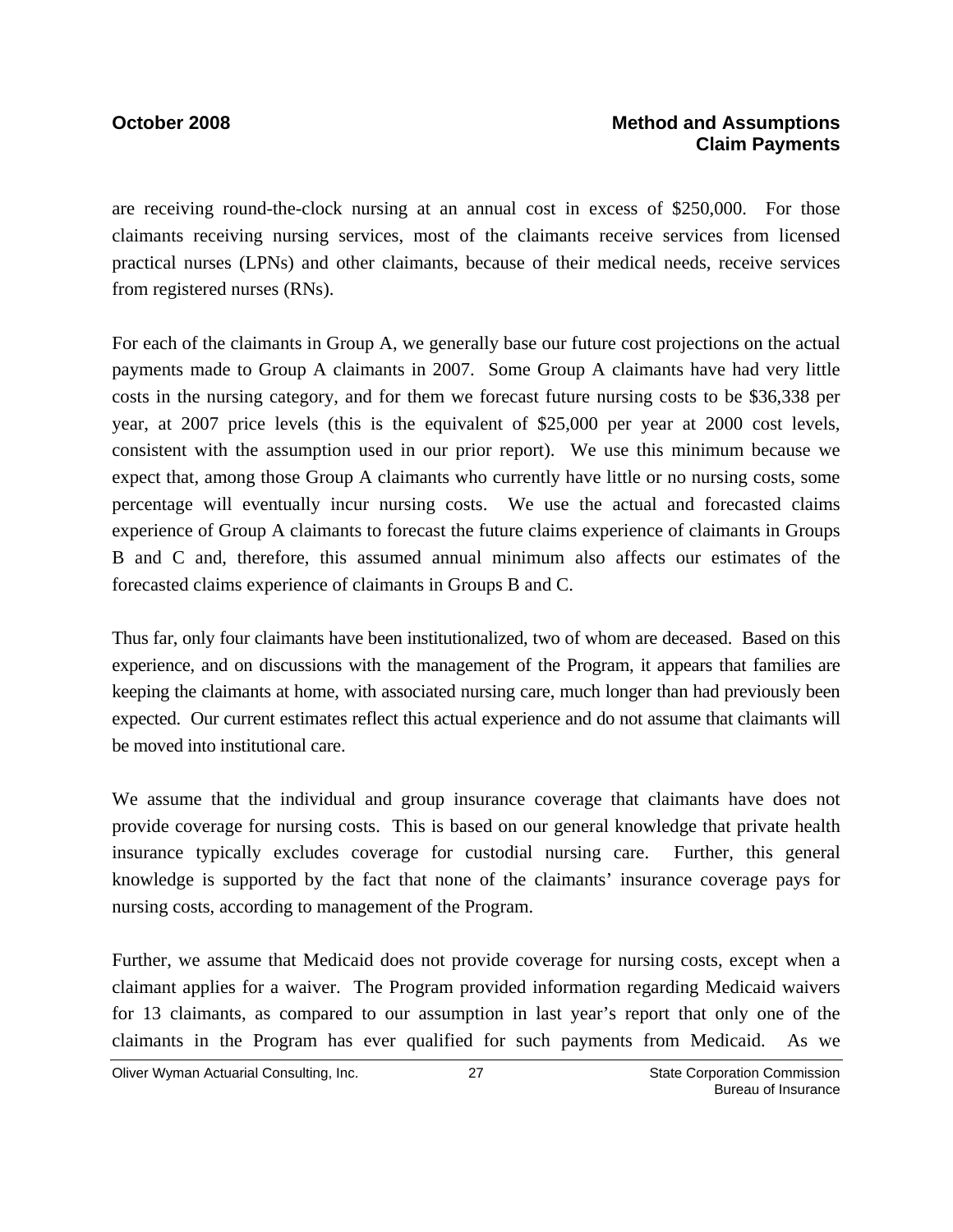are receiving round-the-clock nursing at an annual cost in excess of $250,000. For those claimants receiving nursing services, most of the claimants receive services from licensed practical nurses (LPNs) and other claimants, because of their medical needs, receive services from registered nurses (RNs).

For each of the claimants in Group A, we generally base our future cost projections on the actual payments made to Group A claimants in 2007. Some Group A claimants have had very little costs in the nursing category, and for them we forecast future nursing costs to be $36,338 per year, at 2007 price levels (this is the equivalent of $25,000 per year at 2000 cost levels, consistent with the assumption used in our prior report). We use this minimum because we expect that, among those Group A claimants who currently have little or no nursing costs, some percentage will eventually incur nursing costs. We use the actual and forecasted claims experience of Group A claimants to forecast the future claims experience of claimants in Groups B and C and, therefore, this assumed annual minimum also affects our estimates of the forecasted claims experience of claimants in Groups B and C.

Thus far, only four claimants have been institutionalized, two of whom are deceased. Based on this experience, and on discussions with the management of the Program, it appears that families are keeping the claimants at home, with associated nursing care, much longer than had previously been expected. Our current estimates reflect this actual experience and do not assume that claimants will be moved into institutional care.

We assume that the individual and group insurance coverage that claimants have does not provide coverage for nursing costs. This is based on our general knowledge that private health insurance typically excludes coverage for custodial nursing care. Further, this general knowledge is supported by the fact that none of the claimants' insurance coverage pays for nursing costs, according to management of the Program.

Further, we assume that Medicaid does not provide coverage for nursing costs, except when a claimant applies for a waiver. The Program provided information regarding Medicaid waivers for 13 claimants, as compared to our assumption in last year's report that only one of the claimants in the Program has ever qualified for such payments from Medicaid. As we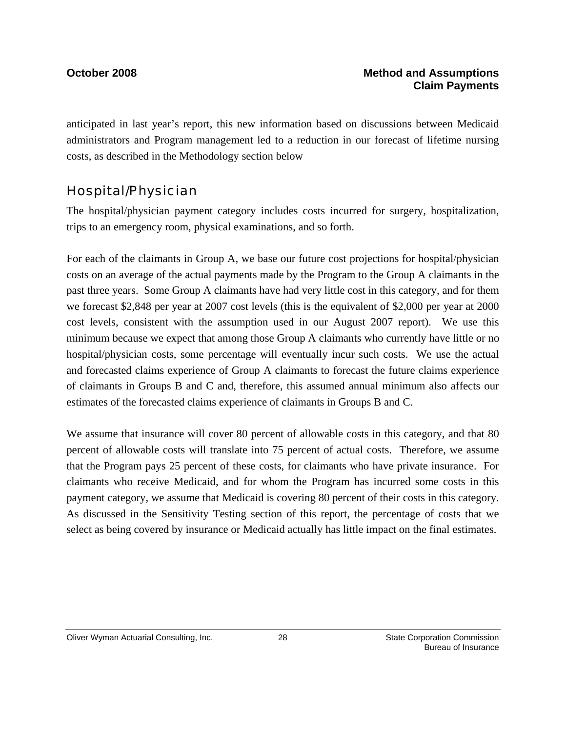anticipated in last year's report, this new information based on discussions between Medicaid administrators and Program management led to a reduction in our forecast of lifetime nursing costs, as described in the Methodology section below

## Hospital/Physician

The hospital/physician payment category includes costs incurred for surgery, hospitalization, trips to an emergency room, physical examinations, and so forth.

For each of the claimants in Group A, we base our future cost projections for hospital/physician costs on an average of the actual payments made by the Program to the Group A claimants in the past three years. Some Group A claimants have had very little cost in this category, and for them we forecast $2,848 per year at 2007 cost levels (this is the equivalent of $2,000 per year at 2000 cost levels, consistent with the assumption used in our August 2007 report). We use this minimum because we expect that among those Group A claimants who currently have little or no hospital/physician costs, some percentage will eventually incur such costs. We use the actual and forecasted claims experience of Group A claimants to forecast the future claims experience of claimants in Groups B and C and, therefore, this assumed annual minimum also affects our estimates of the forecasted claims experience of claimants in Groups B and C.

We assume that insurance will cover 80 percent of allowable costs in this category, and that 80 percent of allowable costs will translate into 75 percent of actual costs. Therefore, we assume that the Program pays 25 percent of these costs, for claimants who have private insurance. For claimants who receive Medicaid, and for whom the Program has incurred some costs in this payment category, we assume that Medicaid is covering 80 percent of their costs in this category. As discussed in the Sensitivity Testing section of this report, the percentage of costs that we select as being covered by insurance or Medicaid actually has little impact on the final estimates.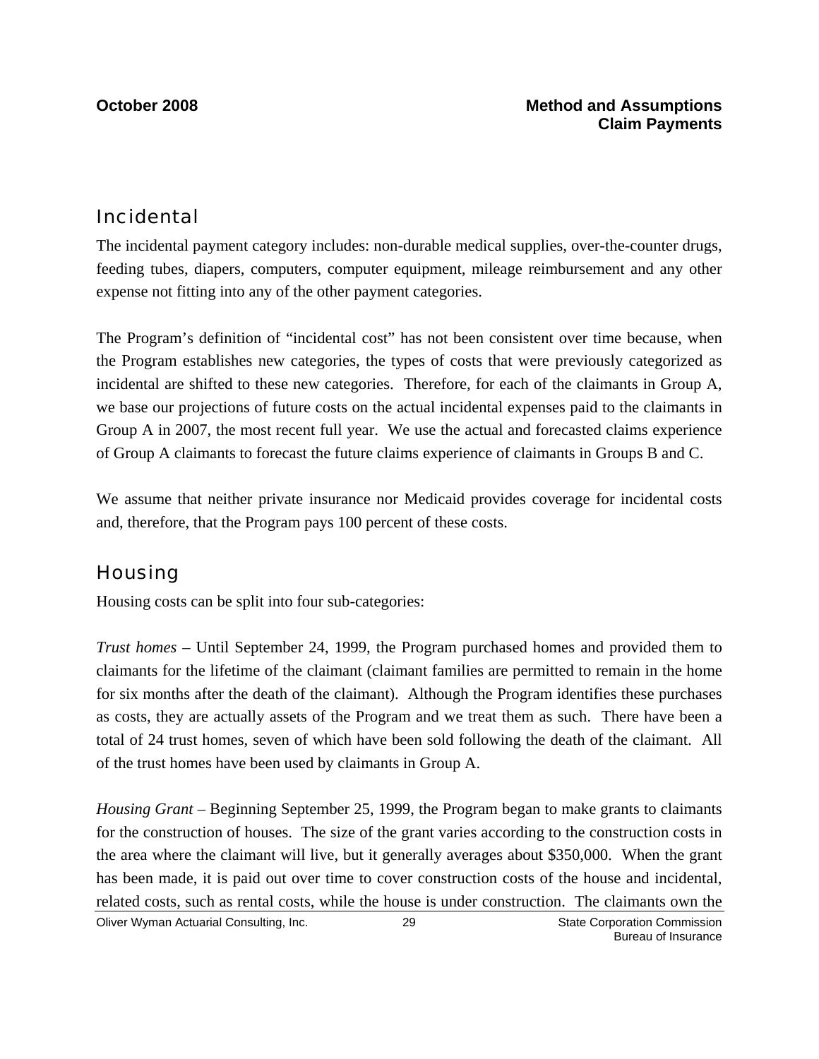## Incidental

The incidental payment category includes: non-durable medical supplies, over-the-counter drugs, feeding tubes, diapers, computers, computer equipment, mileage reimbursement and any other expense not fitting into any of the other payment categories.

The Program's definition of "incidental cost" has not been consistent over time because, when the Program establishes new categories, the types of costs that were previously categorized as incidental are shifted to these new categories. Therefore, for each of the claimants in Group A, we base our projections of future costs on the actual incidental expenses paid to the claimants in Group A in 2007, the most recent full year. We use the actual and forecasted claims experience of Group A claimants to forecast the future claims experience of claimants in Groups B and C.

We assume that neither private insurance nor Medicaid provides coverage for incidental costs and, therefore, that the Program pays 100 percent of these costs.

## Housing

Housing costs can be split into four sub-categories:

*Trust homes* – Until September 24, 1999, the Program purchased homes and provided them to claimants for the lifetime of the claimant (claimant families are permitted to remain in the home for six months after the death of the claimant). Although the Program identifies these purchases as costs, they are actually assets of the Program and we treat them as such. There have been a total of 24 trust homes, seven of which have been sold following the death of the claimant. All of the trust homes have been used by claimants in Group A.

*Housing Grant* – Beginning September 25, 1999, the Program began to make grants to claimants for the construction of houses. The size of the grant varies according to the construction costs in the area where the claimant will live, but it generally averages about $350,000. When the grant has been made, it is paid out over time to cover construction costs of the house and incidental, related costs, such as rental costs, while the house is under construction. The claimants own the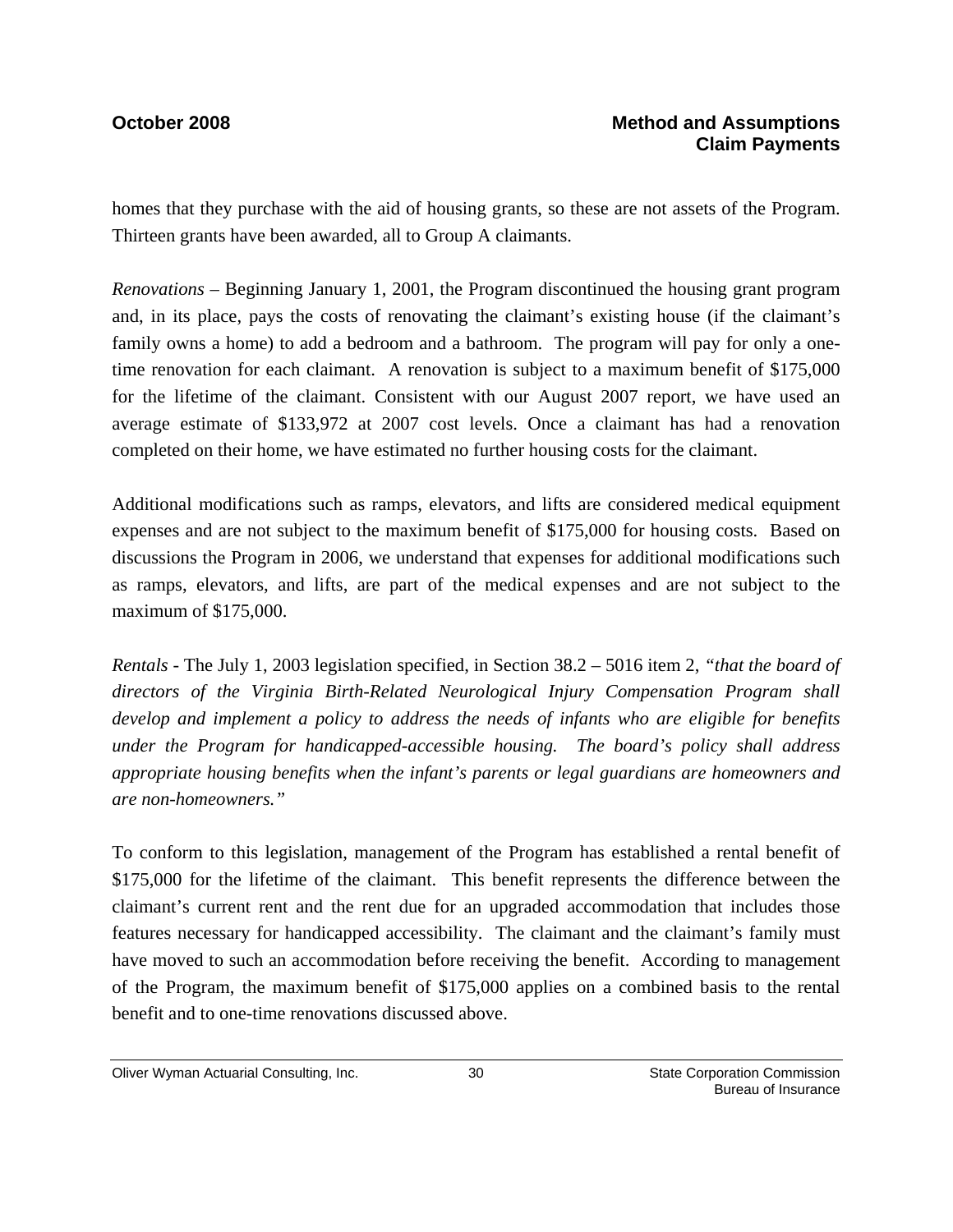homes that they purchase with the aid of housing grants, so these are not assets of the Program. Thirteen grants have been awarded, all to Group A claimants.

*Renovations* – Beginning January 1, 2001, the Program discontinued the housing grant program and, in its place, pays the costs of renovating the claimant's existing house (if the claimant's family owns a home) to add a bedroom and a bathroom. The program will pay for only a one-time renovation for each claimant. A renovation is subject to a maximum benefit of $175,000 for the lifetime of the claimant. Consistent with our August 2007 report, we have used an average estimate of $133,972 at 2007 cost levels. Once a claimant has had a renovation completed on their home, we have estimated no further housing costs for the claimant.

Additional modifications such as ramps, elevators, and lifts are considered medical equipment expenses and are not subject to the maximum benefit of $175,000 for housing costs. Based on discussions the Program in 2006, we understand that expenses for additional modifications such as ramps, elevators, and lifts, are part of the medical expenses and are not subject to the maximum of $175,000.

*Rentals* - The July 1, 2003 legislation specified, in Section 38.2 – 5016 item 2, *"that the board of directors of the Virginia Birth-Related Neurological Injury Compensation Program shall develop and implement a policy to address the needs of infants who are eligible for benefits under the Program for handicapped-accessible housing. The board's policy shall address appropriate housing benefits when the infant's parents or legal guardians are homeowners and are non-homeowners."*

To conform to this legislation, management of the Program has established a rental benefit of $175,000 for the lifetime of the claimant. This benefit represents the difference between the claimant's current rent and the rent due for an upgraded accommodation that includes those features necessary for handicapped accessibility. The claimant and the claimant's family must have moved to such an accommodation before receiving the benefit. According to management of the Program, the maximum benefit of $175,000 applies on a combined basis to the rental benefit and to one-time renovations discussed above.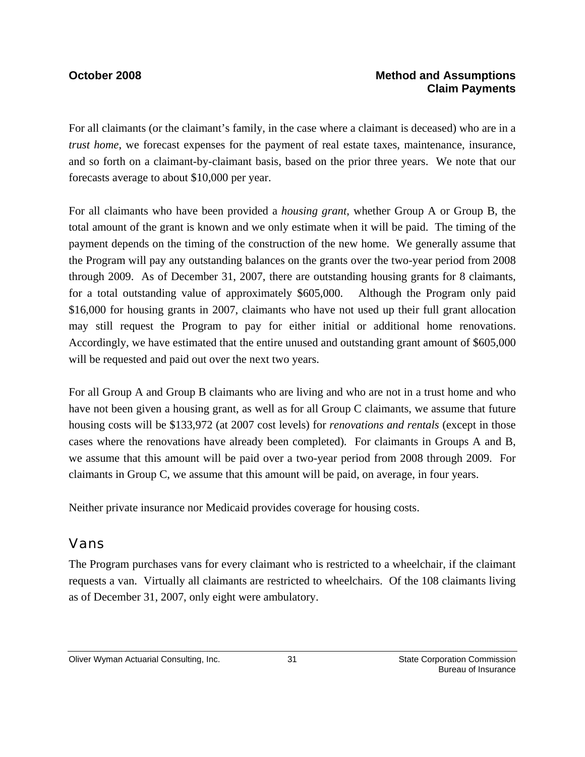For all claimants (or the claimant's family, in the case where a claimant is deceased) who are in a *trust home*, we forecast expenses for the payment of real estate taxes, maintenance, insurance, and so forth on a claimant-by-claimant basis, based on the prior three years. We note that our forecasts average to about $10,000 per year.

For all claimants who have been provided a *housing grant*, whether Group A or Group B, the total amount of the grant is known and we only estimate when it will be paid. The timing of the payment depends on the timing of the construction of the new home. We generally assume that the Program will pay any outstanding balances on the grants over the two-year period from 2008 through 2009. As of December 31, 2007, there are outstanding housing grants for 8 claimants, for a total outstanding value of approximately $605,000. Although the Program only paid $16,000 for housing grants in 2007, claimants who have not used up their full grant allocation may still request the Program to pay for either initial or additional home renovations. Accordingly, we have estimated that the entire unused and outstanding grant amount of $605,000 will be requested and paid out over the next two years.

For all Group A and Group B claimants who are living and who are not in a trust home and who have not been given a housing grant, as well as for all Group C claimants, we assume that future housing costs will be $133,972 (at 2007 cost levels) for *renovations and rentals* (except in those cases where the renovations have already been completed). For claimants in Groups A and B, we assume that this amount will be paid over a two-year period from 2008 through 2009. For claimants in Group C, we assume that this amount will be paid, on average, in four years.

Neither private insurance nor Medicaid provides coverage for housing costs.

## Vans

The Program purchases vans for every claimant who is restricted to a wheelchair, if the claimant requests a van. Virtually all claimants are restricted to wheelchairs. Of the 108 claimants living as of December 31, 2007, only eight were ambulatory.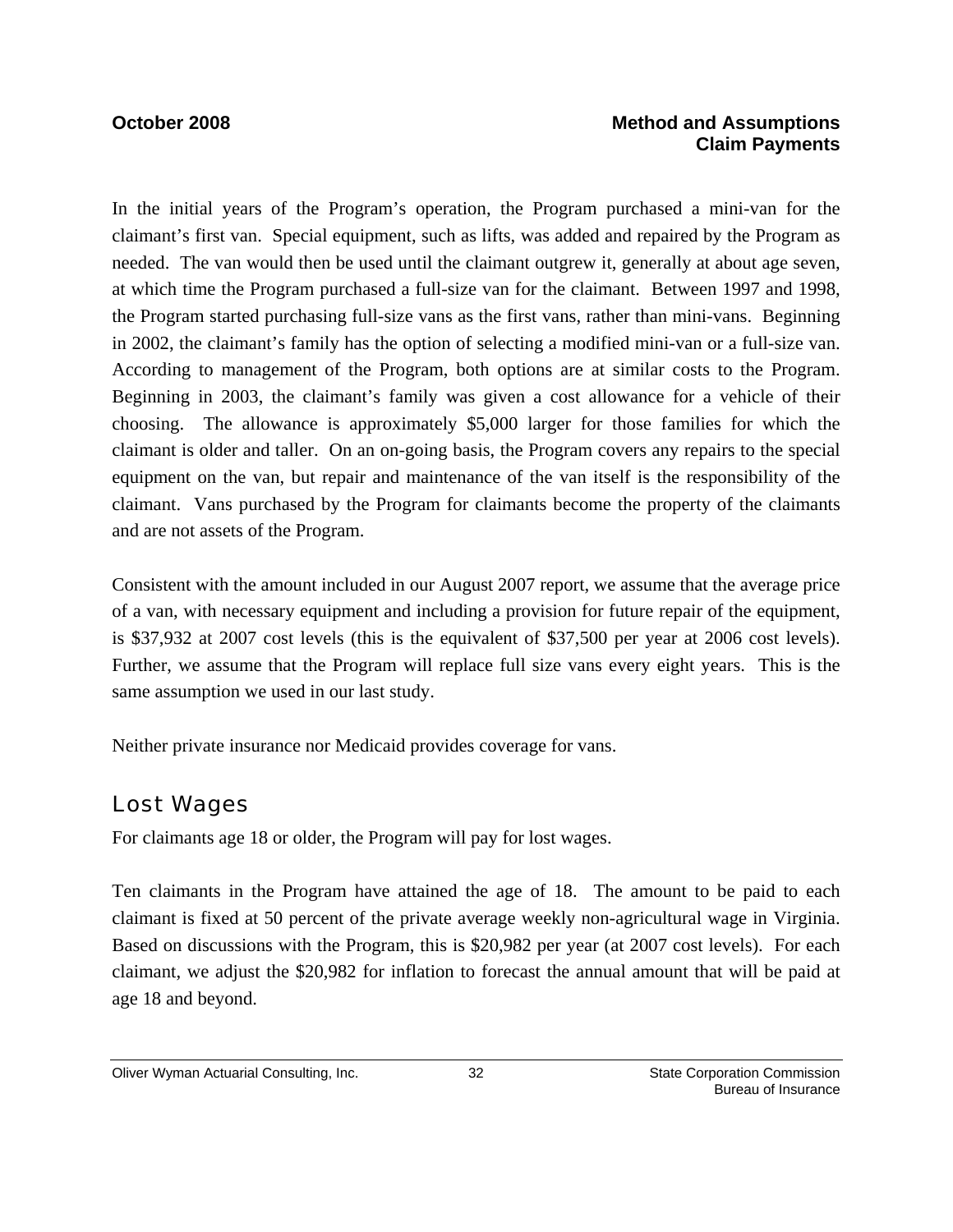In the initial years of the Program's operation, the Program purchased a mini-van for the claimant's first van. Special equipment, such as lifts, was added and repaired by the Program as needed. The van would then be used until the claimant outgrew it, generally at about age seven, at which time the Program purchased a full-size van for the claimant. Between 1997 and 1998, the Program started purchasing full-size vans as the first vans, rather than mini-vans. Beginning in 2002, the claimant's family has the option of selecting a modified mini-van or a full-size van. According to management of the Program, both options are at similar costs to the Program. Beginning in 2003, the claimant's family was given a cost allowance for a vehicle of their choosing. The allowance is approximately $5,000 larger for those families for which the claimant is older and taller. On an on-going basis, the Program covers any repairs to the special equipment on the van, but repair and maintenance of the van itself is the responsibility of the claimant. Vans purchased by the Program for claimants become the property of the claimants and are not assets of the Program.

Consistent with the amount included in our August 2007 report, we assume that the average price of a van, with necessary equipment and including a provision for future repair of the equipment, is $37,932 at 2007 cost levels (this is the equivalent of $37,500 per year at 2006 cost levels). Further, we assume that the Program will replace full size vans every eight years. This is the same assumption we used in our last study.

Neither private insurance nor Medicaid provides coverage for vans.

## Lost Wages

For claimants age 18 or older, the Program will pay for lost wages.

Ten claimants in the Program have attained the age of 18. The amount to be paid to each claimant is fixed at 50 percent of the private average weekly non-agricultural wage in Virginia. Based on discussions with the Program, this is $20,982 per year (at 2007 cost levels). For each claimant, we adjust the $20,982 for inflation to forecast the annual amount that will be paid at age 18 and beyond.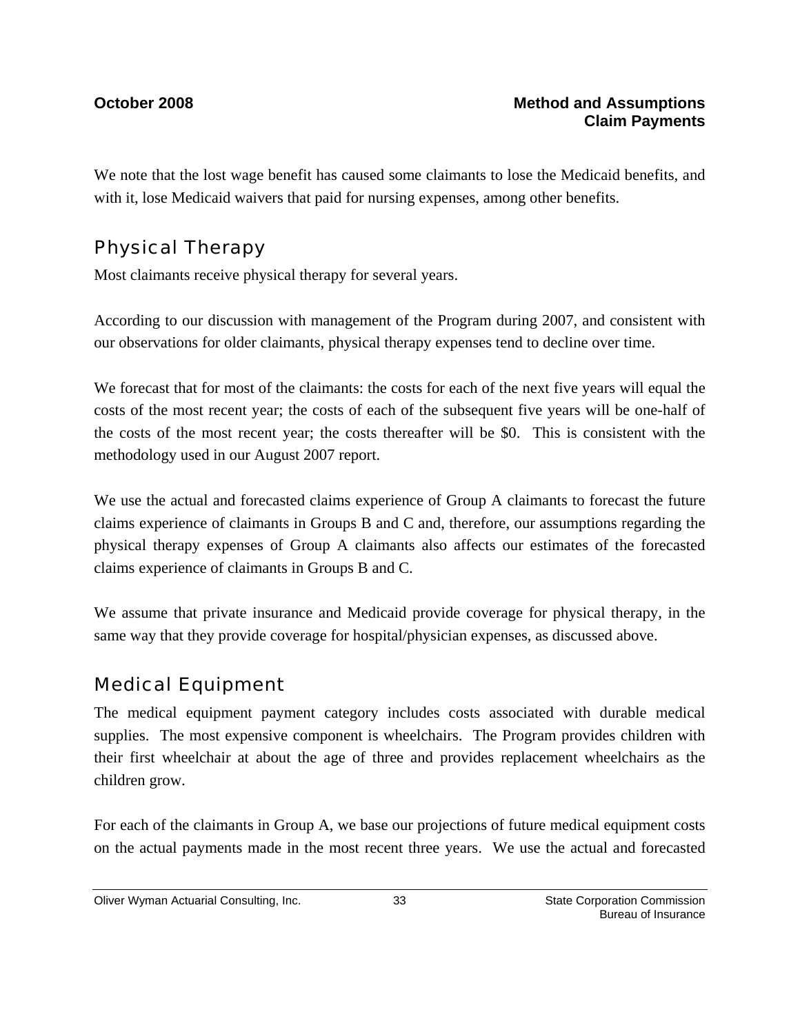We note that the lost wage benefit has caused some claimants to lose the Medicaid benefits, and with it, lose Medicaid waivers that paid for nursing expenses, among other benefits.

## Physical Therapy

Most claimants receive physical therapy for several years.

According to our discussion with management of the Program during 2007, and consistent with our observations for older claimants, physical therapy expenses tend to decline over time.

We forecast that for most of the claimants: the costs for each of the next five years will equal the costs of the most recent year; the costs of each of the subsequent five years will be one-half of the costs of the most recent year; the costs thereafter will be $0. This is consistent with the methodology used in our August 2007 report.

We use the actual and forecasted claims experience of Group A claimants to forecast the future claims experience of claimants in Groups B and C and, therefore, our assumptions regarding the physical therapy expenses of Group A claimants also affects our estimates of the forecasted claims experience of claimants in Groups B and C.

We assume that private insurance and Medicaid provide coverage for physical therapy, in the same way that they provide coverage for hospital/physician expenses, as discussed above.

## Medical Equipment

The medical equipment payment category includes costs associated with durable medical supplies. The most expensive component is wheelchairs. The Program provides children with their first wheelchair at about the age of three and provides replacement wheelchairs as the children grow.

For each of the claimants in Group A, we base our projections of future medical equipment costs on the actual payments made in the most recent three years. We use the actual and forecasted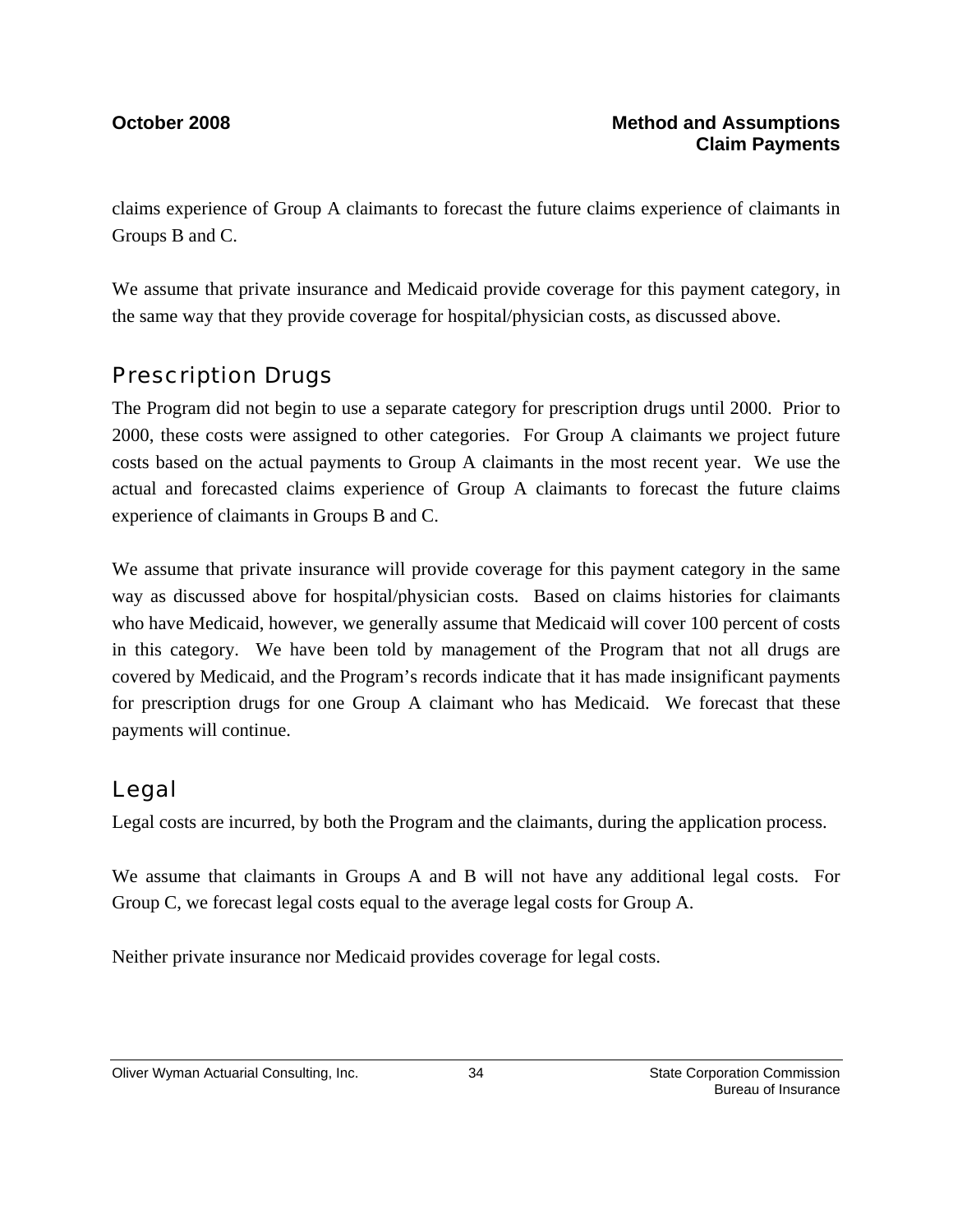claims experience of Group A claimants to forecast the future claims experience of claimants in Groups B and C.

We assume that private insurance and Medicaid provide coverage for this payment category, in the same way that they provide coverage for hospital/physician costs, as discussed above.

## Prescription Drugs

The Program did not begin to use a separate category for prescription drugs until 2000. Prior to 2000, these costs were assigned to other categories. For Group A claimants we project future costs based on the actual payments to Group A claimants in the most recent year. We use the actual and forecasted claims experience of Group A claimants to forecast the future claims experience of claimants in Groups B and C.

We assume that private insurance will provide coverage for this payment category in the same way as discussed above for hospital/physician costs. Based on claims histories for claimants who have Medicaid, however, we generally assume that Medicaid will cover 100 percent of costs in this category. We have been told by management of the Program that not all drugs are covered by Medicaid, and the Program's records indicate that it has made insignificant payments for prescription drugs for one Group A claimant who has Medicaid. We forecast that these payments will continue.

## Legal

Legal costs are incurred, by both the Program and the claimants, during the application process.

We assume that claimants in Groups A and B will not have any additional legal costs. For Group C, we forecast legal costs equal to the average legal costs for Group A.

Neither private insurance nor Medicaid provides coverage for legal costs.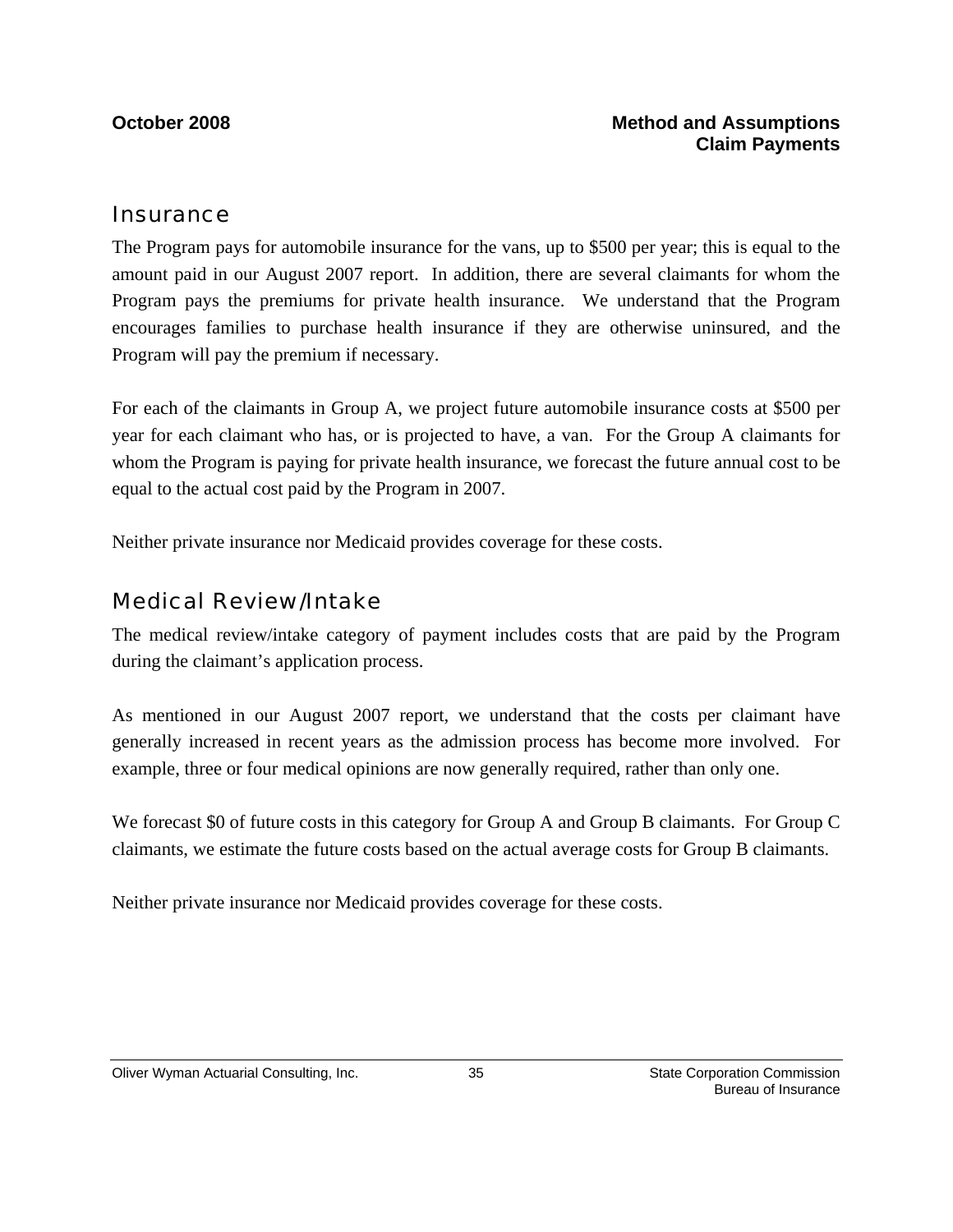## Insurance

The Program pays for automobile insurance for the vans, up to $500 per year; this is equal to the amount paid in our August 2007 report. In addition, there are several claimants for whom the Program pays the premiums for private health insurance. We understand that the Program encourages families to purchase health insurance if they are otherwise uninsured, and the Program will pay the premium if necessary.

For each of the claimants in Group A, we project future automobile insurance costs at $500 per year for each claimant who has, or is projected to have, a van. For the Group A claimants for whom the Program is paying for private health insurance, we forecast the future annual cost to be equal to the actual cost paid by the Program in 2007.

Neither private insurance nor Medicaid provides coverage for these costs.

## Medical Review/Intake

The medical review/intake category of payment includes costs that are paid by the Program during the claimant's application process.

As mentioned in our August 2007 report, we understand that the costs per claimant have generally increased in recent years as the admission process has become more involved. For example, three or four medical opinions are now generally required, rather than only one.

We forecast $0 of future costs in this category for Group A and Group B claimants. For Group C claimants, we estimate the future costs based on the actual average costs for Group B claimants.

Neither private insurance nor Medicaid provides coverage for these costs.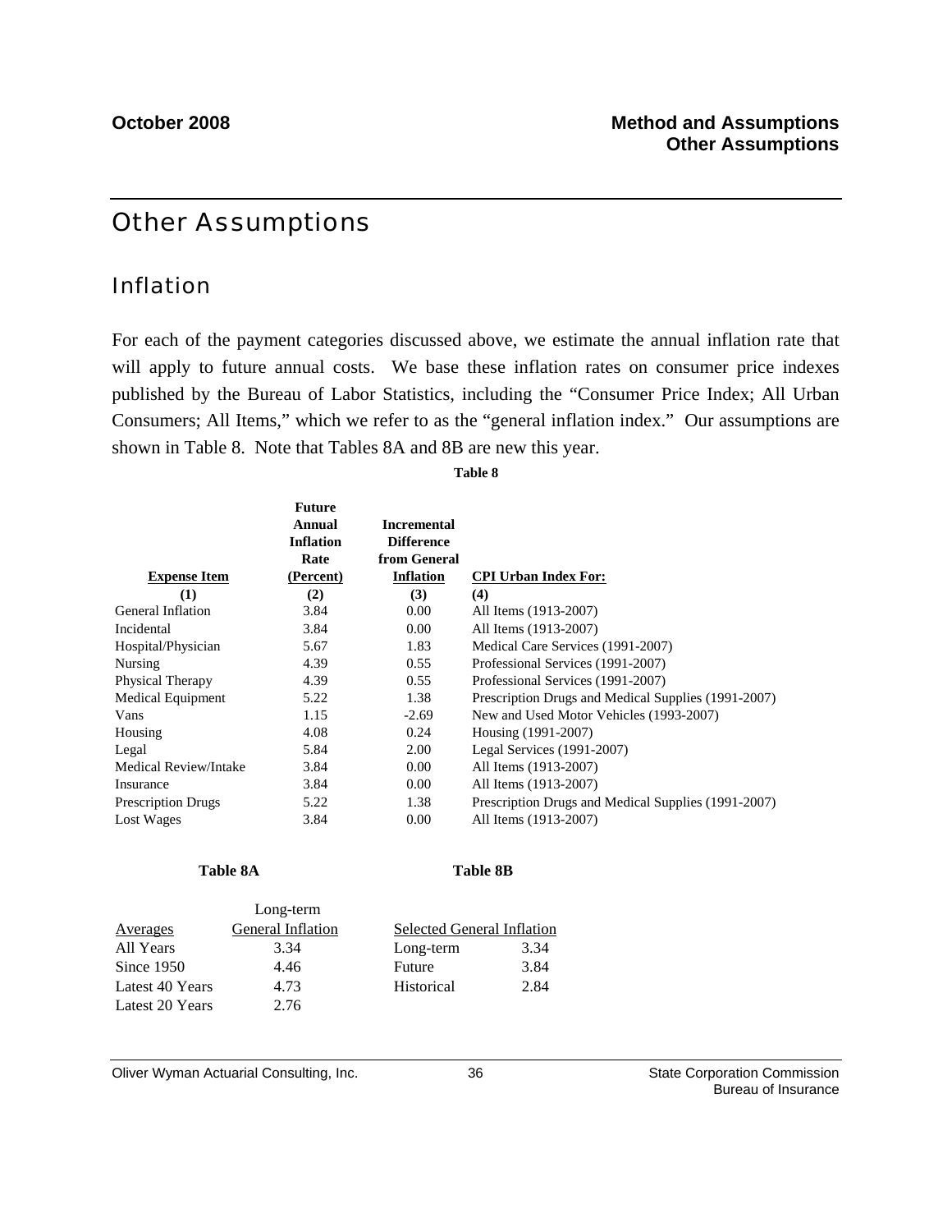# Other Assumptions

## Inflation

For each of the payment categories discussed above, we estimate the annual inflation rate that will apply to future annual costs. We base these inflation rates on consumer price indexes published by the Bureau of Labor Statistics, including the "Consumer Price Index; All Urban Consumers; All Items," which we refer to as the "general inflation index." Our assumptions are shown in Table 8. Note that Tables 8A and 8B are new this year.

**Table 8**

| **Expense Item** | **Future Annual Inflation Rate (Percent)** | **Incremental Difference from General Inflation** | **CPI Urban Index For:** |
|---|---|---|---|
| **(1)** | **(2)** | **(3)** | **(4)** |
| General Inflation | 3.84 | 0.00 | All Items (1913-2007) |
| Incidental | 3.84 | 0.00 | All Items (1913-2007) |
| Hospital/Physician | 5.67 | 1.83 | Medical Care Services (1991-2007) |
| Nursing | 4.39 | 0.55 | Professional Services (1991-2007) |
| Physical Therapy | 4.39 | 0.55 | Professional Services (1991-2007) |
| Medical Equipment | 5.22 | 1.38 | Prescription Drugs and Medical Supplies (1991-2007) |
| Vans | 1.15 | -2.69 | New and Used Motor Vehicles (1993-2007) |
| Housing | 4.08 | 0.24 | Housing (1991-2007) |
| Legal | 5.84 | 2.00 | Legal Services (1991-2007) |
| Medical Review/Intake | 3.84 | 0.00 | All Items (1913-2007) |
| Insurance | 3.84 | 0.00 | All Items (1913-2007) |
| Prescription Drugs | 5.22 | 1.38 | Prescription Drugs and Medical Supplies (1991-2007) |
| Lost Wages | 3.84 | 0.00 | All Items (1913-2007) |

**Table 8A**

| Averages | Long-term General Inflation |
|---|---|
| All Years | 3.34 |
| Since 1950 | 4.46 |
| Latest 40 Years | 4.73 |
| Latest 20 Years | 2.76 |

**Table 8B**

| Selected General Inflation | |
|---|---|
| Long-term | 3.34 |
| Future | 3.84 |
| Historical | 2.84 |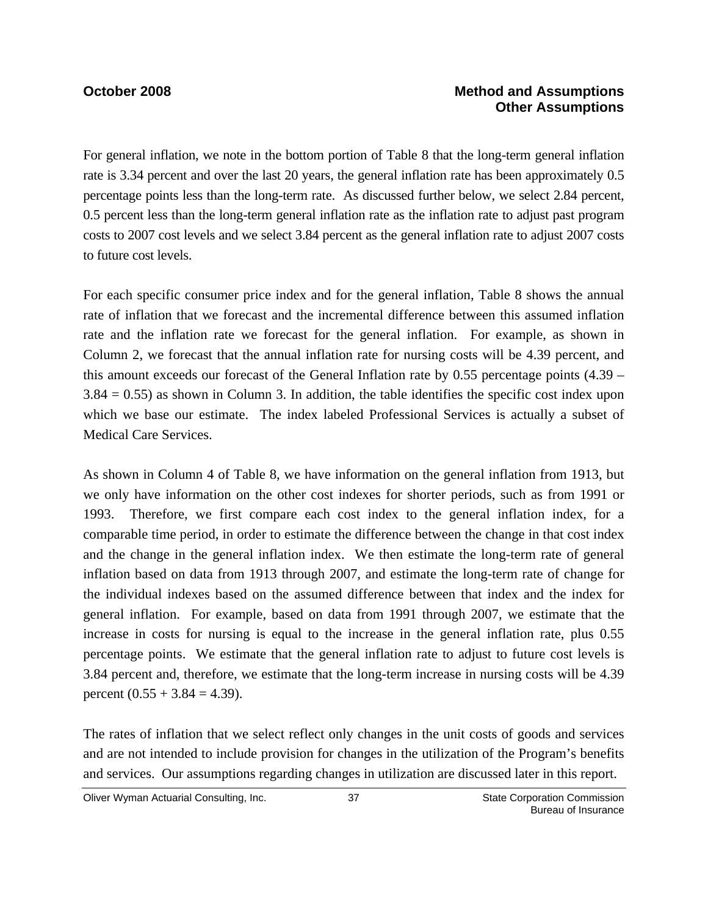For general inflation, we note in the bottom portion of Table 8 that the long-term general inflation rate is 3.34 percent and over the last 20 years, the general inflation rate has been approximately 0.5 percentage points less than the long-term rate. As discussed further below, we select 2.84 percent, 0.5 percent less than the long-term general inflation rate as the inflation rate to adjust past program costs to 2007 cost levels and we select 3.84 percent as the general inflation rate to adjust 2007 costs to future cost levels.

For each specific consumer price index and for the general inflation, Table 8 shows the annual rate of inflation that we forecast and the incremental difference between this assumed inflation rate and the inflation rate we forecast for the general inflation. For example, as shown in Column 2, we forecast that the annual inflation rate for nursing costs will be 4.39 percent, and this amount exceeds our forecast of the General Inflation rate by 0.55 percentage points (4.39 – 3.84 = 0.55) as shown in Column 3. In addition, the table identifies the specific cost index upon which we base our estimate. The index labeled Professional Services is actually a subset of Medical Care Services.

As shown in Column 4 of Table 8, we have information on the general inflation from 1913, but we only have information on the other cost indexes for shorter periods, such as from 1991 or 1993. Therefore, we first compare each cost index to the general inflation index, for a comparable time period, in order to estimate the difference between the change in that cost index and the change in the general inflation index. We then estimate the long-term rate of general inflation based on data from 1913 through 2007, and estimate the long-term rate of change for the individual indexes based on the assumed difference between that index and the index for general inflation. For example, based on data from 1991 through 2007, we estimate that the increase in costs for nursing is equal to the increase in the general inflation rate, plus 0.55 percentage points. We estimate that the general inflation rate to adjust to future cost levels is 3.84 percent and, therefore, we estimate that the long-term increase in nursing costs will be 4.39 percent (0.55 + 3.84 = 4.39).

The rates of inflation that we select reflect only changes in the unit costs of goods and services and are not intended to include provision for changes in the utilization of the Program's benefits and services. Our assumptions regarding changes in utilization are discussed later in this report.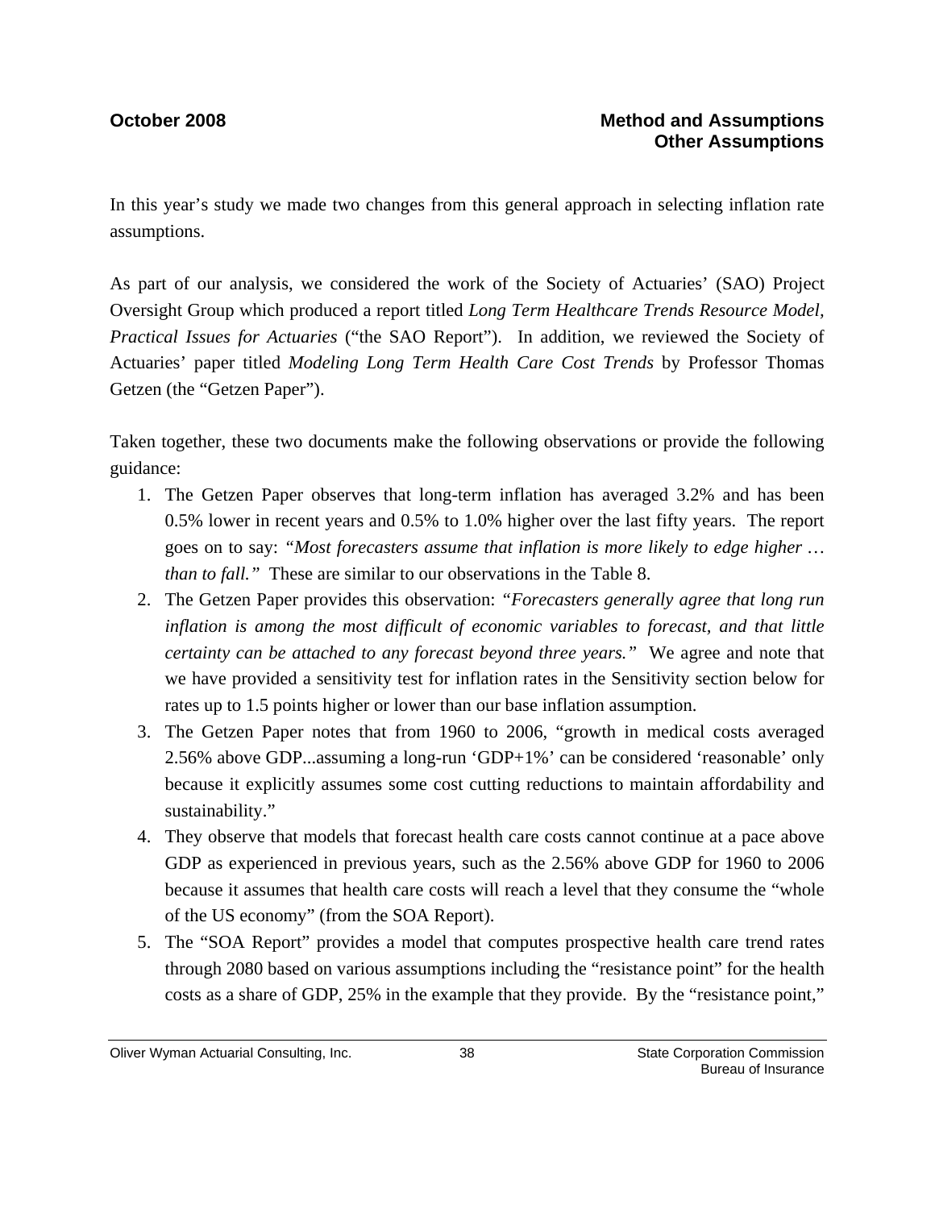In this year's study we made two changes from this general approach in selecting inflation rate assumptions.

As part of our analysis, we considered the work of the Society of Actuaries' (SAO) Project Oversight Group which produced a report titled *Long Term Healthcare Trends Resource Model, Practical Issues for Actuaries* ("the SAO Report"). In addition, we reviewed the Society of Actuaries' paper titled *Modeling Long Term Health Care Cost Trends* by Professor Thomas Getzen (the "Getzen Paper").

Taken together, these two documents make the following observations or provide the following guidance:

1. The Getzen Paper observes that long-term inflation has averaged 3.2% and has been 0.5% lower in recent years and 0.5% to 1.0% higher over the last fifty years. The report goes on to say: *"Most forecasters assume that inflation is more likely to edge higher … than to fall."* These are similar to our observations in the Table 8.
2. The Getzen Paper provides this observation: *"Forecasters generally agree that long run inflation is among the most difficult of economic variables to forecast, and that little certainty can be attached to any forecast beyond three years."* We agree and note that we have provided a sensitivity test for inflation rates in the Sensitivity section below for rates up to 1.5 points higher or lower than our base inflation assumption.
3. The Getzen Paper notes that from 1960 to 2006, "growth in medical costs averaged 2.56% above GDP...assuming a long-run 'GDP+1%' can be considered 'reasonable' only because it explicitly assumes some cost cutting reductions to maintain affordability and sustainability."
4. They observe that models that forecast health care costs cannot continue at a pace above GDP as experienced in previous years, such as the 2.56% above GDP for 1960 to 2006 because it assumes that health care costs will reach a level that they consume the "whole of the US economy" (from the SOA Report).
5. The "SOA Report" provides a model that computes prospective health care trend rates through 2080 based on various assumptions including the "resistance point" for the health costs as a share of GDP, 25% in the example that they provide. By the "resistance point,"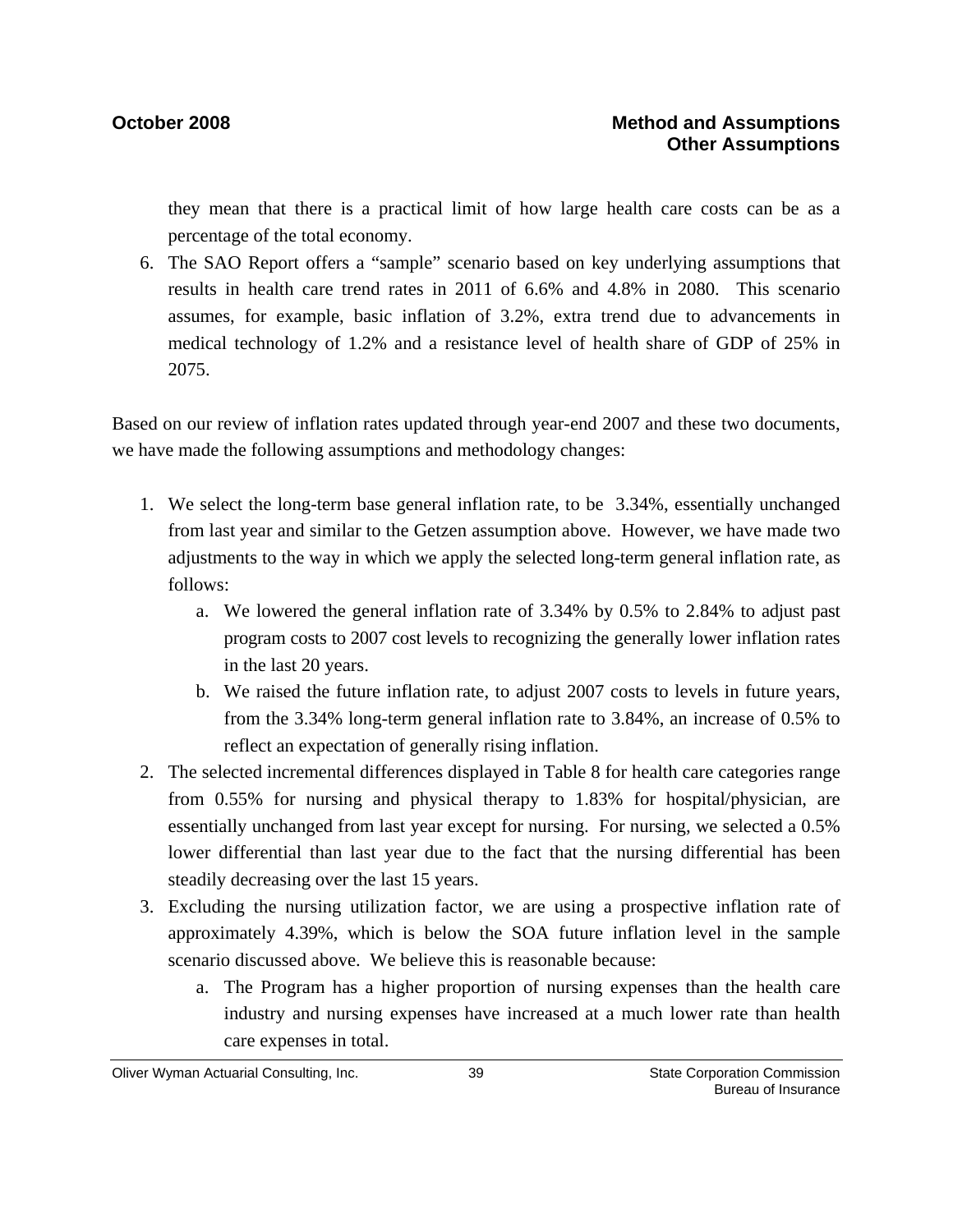they mean that there is a practical limit of how large health care costs can be as a percentage of the total economy.

6. The SAO Report offers a "sample" scenario based on key underlying assumptions that results in health care trend rates in 2011 of 6.6% and 4.8% in 2080. This scenario assumes, for example, basic inflation of 3.2%, extra trend due to advancements in medical technology of 1.2% and a resistance level of health share of GDP of 25% in 2075.

Based on our review of inflation rates updated through year-end 2007 and these two documents, we have made the following assumptions and methodology changes:

1. We select the long-term base general inflation rate, to be 3.34%, essentially unchanged from last year and similar to the Getzen assumption above. However, we have made two adjustments to the way in which we apply the selected long-term general inflation rate, as follows:
   a. We lowered the general inflation rate of 3.34% by 0.5% to 2.84% to adjust past program costs to 2007 cost levels to recognizing the generally lower inflation rates in the last 20 years.
   b. We raised the future inflation rate, to adjust 2007 costs to levels in future years, from the 3.34% long-term general inflation rate to 3.84%, an increase of 0.5% to reflect an expectation of generally rising inflation.
2. The selected incremental differences displayed in Table 8 for health care categories range from 0.55% for nursing and physical therapy to 1.83% for hospital/physician, are essentially unchanged from last year except for nursing. For nursing, we selected a 0.5% lower differential than last year due to the fact that the nursing differential has been steadily decreasing over the last 15 years.
3. Excluding the nursing utilization factor, we are using a prospective inflation rate of approximately 4.39%, which is below the SOA future inflation level in the sample scenario discussed above. We believe this is reasonable because:
   a. The Program has a higher proportion of nursing expenses than the health care industry and nursing expenses have increased at a much lower rate than health care expenses in total.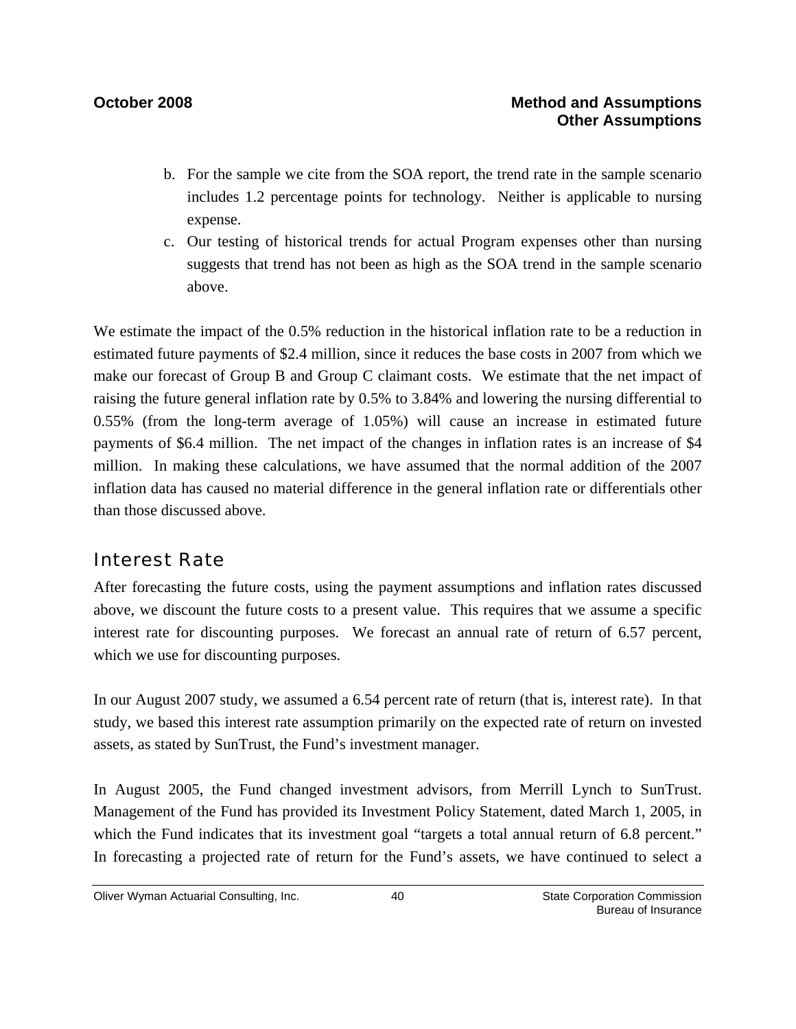b. For the sample we cite from the SOA report, the trend rate in the sample scenario includes 1.2 percentage points for technology. Neither is applicable to nursing expense.

c. Our testing of historical trends for actual Program expenses other than nursing suggests that trend has not been as high as the SOA trend in the sample scenario above.

We estimate the impact of the 0.5% reduction in the historical inflation rate to be a reduction in estimated future payments of $2.4 million, since it reduces the base costs in 2007 from which we make our forecast of Group B and Group C claimant costs. We estimate that the net impact of raising the future general inflation rate by 0.5% to 3.84% and lowering the nursing differential to 0.55% (from the long-term average of 1.05%) will cause an increase in estimated future payments of $6.4 million. The net impact of the changes in inflation rates is an increase of $4 million. In making these calculations, we have assumed that the normal addition of the 2007 inflation data has caused no material difference in the general inflation rate or differentials other than those discussed above.

## Interest Rate

After forecasting the future costs, using the payment assumptions and inflation rates discussed above, we discount the future costs to a present value. This requires that we assume a specific interest rate for discounting purposes. We forecast an annual rate of return of 6.57 percent, which we use for discounting purposes.

In our August 2007 study, we assumed a 6.54 percent rate of return (that is, interest rate). In that study, we based this interest rate assumption primarily on the expected rate of return on invested assets, as stated by SunTrust, the Fund's investment manager.

In August 2005, the Fund changed investment advisors, from Merrill Lynch to SunTrust. Management of the Fund has provided its Investment Policy Statement, dated March 1, 2005, in which the Fund indicates that its investment goal "targets a total annual return of 6.8 percent." In forecasting a projected rate of return for the Fund's assets, we have continued to select a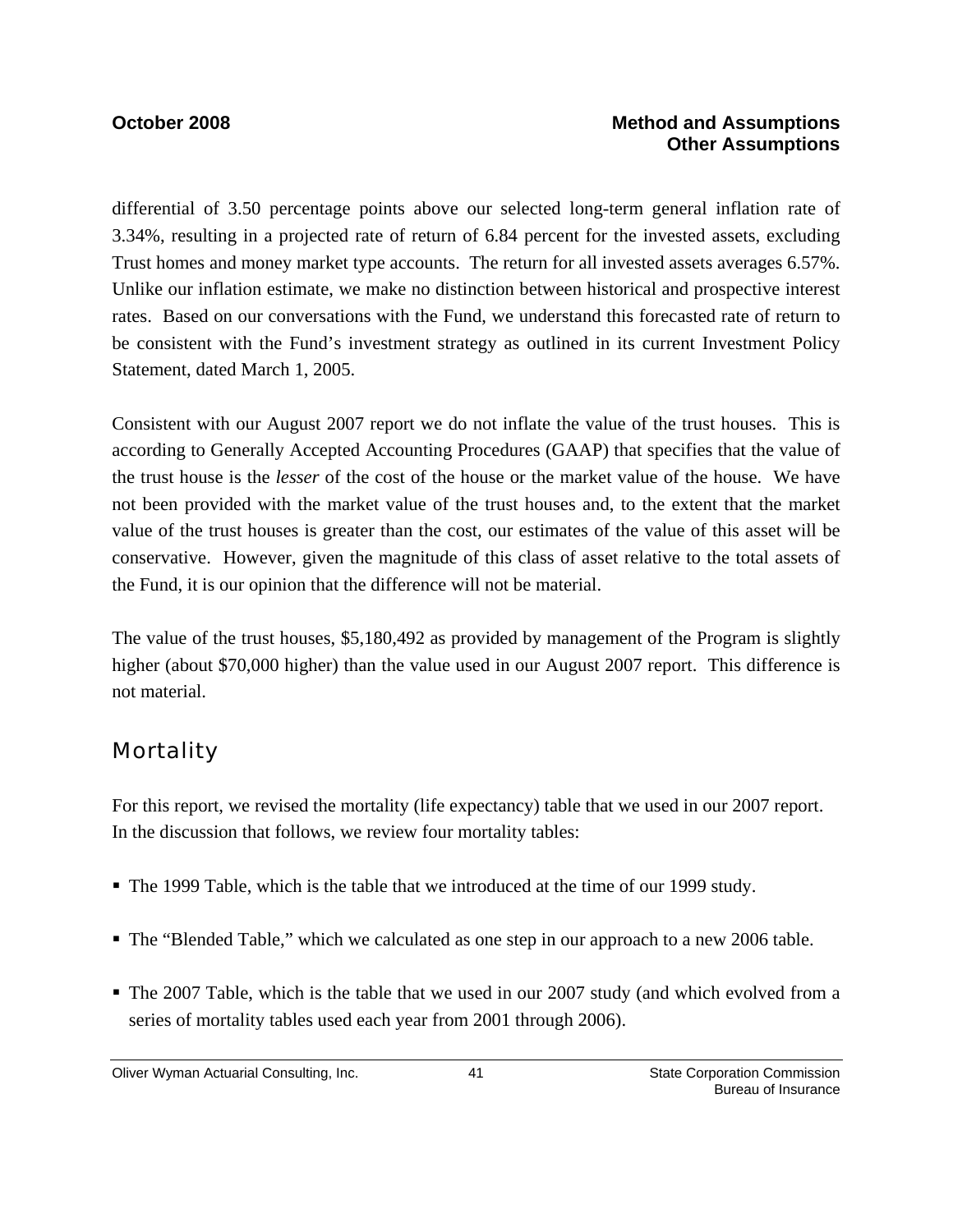differential of 3.50 percentage points above our selected long-term general inflation rate of 3.34%, resulting in a projected rate of return of 6.84 percent for the invested assets, excluding Trust homes and money market type accounts. The return for all invested assets averages 6.57%. Unlike our inflation estimate, we make no distinction between historical and prospective interest rates. Based on our conversations with the Fund, we understand this forecasted rate of return to be consistent with the Fund's investment strategy as outlined in its current Investment Policy Statement, dated March 1, 2005.

Consistent with our August 2007 report we do not inflate the value of the trust houses. This is according to Generally Accepted Accounting Procedures (GAAP) that specifies that the value of the trust house is the *lesser* of the cost of the house or the market value of the house. We have not been provided with the market value of the trust houses and, to the extent that the market value of the trust houses is greater than the cost, our estimates of the value of this asset will be conservative. However, given the magnitude of this class of asset relative to the total assets of the Fund, it is our opinion that the difference will not be material.

The value of the trust houses, $5,180,492 as provided by management of the Program is slightly higher (about $70,000 higher) than the value used in our August 2007 report. This difference is not material.

## Mortality

For this report, we revised the mortality (life expectancy) table that we used in our 2007 report. In the discussion that follows, we review four mortality tables:

- The 1999 Table, which is the table that we introduced at the time of our 1999 study.
- The "Blended Table," which we calculated as one step in our approach to a new 2006 table.
- The 2007 Table, which is the table that we used in our 2007 study (and which evolved from a series of mortality tables used each year from 2001 through 2006).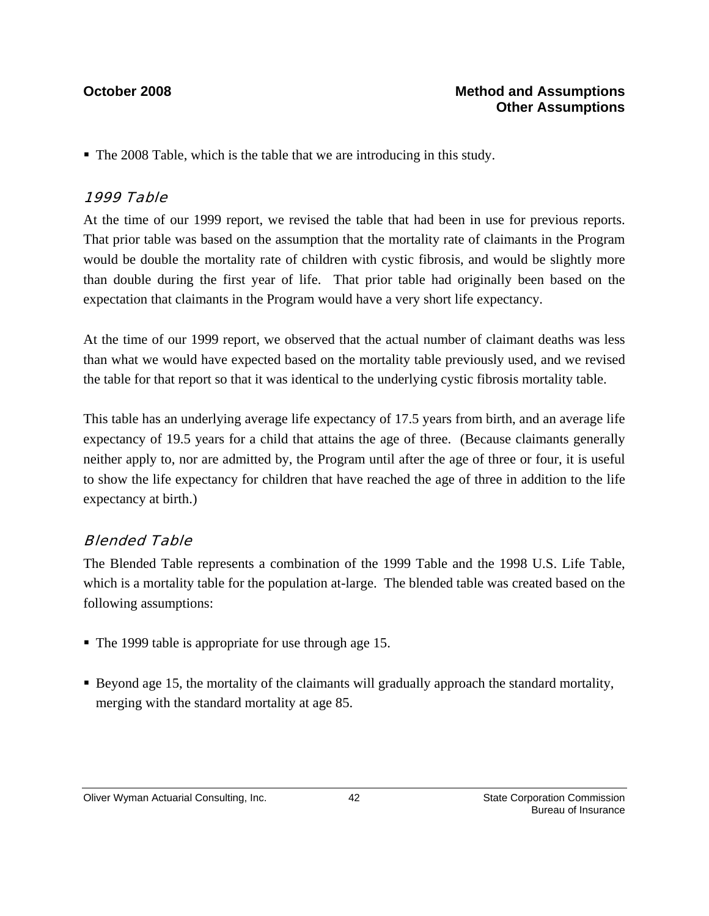- The 2008 Table, which is the table that we are introducing in this study.

### *1999 Table*

At the time of our 1999 report, we revised the table that had been in use for previous reports. That prior table was based on the assumption that the mortality rate of claimants in the Program would be double the mortality rate of children with cystic fibrosis, and would be slightly more than double during the first year of life. That prior table had originally been based on the expectation that claimants in the Program would have a very short life expectancy.

At the time of our 1999 report, we observed that the actual number of claimant deaths was less than what we would have expected based on the mortality table previously used, and we revised the table for that report so that it was identical to the underlying cystic fibrosis mortality table.

This table has an underlying average life expectancy of 17.5 years from birth, and an average life expectancy of 19.5 years for a child that attains the age of three. (Because claimants generally neither apply to, nor are admitted by, the Program until after the age of three or four, it is useful to show the life expectancy for children that have reached the age of three in addition to the life expectancy at birth.)

### *Blended Table*

The Blended Table represents a combination of the 1999 Table and the 1998 U.S. Life Table, which is a mortality table for the population at-large. The blended table was created based on the following assumptions:

- The 1999 table is appropriate for use through age 15.

- Beyond age 15, the mortality of the claimants will gradually approach the standard mortality, merging with the standard mortality at age 85.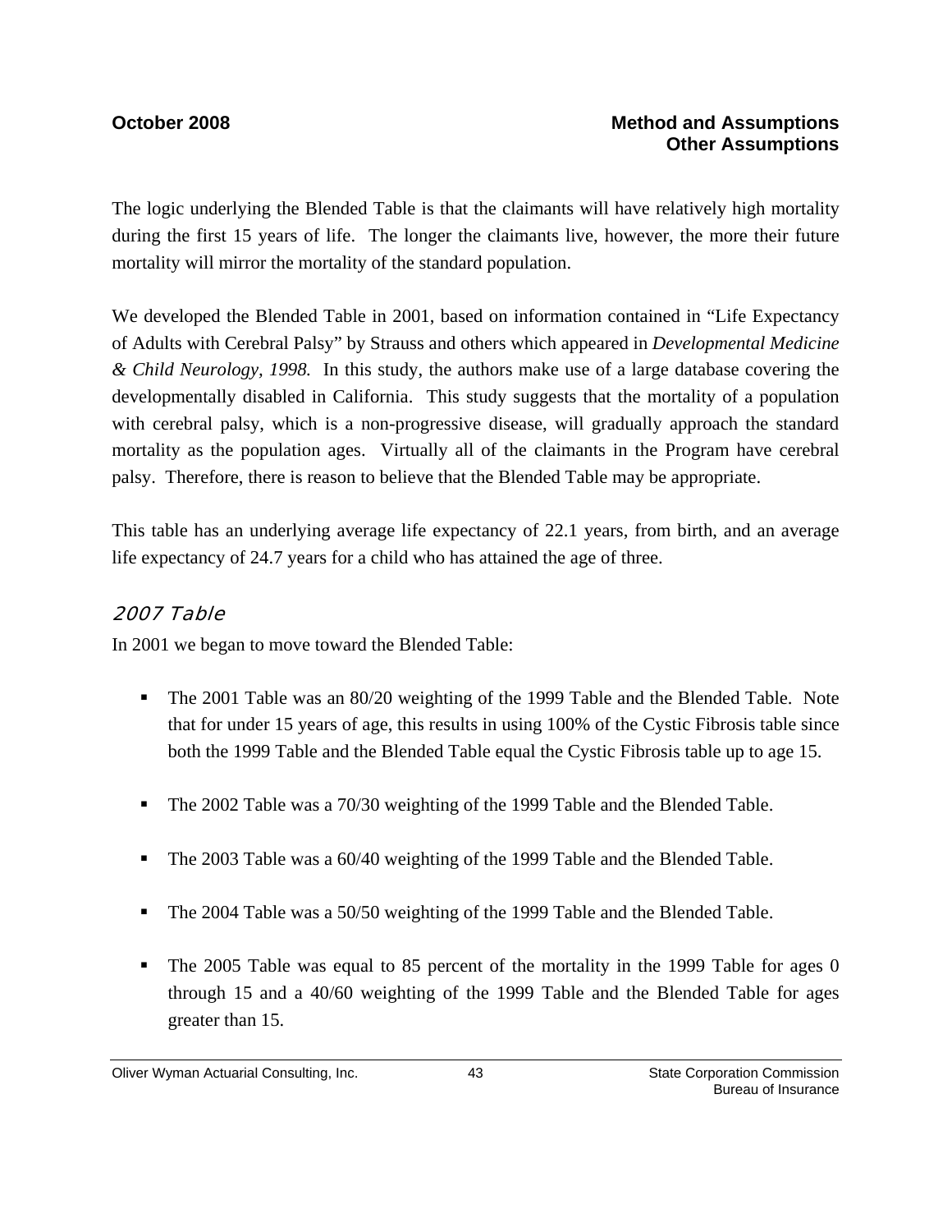The logic underlying the Blended Table is that the claimants will have relatively high mortality during the first 15 years of life. The longer the claimants live, however, the more their future mortality will mirror the mortality of the standard population.

We developed the Blended Table in 2001, based on information contained in "Life Expectancy of Adults with Cerebral Palsy" by Strauss and others which appeared in *Developmental Medicine & Child Neurology, 1998.* In this study, the authors make use of a large database covering the developmentally disabled in California. This study suggests that the mortality of a population with cerebral palsy, which is a non-progressive disease, will gradually approach the standard mortality as the population ages. Virtually all of the claimants in the Program have cerebral palsy. Therefore, there is reason to believe that the Blended Table may be appropriate.

This table has an underlying average life expectancy of 22.1 years, from birth, and an average life expectancy of 24.7 years for a child who has attained the age of three.

### *2007 Table*

In 2001 we began to move toward the Blended Table:

- The 2001 Table was an 80/20 weighting of the 1999 Table and the Blended Table. Note that for under 15 years of age, this results in using 100% of the Cystic Fibrosis table since both the 1999 Table and the Blended Table equal the Cystic Fibrosis table up to age 15.
- The 2002 Table was a 70/30 weighting of the 1999 Table and the Blended Table.
- The 2003 Table was a 60/40 weighting of the 1999 Table and the Blended Table.
- The 2004 Table was a 50/50 weighting of the 1999 Table and the Blended Table.
- The 2005 Table was equal to 85 percent of the mortality in the 1999 Table for ages 0 through 15 and a 40/60 weighting of the 1999 Table and the Blended Table for ages greater than 15.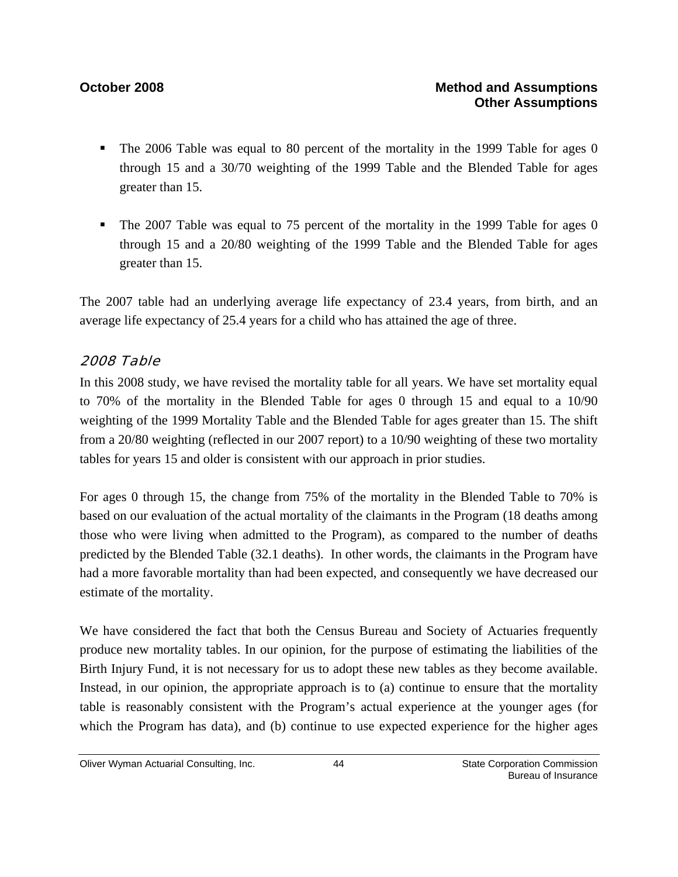- The 2006 Table was equal to 80 percent of the mortality in the 1999 Table for ages 0 through 15 and a 30/70 weighting of the 1999 Table and the Blended Table for ages greater than 15.

- The 2007 Table was equal to 75 percent of the mortality in the 1999 Table for ages 0 through 15 and a 20/80 weighting of the 1999 Table and the Blended Table for ages greater than 15.

The 2007 table had an underlying average life expectancy of 23.4 years, from birth, and an average life expectancy of 25.4 years for a child who has attained the age of three.

### *2008 Table*

In this 2008 study, we have revised the mortality table for all years. We have set mortality equal to 70% of the mortality in the Blended Table for ages 0 through 15 and equal to a 10/90 weighting of the 1999 Mortality Table and the Blended Table for ages greater than 15. The shift from a 20/80 weighting (reflected in our 2007 report) to a 10/90 weighting of these two mortality tables for years 15 and older is consistent with our approach in prior studies.

For ages 0 through 15, the change from 75% of the mortality in the Blended Table to 70% is based on our evaluation of the actual mortality of the claimants in the Program (18 deaths among those who were living when admitted to the Program), as compared to the number of deaths predicted by the Blended Table (32.1 deaths). In other words, the claimants in the Program have had a more favorable mortality than had been expected, and consequently we have decreased our estimate of the mortality.

We have considered the fact that both the Census Bureau and Society of Actuaries frequently produce new mortality tables. In our opinion, for the purpose of estimating the liabilities of the Birth Injury Fund, it is not necessary for us to adopt these new tables as they become available. Instead, in our opinion, the appropriate approach is to (a) continue to ensure that the mortality table is reasonably consistent with the Program's actual experience at the younger ages (for which the Program has data), and (b) continue to use expected experience for the higher ages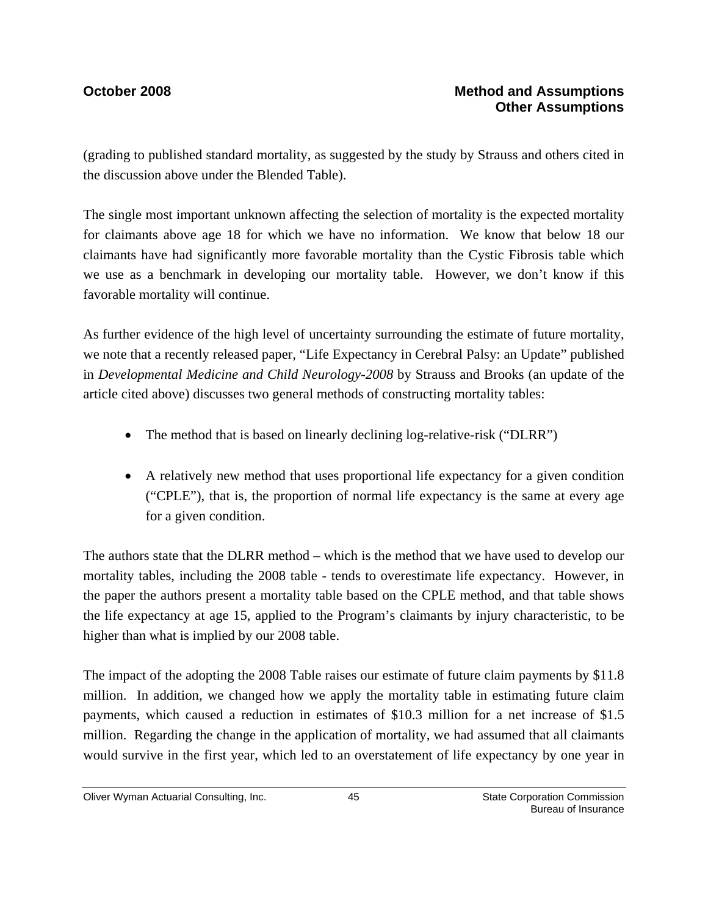(grading to published standard mortality, as suggested by the study by Strauss and others cited in the discussion above under the Blended Table).

The single most important unknown affecting the selection of mortality is the expected mortality for claimants above age 18 for which we have no information. We know that below 18 our claimants have had significantly more favorable mortality than the Cystic Fibrosis table which we use as a benchmark in developing our mortality table. However, we don't know if this favorable mortality will continue.

As further evidence of the high level of uncertainty surrounding the estimate of future mortality, we note that a recently released paper, "Life Expectancy in Cerebral Palsy: an Update" published in *Developmental Medicine and Child Neurology-2008* by Strauss and Brooks (an update of the article cited above) discusses two general methods of constructing mortality tables:

- The method that is based on linearly declining log-relative-risk ("DLRR")
- A relatively new method that uses proportional life expectancy for a given condition ("CPLE"), that is, the proportion of normal life expectancy is the same at every age for a given condition.

The authors state that the DLRR method – which is the method that we have used to develop our mortality tables, including the 2008 table - tends to overestimate life expectancy. However, in the paper the authors present a mortality table based on the CPLE method, and that table shows the life expectancy at age 15, applied to the Program's claimants by injury characteristic, to be higher than what is implied by our 2008 table.

The impact of the adopting the 2008 Table raises our estimate of future claim payments by $11.8 million. In addition, we changed how we apply the mortality table in estimating future claim payments, which caused a reduction in estimates of $10.3 million for a net increase of $1.5 million. Regarding the change in the application of mortality, we had assumed that all claimants would survive in the first year, which led to an overstatement of life expectancy by one year in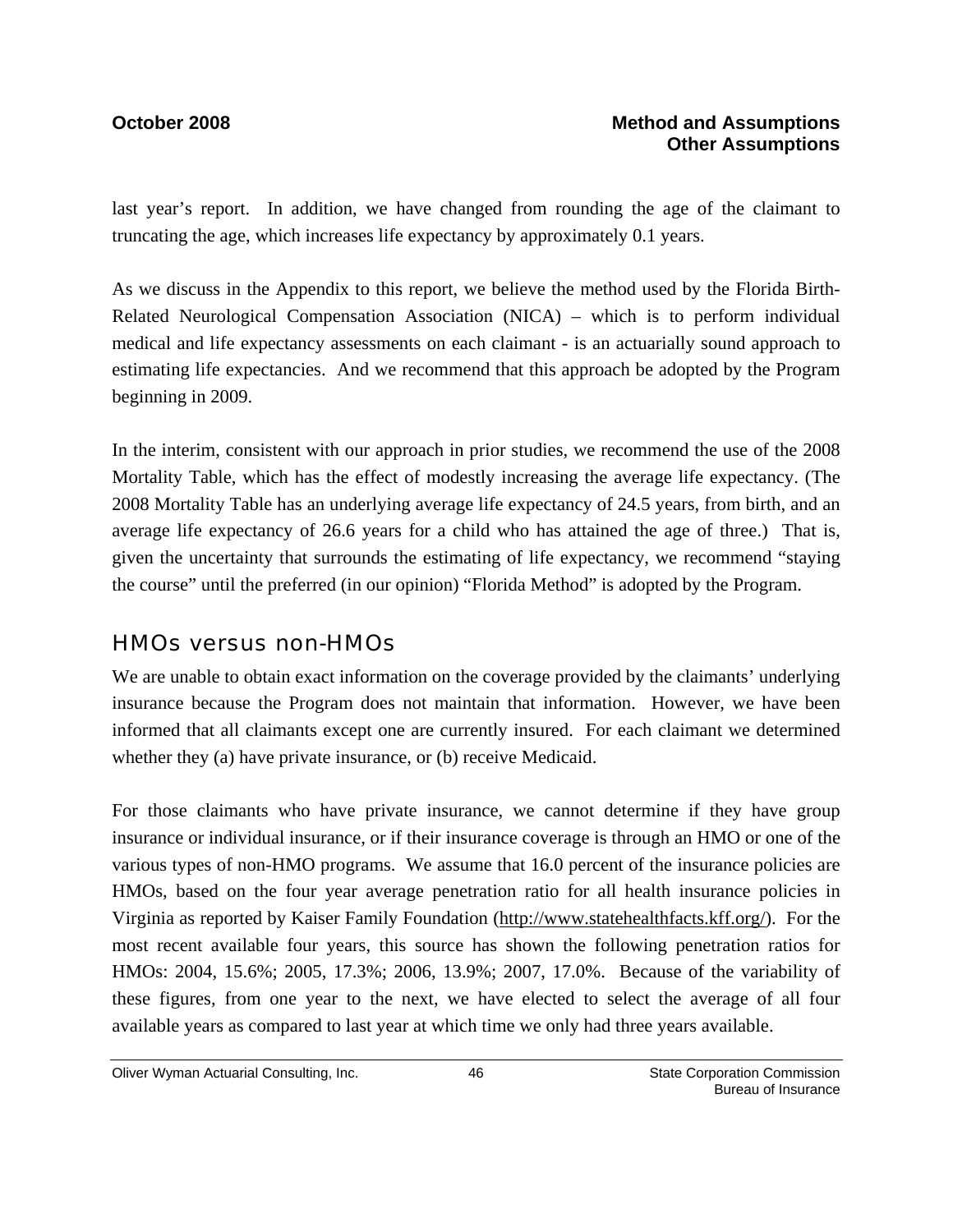last year's report. In addition, we have changed from rounding the age of the claimant to truncating the age, which increases life expectancy by approximately 0.1 years.

As we discuss in the Appendix to this report, we believe the method used by the Florida Birth-Related Neurological Compensation Association (NICA) – which is to perform individual medical and life expectancy assessments on each claimant - is an actuarially sound approach to estimating life expectancies. And we recommend that this approach be adopted by the Program beginning in 2009.

In the interim, consistent with our approach in prior studies, we recommend the use of the 2008 Mortality Table, which has the effect of modestly increasing the average life expectancy. (The 2008 Mortality Table has an underlying average life expectancy of 24.5 years, from birth, and an average life expectancy of 26.6 years for a child who has attained the age of three.) That is, given the uncertainty that surrounds the estimating of life expectancy, we recommend "staying the course" until the preferred (in our opinion) "Florida Method" is adopted by the Program.

## HMOs versus non-HMOs

We are unable to obtain exact information on the coverage provided by the claimants' underlying insurance because the Program does not maintain that information. However, we have been informed that all claimants except one are currently insured. For each claimant we determined whether they (a) have private insurance, or (b) receive Medicaid.

For those claimants who have private insurance, we cannot determine if they have group insurance or individual insurance, or if their insurance coverage is through an HMO or one of the various types of non-HMO programs. We assume that 16.0 percent of the insurance policies are HMOs, based on the four year average penetration ratio for all health insurance policies in Virginia as reported by Kaiser Family Foundation (http://www.statehealthfacts.kff.org/). For the most recent available four years, this source has shown the following penetration ratios for HMOs: 2004, 15.6%; 2005, 17.3%; 2006, 13.9%; 2007, 17.0%. Because of the variability of these figures, from one year to the next, we have elected to select the average of all four available years as compared to last year at which time we only had three years available.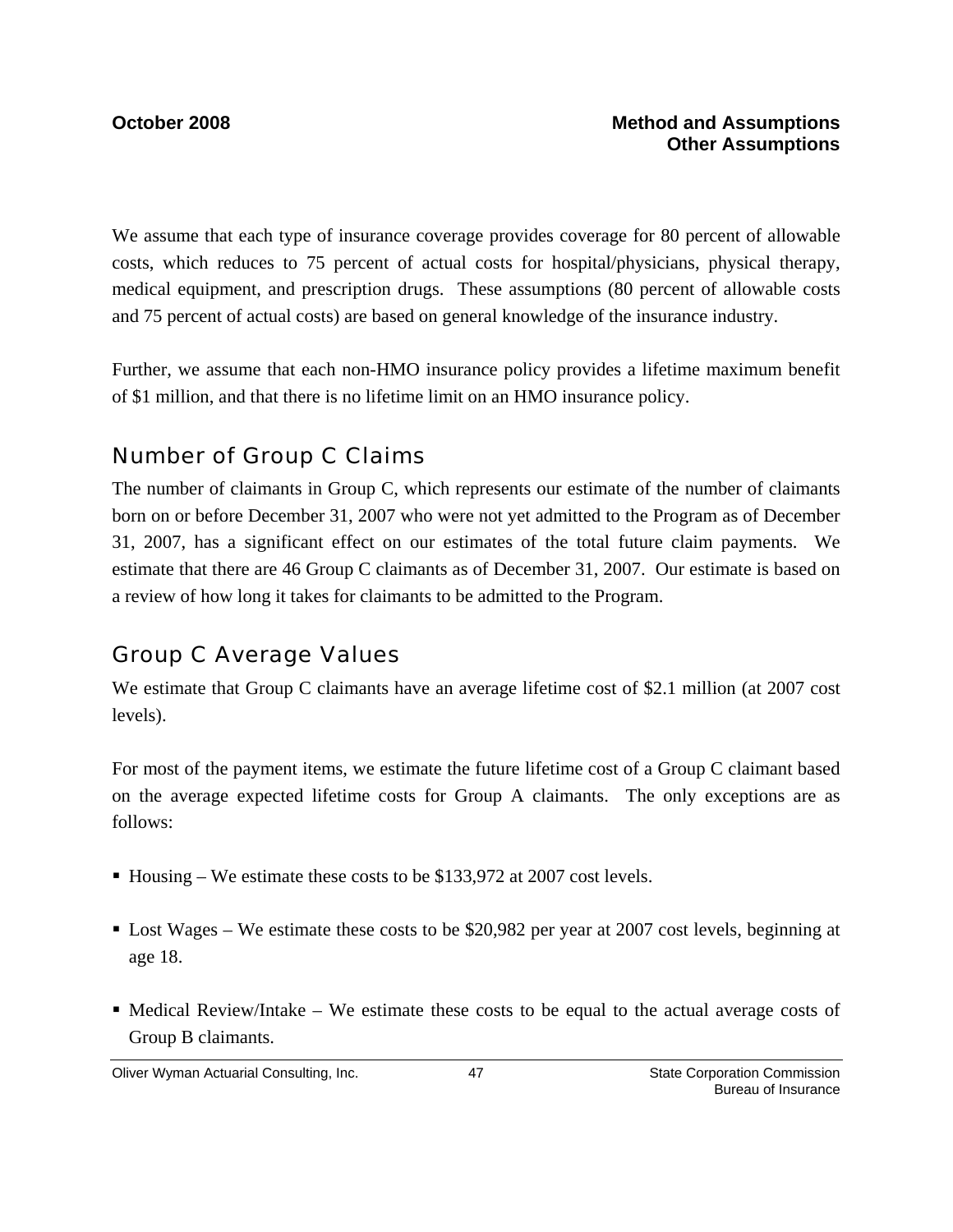We assume that each type of insurance coverage provides coverage for 80 percent of allowable costs, which reduces to 75 percent of actual costs for hospital/physicians, physical therapy, medical equipment, and prescription drugs. These assumptions (80 percent of allowable costs and 75 percent of actual costs) are based on general knowledge of the insurance industry.

Further, we assume that each non-HMO insurance policy provides a lifetime maximum benefit of $1 million, and that there is no lifetime limit on an HMO insurance policy.

## Number of Group C Claims

The number of claimants in Group C, which represents our estimate of the number of claimants born on or before December 31, 2007 who were not yet admitted to the Program as of December 31, 2007, has a significant effect on our estimates of the total future claim payments. We estimate that there are 46 Group C claimants as of December 31, 2007. Our estimate is based on a review of how long it takes for claimants to be admitted to the Program.

## Group C Average Values

We estimate that Group C claimants have an average lifetime cost of $2.1 million (at 2007 cost levels).

For most of the payment items, we estimate the future lifetime cost of a Group C claimant based on the average expected lifetime costs for Group A claimants. The only exceptions are as follows:

- Housing – We estimate these costs to be $133,972 at 2007 cost levels.
- Lost Wages – We estimate these costs to be $20,982 per year at 2007 cost levels, beginning at age 18.
- Medical Review/Intake – We estimate these costs to be equal to the actual average costs of Group B claimants.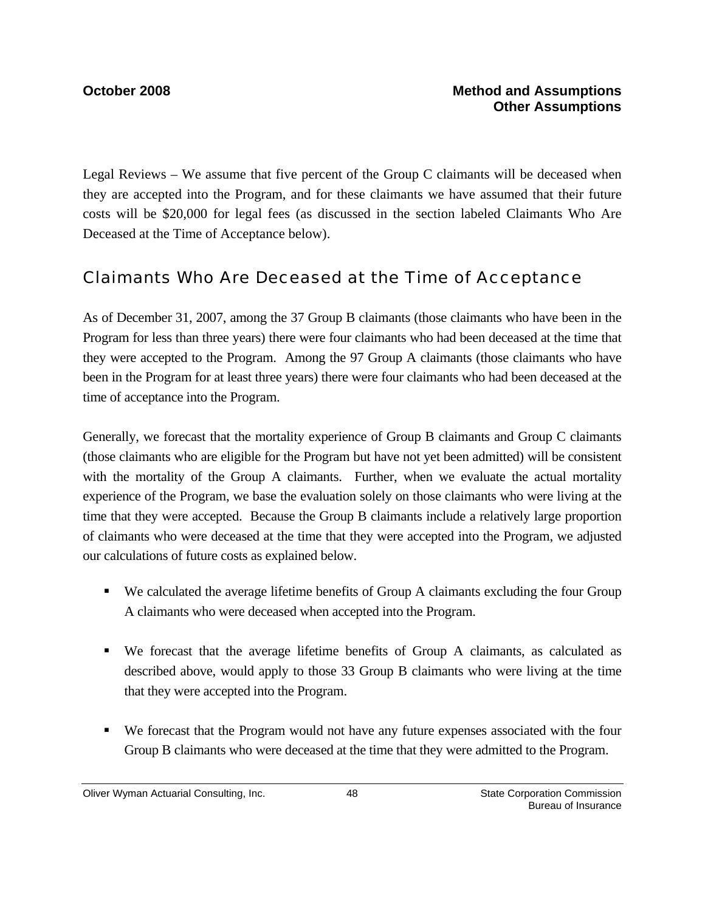Legal Reviews – We assume that five percent of the Group C claimants will be deceased when they are accepted into the Program, and for these claimants we have assumed that their future costs will be $20,000 for legal fees (as discussed in the section labeled Claimants Who Are Deceased at the Time of Acceptance below).

## Claimants Who Are Deceased at the Time of Acceptance

As of December 31, 2007, among the 37 Group B claimants (those claimants who have been in the Program for less than three years) there were four claimants who had been deceased at the time that they were accepted to the Program. Among the 97 Group A claimants (those claimants who have been in the Program for at least three years) there were four claimants who had been deceased at the time of acceptance into the Program.

Generally, we forecast that the mortality experience of Group B claimants and Group C claimants (those claimants who are eligible for the Program but have not yet been admitted) will be consistent with the mortality of the Group A claimants. Further, when we evaluate the actual mortality experience of the Program, we base the evaluation solely on those claimants who were living at the time that they were accepted. Because the Group B claimants include a relatively large proportion of claimants who were deceased at the time that they were accepted into the Program, we adjusted our calculations of future costs as explained below.

- We calculated the average lifetime benefits of Group A claimants excluding the four Group A claimants who were deceased when accepted into the Program.
- We forecast that the average lifetime benefits of Group A claimants, as calculated as described above, would apply to those 33 Group B claimants who were living at the time that they were accepted into the Program.
- We forecast that the Program would not have any future expenses associated with the four Group B claimants who were deceased at the time that they were admitted to the Program.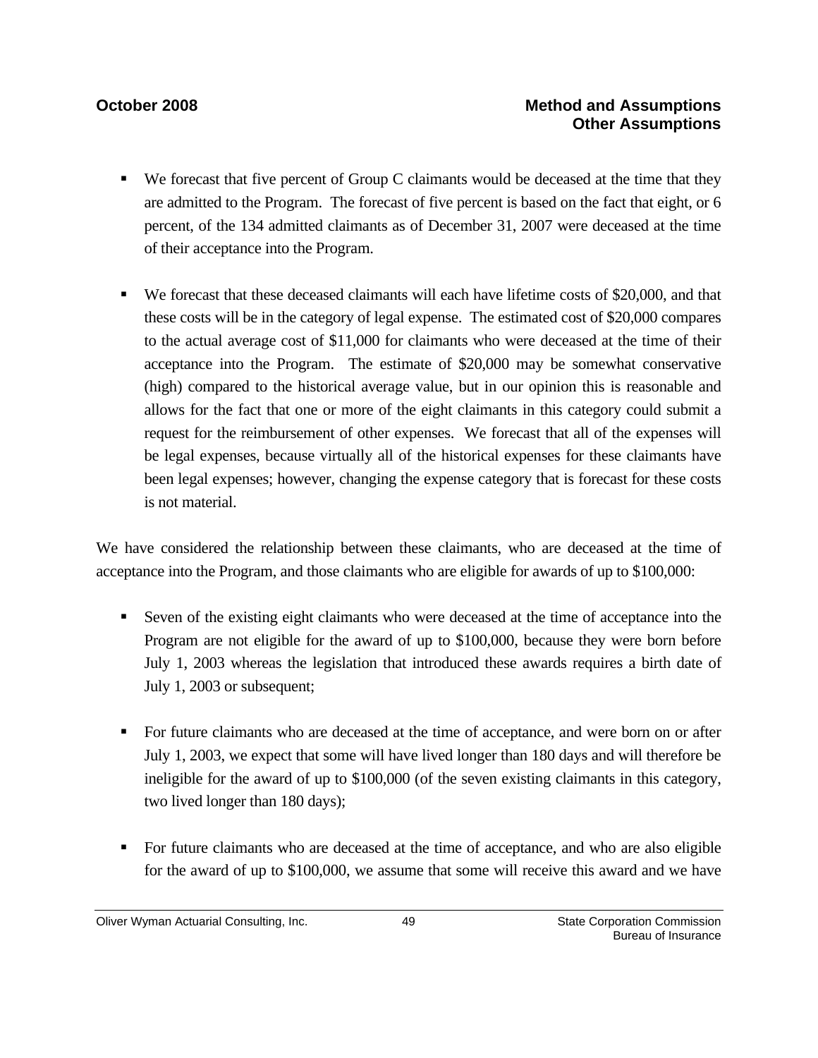- We forecast that five percent of Group C claimants would be deceased at the time that they are admitted to the Program. The forecast of five percent is based on the fact that eight, or 6 percent, of the 134 admitted claimants as of December 31, 2007 were deceased at the time of their acceptance into the Program.

- We forecast that these deceased claimants will each have lifetime costs of $20,000, and that these costs will be in the category of legal expense. The estimated cost of $20,000 compares to the actual average cost of $11,000 for claimants who were deceased at the time of their acceptance into the Program. The estimate of $20,000 may be somewhat conservative (high) compared to the historical average value, but in our opinion this is reasonable and allows for the fact that one or more of the eight claimants in this category could submit a request for the reimbursement of other expenses. We forecast that all of the expenses will be legal expenses, because virtually all of the historical expenses for these claimants have been legal expenses; however, changing the expense category that is forecast for these costs is not material.

We have considered the relationship between these claimants, who are deceased at the time of acceptance into the Program, and those claimants who are eligible for awards of up to $100,000:

- Seven of the existing eight claimants who were deceased at the time of acceptance into the Program are not eligible for the award of up to $100,000, because they were born before July 1, 2003 whereas the legislation that introduced these awards requires a birth date of July 1, 2003 or subsequent;

- For future claimants who are deceased at the time of acceptance, and were born on or after July 1, 2003, we expect that some will have lived longer than 180 days and will therefore be ineligible for the award of up to $100,000 (of the seven existing claimants in this category, two lived longer than 180 days);

- For future claimants who are deceased at the time of acceptance, and who are also eligible for the award of up to $100,000, we assume that some will receive this award and we have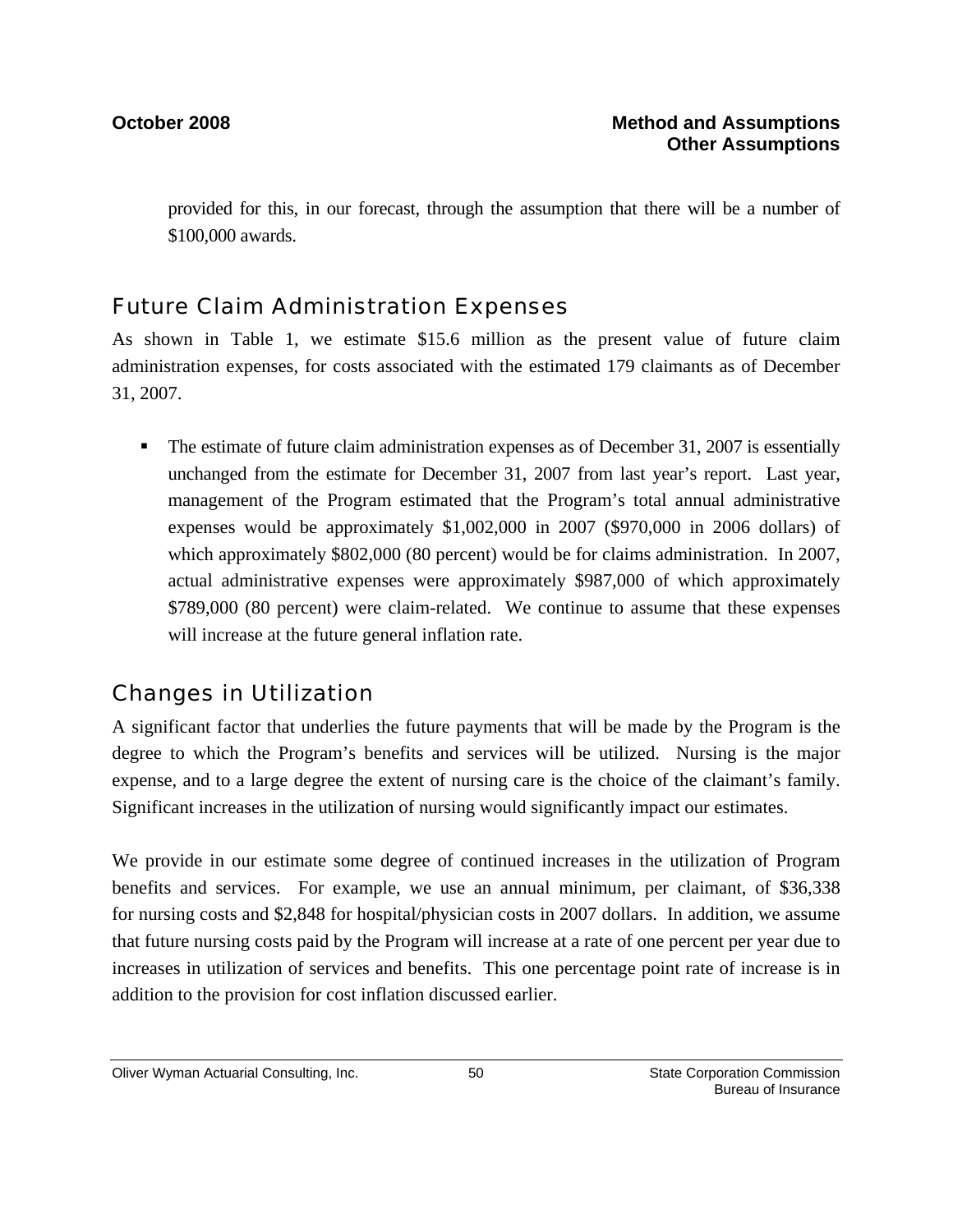provided for this, in our forecast, through the assumption that there will be a number of $100,000 awards.

## Future Claim Administration Expenses

As shown in Table 1, we estimate $15.6 million as the present value of future claim administration expenses, for costs associated with the estimated 179 claimants as of December 31, 2007.

- The estimate of future claim administration expenses as of December 31, 2007 is essentially unchanged from the estimate for December 31, 2007 from last year's report. Last year, management of the Program estimated that the Program's total annual administrative expenses would be approximately $1,002,000 in 2007 ($970,000 in 2006 dollars) of which approximately $802,000 (80 percent) would be for claims administration. In 2007, actual administrative expenses were approximately $987,000 of which approximately $789,000 (80 percent) were claim-related. We continue to assume that these expenses will increase at the future general inflation rate.

## Changes in Utilization

A significant factor that underlies the future payments that will be made by the Program is the degree to which the Program's benefits and services will be utilized. Nursing is the major expense, and to a large degree the extent of nursing care is the choice of the claimant's family. Significant increases in the utilization of nursing would significantly impact our estimates.

We provide in our estimate some degree of continued increases in the utilization of Program benefits and services. For example, we use an annual minimum, per claimant, of $36,338 for nursing costs and $2,848 for hospital/physician costs in 2007 dollars. In addition, we assume that future nursing costs paid by the Program will increase at a rate of one percent per year due to increases in utilization of services and benefits. This one percentage point rate of increase is in addition to the provision for cost inflation discussed earlier.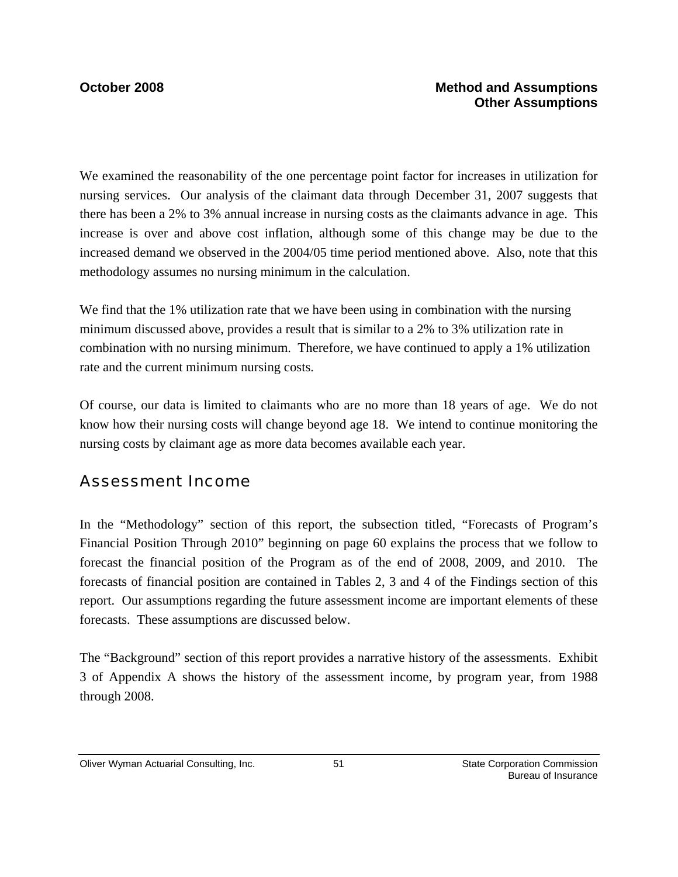We examined the reasonability of the one percentage point factor for increases in utilization for nursing services. Our analysis of the claimant data through December 31, 2007 suggests that there has been a 2% to 3% annual increase in nursing costs as the claimants advance in age. This increase is over and above cost inflation, although some of this change may be due to the increased demand we observed in the 2004/05 time period mentioned above. Also, note that this methodology assumes no nursing minimum in the calculation.

We find that the 1% utilization rate that we have been using in combination with the nursing minimum discussed above, provides a result that is similar to a 2% to 3% utilization rate in combination with no nursing minimum. Therefore, we have continued to apply a 1% utilization rate and the current minimum nursing costs.

Of course, our data is limited to claimants who are no more than 18 years of age. We do not know how their nursing costs will change beyond age 18. We intend to continue monitoring the nursing costs by claimant age as more data becomes available each year.

## Assessment Income

In the "Methodology" section of this report, the subsection titled, "Forecasts of Program's Financial Position Through 2010" beginning on page 60 explains the process that we follow to forecast the financial position of the Program as of the end of 2008, 2009, and 2010. The forecasts of financial position are contained in Tables 2, 3 and 4 of the Findings section of this report. Our assumptions regarding the future assessment income are important elements of these forecasts. These assumptions are discussed below.

The "Background" section of this report provides a narrative history of the assessments. Exhibit 3 of Appendix A shows the history of the assessment income, by program year, from 1988 through 2008.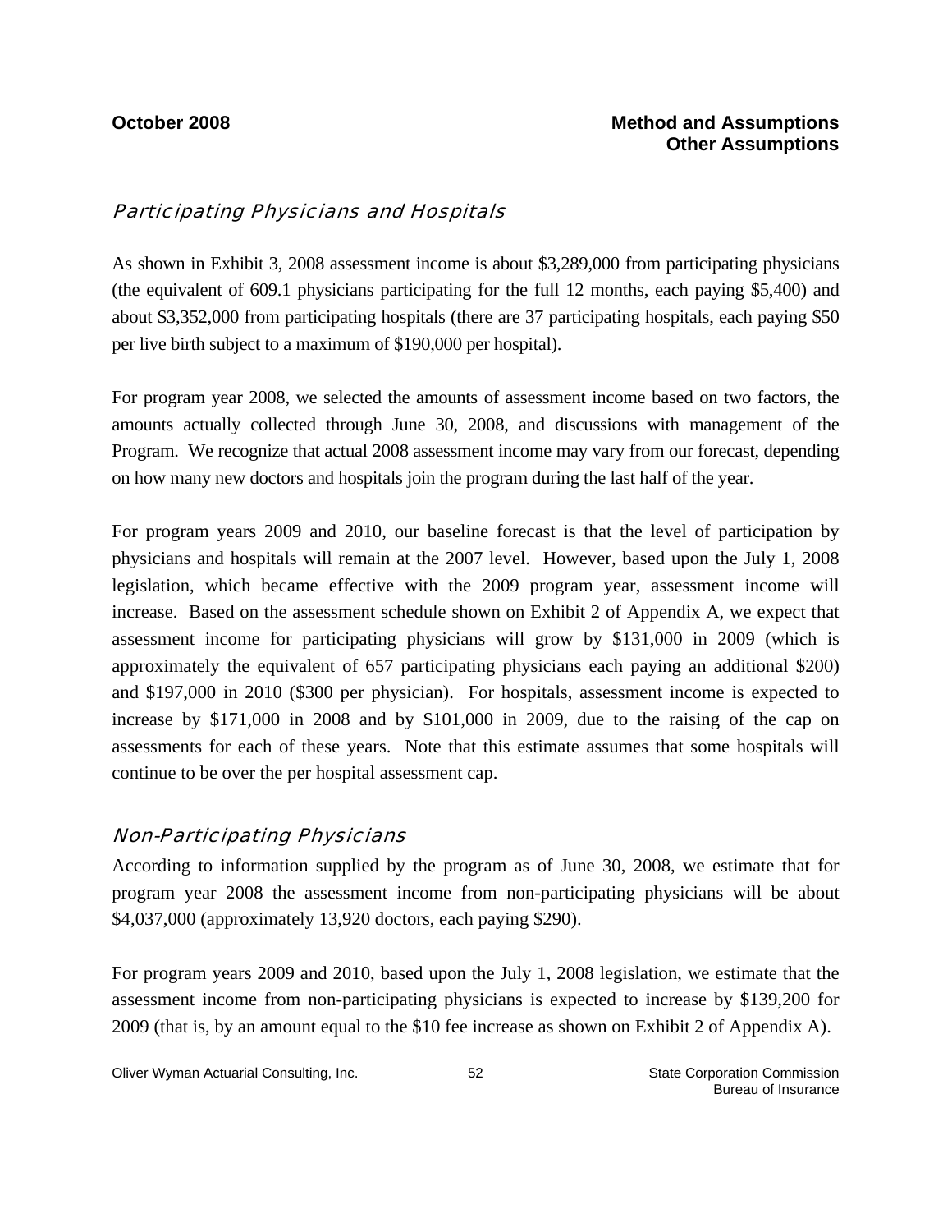## Participating Physicians and Hospitals

As shown in Exhibit 3, 2008 assessment income is about $3,289,000 from participating physicians (the equivalent of 609.1 physicians participating for the full 12 months, each paying $5,400) and about $3,352,000 from participating hospitals (there are 37 participating hospitals, each paying $50 per live birth subject to a maximum of $190,000 per hospital).

For program year 2008, we selected the amounts of assessment income based on two factors, the amounts actually collected through June 30, 2008, and discussions with management of the Program. We recognize that actual 2008 assessment income may vary from our forecast, depending on how many new doctors and hospitals join the program during the last half of the year.

For program years 2009 and 2010, our baseline forecast is that the level of participation by physicians and hospitals will remain at the 2007 level. However, based upon the July 1, 2008 legislation, which became effective with the 2009 program year, assessment income will increase. Based on the assessment schedule shown on Exhibit 2 of Appendix A, we expect that assessment income for participating physicians will grow by $131,000 in 2009 (which is approximately the equivalent of 657 participating physicians each paying an additional $200) and $197,000 in 2010 ($300 per physician). For hospitals, assessment income is expected to increase by $171,000 in 2008 and by $101,000 in 2009, due to the raising of the cap on assessments for each of these years. Note that this estimate assumes that some hospitals will continue to be over the per hospital assessment cap.

## Non-Participating Physicians

According to information supplied by the program as of June 30, 2008, we estimate that for program year 2008 the assessment income from non-participating physicians will be about $4,037,000 (approximately 13,920 doctors, each paying $290).

For program years 2009 and 2010, based upon the July 1, 2008 legislation, we estimate that the assessment income from non-participating physicians is expected to increase by $139,200 for 2009 (that is, by an amount equal to the $10 fee increase as shown on Exhibit 2 of Appendix A).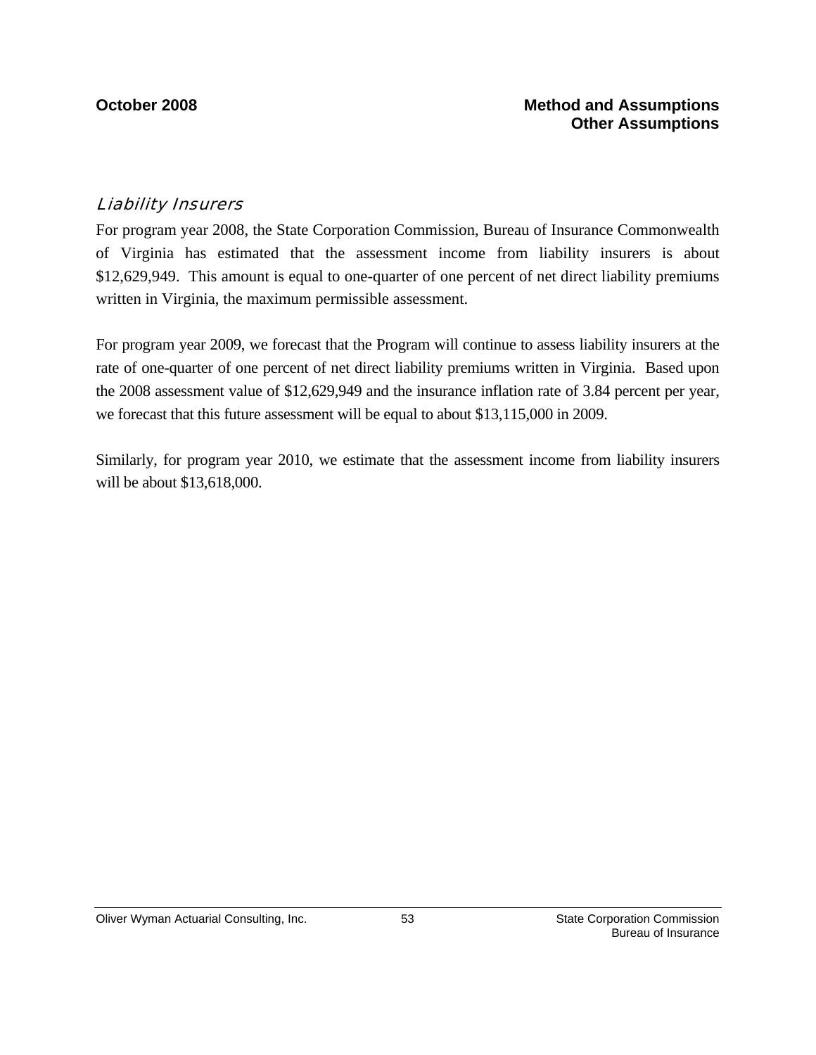### *Liability Insurers*

For program year 2008, the State Corporation Commission, Bureau of Insurance Commonwealth of Virginia has estimated that the assessment income from liability insurers is about $12,629,949. This amount is equal to one-quarter of one percent of net direct liability premiums written in Virginia, the maximum permissible assessment.

For program year 2009, we forecast that the Program will continue to assess liability insurers at the rate of one-quarter of one percent of net direct liability premiums written in Virginia. Based upon the 2008 assessment value of $12,629,949 and the insurance inflation rate of 3.84 percent per year, we forecast that this future assessment will be equal to about $13,115,000 in 2009.

Similarly, for program year 2010, we estimate that the assessment income from liability insurers will be about $13,618,000.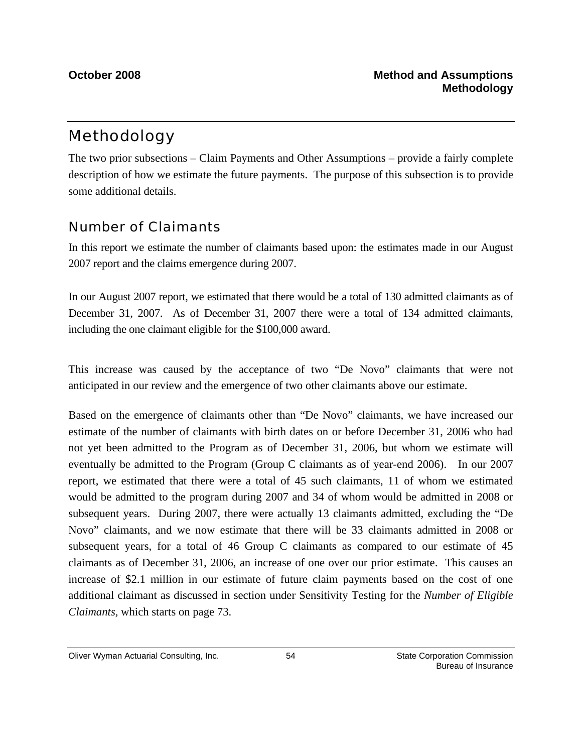# Methodology

The two prior subsections – Claim Payments and Other Assumptions – provide a fairly complete description of how we estimate the future payments. The purpose of this subsection is to provide some additional details.

## Number of Claimants

In this report we estimate the number of claimants based upon: the estimates made in our August 2007 report and the claims emergence during 2007.

In our August 2007 report, we estimated that there would be a total of 130 admitted claimants as of December 31, 2007. As of December 31, 2007 there were a total of 134 admitted claimants, including the one claimant eligible for the $100,000 award.

This increase was caused by the acceptance of two "De Novo" claimants that were not anticipated in our review and the emergence of two other claimants above our estimate.

Based on the emergence of claimants other than "De Novo" claimants, we have increased our estimate of the number of claimants with birth dates on or before December 31, 2006 who had not yet been admitted to the Program as of December 31, 2006, but whom we estimate will eventually be admitted to the Program (Group C claimants as of year-end 2006). In our 2007 report, we estimated that there were a total of 45 such claimants, 11 of whom we estimated would be admitted to the program during 2007 and 34 of whom would be admitted in 2008 or subsequent years. During 2007, there were actually 13 claimants admitted, excluding the "De Novo" claimants, and we now estimate that there will be 33 claimants admitted in 2008 or subsequent years, for a total of 46 Group C claimants as compared to our estimate of 45 claimants as of December 31, 2006, an increase of one over our prior estimate. This causes an increase of $2.1 million in our estimate of future claim payments based on the cost of one additional claimant as discussed in section under Sensitivity Testing for the *Number of Eligible Claimants*, which starts on page 73.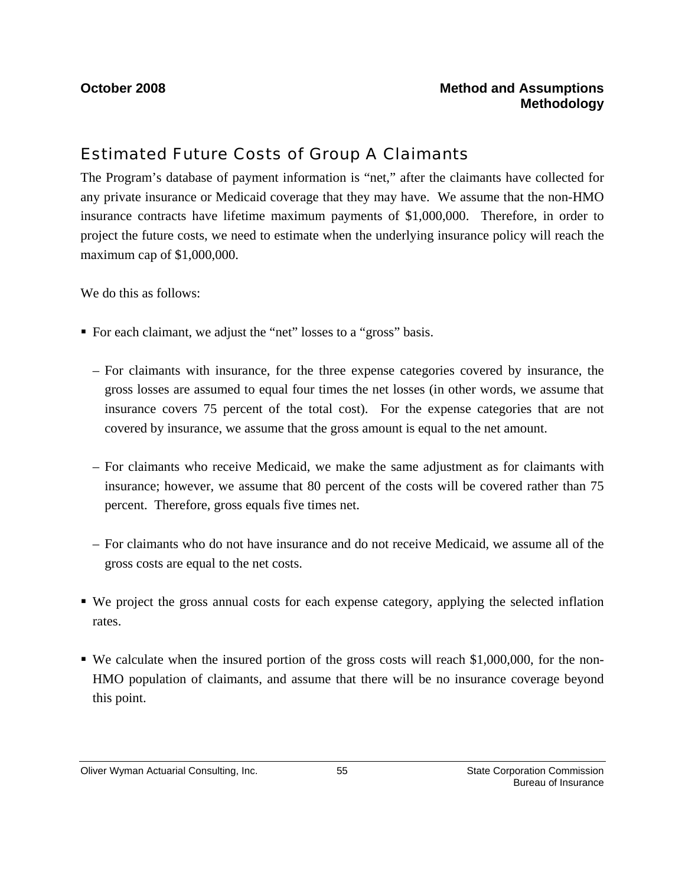## Estimated Future Costs of Group A Claimants

The Program's database of payment information is "net," after the claimants have collected for any private insurance or Medicaid coverage that they may have. We assume that the non-HMO insurance contracts have lifetime maximum payments of $1,000,000. Therefore, in order to project the future costs, we need to estimate when the underlying insurance policy will reach the maximum cap of $1,000,000.

We do this as follows:

- For each claimant, we adjust the "net" losses to a "gross" basis.
  - For claimants with insurance, for the three expense categories covered by insurance, the gross losses are assumed to equal four times the net losses (in other words, we assume that insurance covers 75 percent of the total cost). For the expense categories that are not covered by insurance, we assume that the gross amount is equal to the net amount.
  - For claimants who receive Medicaid, we make the same adjustment as for claimants with insurance; however, we assume that 80 percent of the costs will be covered rather than 75 percent. Therefore, gross equals five times net.
  - For claimants who do not have insurance and do not receive Medicaid, we assume all of the gross costs are equal to the net costs.
- We project the gross annual costs for each expense category, applying the selected inflation rates.
- We calculate when the insured portion of the gross costs will reach $1,000,000, for the non-HMO population of claimants, and assume that there will be no insurance coverage beyond this point.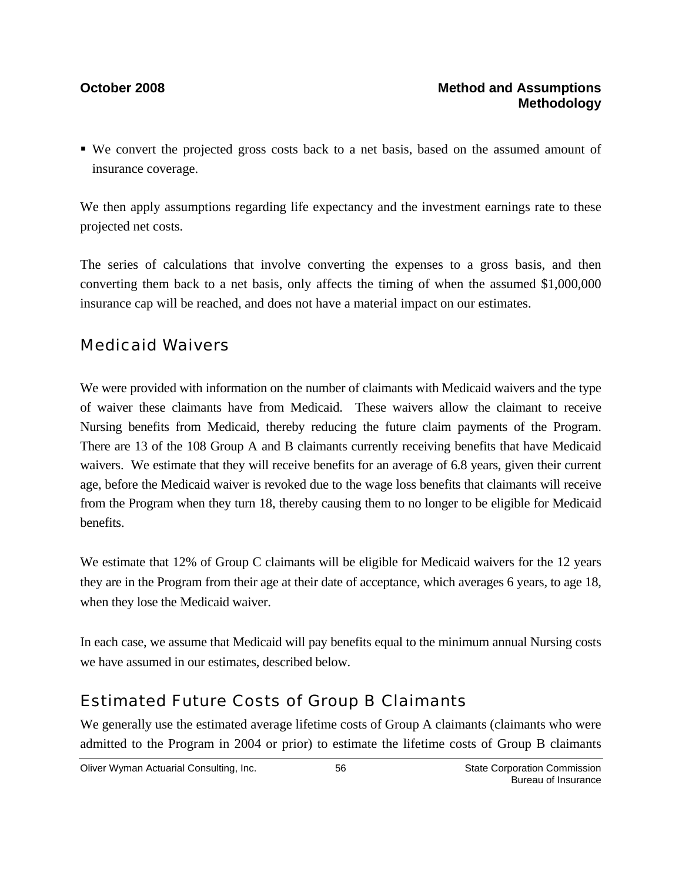- We convert the projected gross costs back to a net basis, based on the assumed amount of insurance coverage.

We then apply assumptions regarding life expectancy and the investment earnings rate to these projected net costs.

The series of calculations that involve converting the expenses to a gross basis, and then converting them back to a net basis, only affects the timing of when the assumed $1,000,000 insurance cap will be reached, and does not have a material impact on our estimates.

## Medicaid Waivers

We were provided with information on the number of claimants with Medicaid waivers and the type of waiver these claimants have from Medicaid. These waivers allow the claimant to receive Nursing benefits from Medicaid, thereby reducing the future claim payments of the Program. There are 13 of the 108 Group A and B claimants currently receiving benefits that have Medicaid waivers. We estimate that they will receive benefits for an average of 6.8 years, given their current age, before the Medicaid waiver is revoked due to the wage loss benefits that claimants will receive from the Program when they turn 18, thereby causing them to no longer to be eligible for Medicaid benefits.

We estimate that 12% of Group C claimants will be eligible for Medicaid waivers for the 12 years they are in the Program from their age at their date of acceptance, which averages 6 years, to age 18, when they lose the Medicaid waiver.

In each case, we assume that Medicaid will pay benefits equal to the minimum annual Nursing costs we have assumed in our estimates, described below.

## Estimated Future Costs of Group B Claimants

We generally use the estimated average lifetime costs of Group A claimants (claimants who were admitted to the Program in 2004 or prior) to estimate the lifetime costs of Group B claimants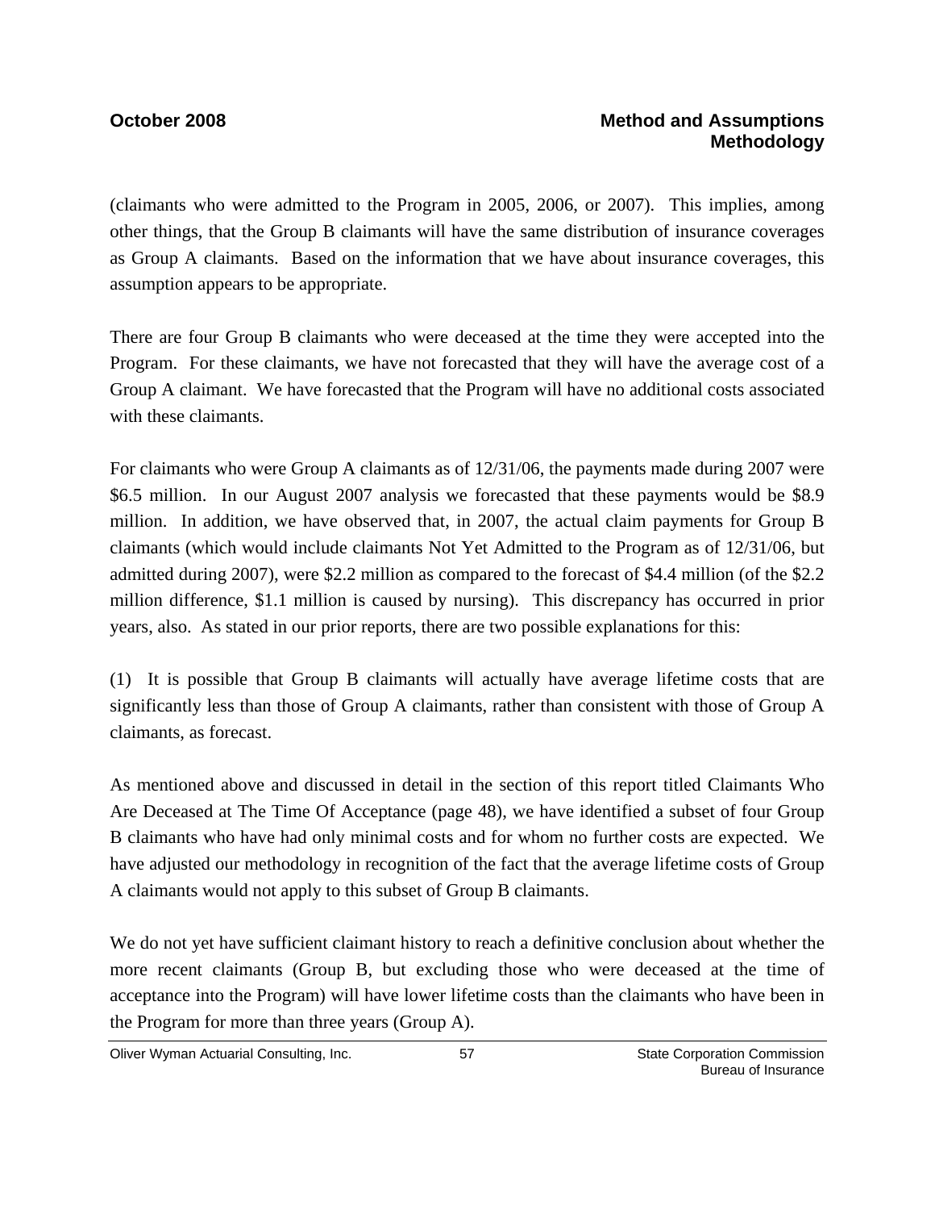(claimants who were admitted to the Program in 2005, 2006, or 2007). This implies, among other things, that the Group B claimants will have the same distribution of insurance coverages as Group A claimants. Based on the information that we have about insurance coverages, this assumption appears to be appropriate.

There are four Group B claimants who were deceased at the time they were accepted into the Program. For these claimants, we have not forecasted that they will have the average cost of a Group A claimant. We have forecasted that the Program will have no additional costs associated with these claimants.

For claimants who were Group A claimants as of 12/31/06, the payments made during 2007 were \$6.5 million. In our August 2007 analysis we forecasted that these payments would be \$8.9 million. In addition, we have observed that, in 2007, the actual claim payments for Group B claimants (which would include claimants Not Yet Admitted to the Program as of 12/31/06, but admitted during 2007), were \$2.2 million as compared to the forecast of \$4.4 million (of the \$2.2 million difference, \$1.1 million is caused by nursing). This discrepancy has occurred in prior years, also. As stated in our prior reports, there are two possible explanations for this:

(1) It is possible that Group B claimants will actually have average lifetime costs that are significantly less than those of Group A claimants, rather than consistent with those of Group A claimants, as forecast.

As mentioned above and discussed in detail in the section of this report titled Claimants Who Are Deceased at The Time Of Acceptance (page 48), we have identified a subset of four Group B claimants who have had only minimal costs and for whom no further costs are expected. We have adjusted our methodology in recognition of the fact that the average lifetime costs of Group A claimants would not apply to this subset of Group B claimants.

We do not yet have sufficient claimant history to reach a definitive conclusion about whether the more recent claimants (Group B, but excluding those who were deceased at the time of acceptance into the Program) will have lower lifetime costs than the claimants who have been in the Program for more than three years (Group A).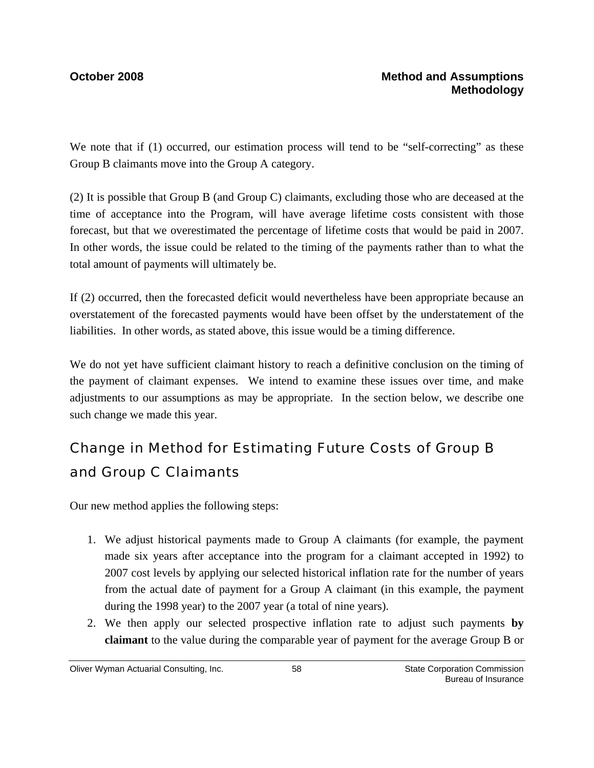We note that if (1) occurred, our estimation process will tend to be "self-correcting" as these Group B claimants move into the Group A category.

(2) It is possible that Group B (and Group C) claimants, excluding those who are deceased at the time of acceptance into the Program, will have average lifetime costs consistent with those forecast, but that we overestimated the percentage of lifetime costs that would be paid in 2007. In other words, the issue could be related to the timing of the payments rather than to what the total amount of payments will ultimately be.

If (2) occurred, then the forecasted deficit would nevertheless have been appropriate because an overstatement of the forecasted payments would have been offset by the understatement of the liabilities. In other words, as stated above, this issue would be a timing difference.

We do not yet have sufficient claimant history to reach a definitive conclusion on the timing of the payment of claimant expenses. We intend to examine these issues over time, and make adjustments to our assumptions as may be appropriate. In the section below, we describe one such change we made this year.

## Change in Method for Estimating Future Costs of Group B and Group C Claimants

Our new method applies the following steps:

1. We adjust historical payments made to Group A claimants (for example, the payment made six years after acceptance into the program for a claimant accepted in 1992) to 2007 cost levels by applying our selected historical inflation rate for the number of years from the actual date of payment for a Group A claimant (in this example, the payment during the 1998 year) to the 2007 year (a total of nine years).
2. We then apply our selected prospective inflation rate to adjust such payments **by claimant** to the value during the comparable year of payment for the average Group B or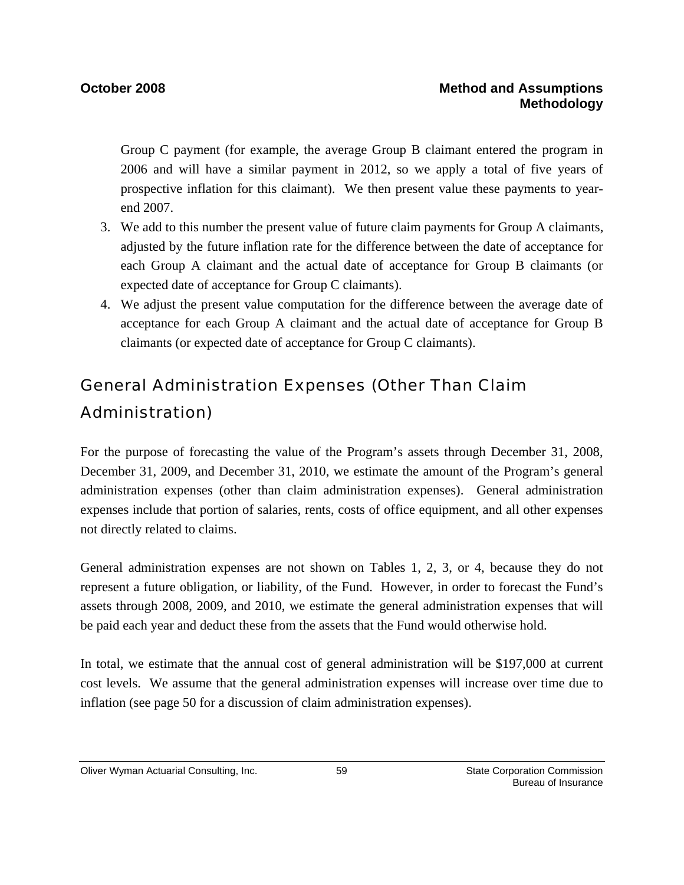Group C payment (for example, the average Group B claimant entered the program in 2006 and will have a similar payment in 2012, so we apply a total of five years of prospective inflation for this claimant). We then present value these payments to year-end 2007.

3. We add to this number the present value of future claim payments for Group A claimants, adjusted by the future inflation rate for the difference between the date of acceptance for each Group A claimant and the actual date of acceptance for Group B claimants (or expected date of acceptance for Group C claimants).
4. We adjust the present value computation for the difference between the average date of acceptance for each Group A claimant and the actual date of acceptance for Group B claimants (or expected date of acceptance for Group C claimants).

## General Administration Expenses (Other Than Claim Administration)

For the purpose of forecasting the value of the Program's assets through December 31, 2008, December 31, 2009, and December 31, 2010, we estimate the amount of the Program's general administration expenses (other than claim administration expenses). General administration expenses include that portion of salaries, rents, costs of office equipment, and all other expenses not directly related to claims.

General administration expenses are not shown on Tables 1, 2, 3, or 4, because they do not represent a future obligation, or liability, of the Fund. However, in order to forecast the Fund's assets through 2008, 2009, and 2010, we estimate the general administration expenses that will be paid each year and deduct these from the assets that the Fund would otherwise hold.

In total, we estimate that the annual cost of general administration will be $197,000 at current cost levels. We assume that the general administration expenses will increase over time due to inflation (see page 50 for a discussion of claim administration expenses).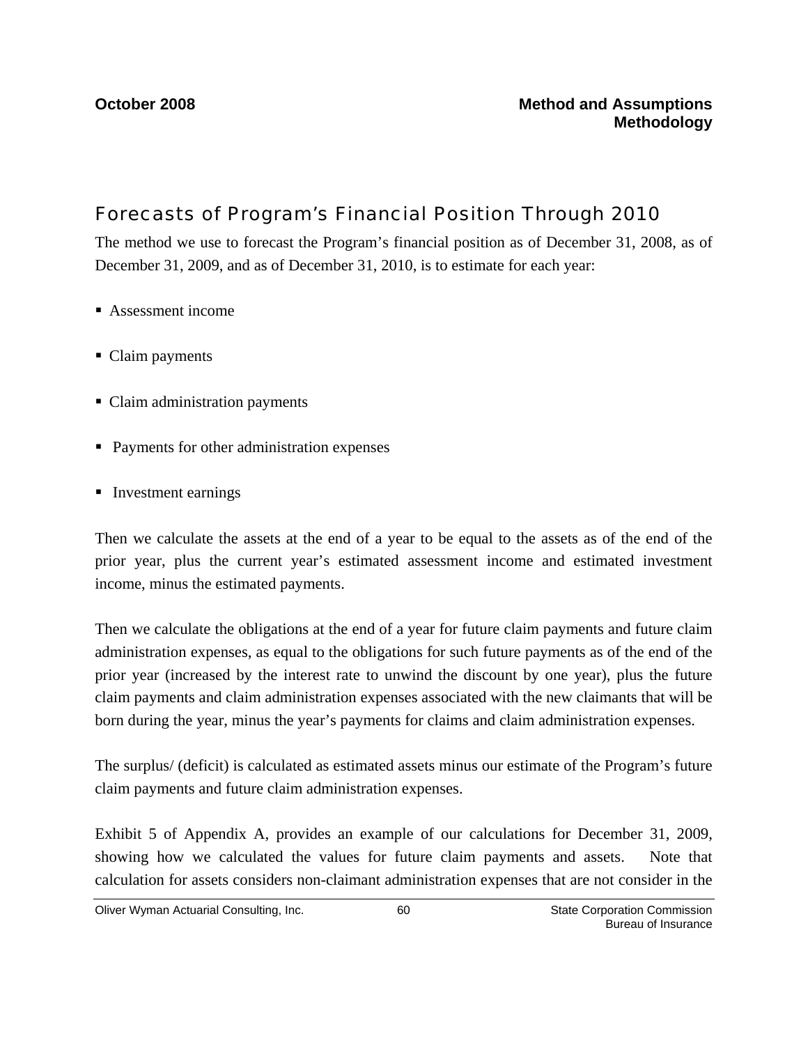## Forecasts of Program's Financial Position Through 2010

The method we use to forecast the Program's financial position as of December 31, 2008, as of December 31, 2009, and as of December 31, 2010, is to estimate for each year:

- Assessment income
- Claim payments
- Claim administration payments
- Payments for other administration expenses
- Investment earnings

Then we calculate the assets at the end of a year to be equal to the assets as of the end of the prior year, plus the current year's estimated assessment income and estimated investment income, minus the estimated payments.

Then we calculate the obligations at the end of a year for future claim payments and future claim administration expenses, as equal to the obligations for such future payments as of the end of the prior year (increased by the interest rate to unwind the discount by one year), plus the future claim payments and claim administration expenses associated with the new claimants that will be born during the year, minus the year's payments for claims and claim administration expenses.

The surplus/ (deficit) is calculated as estimated assets minus our estimate of the Program's future claim payments and future claim administration expenses.

Exhibit 5 of Appendix A, provides an example of our calculations for December 31, 2009, showing how we calculated the values for future claim payments and assets. Note that calculation for assets considers non-claimant administration expenses that are not consider in the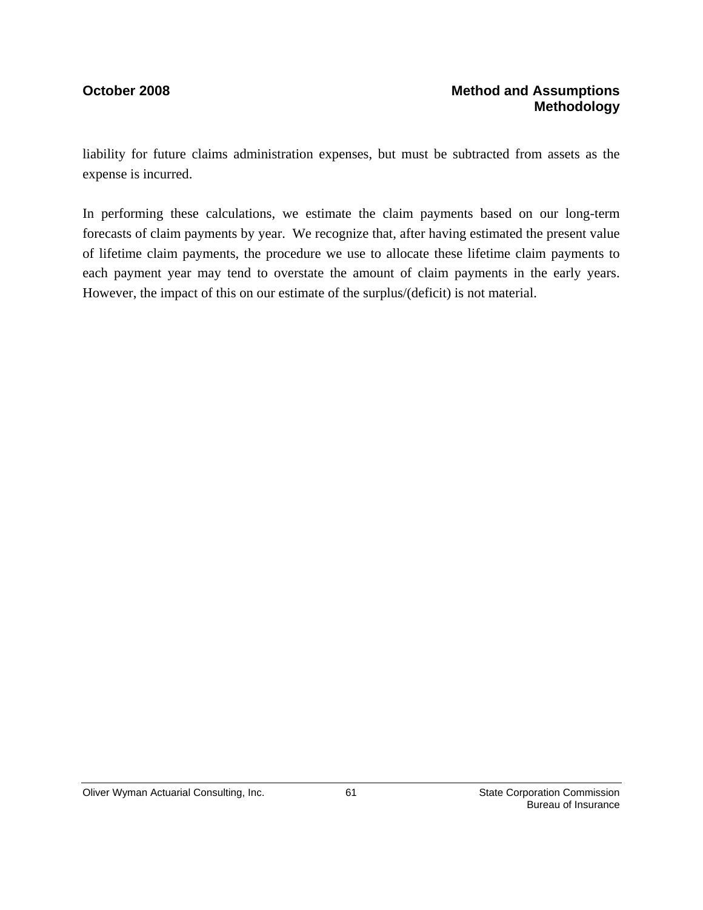liability for future claims administration expenses, but must be subtracted from assets as the expense is incurred.

In performing these calculations, we estimate the claim payments based on our long-term forecasts of claim payments by year. We recognize that, after having estimated the present value of lifetime claim payments, the procedure we use to allocate these lifetime claim payments to each payment year may tend to overstate the amount of claim payments in the early years. However, the impact of this on our estimate of the surplus/(deficit) is not material.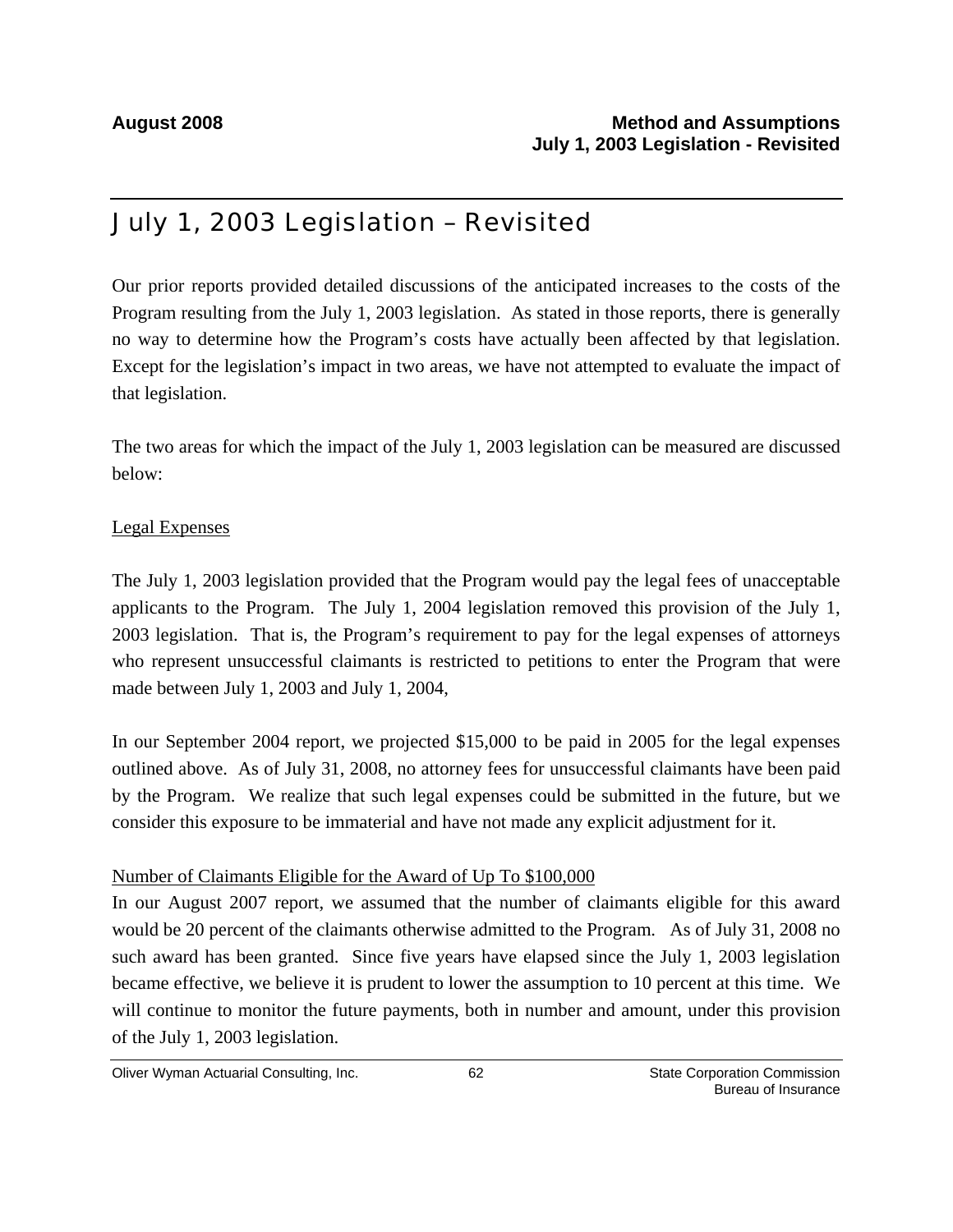# July 1, 2003 Legislation – Revisited

Our prior reports provided detailed discussions of the anticipated increases to the costs of the Program resulting from the July 1, 2003 legislation. As stated in those reports, there is generally no way to determine how the Program's costs have actually been affected by that legislation. Except for the legislation's impact in two areas, we have not attempted to evaluate the impact of that legislation.

The two areas for which the impact of the July 1, 2003 legislation can be measured are discussed below:

## Legal Expenses

The July 1, 2003 legislation provided that the Program would pay the legal fees of unacceptable applicants to the Program. The July 1, 2004 legislation removed this provision of the July 1, 2003 legislation. That is, the Program's requirement to pay for the legal expenses of attorneys who represent unsuccessful claimants is restricted to petitions to enter the Program that were made between July 1, 2003 and July 1, 2004,

In our September 2004 report, we projected $15,000 to be paid in 2005 for the legal expenses outlined above. As of July 31, 2008, no attorney fees for unsuccessful claimants have been paid by the Program. We realize that such legal expenses could be submitted in the future, but we consider this exposure to be immaterial and have not made any explicit adjustment for it.

## Number of Claimants Eligible for the Award of Up To $100,000

In our August 2007 report, we assumed that the number of claimants eligible for this award would be 20 percent of the claimants otherwise admitted to the Program. As of July 31, 2008 no such award has been granted. Since five years have elapsed since the July 1, 2003 legislation became effective, we believe it is prudent to lower the assumption to 10 percent at this time. We will continue to monitor the future payments, both in number and amount, under this provision of the July 1, 2003 legislation.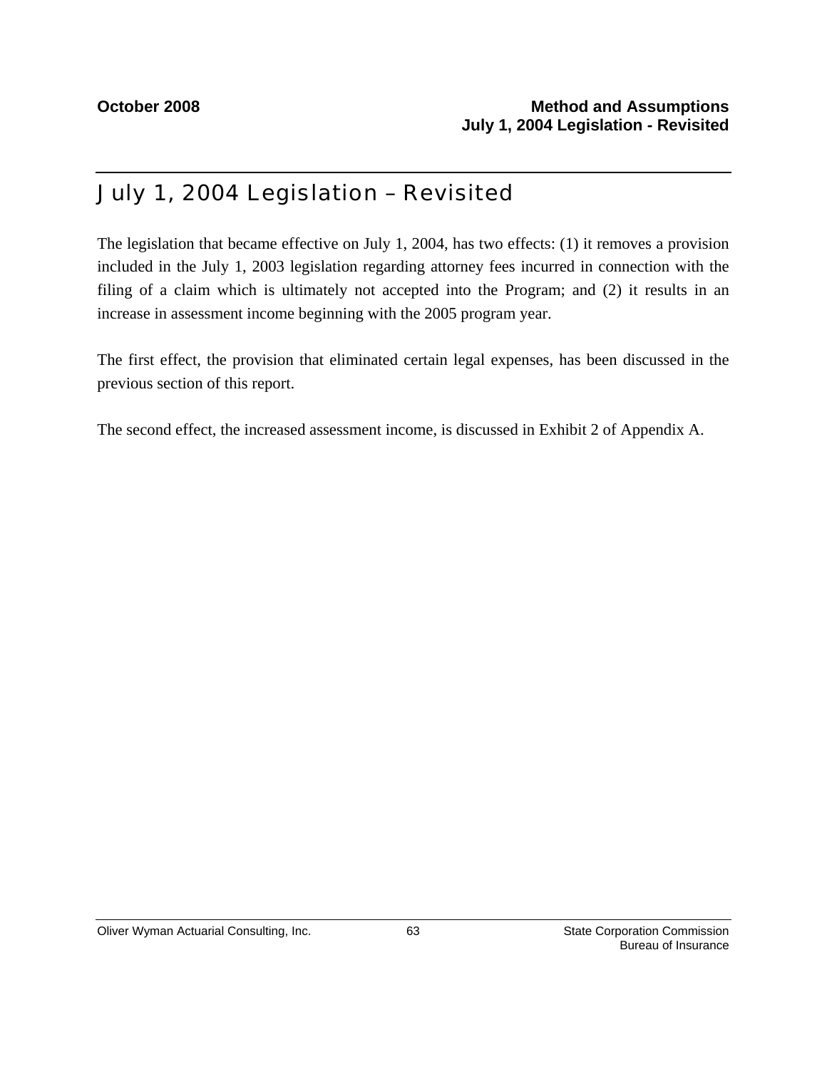# July 1, 2004 Legislation – Revisited

The legislation that became effective on July 1, 2004, has two effects: (1) it removes a provision included in the July 1, 2003 legislation regarding attorney fees incurred in connection with the filing of a claim which is ultimately not accepted into the Program; and (2) it results in an increase in assessment income beginning with the 2005 program year.

The first effect, the provision that eliminated certain legal expenses, has been discussed in the previous section of this report.

The second effect, the increased assessment income, is discussed in Exhibit 2 of Appendix A.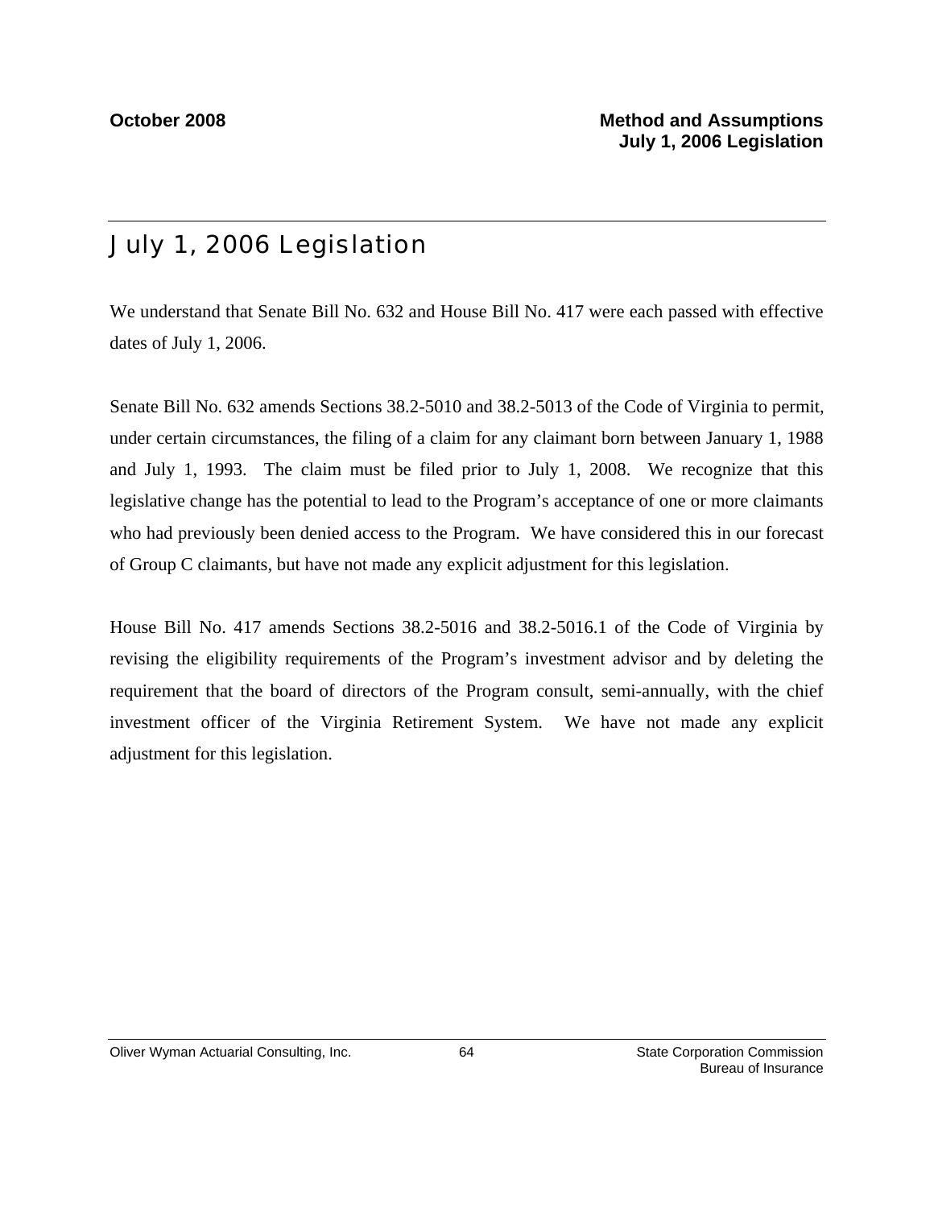# July 1, 2006 Legislation

We understand that Senate Bill No. 632 and House Bill No. 417 were each passed with effective dates of July 1, 2006.

Senate Bill No. 632 amends Sections 38.2-5010 and 38.2-5013 of the Code of Virginia to permit, under certain circumstances, the filing of a claim for any claimant born between January 1, 1988 and July 1, 1993. The claim must be filed prior to July 1, 2008. We recognize that this legislative change has the potential to lead to the Program's acceptance of one or more claimants who had previously been denied access to the Program. We have considered this in our forecast of Group C claimants, but have not made any explicit adjustment for this legislation.

House Bill No. 417 amends Sections 38.2-5016 and 38.2-5016.1 of the Code of Virginia by revising the eligibility requirements of the Program's investment advisor and by deleting the requirement that the board of directors of the Program consult, semi-annually, with the chief investment officer of the Virginia Retirement System. We have not made any explicit adjustment for this legislation.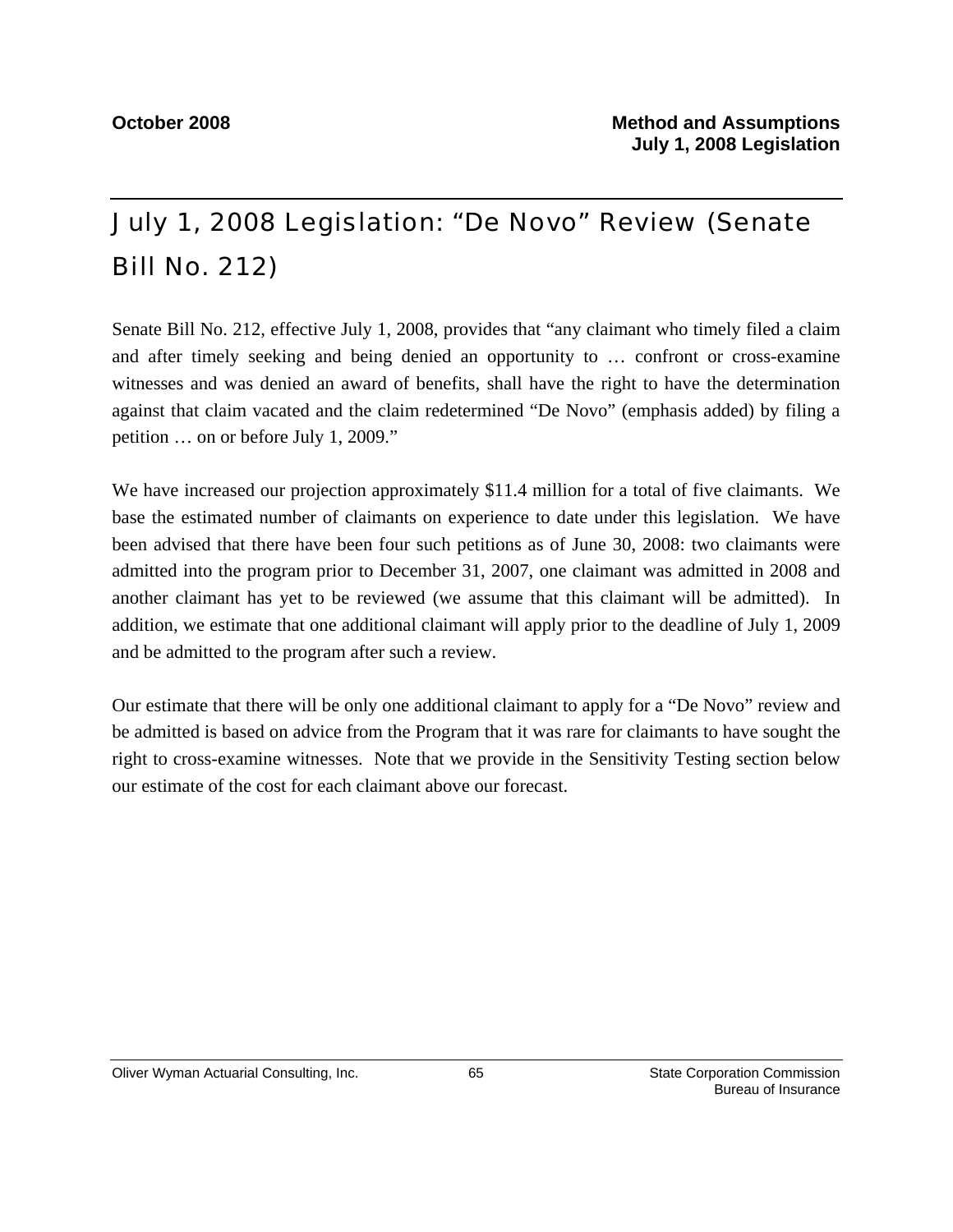# July 1, 2008 Legislation: "De Novo" Review (Senate Bill No. 212)

Senate Bill No. 212, effective July 1, 2008, provides that "any claimant who timely filed a claim and after timely seeking and being denied an opportunity to … confront or cross-examine witnesses and was denied an award of benefits, shall have the right to have the determination against that claim vacated and the claim redetermined "De Novo" (emphasis added) by filing a petition … on or before July 1, 2009."

We have increased our projection approximately $11.4 million for a total of five claimants. We base the estimated number of claimants on experience to date under this legislation. We have been advised that there have been four such petitions as of June 30, 2008: two claimants were admitted into the program prior to December 31, 2007, one claimant was admitted in 2008 and another claimant has yet to be reviewed (we assume that this claimant will be admitted). In addition, we estimate that one additional claimant will apply prior to the deadline of July 1, 2009 and be admitted to the program after such a review.

Our estimate that there will be only one additional claimant to apply for a "De Novo" review and be admitted is based on advice from the Program that it was rare for claimants to have sought the right to cross-examine witnesses. Note that we provide in the Sensitivity Testing section below our estimate of the cost for each claimant above our forecast.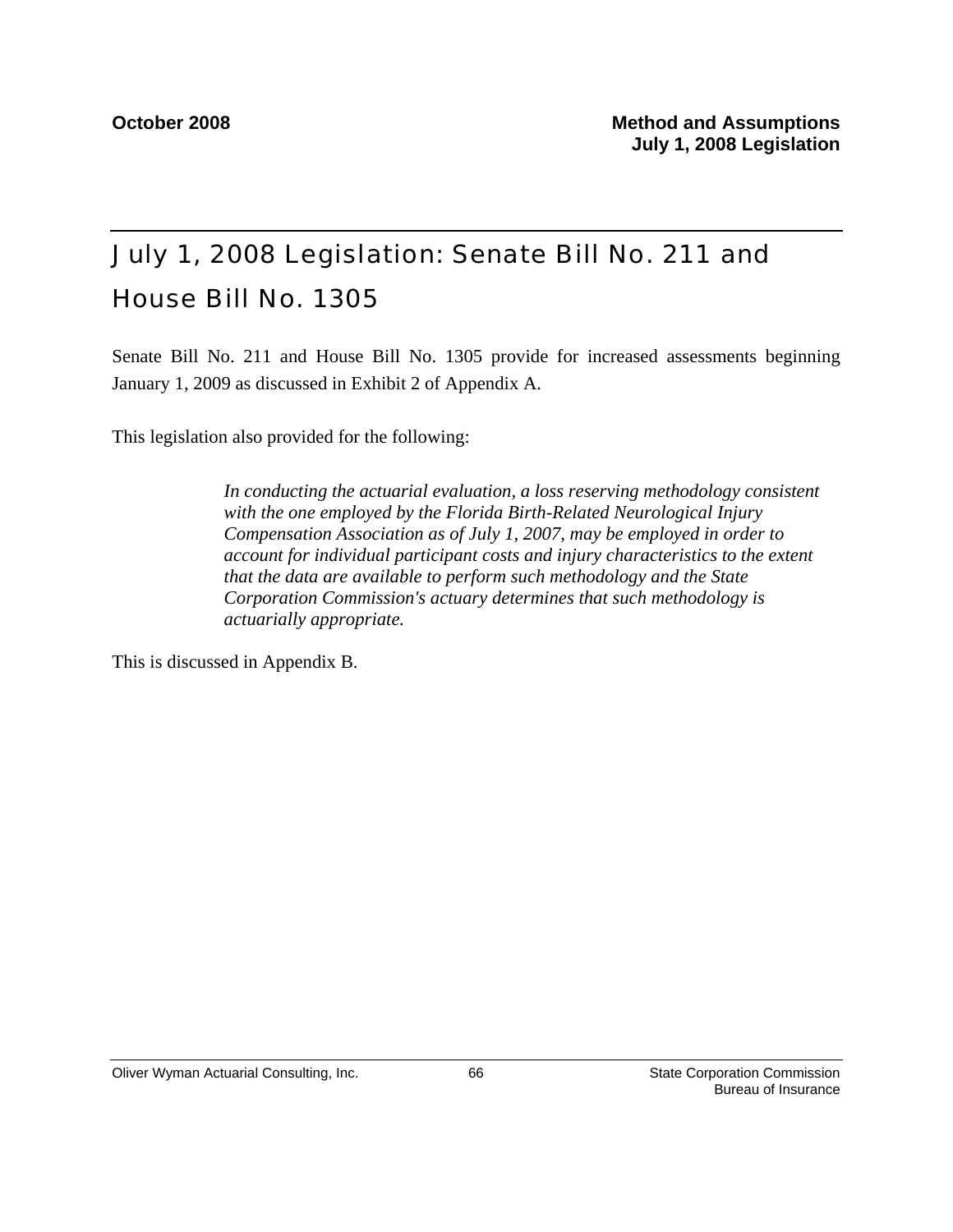# July 1, 2008 Legislation: Senate Bill No. 211 and House Bill No. 1305

Senate Bill No. 211 and House Bill No. 1305 provide for increased assessments beginning January 1, 2009 as discussed in Exhibit 2 of Appendix A.

This legislation also provided for the following:

> *In conducting the actuarial evaluation, a loss reserving methodology consistent with the one employed by the Florida Birth-Related Neurological Injury Compensation Association as of July 1, 2007, may be employed in order to account for individual participant costs and injury characteristics to the extent that the data are available to perform such methodology and the State Corporation Commission's actuary determines that such methodology is actuarially appropriate.*

This is discussed in Appendix B.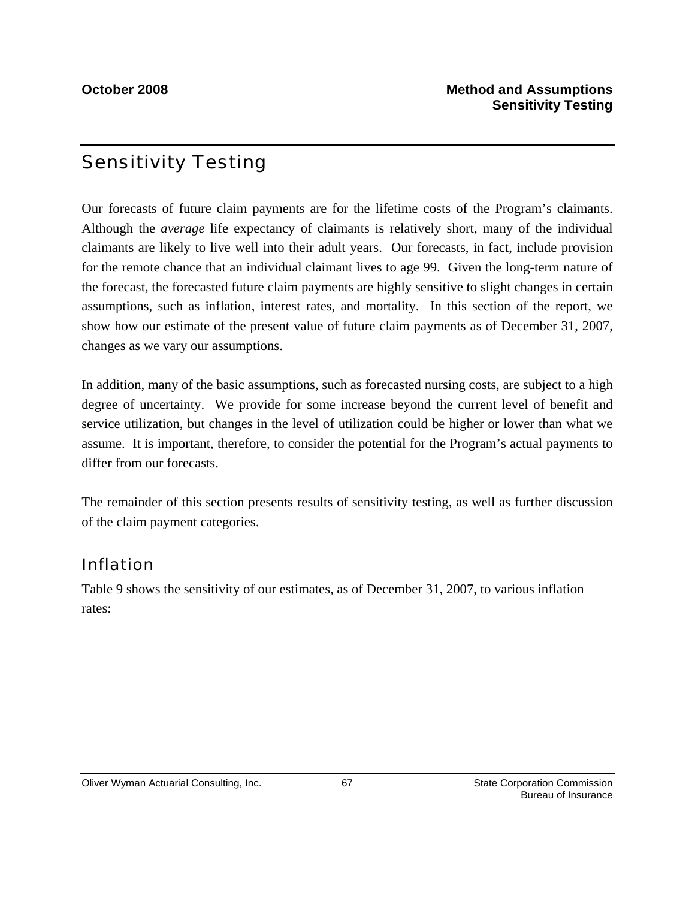# Sensitivity Testing

Our forecasts of future claim payments are for the lifetime costs of the Program's claimants. Although the *average* life expectancy of claimants is relatively short, many of the individual claimants are likely to live well into their adult years. Our forecasts, in fact, include provision for the remote chance that an individual claimant lives to age 99. Given the long-term nature of the forecast, the forecasted future claim payments are highly sensitive to slight changes in certain assumptions, such as inflation, interest rates, and mortality. In this section of the report, we show how our estimate of the present value of future claim payments as of December 31, 2007, changes as we vary our assumptions.

In addition, many of the basic assumptions, such as forecasted nursing costs, are subject to a high degree of uncertainty. We provide for some increase beyond the current level of benefit and service utilization, but changes in the level of utilization could be higher or lower than what we assume. It is important, therefore, to consider the potential for the Program's actual payments to differ from our forecasts.

The remainder of this section presents results of sensitivity testing, as well as further discussion of the claim payment categories.

## Inflation

Table 9 shows the sensitivity of our estimates, as of December 31, 2007, to various inflation rates: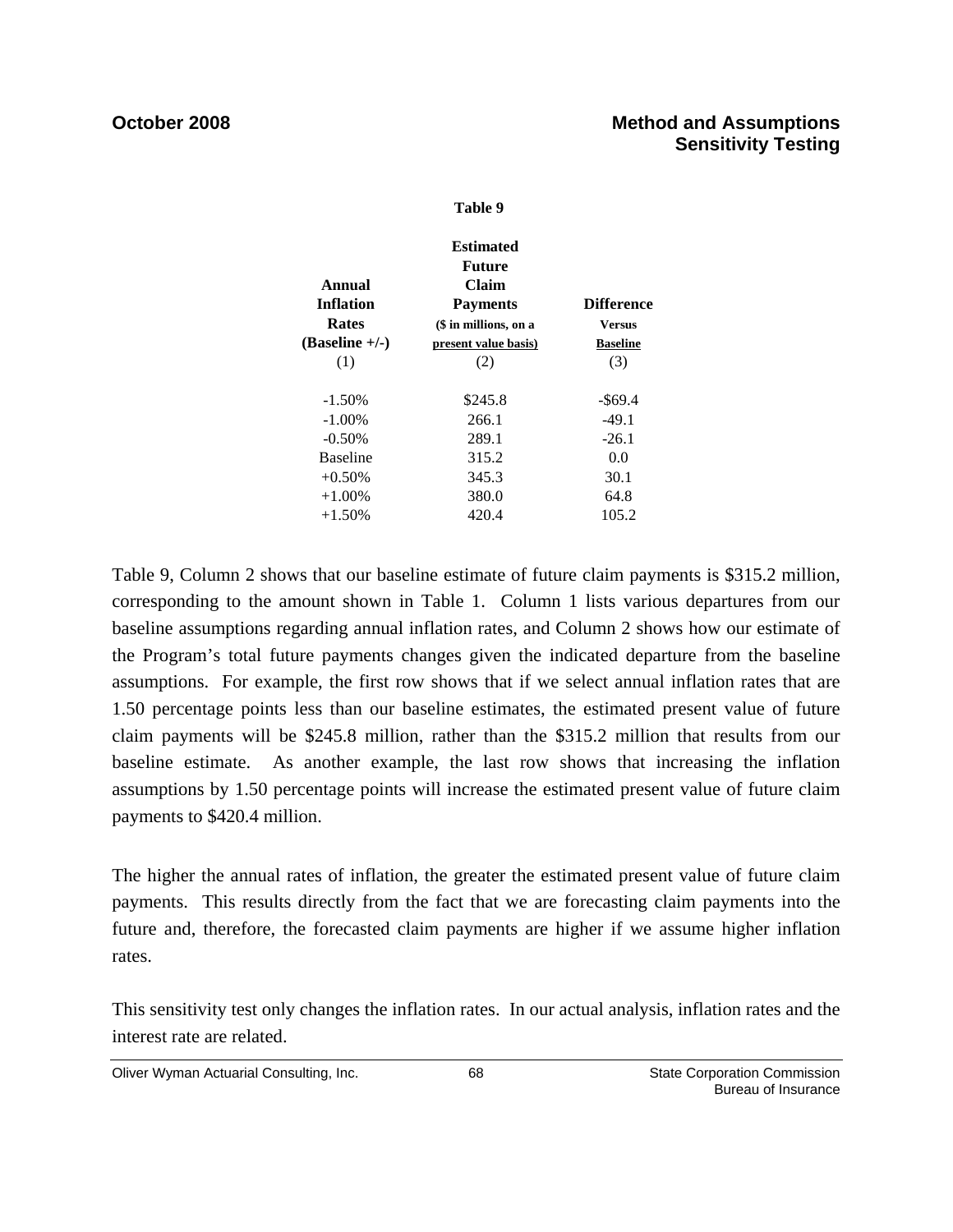**Table 9**

| Annual Inflation Rates (Baseline +/-) (1) | Estimated Future Claim Payments ($ in millions, on a present value basis) (2) | Difference Versus Baseline (3) |
|---|---|---|
| -1.50% | $245.8 | -$69.4 |
| -1.00% | 266.1 | -49.1 |
| -0.50% | 289.1 | -26.1 |
| Baseline | 315.2 | 0.0 |
| +0.50% | 345.3 | 30.1 |
| +1.00% | 380.0 | 64.8 |
| +1.50% | 420.4 | 105.2 |

Table 9, Column 2 shows that our baseline estimate of future claim payments is $315.2 million, corresponding to the amount shown in Table 1. Column 1 lists various departures from our baseline assumptions regarding annual inflation rates, and Column 2 shows how our estimate of the Program's total future payments changes given the indicated departure from the baseline assumptions. For example, the first row shows that if we select annual inflation rates that are 1.50 percentage points less than our baseline estimates, the estimated present value of future claim payments will be $245.8 million, rather than the $315.2 million that results from our baseline estimate. As another example, the last row shows that increasing the inflation assumptions by 1.50 percentage points will increase the estimated present value of future claim payments to $420.4 million.

The higher the annual rates of inflation, the greater the estimated present value of future claim payments. This results directly from the fact that we are forecasting claim payments into the future and, therefore, the forecasted claim payments are higher if we assume higher inflation rates.

This sensitivity test only changes the inflation rates. In our actual analysis, inflation rates and the interest rate are related.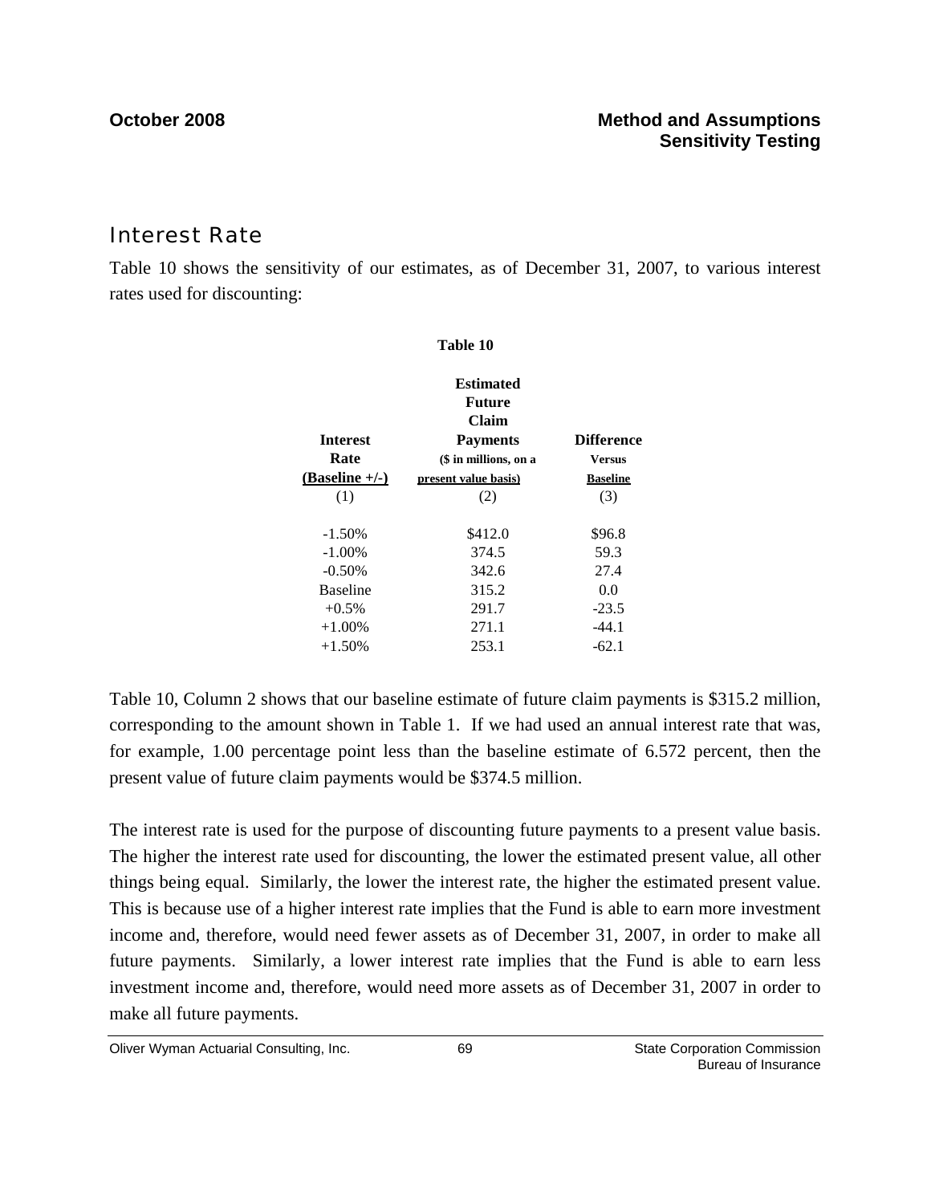## Interest Rate

Table 10 shows the sensitivity of our estimates, as of December 31, 2007, to various interest rates used for discounting:

**Table 10**

| Interest Rate (Baseline +/-) | Estimated Future Claim Payments ($ in millions, on a present value basis) | Difference Versus Baseline |
|---|---|---|
| (1) | (2) | (3) |
| -1.50% | $412.0 | $96.8 |
| -1.00% | 374.5 | 59.3 |
| -0.50% | 342.6 | 27.4 |
| Baseline | 315.2 | 0.0 |
| +0.5% | 291.7 | -23.5 |
| +1.00% | 271.1 | -44.1 |
| +1.50% | 253.1 | -62.1 |

Table 10, Column 2 shows that our baseline estimate of future claim payments is $315.2 million, corresponding to the amount shown in Table 1. If we had used an annual interest rate that was, for example, 1.00 percentage point less than the baseline estimate of 6.572 percent, then the present value of future claim payments would be $374.5 million.

The interest rate is used for the purpose of discounting future payments to a present value basis. The higher the interest rate used for discounting, the lower the estimated present value, all other things being equal. Similarly, the lower the interest rate, the higher the estimated present value. This is because use of a higher interest rate implies that the Fund is able to earn more investment income and, therefore, would need fewer assets as of December 31, 2007, in order to make all future payments. Similarly, a lower interest rate implies that the Fund is able to earn less investment income and, therefore, would need more assets as of December 31, 2007 in order to make all future payments.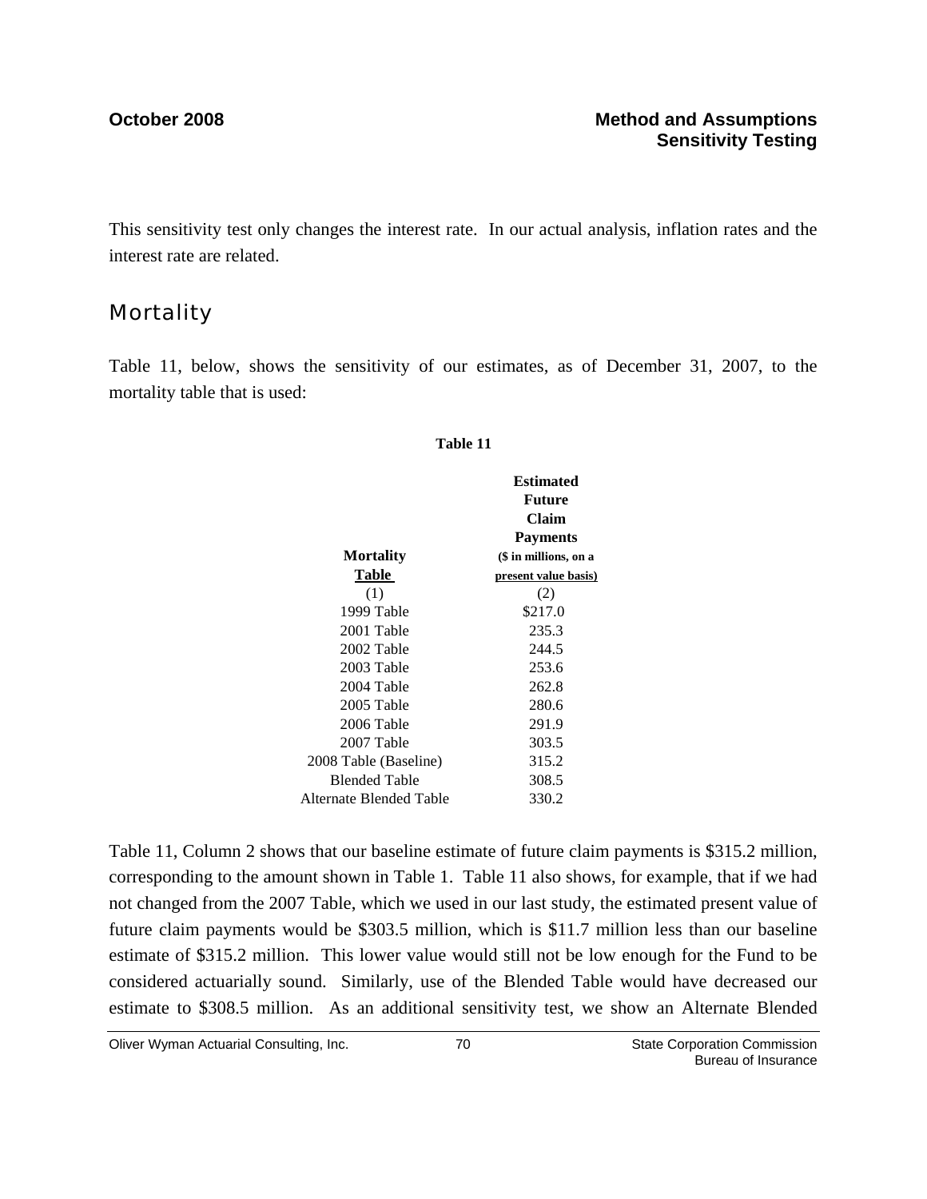This sensitivity test only changes the interest rate. In our actual analysis, inflation rates and the interest rate are related.

## Mortality

Table 11, below, shows the sensitivity of our estimates, as of December 31, 2007, to the mortality table that is used:

**Table 11**

| Mortality Table | Estimated Future Claim Payments ($ in millions, on a present value basis) |
|---|---|
| (1) | (2) |
| 1999 Table | $217.0 |
| 2001 Table | 235.3 |
| 2002 Table | 244.5 |
| 2003 Table | 253.6 |
| 2004 Table | 262.8 |
| 2005 Table | 280.6 |
| 2006 Table | 291.9 |
| 2007 Table | 303.5 |
| 2008 Table (Baseline) | 315.2 |
| Blended Table | 308.5 |
| Alternate Blended Table | 330.2 |

Table 11, Column 2 shows that our baseline estimate of future claim payments is $315.2 million, corresponding to the amount shown in Table 1. Table 11 also shows, for example, that if we had not changed from the 2007 Table, which we used in our last study, the estimated present value of future claim payments would be $303.5 million, which is $11.7 million less than our baseline estimate of $315.2 million. This lower value would still not be low enough for the Fund to be considered actuarially sound. Similarly, use of the Blended Table would have decreased our estimate to $308.5 million. As an additional sensitivity test, we show an Alternate Blended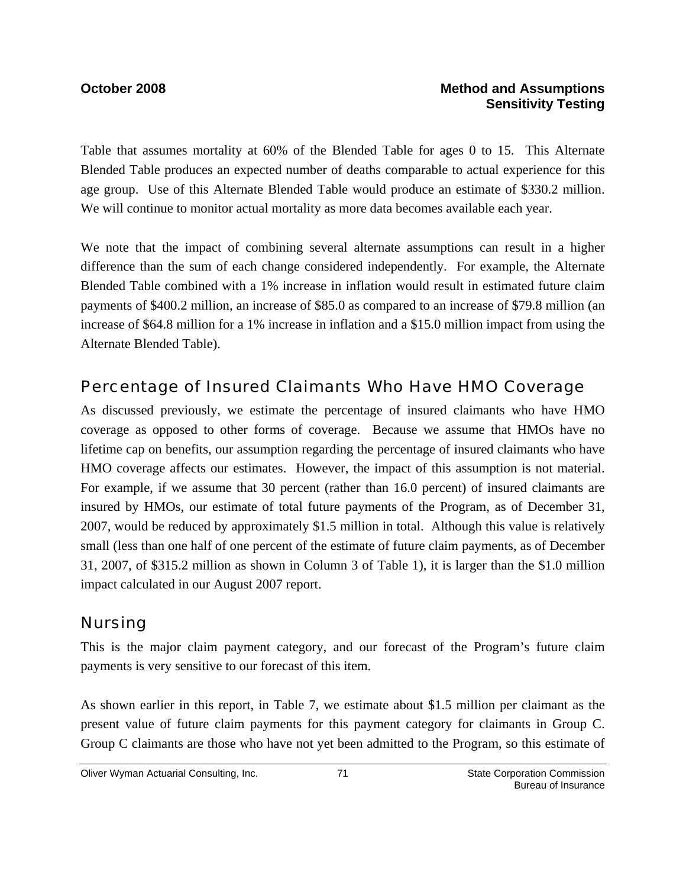Table that assumes mortality at 60% of the Blended Table for ages 0 to 15. This Alternate Blended Table produces an expected number of deaths comparable to actual experience for this age group. Use of this Alternate Blended Table would produce an estimate of $330.2 million. We will continue to monitor actual mortality as more data becomes available each year.

We note that the impact of combining several alternate assumptions can result in a higher difference than the sum of each change considered independently. For example, the Alternate Blended Table combined with a 1% increase in inflation would result in estimated future claim payments of $400.2 million, an increase of $85.0 as compared to an increase of $79.8 million (an increase of $64.8 million for a 1% increase in inflation and a $15.0 million impact from using the Alternate Blended Table).

## Percentage of Insured Claimants Who Have HMO Coverage

As discussed previously, we estimate the percentage of insured claimants who have HMO coverage as opposed to other forms of coverage. Because we assume that HMOs have no lifetime cap on benefits, our assumption regarding the percentage of insured claimants who have HMO coverage affects our estimates. However, the impact of this assumption is not material. For example, if we assume that 30 percent (rather than 16.0 percent) of insured claimants are insured by HMOs, our estimate of total future payments of the Program, as of December 31, 2007, would be reduced by approximately $1.5 million in total. Although this value is relatively small (less than one half of one percent of the estimate of future claim payments, as of December 31, 2007, of $315.2 million as shown in Column 3 of Table 1), it is larger than the $1.0 million impact calculated in our August 2007 report.

## Nursing

This is the major claim payment category, and our forecast of the Program's future claim payments is very sensitive to our forecast of this item.

As shown earlier in this report, in Table 7, we estimate about $1.5 million per claimant as the present value of future claim payments for this payment category for claimants in Group C. Group C claimants are those who have not yet been admitted to the Program, so this estimate of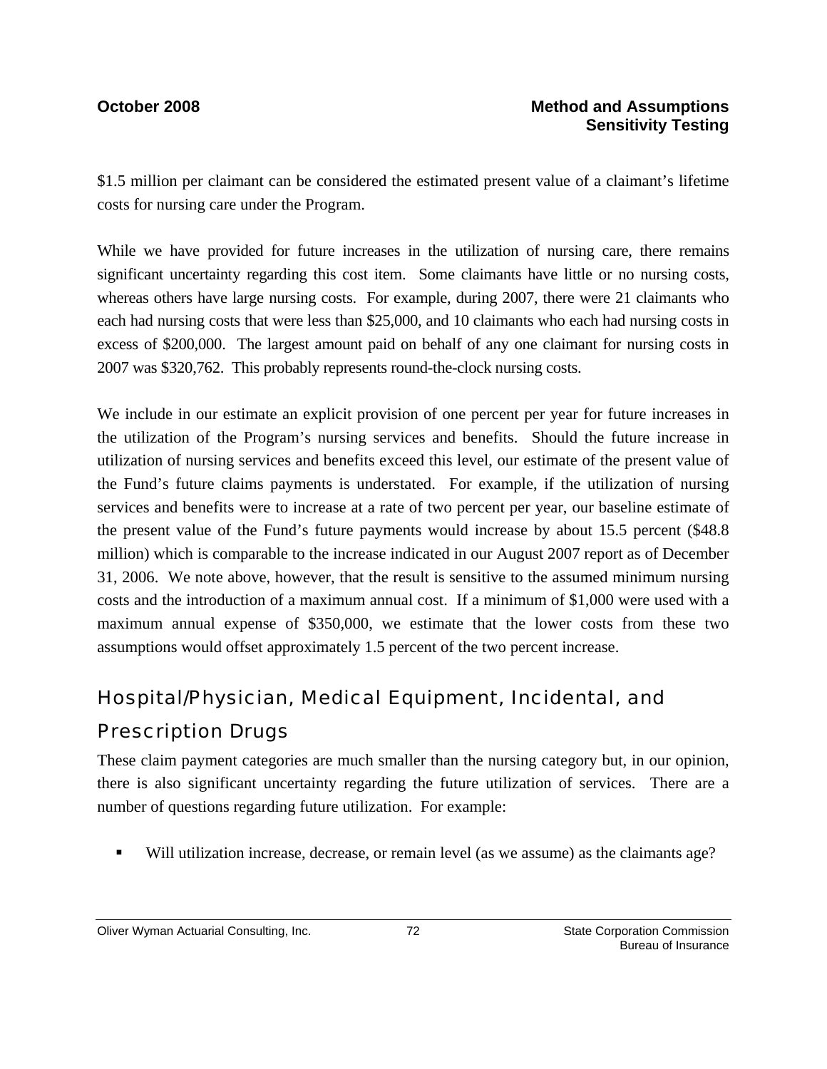$1.5 million per claimant can be considered the estimated present value of a claimant's lifetime costs for nursing care under the Program.

While we have provided for future increases in the utilization of nursing care, there remains significant uncertainty regarding this cost item. Some claimants have little or no nursing costs, whereas others have large nursing costs. For example, during 2007, there were 21 claimants who each had nursing costs that were less than $25,000, and 10 claimants who each had nursing costs in excess of $200,000. The largest amount paid on behalf of any one claimant for nursing costs in 2007 was $320,762. This probably represents round-the-clock nursing costs.

We include in our estimate an explicit provision of one percent per year for future increases in the utilization of the Program's nursing services and benefits. Should the future increase in utilization of nursing services and benefits exceed this level, our estimate of the present value of the Fund's future claims payments is understated. For example, if the utilization of nursing services and benefits were to increase at a rate of two percent per year, our baseline estimate of the present value of the Fund's future payments would increase by about 15.5 percent ($48.8 million) which is comparable to the increase indicated in our August 2007 report as of December 31, 2006. We note above, however, that the result is sensitive to the assumed minimum nursing costs and the introduction of a maximum annual cost. If a minimum of $1,000 were used with a maximum annual expense of $350,000, we estimate that the lower costs from these two assumptions would offset approximately 1.5 percent of the two percent increase.

## Hospital/Physician, Medical Equipment, Incidental, and Prescription Drugs

These claim payment categories are much smaller than the nursing category but, in our opinion, there is also significant uncertainty regarding the future utilization of services. There are a number of questions regarding future utilization. For example:

- Will utilization increase, decrease, or remain level (as we assume) as the claimants age?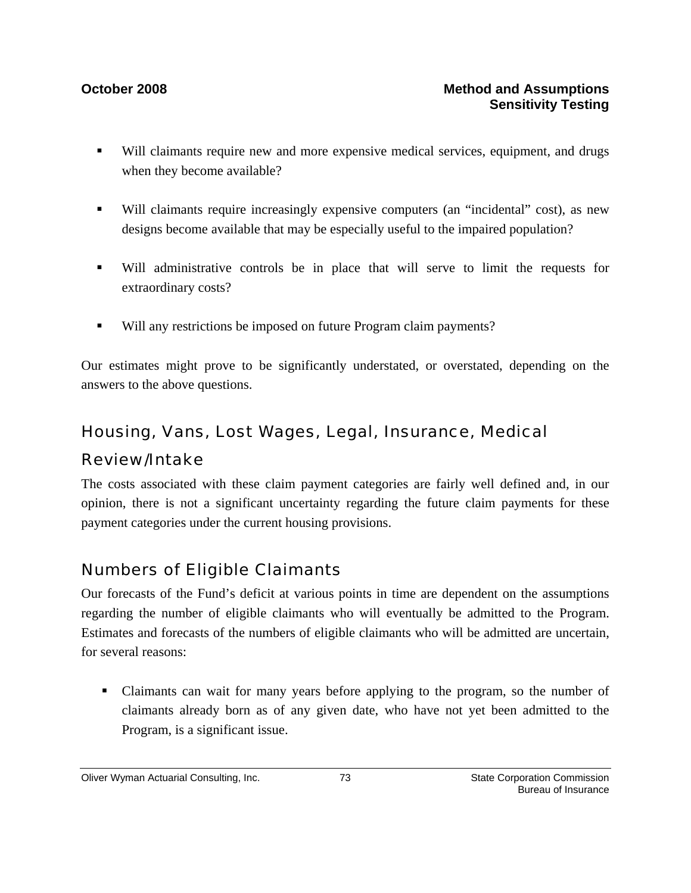- Will claimants require new and more expensive medical services, equipment, and drugs when they become available?
- Will claimants require increasingly expensive computers (an "incidental" cost), as new designs become available that may be especially useful to the impaired population?
- Will administrative controls be in place that will serve to limit the requests for extraordinary costs?
- Will any restrictions be imposed on future Program claim payments?

Our estimates might prove to be significantly understated, or overstated, depending on the answers to the above questions.

## Housing, Vans, Lost Wages, Legal, Insurance, Medical Review/Intake

The costs associated with these claim payment categories are fairly well defined and, in our opinion, there is not a significant uncertainty regarding the future claim payments for these payment categories under the current housing provisions.

## Numbers of Eligible Claimants

Our forecasts of the Fund's deficit at various points in time are dependent on the assumptions regarding the number of eligible claimants who will eventually be admitted to the Program. Estimates and forecasts of the numbers of eligible claimants who will be admitted are uncertain, for several reasons:

- Claimants can wait for many years before applying to the program, so the number of claimants already born as of any given date, who have not yet been admitted to the Program, is a significant issue.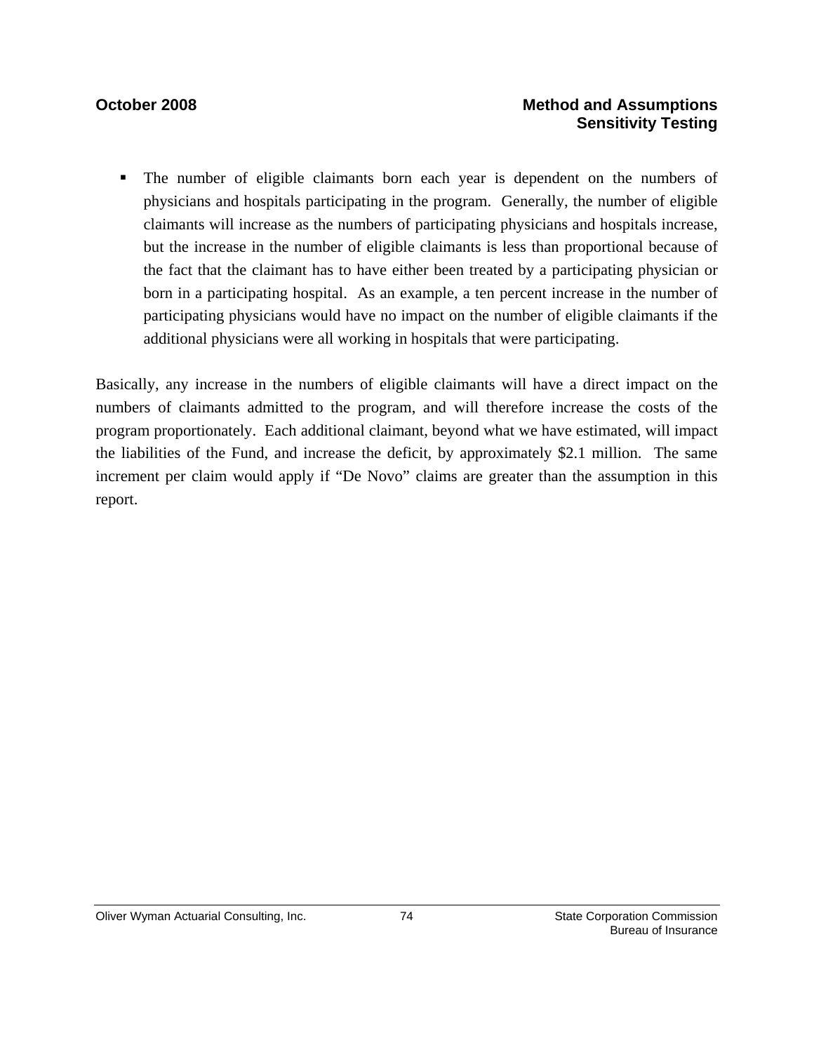- The number of eligible claimants born each year is dependent on the numbers of physicians and hospitals participating in the program. Generally, the number of eligible claimants will increase as the numbers of participating physicians and hospitals increase, but the increase in the number of eligible claimants is less than proportional because of the fact that the claimant has to have either been treated by a participating physician or born in a participating hospital. As an example, a ten percent increase in the number of participating physicians would have no impact on the number of eligible claimants if the additional physicians were all working in hospitals that were participating.

Basically, any increase in the numbers of eligible claimants will have a direct impact on the numbers of claimants admitted to the program, and will therefore increase the costs of the program proportionately. Each additional claimant, beyond what we have estimated, will impact the liabilities of the Fund, and increase the deficit, by approximately $2.1 million. The same increment per claim would apply if “De Novo” claims are greater than the assumption in this report.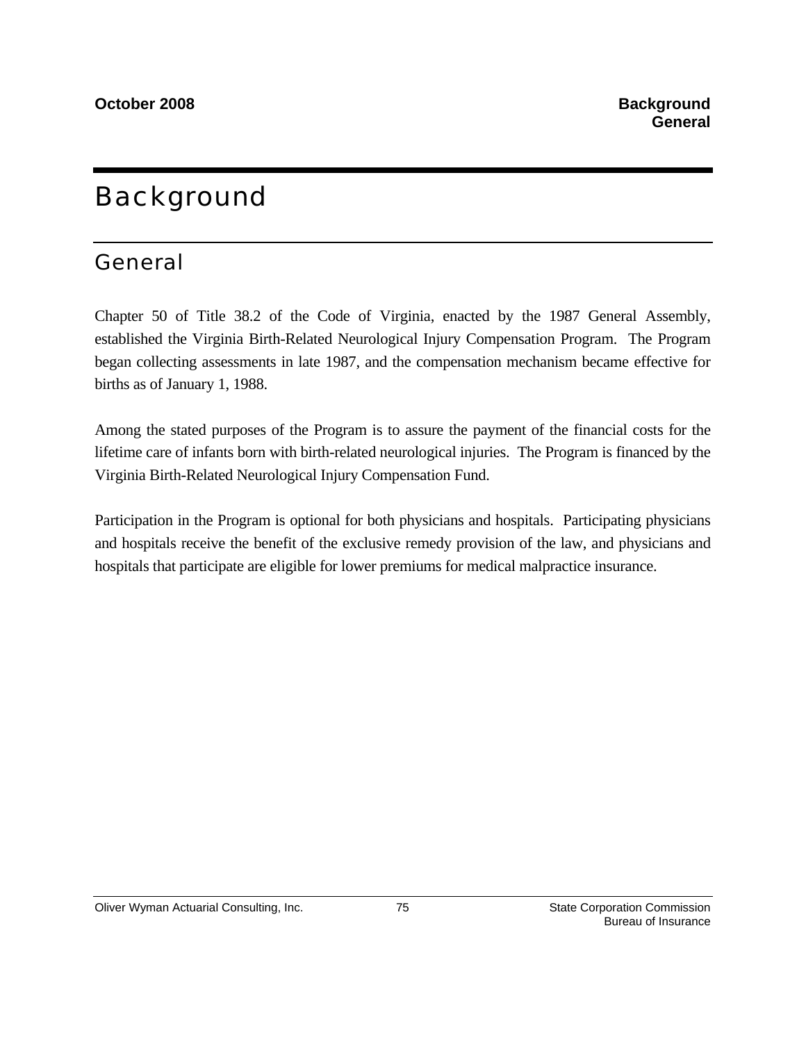# Background

## General

Chapter 50 of Title 38.2 of the Code of Virginia, enacted by the 1987 General Assembly, established the Virginia Birth-Related Neurological Injury Compensation Program. The Program began collecting assessments in late 1987, and the compensation mechanism became effective for births as of January 1, 1988.

Among the stated purposes of the Program is to assure the payment of the financial costs for the lifetime care of infants born with birth-related neurological injuries. The Program is financed by the Virginia Birth-Related Neurological Injury Compensation Fund.

Participation in the Program is optional for both physicians and hospitals. Participating physicians and hospitals receive the benefit of the exclusive remedy provision of the law, and physicians and hospitals that participate are eligible for lower premiums for medical malpractice insurance.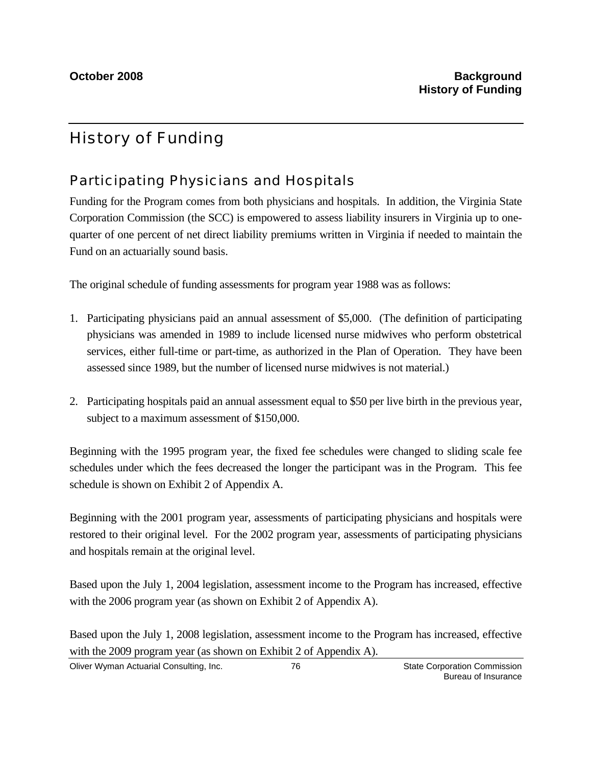# History of Funding

## Participating Physicians and Hospitals

Funding for the Program comes from both physicians and hospitals. In addition, the Virginia State Corporation Commission (the SCC) is empowered to assess liability insurers in Virginia up to one-quarter of one percent of net direct liability premiums written in Virginia if needed to maintain the Fund on an actuarially sound basis.

The original schedule of funding assessments for program year 1988 was as follows:

1. Participating physicians paid an annual assessment of $5,000. (The definition of participating physicians was amended in 1989 to include licensed nurse midwives who perform obstetrical services, either full-time or part-time, as authorized in the Plan of Operation. They have been assessed since 1989, but the number of licensed nurse midwives is not material.)

2. Participating hospitals paid an annual assessment equal to $50 per live birth in the previous year, subject to a maximum assessment of $150,000.

Beginning with the 1995 program year, the fixed fee schedules were changed to sliding scale fee schedules under which the fees decreased the longer the participant was in the Program. This fee schedule is shown on Exhibit 2 of Appendix A.

Beginning with the 2001 program year, assessments of participating physicians and hospitals were restored to their original level. For the 2002 program year, assessments of participating physicians and hospitals remain at the original level.

Based upon the July 1, 2004 legislation, assessment income to the Program has increased, effective with the 2006 program year (as shown on Exhibit 2 of Appendix A).

Based upon the July 1, 2008 legislation, assessment income to the Program has increased, effective with the 2009 program year (as shown on Exhibit 2 of Appendix A).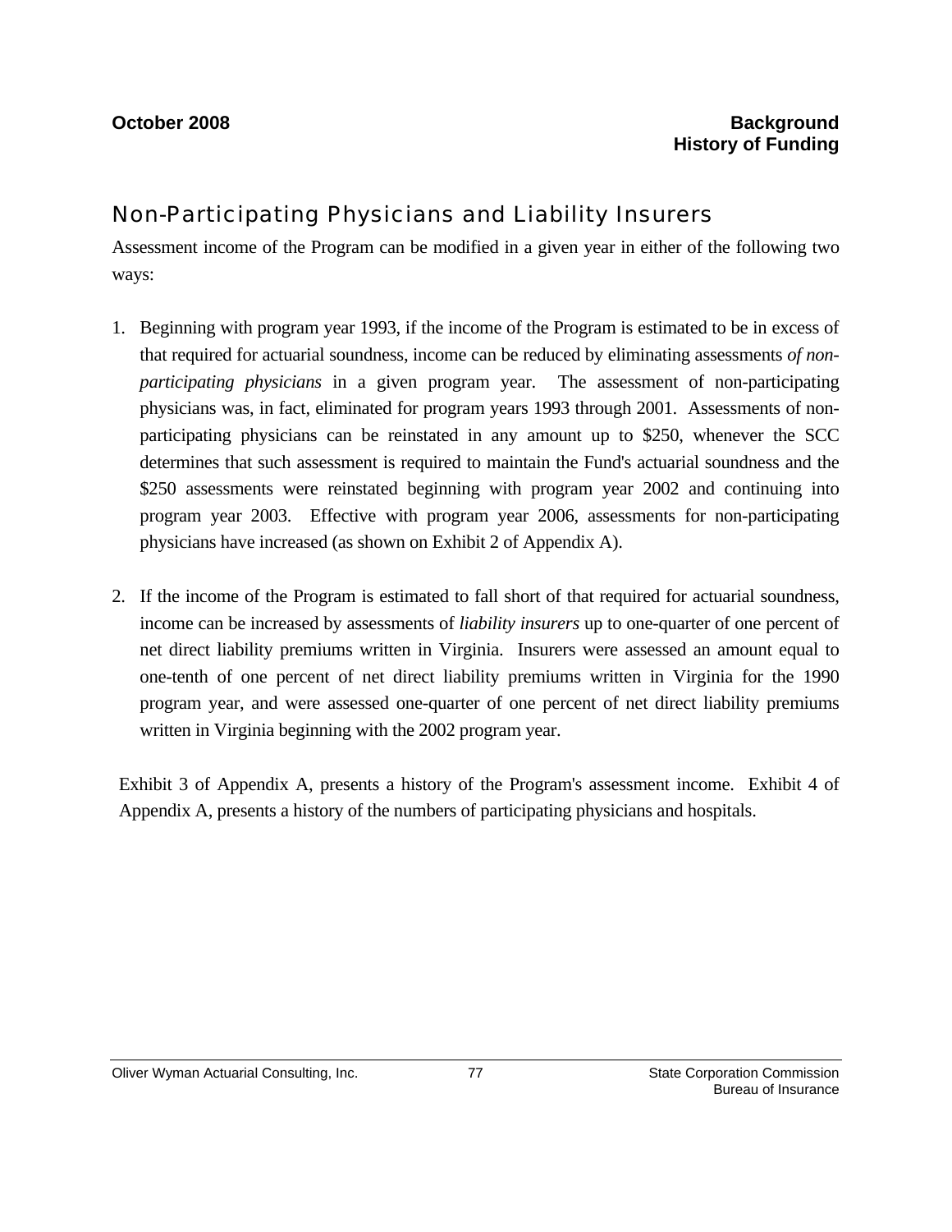## Non-Participating Physicians and Liability Insurers

Assessment income of the Program can be modified in a given year in either of the following two ways:

1. Beginning with program year 1993, if the income of the Program is estimated to be in excess of that required for actuarial soundness, income can be reduced by eliminating assessments *of non-participating physicians* in a given program year. The assessment of non-participating physicians was, in fact, eliminated for program years 1993 through 2001. Assessments of non-participating physicians can be reinstated in any amount up to $250, whenever the SCC determines that such assessment is required to maintain the Fund's actuarial soundness and the $250 assessments were reinstated beginning with program year 2002 and continuing into program year 2003. Effective with program year 2006, assessments for non-participating physicians have increased (as shown on Exhibit 2 of Appendix A).

2. If the income of the Program is estimated to fall short of that required for actuarial soundness, income can be increased by assessments of *liability insurers* up to one-quarter of one percent of net direct liability premiums written in Virginia. Insurers were assessed an amount equal to one-tenth of one percent of net direct liability premiums written in Virginia for the 1990 program year, and were assessed one-quarter of one percent of net direct liability premiums written in Virginia beginning with the 2002 program year.

Exhibit 3 of Appendix A, presents a history of the Program's assessment income. Exhibit 4 of Appendix A, presents a history of the numbers of participating physicians and hospitals.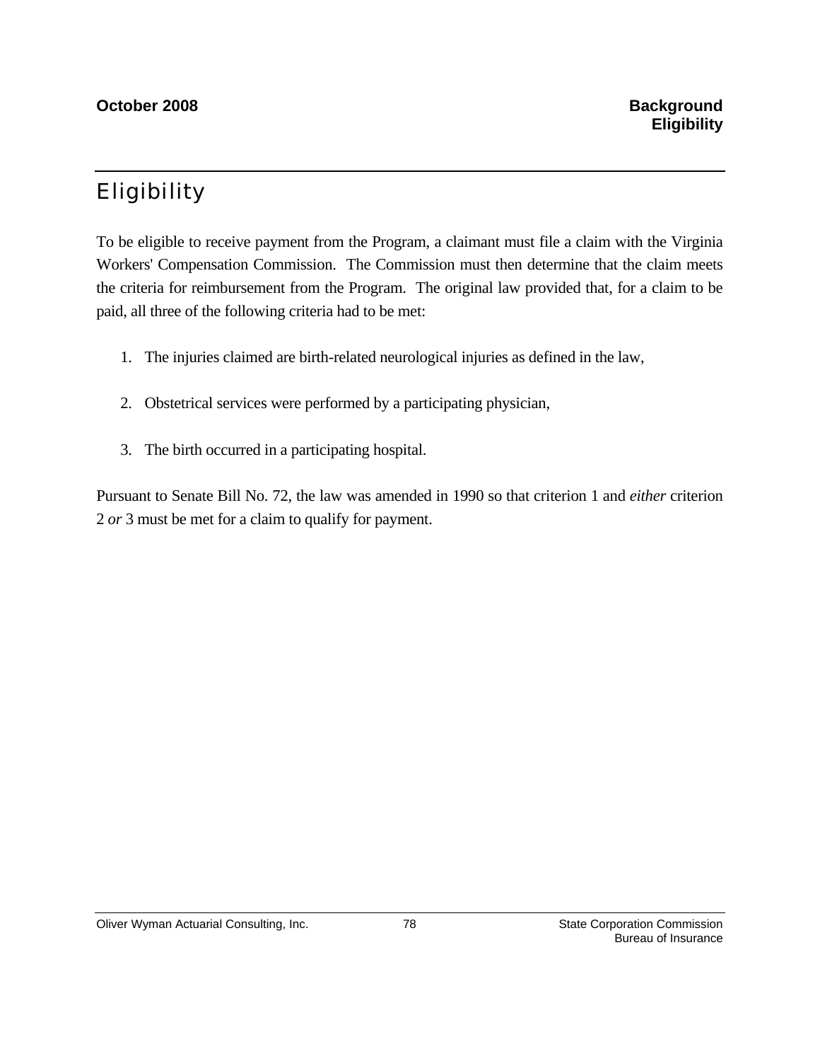# Eligibility

To be eligible to receive payment from the Program, a claimant must file a claim with the Virginia Workers' Compensation Commission. The Commission must then determine that the claim meets the criteria for reimbursement from the Program. The original law provided that, for a claim to be paid, all three of the following criteria had to be met:

1. The injuries claimed are birth-related neurological injuries as defined in the law,
2. Obstetrical services were performed by a participating physician,
3. The birth occurred in a participating hospital.

Pursuant to Senate Bill No. 72, the law was amended in 1990 so that criterion 1 and *either* criterion 2 *or* 3 must be met for a claim to qualify for payment.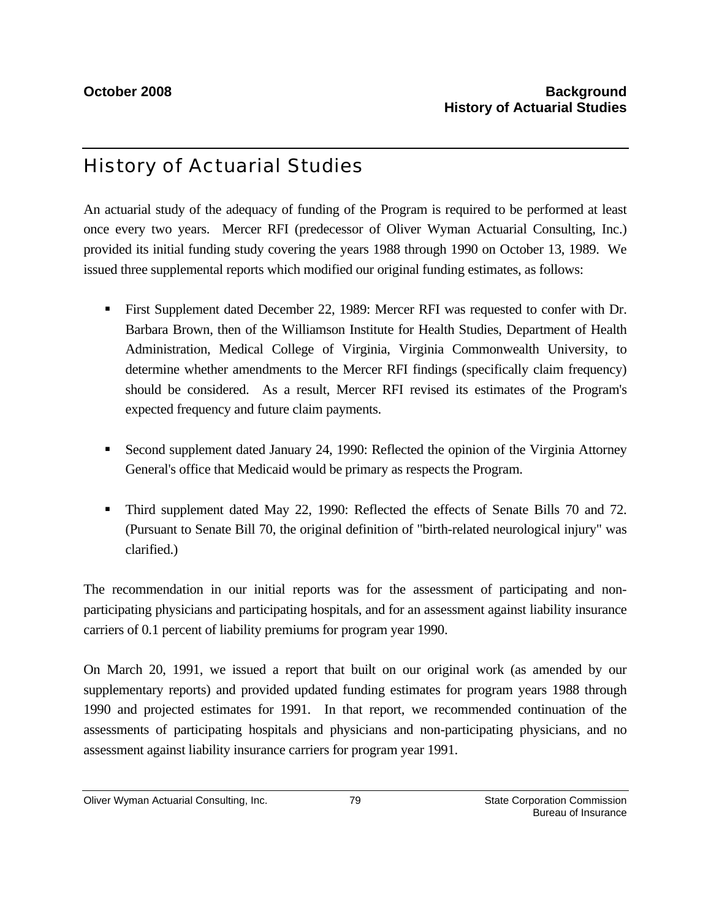## History of Actuarial Studies

An actuarial study of the adequacy of funding of the Program is required to be performed at least once every two years. Mercer RFI (predecessor of Oliver Wyman Actuarial Consulting, Inc.) provided its initial funding study covering the years 1988 through 1990 on October 13, 1989. We issued three supplemental reports which modified our original funding estimates, as follows:

- First Supplement dated December 22, 1989: Mercer RFI was requested to confer with Dr. Barbara Brown, then of the Williamson Institute for Health Studies, Department of Health Administration, Medical College of Virginia, Virginia Commonwealth University, to determine whether amendments to the Mercer RFI findings (specifically claim frequency) should be considered. As a result, Mercer RFI revised its estimates of the Program's expected frequency and future claim payments.
- Second supplement dated January 24, 1990: Reflected the opinion of the Virginia Attorney General's office that Medicaid would be primary as respects the Program.
- Third supplement dated May 22, 1990: Reflected the effects of Senate Bills 70 and 72. (Pursuant to Senate Bill 70, the original definition of "birth-related neurological injury" was clarified.)

The recommendation in our initial reports was for the assessment of participating and non-participating physicians and participating hospitals, and for an assessment against liability insurance carriers of 0.1 percent of liability premiums for program year 1990.

On March 20, 1991, we issued a report that built on our original work (as amended by our supplementary reports) and provided updated funding estimates for program years 1988 through 1990 and projected estimates for 1991. In that report, we recommended continuation of the assessments of participating hospitals and physicians and non-participating physicians, and no assessment against liability insurance carriers for program year 1991.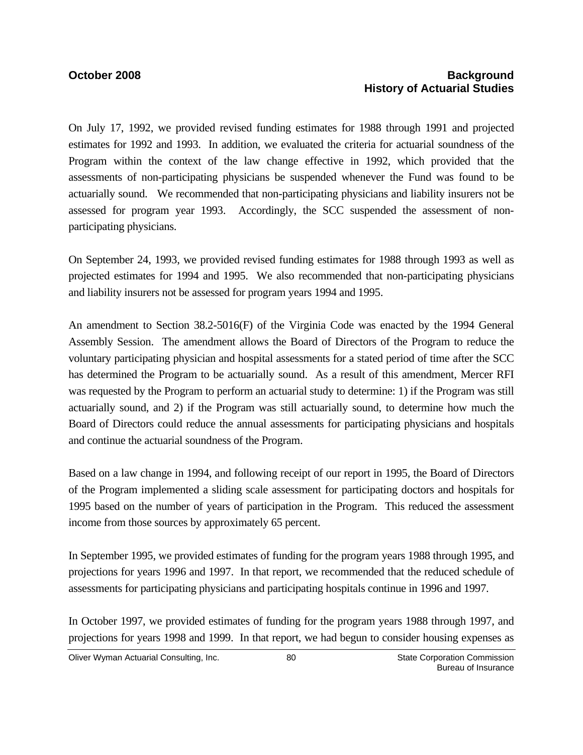On July 17, 1992, we provided revised funding estimates for 1988 through 1991 and projected estimates for 1992 and 1993. In addition, we evaluated the criteria for actuarial soundness of the Program within the context of the law change effective in 1992, which provided that the assessments of non-participating physicians be suspended whenever the Fund was found to be actuarially sound. We recommended that non-participating physicians and liability insurers not be assessed for program year 1993. Accordingly, the SCC suspended the assessment of non-participating physicians.

On September 24, 1993, we provided revised funding estimates for 1988 through 1993 as well as projected estimates for 1994 and 1995. We also recommended that non-participating physicians and liability insurers not be assessed for program years 1994 and 1995.

An amendment to Section 38.2-5016(F) of the Virginia Code was enacted by the 1994 General Assembly Session. The amendment allows the Board of Directors of the Program to reduce the voluntary participating physician and hospital assessments for a stated period of time after the SCC has determined the Program to be actuarially sound. As a result of this amendment, Mercer RFI was requested by the Program to perform an actuarial study to determine: 1) if the Program was still actuarially sound, and 2) if the Program was still actuarially sound, to determine how much the Board of Directors could reduce the annual assessments for participating physicians and hospitals and continue the actuarial soundness of the Program.

Based on a law change in 1994, and following receipt of our report in 1995, the Board of Directors of the Program implemented a sliding scale assessment for participating doctors and hospitals for 1995 based on the number of years of participation in the Program. This reduced the assessment income from those sources by approximately 65 percent.

In September 1995, we provided estimates of funding for the program years 1988 through 1995, and projections for years 1996 and 1997. In that report, we recommended that the reduced schedule of assessments for participating physicians and participating hospitals continue in 1996 and 1997.

In October 1997, we provided estimates of funding for the program years 1988 through 1997, and projections for years 1998 and 1999. In that report, we had begun to consider housing expenses as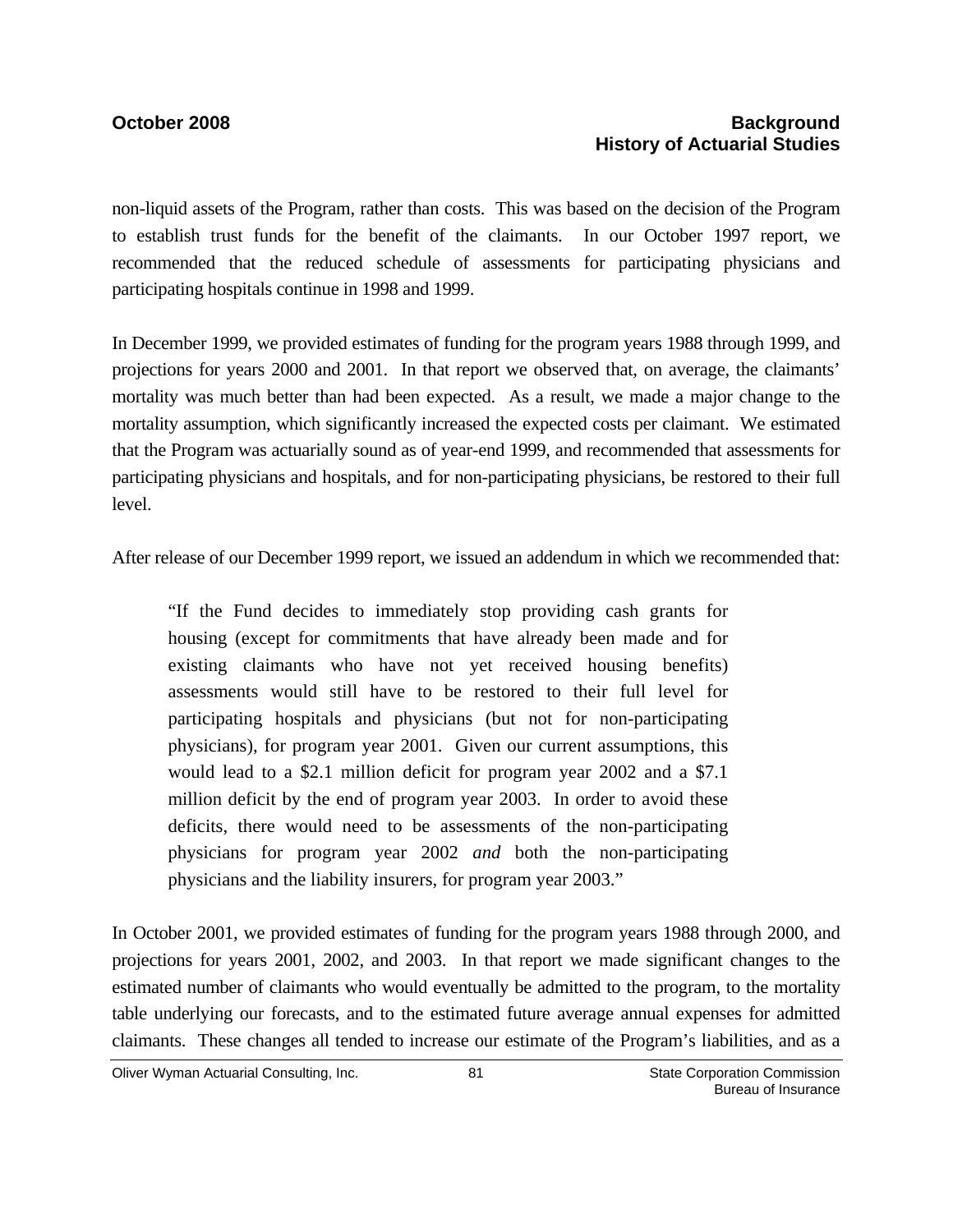non-liquid assets of the Program, rather than costs. This was based on the decision of the Program to establish trust funds for the benefit of the claimants. In our October 1997 report, we recommended that the reduced schedule of assessments for participating physicians and participating hospitals continue in 1998 and 1999.

In December 1999, we provided estimates of funding for the program years 1988 through 1999, and projections for years 2000 and 2001. In that report we observed that, on average, the claimants' mortality was much better than had been expected. As a result, we made a major change to the mortality assumption, which significantly increased the expected costs per claimant. We estimated that the Program was actuarially sound as of year-end 1999, and recommended that assessments for participating physicians and hospitals, and for non-participating physicians, be restored to their full level.

After release of our December 1999 report, we issued an addendum in which we recommended that:

> "If the Fund decides to immediately stop providing cash grants for housing (except for commitments that have already been made and for existing claimants who have not yet received housing benefits) assessments would still have to be restored to their full level for participating hospitals and physicians (but not for non-participating physicians), for program year 2001. Given our current assumptions, this would lead to a \$2.1 million deficit for program year 2002 and a \$7.1 million deficit by the end of program year 2003. In order to avoid these deficits, there would need to be assessments of the non-participating physicians for program year 2002 *and* both the non-participating physicians and the liability insurers, for program year 2003."

In October 2001, we provided estimates of funding for the program years 1988 through 2000, and projections for years 2001, 2002, and 2003. In that report we made significant changes to the estimated number of claimants who would eventually be admitted to the program, to the mortality table underlying our forecasts, and to the estimated future average annual expenses for admitted claimants. These changes all tended to increase our estimate of the Program's liabilities, and as a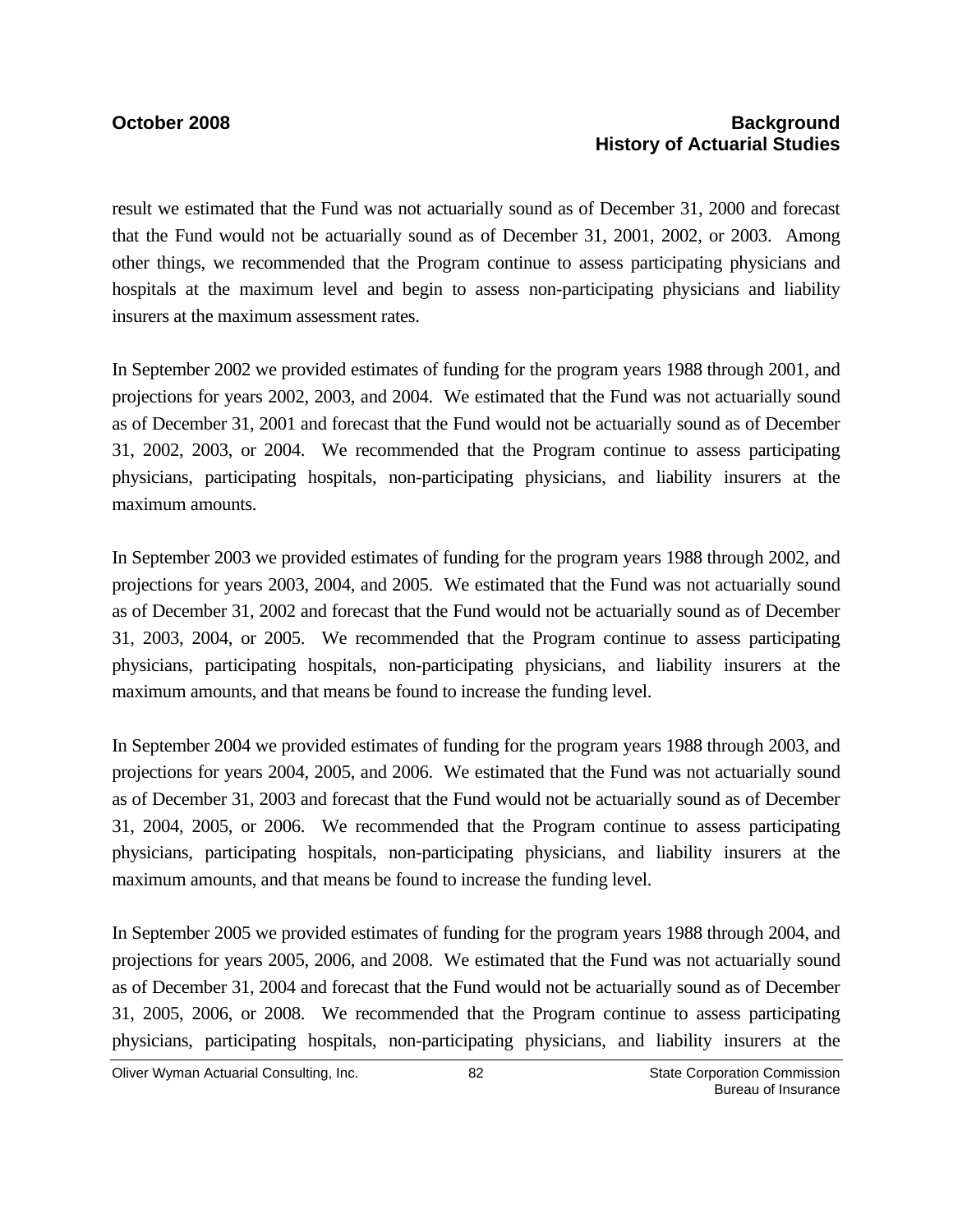result we estimated that the Fund was not actuarially sound as of December 31, 2000 and forecast that the Fund would not be actuarially sound as of December 31, 2001, 2002, or 2003. Among other things, we recommended that the Program continue to assess participating physicians and hospitals at the maximum level and begin to assess non-participating physicians and liability insurers at the maximum assessment rates.

In September 2002 we provided estimates of funding for the program years 1988 through 2001, and projections for years 2002, 2003, and 2004. We estimated that the Fund was not actuarially sound as of December 31, 2001 and forecast that the Fund would not be actuarially sound as of December 31, 2002, 2003, or 2004. We recommended that the Program continue to assess participating physicians, participating hospitals, non-participating physicians, and liability insurers at the maximum amounts.

In September 2003 we provided estimates of funding for the program years 1988 through 2002, and projections for years 2003, 2004, and 2005. We estimated that the Fund was not actuarially sound as of December 31, 2002 and forecast that the Fund would not be actuarially sound as of December 31, 2003, 2004, or 2005. We recommended that the Program continue to assess participating physicians, participating hospitals, non-participating physicians, and liability insurers at the maximum amounts, and that means be found to increase the funding level.

In September 2004 we provided estimates of funding for the program years 1988 through 2003, and projections for years 2004, 2005, and 2006. We estimated that the Fund was not actuarially sound as of December 31, 2003 and forecast that the Fund would not be actuarially sound as of December 31, 2004, 2005, or 2006. We recommended that the Program continue to assess participating physicians, participating hospitals, non-participating physicians, and liability insurers at the maximum amounts, and that means be found to increase the funding level.

In September 2005 we provided estimates of funding for the program years 1988 through 2004, and projections for years 2005, 2006, and 2008. We estimated that the Fund was not actuarially sound as of December 31, 2004 and forecast that the Fund would not be actuarially sound as of December 31, 2005, 2006, or 2008. We recommended that the Program continue to assess participating physicians, participating hospitals, non-participating physicians, and liability insurers at the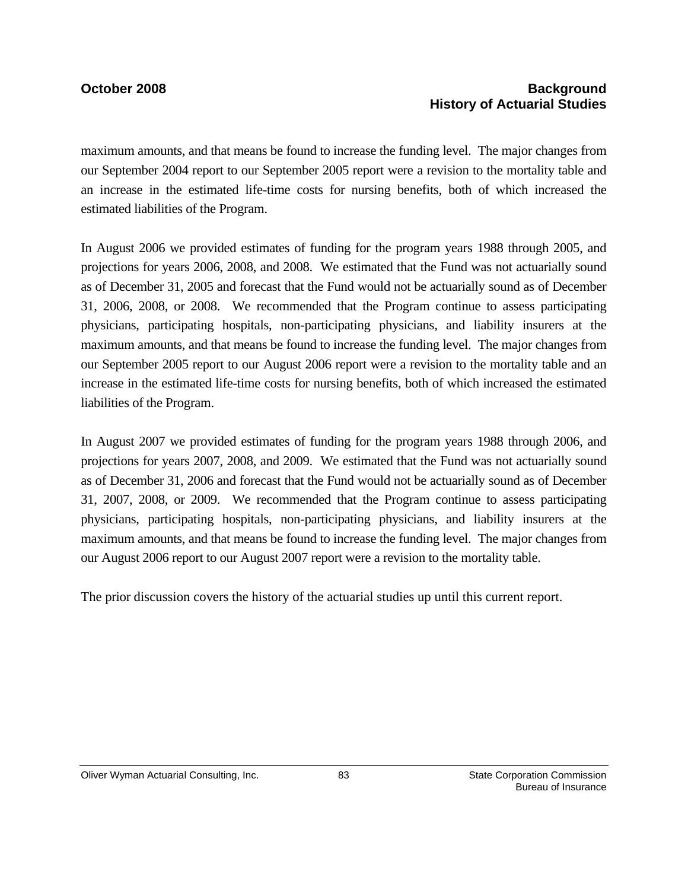maximum amounts, and that means be found to increase the funding level. The major changes from our September 2004 report to our September 2005 report were a revision to the mortality table and an increase in the estimated life-time costs for nursing benefits, both of which increased the estimated liabilities of the Program.

In August 2006 we provided estimates of funding for the program years 1988 through 2005, and projections for years 2006, 2008, and 2008. We estimated that the Fund was not actuarially sound as of December 31, 2005 and forecast that the Fund would not be actuarially sound as of December 31, 2006, 2008, or 2008. We recommended that the Program continue to assess participating physicians, participating hospitals, non-participating physicians, and liability insurers at the maximum amounts, and that means be found to increase the funding level. The major changes from our September 2005 report to our August 2006 report were a revision to the mortality table and an increase in the estimated life-time costs for nursing benefits, both of which increased the estimated liabilities of the Program.

In August 2007 we provided estimates of funding for the program years 1988 through 2006, and projections for years 2007, 2008, and 2009. We estimated that the Fund was not actuarially sound as of December 31, 2006 and forecast that the Fund would not be actuarially sound as of December 31, 2007, 2008, or 2009. We recommended that the Program continue to assess participating physicians, participating hospitals, non-participating physicians, and liability insurers at the maximum amounts, and that means be found to increase the funding level. The major changes from our August 2006 report to our August 2007 report were a revision to the mortality table.

The prior discussion covers the history of the actuarial studies up until this current report.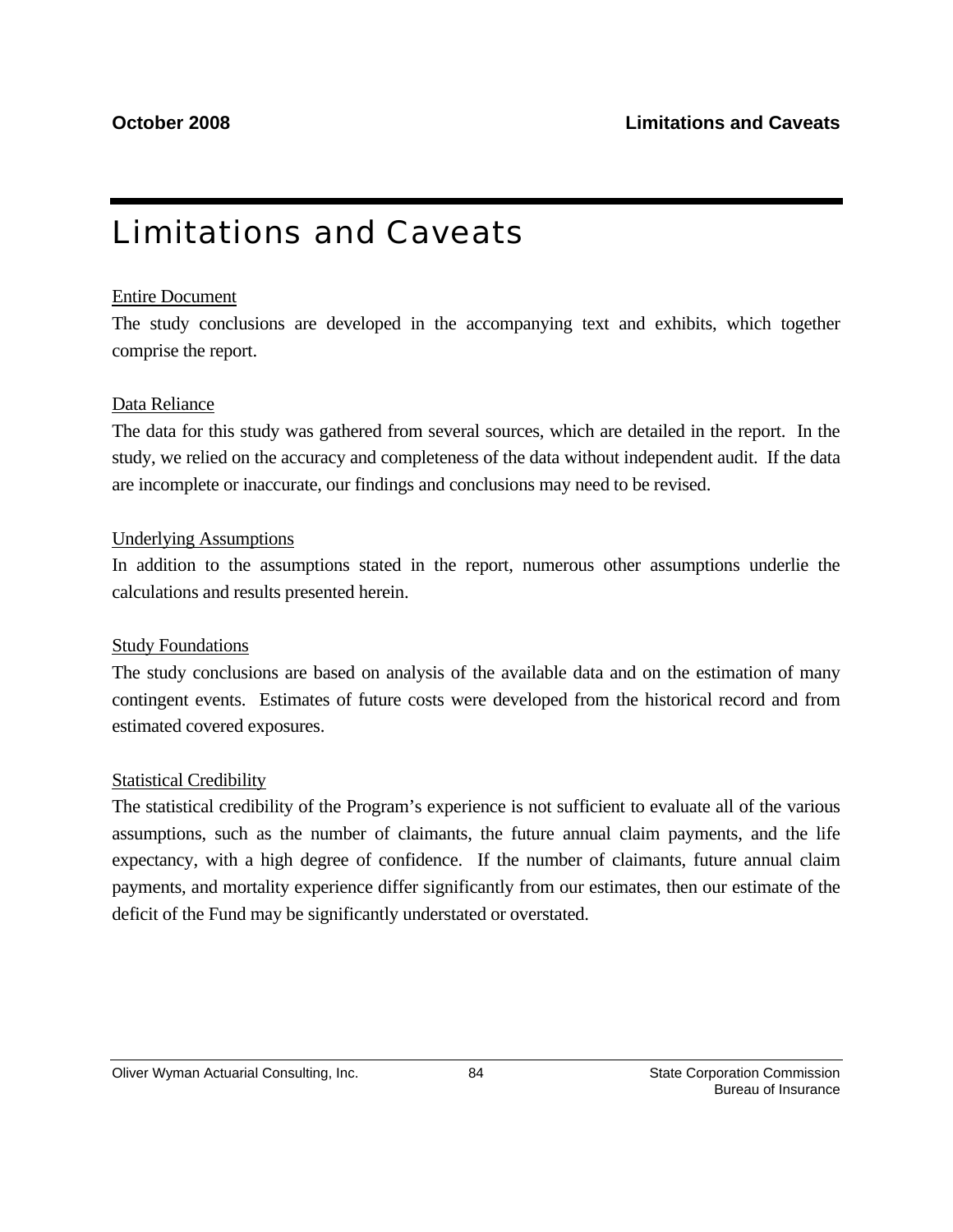# Limitations and Caveats

<u>Entire Document</u>

The study conclusions are developed in the accompanying text and exhibits, which together comprise the report.

<u>Data Reliance</u>

The data for this study was gathered from several sources, which are detailed in the report. In the study, we relied on the accuracy and completeness of the data without independent audit. If the data are incomplete or inaccurate, our findings and conclusions may need to be revised.

<u>Underlying Assumptions</u>

In addition to the assumptions stated in the report, numerous other assumptions underlie the calculations and results presented herein.

<u>Study Foundations</u>

The study conclusions are based on analysis of the available data and on the estimation of many contingent events. Estimates of future costs were developed from the historical record and from estimated covered exposures.

<u>Statistical Credibility</u>

The statistical credibility of the Program's experience is not sufficient to evaluate all of the various assumptions, such as the number of claimants, the future annual claim payments, and the life expectancy, with a high degree of confidence. If the number of claimants, future annual claim payments, and mortality experience differ significantly from our estimates, then our estimate of the deficit of the Fund may be significantly understated or overstated.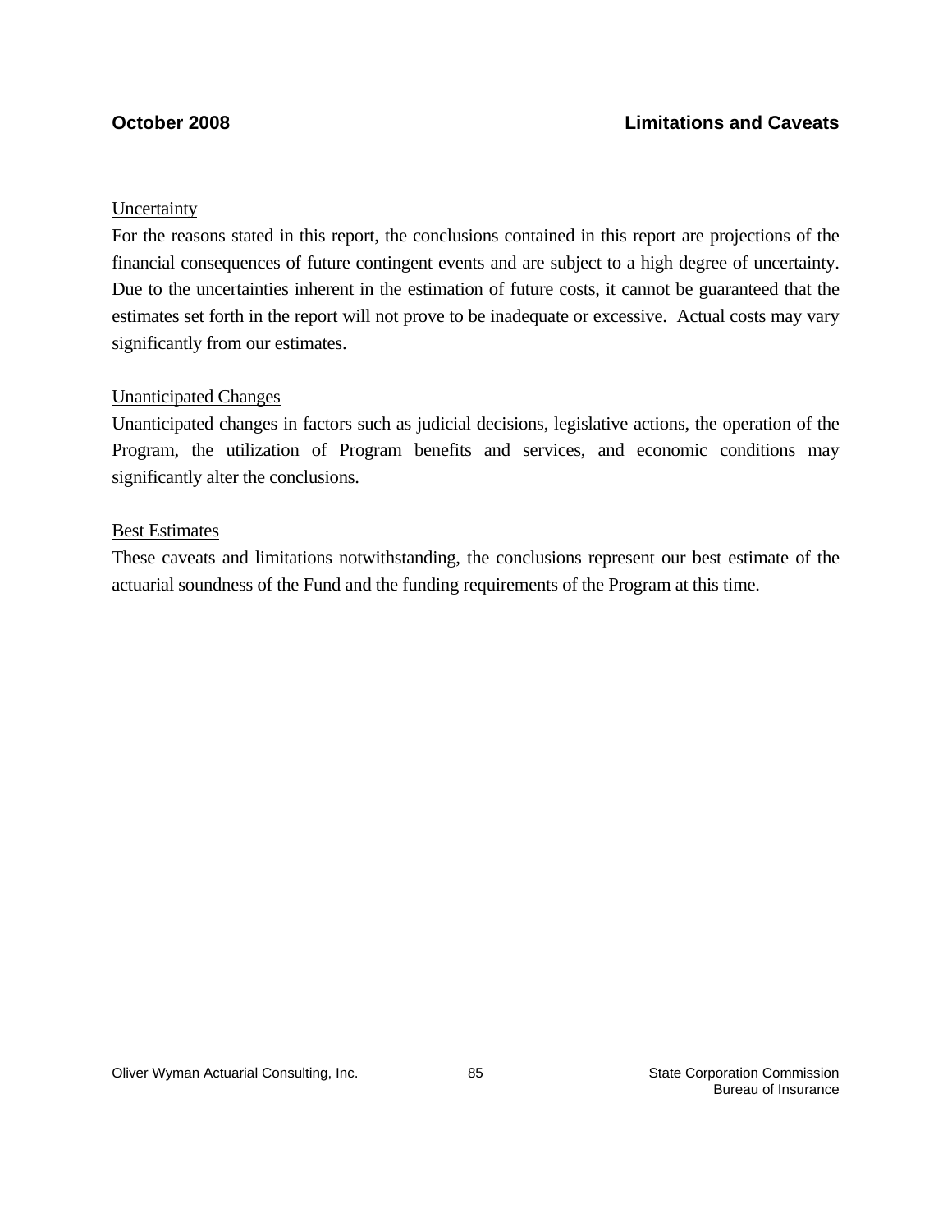Uncertainty

For the reasons stated in this report, the conclusions contained in this report are projections of the financial consequences of future contingent events and are subject to a high degree of uncertainty. Due to the uncertainties inherent in the estimation of future costs, it cannot be guaranteed that the estimates set forth in the report will not prove to be inadequate or excessive. Actual costs may vary significantly from our estimates.

Unanticipated Changes

Unanticipated changes in factors such as judicial decisions, legislative actions, the operation of the Program, the utilization of Program benefits and services, and economic conditions may significantly alter the conclusions.

Best Estimates

These caveats and limitations notwithstanding, the conclusions represent our best estimate of the actuarial soundness of the Fund and the funding requirements of the Program at this time.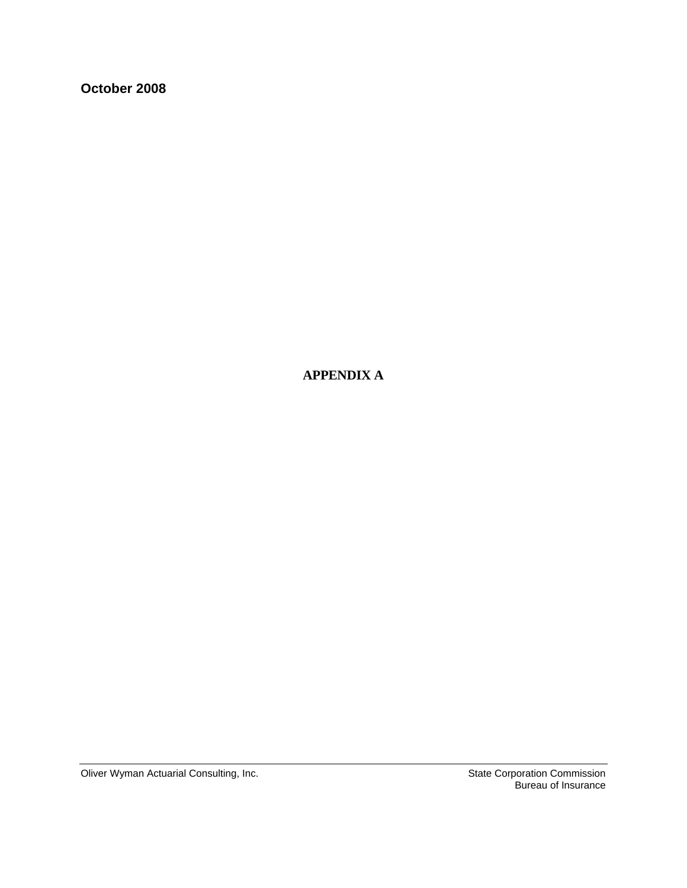**October 2008**

# APPENDIX A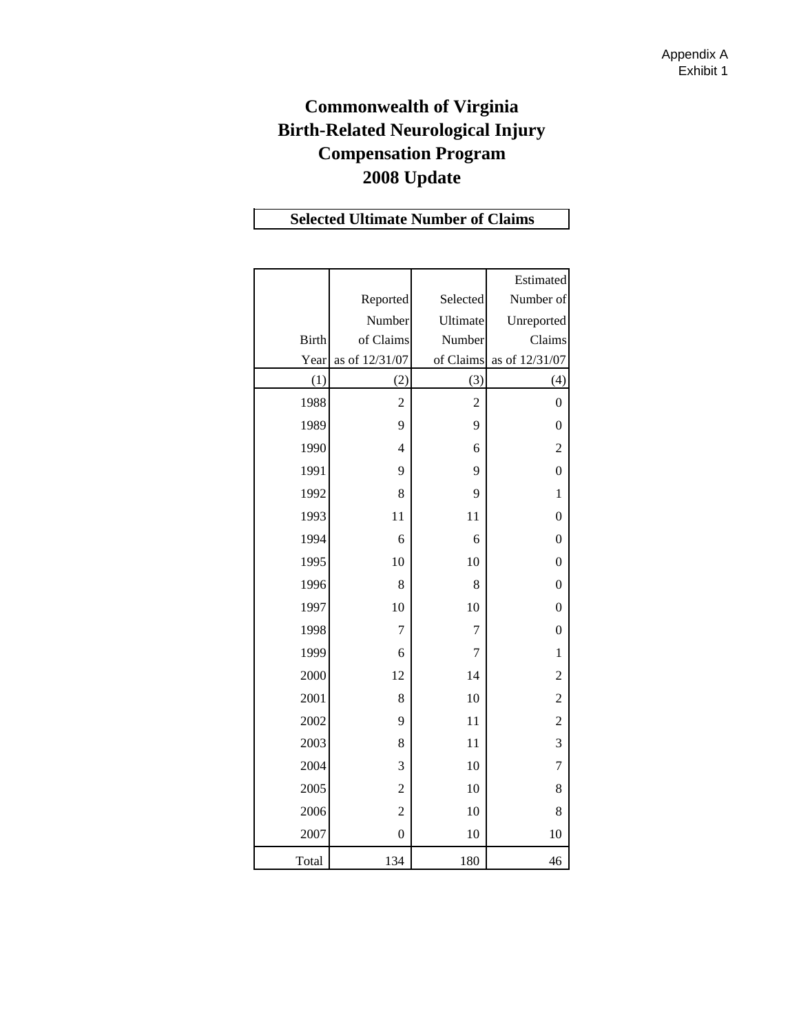Appendix A
Exhibit 1

# Commonwealth of Virginia
# Birth-Related Neurological Injury Compensation Program
# 2008 Update

## Selected Ultimate Number of Claims

| Birth Year | Reported Number of Claims as of 12/31/07 | Selected Ultimate Number of Claims | Estimated Number of Unreported Claims as of 12/31/07 |
|---|---|---|---|
| (1) | (2) | (3) | (4) |
| 1988 | 2 | 2 | 0 |
| 1989 | 9 | 9 | 0 |
| 1990 | 4 | 6 | 2 |
| 1991 | 9 | 9 | 0 |
| 1992 | 8 | 9 | 1 |
| 1993 | 11 | 11 | 0 |
| 1994 | 6 | 6 | 0 |
| 1995 | 10 | 10 | 0 |
| 1996 | 8 | 8 | 0 |
| 1997 | 10 | 10 | 0 |
| 1998 | 7 | 7 | 0 |
| 1999 | 6 | 7 | 1 |
| 2000 | 12 | 14 | 2 |
| 2001 | 8 | 10 | 2 |
| 2002 | 9 | 11 | 2 |
| 2003 | 8 | 11 | 3 |
| 2004 | 3 | 10 | 7 |
| 2005 | 2 | 10 | 8 |
| 2006 | 2 | 10 | 8 |
| 2007 | 0 | 10 | 10 |
| Total | 134 | 180 | 46 |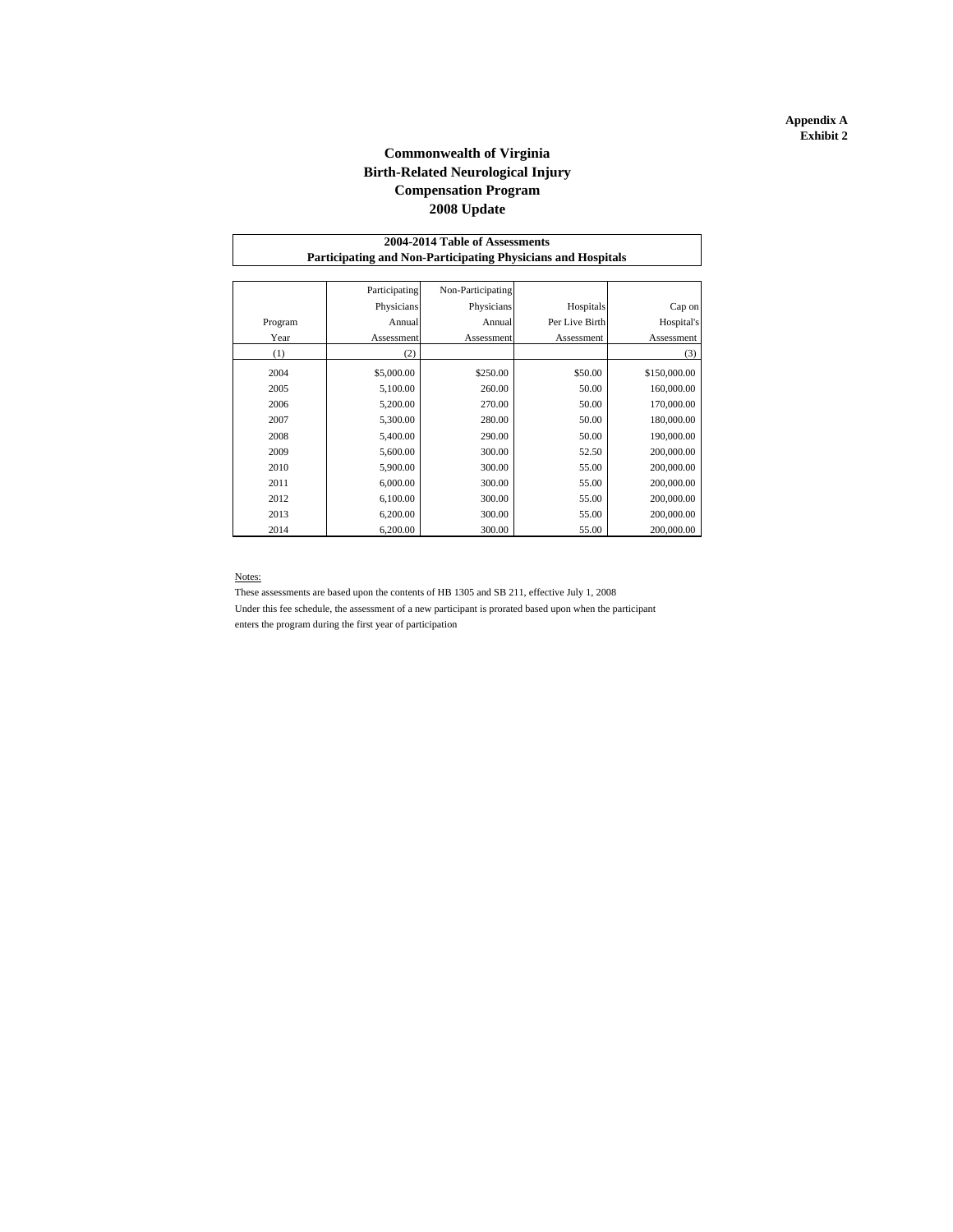**Appendix A**
**Exhibit 2**

# Commonwealth of Virginia
# Birth-Related Neurological Injury
# Compensation Program
# 2008 Update

**2004-2014 Table of Assessments**
**Participating and Non-Participating Physicians and Hospitals**

| Program Year | Participating Physicians Annual Assessment | Non-Participating Physicians Annual Assessment | Hospitals Per Live Birth Assessment | Cap on Hospital's Assessment |
|---|---|---|---|---|
| (1) | (2) | | | (3) |
| 2004 | $5,000.00 | $250.00 | $50.00 | $150,000.00 |
| 2005 | 5,100.00 | 260.00 | 50.00 | 160,000.00 |
| 2006 | 5,200.00 | 270.00 | 50.00 | 170,000.00 |
| 2007 | 5,300.00 | 280.00 | 50.00 | 180,000.00 |
| 2008 | 5,400.00 | 290.00 | 50.00 | 190,000.00 |
| 2009 | 5,600.00 | 300.00 | 52.50 | 200,000.00 |
| 2010 | 5,900.00 | 300.00 | 55.00 | 200,000.00 |
| 2011 | 6,000.00 | 300.00 | 55.00 | 200,000.00 |
| 2012 | 6,100.00 | 300.00 | 55.00 | 200,000.00 |
| 2013 | 6,200.00 | 300.00 | 55.00 | 200,000.00 |
| 2014 | 6,200.00 | 300.00 | 55.00 | 200,000.00 |

Notes:

These assessments are based upon the contents of HB 1305 and SB 211, effective July 1, 2008

Under this fee schedule, the assessment of a new participant is prorated based upon when the participant enters the program during the first year of participation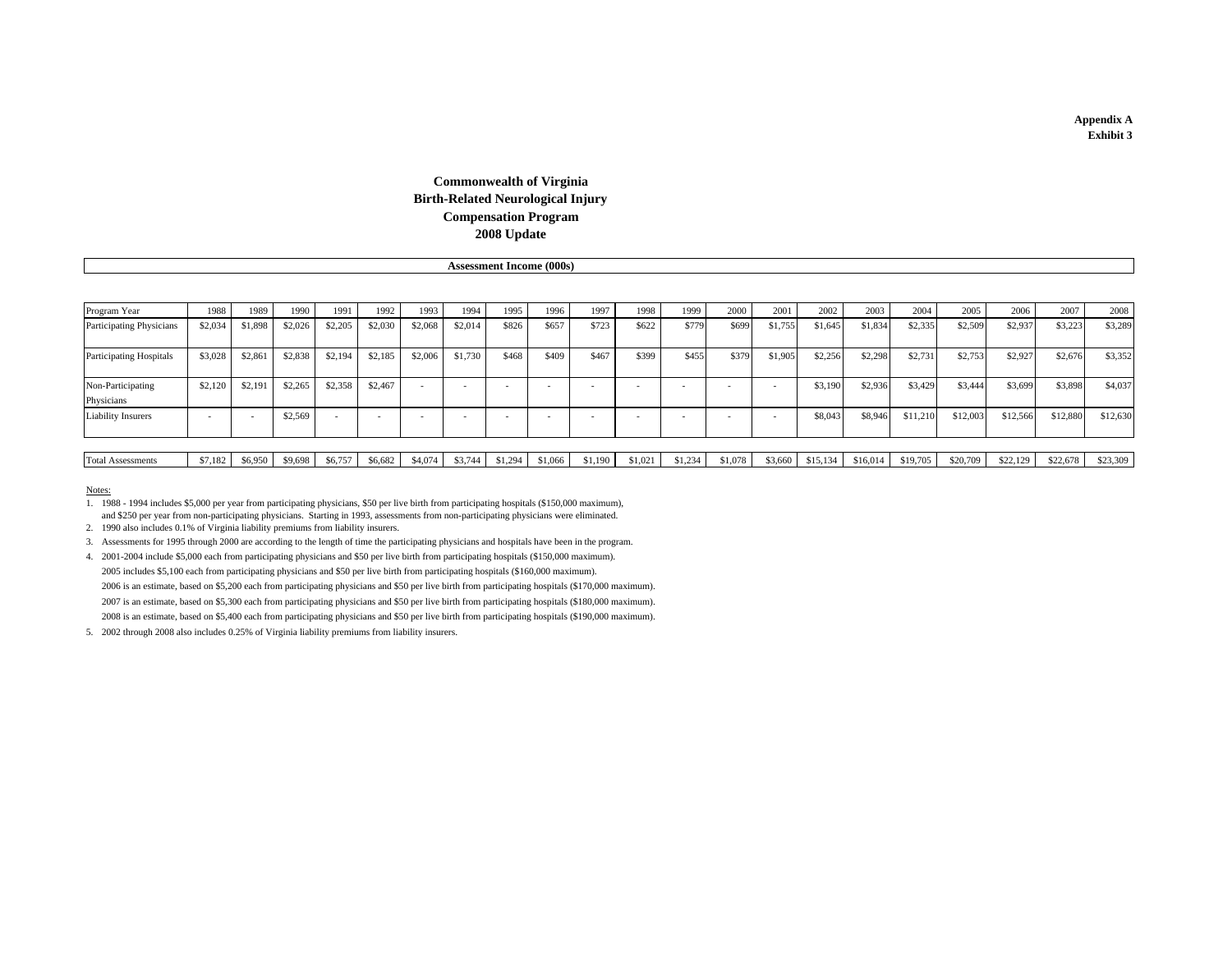**Appendix A**
**Exhibit 3**

# Commonwealth of Virginia
# Birth-Related Neurological Injury
# Compensation Program
# 2008 Update

## Assessment Income (000s)

| Program Year | 1988 | 1989 | 1990 | 1991 | 1992 | 1993 | 1994 | 1995 | 1996 | 1997 | 1998 | 1999 | 2000 | 2001 | 2002 | 2003 | 2004 | 2005 | 2006 | 2007 | 2008 |
|---|---|---|---|---|---|---|---|---|---|---|---|---|---|---|---|---|---|---|---|---|---|
| Participating Physicians | $2,034 | $1,898 | $2,026 | $2,205 | $2,030 | $2,068 | $2,014 | $826 | $657 | $723 | $622 | $779 | $699 | $1,755 | $1,645 | $1,834 | $2,335 | $2,509 | $2,937 | $3,223 | $3,289 |
| Participating Hospitals | $3,028 | $2,861 | $2,838 | $2,194 | $2,185 | $2,006 | $1,730 | $468 | $409 | $467 | $399 | $455 | $379 | $1,905 | $2,256 | $2,298 | $2,731 | $2,753 | $2,927 | $2,676 | $3,352 |
| Non-Participating Physicians | $2,120 | $2,191 | $2,265 | $2,358 | $2,467 | - | - | - | - | - | - | - | - | - | $3,190 | $2,936 | $3,429 | $3,444 | $3,699 | $3,898 | $4,037 |
| Liability Insurers | - | - | $2,569 | - | - | - | - | - | - | - | - | - | - | - | $8,043 | $8,946 | $11,210 | $12,003 | $12,566 | $12,880 | $12,630 |
| Total Assessments | $7,182 | $6,950 | $9,698 | $6,757 | $6,682 | $4,074 | $3,744 | $1,294 | $1,066 | $1,190 | $1,021 | $1,234 | $1,078 | $3,660 | $15,134 | $16,014 | $19,705 | $20,709 | $22,129 | $22,678 | $23,309 |

Notes:

1. 1988 - 1994 includes $5,000 per year from participating physicians, $50 per live birth from participating hospitals ($150,000 maximum), and $250 per year from non-participating physicians. Starting in 1993, assessments from non-participating physicians were eliminated.
2. 1990 also includes 0.1% of Virginia liability premiums from liability insurers.
3. Assessments for 1995 through 2000 are according to the length of time the participating physicians and hospitals have been in the program.
4. 2001-2004 include $5,000 each from participating physicians and $50 per live birth from participating hospitals ($150,000 maximum).
   2005 includes $5,100 each from participating physicians and $50 per live birth from participating hospitals ($160,000 maximum).
   2006 is an estimate, based on $5,200 each from participating physicians and $50 per live birth from participating hospitals ($170,000 maximum).
   2007 is an estimate, based on $5,300 each from participating physicians and $50 per live birth from participating hospitals ($180,000 maximum).
   2008 is an estimate, based on $5,400 each from participating physicians and $50 per live birth from participating hospitals ($190,000 maximum).
5. 2002 through 2008 also includes 0.25% of Virginia liability premiums from liability insurers.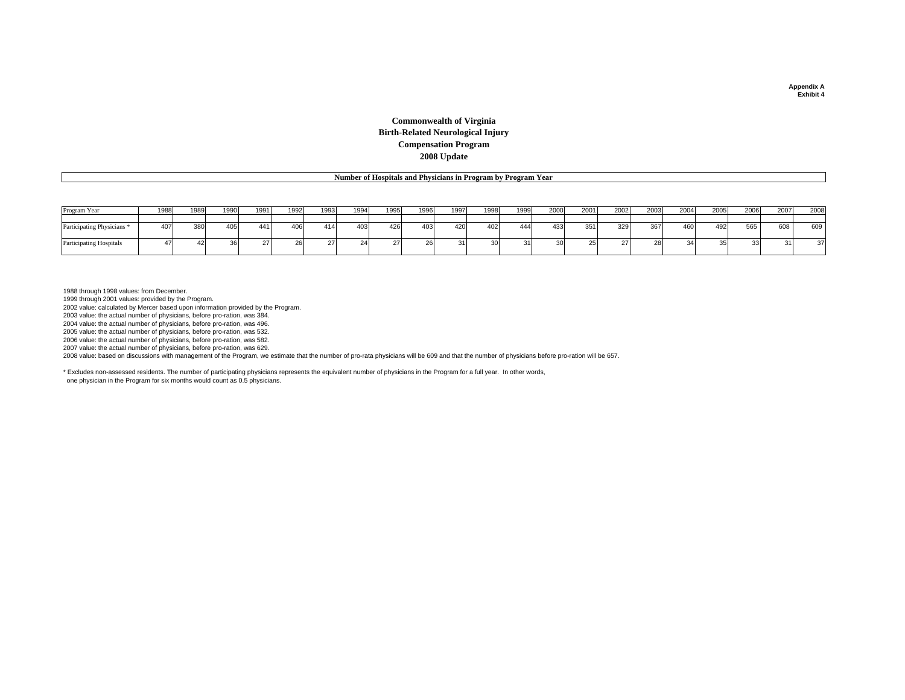Appendix A
Exhibit 4

# Commonwealth of Virginia
# Birth-Related Neurological Injury
# Compensation Program
# 2008 Update

## Number of Hospitals and Physicians in Program by Program Year

| Program Year | 1988 | 1989 | 1990 | 1991 | 1992 | 1993 | 1994 | 1995 | 1996 | 1997 | 1998 | 1999 | 2000 | 2001 | 2002 | 2003 | 2004 | 2005 | 2006 | 2007 | 2008 |
|---|---|---|---|---|---|---|---|---|---|---|---|---|---|---|---|---|---|---|---|---|---|
| Participating Physicians * | 407 | 380 | 405 | 441 | 406 | 414 | 403 | 426 | 403 | 420 | 402 | 444 | 433 | 351 | 329 | 367 | 460 | 492 | 565 | 608 | 609 |
| Participating Hospitals | 47 | 42 | 36 | 27 | 26 | 27 | 24 | 27 | 26 | 31 | 30 | 31 | 30 | 25 | 27 | 28 | 34 | 35 | 33 | 31 | 37 |

1988 through 1998 values: from December.
1999 through 2001 values: provided by the Program.
2002 value: calculated by Mercer based upon information provided by the Program.
2003 value: the actual number of physicians, before pro-ration, was 384.
2004 value: the actual number of physicians, before pro-ration, was 496.
2005 value: the actual number of physicians, before pro-ration, was 532.
2006 value: the actual number of physicians, before pro-ration, was 582.
2007 value: the actual number of physicians, before pro-ration, was 629.
2008 value: based on discussions with management of the Program, we estimate that the number of pro-rata physicians will be 609 and that the number of physicians before pro-ration will be 657.

* Excludes non-assessed residents. The number of participating physicians represents the equivalent number of physicians in the Program for a full year. In other words, one physician in the Program for six months would count as 0.5 physicians.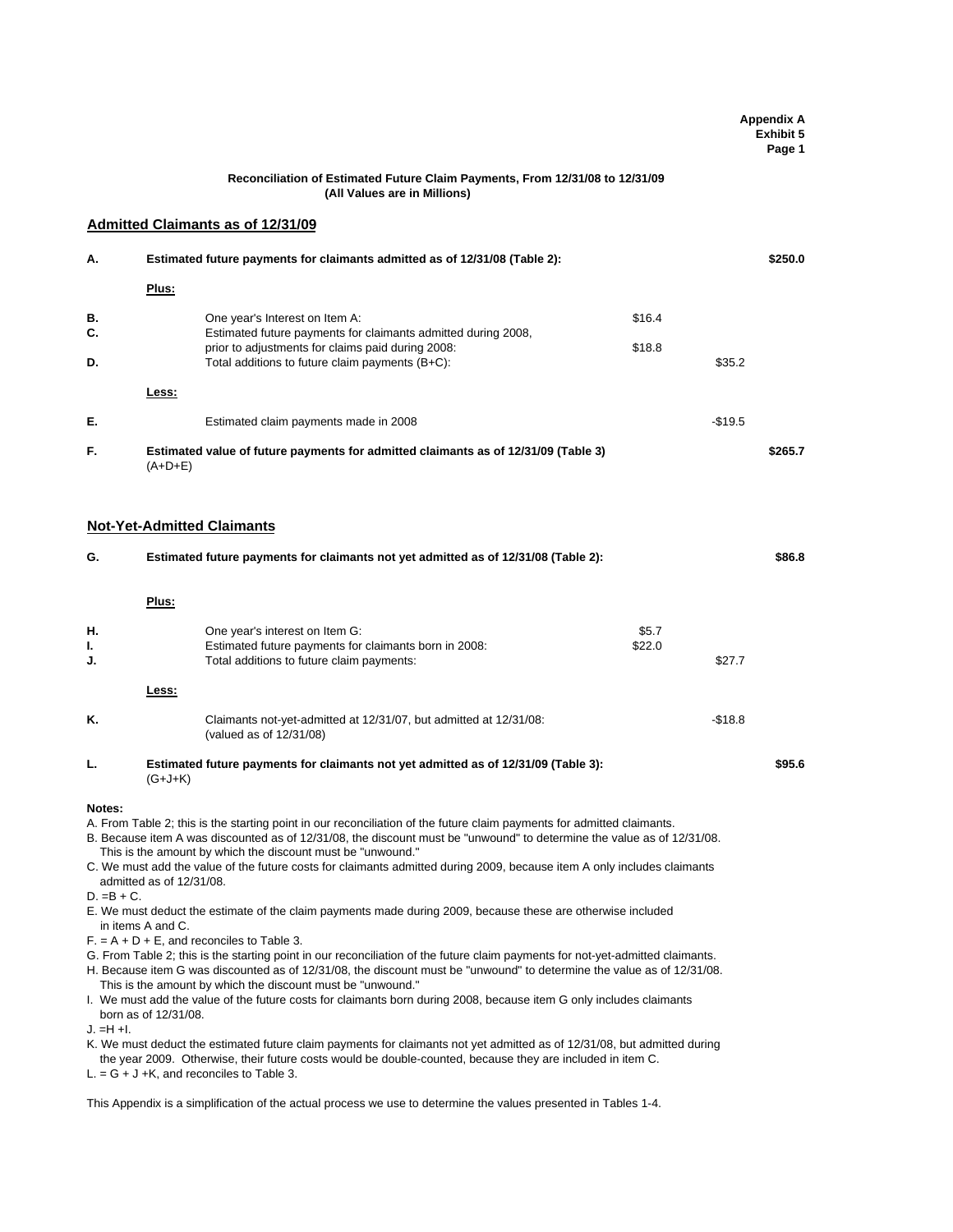**Appendix A**
**Exhibit 5**
**Page 1**

**Reconciliation of Estimated Future Claim Payments, From 12/31/08 to 12/31/09**
**(All Values are in Millions)**

## Admitted Claimants as of 12/31/09

| | | | | |
|---|---|---|---|---|
| **A.** | **Estimated future payments for claimants admitted as of 12/31/08 (Table 2):** | | | **\$250.0** |
| | **Plus:** | | | |
| **B.** | One year's Interest on Item A: | \$16.4 | | |
| **C.** | Estimated future payments for claimants admitted during 2008, prior to adjustments for claims paid during 2008: | \$18.8 | | |
| **D.** | Total additions to future claim payments (B+C): | | \$35.2 | |
| | **Less:** | | | |
| **E.** | Estimated claim payments made in 2008 | | -\$19.5 | |
| **F.** | **Estimated value of future payments for admitted claimants as of 12/31/09 (Table 3)** (A+D+E) | | | **\$265.7** |

## Not-Yet-Admitted Claimants

| | | | | |
|---|---|---|---|---|
| **G.** | **Estimated future payments for claimants not yet admitted as of 12/31/08 (Table 2):** | | | **\$86.8** |
| | **Plus:** | | | |
| **H.** | One year's interest on Item G: | \$5.7 | | |
| **I.** | Estimated future payments for claimants born in 2008: | \$22.0 | | |
| **J.** | Total additions to future claim payments: | | \$27.7 | |
| | **Less:** | | | |
| **K.** | Claimants not-yet-admitted at 12/31/07, but admitted at 12/31/08: (valued as of 12/31/08) | | -\$18.8 | |
| **L.** | **Estimated future payments for claimants not yet admitted as of 12/31/09 (Table 3):** (G+J+K) | | | **\$95.6** |

**Notes:**

A. From Table 2; this is the starting point in our reconciliation of the future claim payments for admitted claimants.
B. Because item A was discounted as of 12/31/08, the discount must be "unwound" to determine the value as of 12/31/08. This is the amount by which the discount must be "unwound."
C. We must add the value of the future costs for claimants admitted during 2009, because item A only includes claimants admitted as of 12/31/08.
D. =B + C.
E. We must deduct the estimate of the claim payments made during 2009, because these are otherwise included in items A and C.
F. = A + D + E, and reconciles to Table 3.
G. From Table 2; this is the starting point in our reconciliation of the future claim payments for not-yet-admitted claimants.
H. Because item G was discounted as of 12/31/08, the discount must be "unwound" to determine the value as of 12/31/08. This is the amount by which the discount must be "unwound."
I. We must add the value of the future costs for claimants born during 2008, because item G only includes claimants born as of 12/31/08.
J. =H +I.
K. We must deduct the estimated future claim payments for claimants not yet admitted as of 12/31/08, but admitted during the year 2009. Otherwise, their future costs would be double-counted, because they are included in item C.
L. = G + J +K, and reconciles to Table 3.

This Appendix is a simplification of the actual process we use to determine the values presented in Tables 1-4.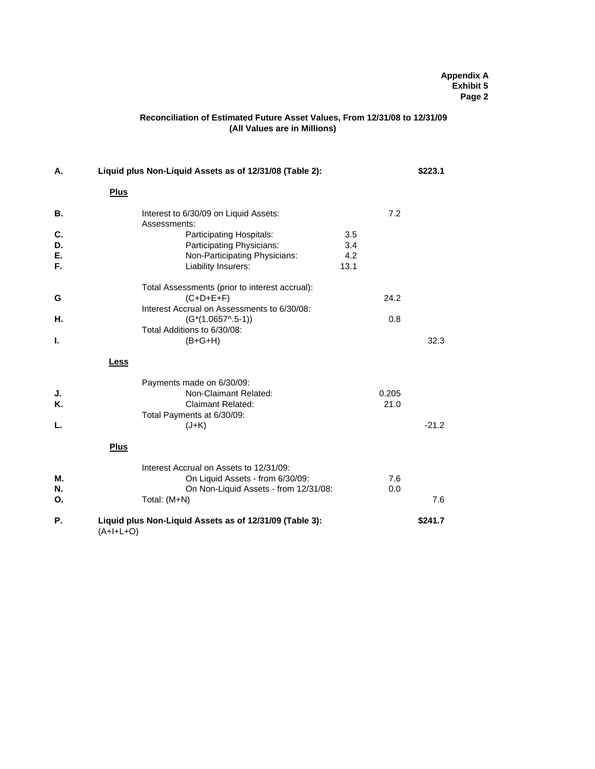**Appendix A**
**Exhibit 5**
**Page 2**

## Reconciliation of Estimated Future Asset Values, From 12/31/08 to 12/31/09
### (All Values are in Millions)

| | | | | |
|---|---|---|---|---|
| **A.** | **Liquid plus Non-Liquid Assets as of 12/31/08 (Table 2):** | | | **\$223.1** |
| | **Plus** | | | |
| **B.** | Interest to 6/30/09 on Liquid Assets: | | 7.2 | |
| | Assessments: | | | |
| **C.** | Participating Hospitals: | 3.5 | | |
| **D.** | Participating Physicians: | 3.4 | | |
| **E.** | Non-Participating Physicians: | 4.2 | | |
| **F.** | Liability Insurers: | 13.1 | | |
| | Total Assessments (prior to interest accrual): | | | |
| **G** | (C+D+E+F) | | 24.2 | |
| | Interest Accrual on Assessments to 6/30/08: | | | |
| **H.** | (G*(1.0657^.5-1)) | | 0.8 | |
| | Total Additions to 6/30/08: | | | |
| **I.** | (B+G+H) | | | 32.3 |
| | **Less** | | | |
| | Payments made on 6/30/09: | | | |
| **J.** | Non-Claimant Related: | | 0.205 | |
| **K.** | Claimant Related: | | 21.0 | |
| | Total Payments at 6/30/09: | | | |
| **L.** | (J+K) | | | -21.2 |
| | **Plus** | | | |
| | Interest Accrual on Assets to 12/31/09: | | | |
| **M.** | On Liquid Assets - from 6/30/09: | | 7.6 | |
| **N.** | On Non-Liquid Assets - from 12/31/08: | | 0.0 | |
| **O.** | Total: (M+N) | | | 7.6 |
| **P.** | **Liquid plus Non-Liquid Assets as of 12/31/09 (Table 3):** (A+I+L+O) | | | **\$241.7** |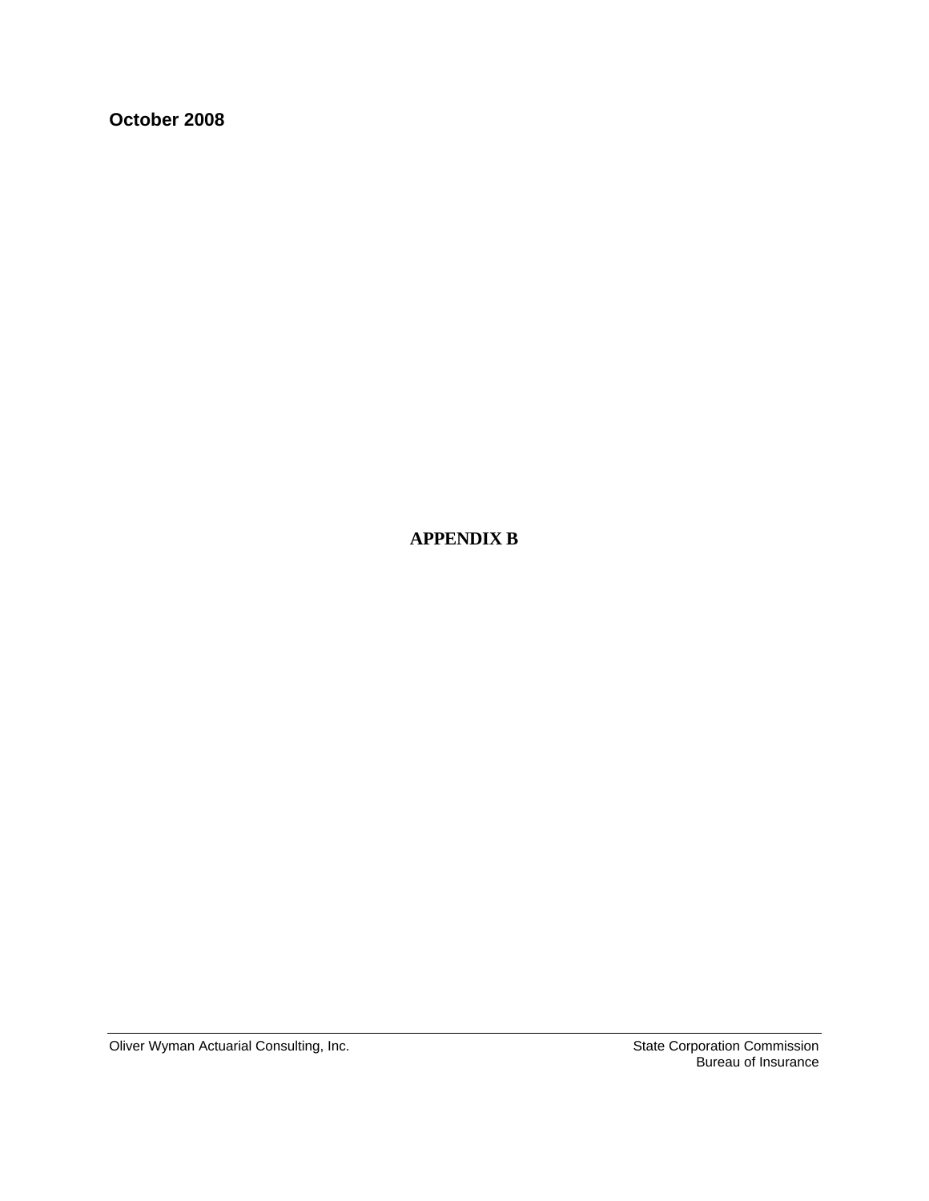October 2008

# APPENDIX B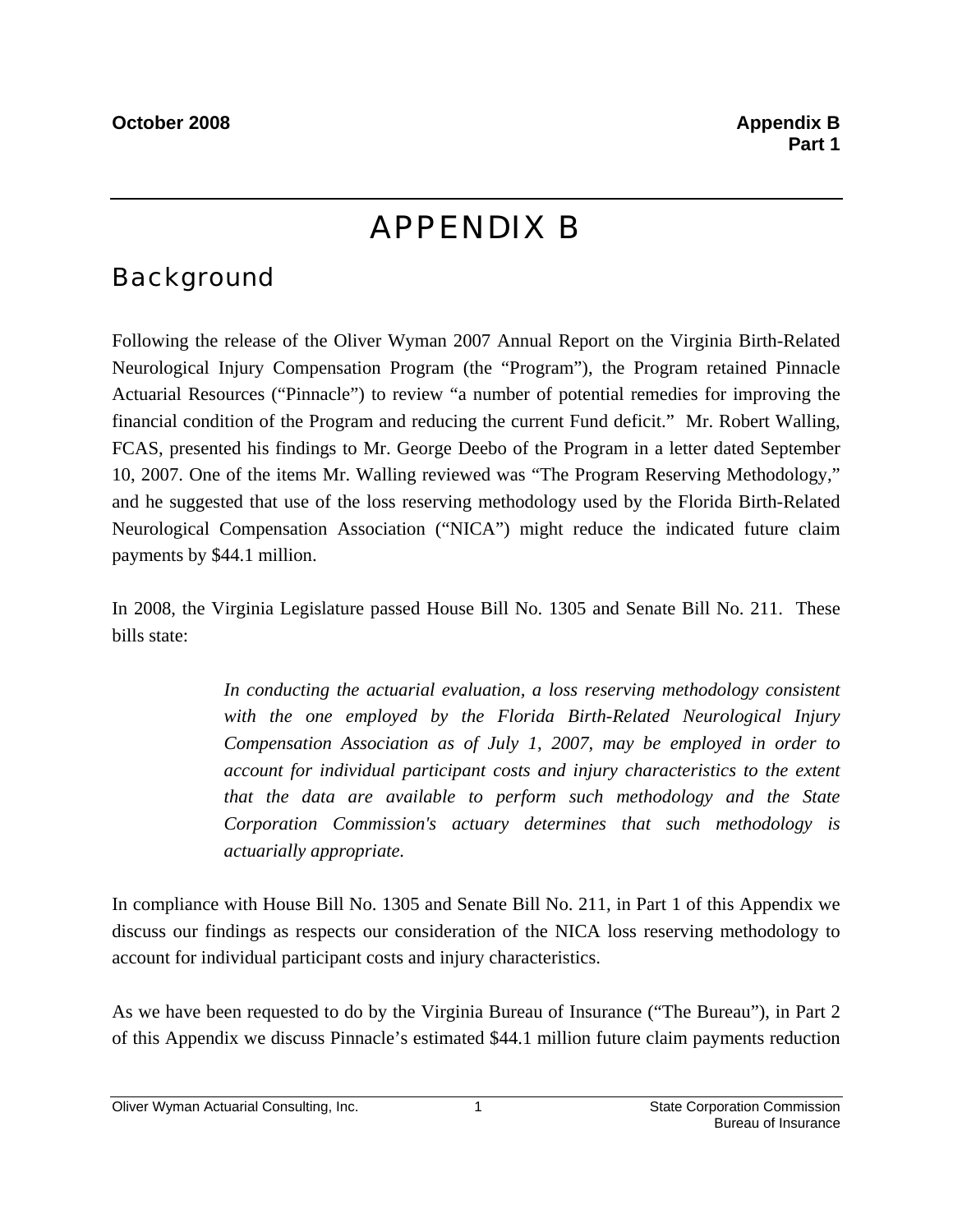# APPENDIX B

## Background

Following the release of the Oliver Wyman 2007 Annual Report on the Virginia Birth-Related Neurological Injury Compensation Program (the "Program"), the Program retained Pinnacle Actuarial Resources ("Pinnacle") to review "a number of potential remedies for improving the financial condition of the Program and reducing the current Fund deficit." Mr. Robert Walling, FCAS, presented his findings to Mr. George Deebo of the Program in a letter dated September 10, 2007. One of the items Mr. Walling reviewed was "The Program Reserving Methodology," and he suggested that use of the loss reserving methodology used by the Florida Birth-Related Neurological Compensation Association ("NICA") might reduce the indicated future claim payments by $44.1 million.

In 2008, the Virginia Legislature passed House Bill No. 1305 and Senate Bill No. 211. These bills state:

> *In conducting the actuarial evaluation, a loss reserving methodology consistent with the one employed by the Florida Birth-Related Neurological Injury Compensation Association as of July 1, 2007, may be employed in order to account for individual participant costs and injury characteristics to the extent that the data are available to perform such methodology and the State Corporation Commission's actuary determines that such methodology is actuarially appropriate.*

In compliance with House Bill No. 1305 and Senate Bill No. 211, in Part 1 of this Appendix we discuss our findings as respects our consideration of the NICA loss reserving methodology to account for individual participant costs and injury characteristics.

As we have been requested to do by the Virginia Bureau of Insurance ("The Bureau"), in Part 2 of this Appendix we discuss Pinnacle's estimated $44.1 million future claim payments reduction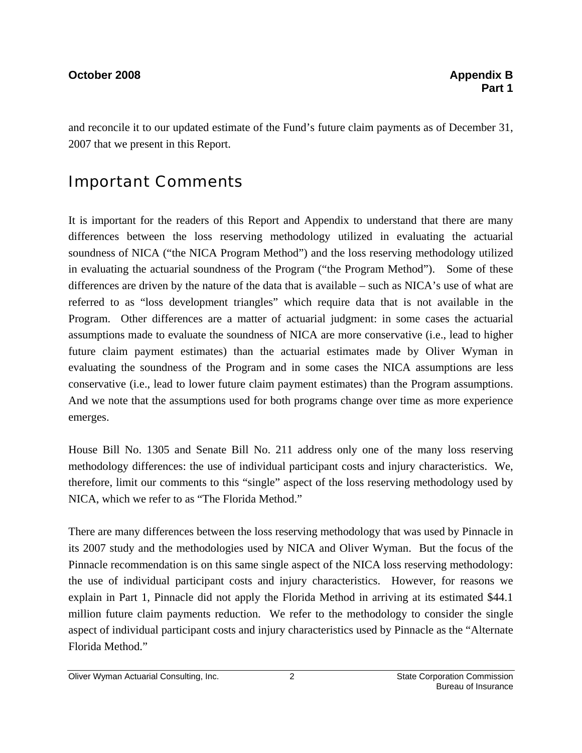and reconcile it to our updated estimate of the Fund's future claim payments as of December 31, 2007 that we present in this Report.

## Important Comments

It is important for the readers of this Report and Appendix to understand that there are many differences between the loss reserving methodology utilized in evaluating the actuarial soundness of NICA ("the NICA Program Method") and the loss reserving methodology utilized in evaluating the actuarial soundness of the Program ("the Program Method"). Some of these differences are driven by the nature of the data that is available – such as NICA's use of what are referred to as "loss development triangles" which require data that is not available in the Program. Other differences are a matter of actuarial judgment: in some cases the actuarial assumptions made to evaluate the soundness of NICA are more conservative (i.e., lead to higher future claim payment estimates) than the actuarial estimates made by Oliver Wyman in evaluating the soundness of the Program and in some cases the NICA assumptions are less conservative (i.e., lead to lower future claim payment estimates) than the Program assumptions. And we note that the assumptions used for both programs change over time as more experience emerges.

House Bill No. 1305 and Senate Bill No. 211 address only one of the many loss reserving methodology differences: the use of individual participant costs and injury characteristics. We, therefore, limit our comments to this "single" aspect of the loss reserving methodology used by NICA, which we refer to as "The Florida Method."

There are many differences between the loss reserving methodology that was used by Pinnacle in its 2007 study and the methodologies used by NICA and Oliver Wyman. But the focus of the Pinnacle recommendation is on this same single aspect of the NICA loss reserving methodology: the use of individual participant costs and injury characteristics. However, for reasons we explain in Part 1, Pinnacle did not apply the Florida Method in arriving at its estimated $44.1 million future claim payments reduction. We refer to the methodology to consider the single aspect of individual participant costs and injury characteristics used by Pinnacle as the "Alternate Florida Method."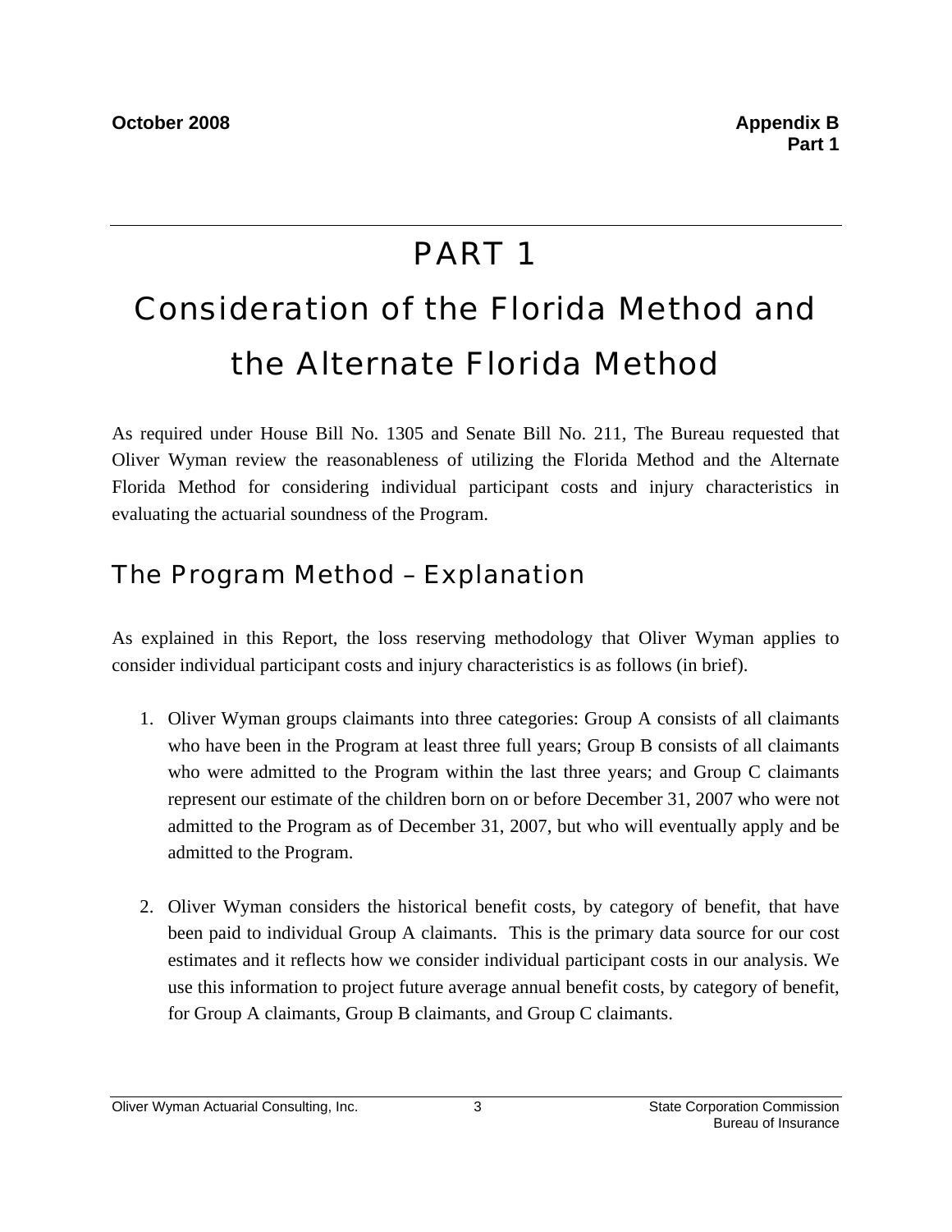# PART 1

# Consideration of the Florida Method and the Alternate Florida Method

As required under House Bill No. 1305 and Senate Bill No. 211, The Bureau requested that Oliver Wyman review the reasonableness of utilizing the Florida Method and the Alternate Florida Method for considering individual participant costs and injury characteristics in evaluating the actuarial soundness of the Program.

## The Program Method – Explanation

As explained in this Report, the loss reserving methodology that Oliver Wyman applies to consider individual participant costs and injury characteristics is as follows (in brief).

1. Oliver Wyman groups claimants into three categories: Group A consists of all claimants who have been in the Program at least three full years; Group B consists of all claimants who were admitted to the Program within the last three years; and Group C claimants represent our estimate of the children born on or before December 31, 2007 who were not admitted to the Program as of December 31, 2007, but who will eventually apply and be admitted to the Program.

2. Oliver Wyman considers the historical benefit costs, by category of benefit, that have been paid to individual Group A claimants. This is the primary data source for our cost estimates and it reflects how we consider individual participant costs in our analysis. We use this information to project future average annual benefit costs, by category of benefit, for Group A claimants, Group B claimants, and Group C claimants.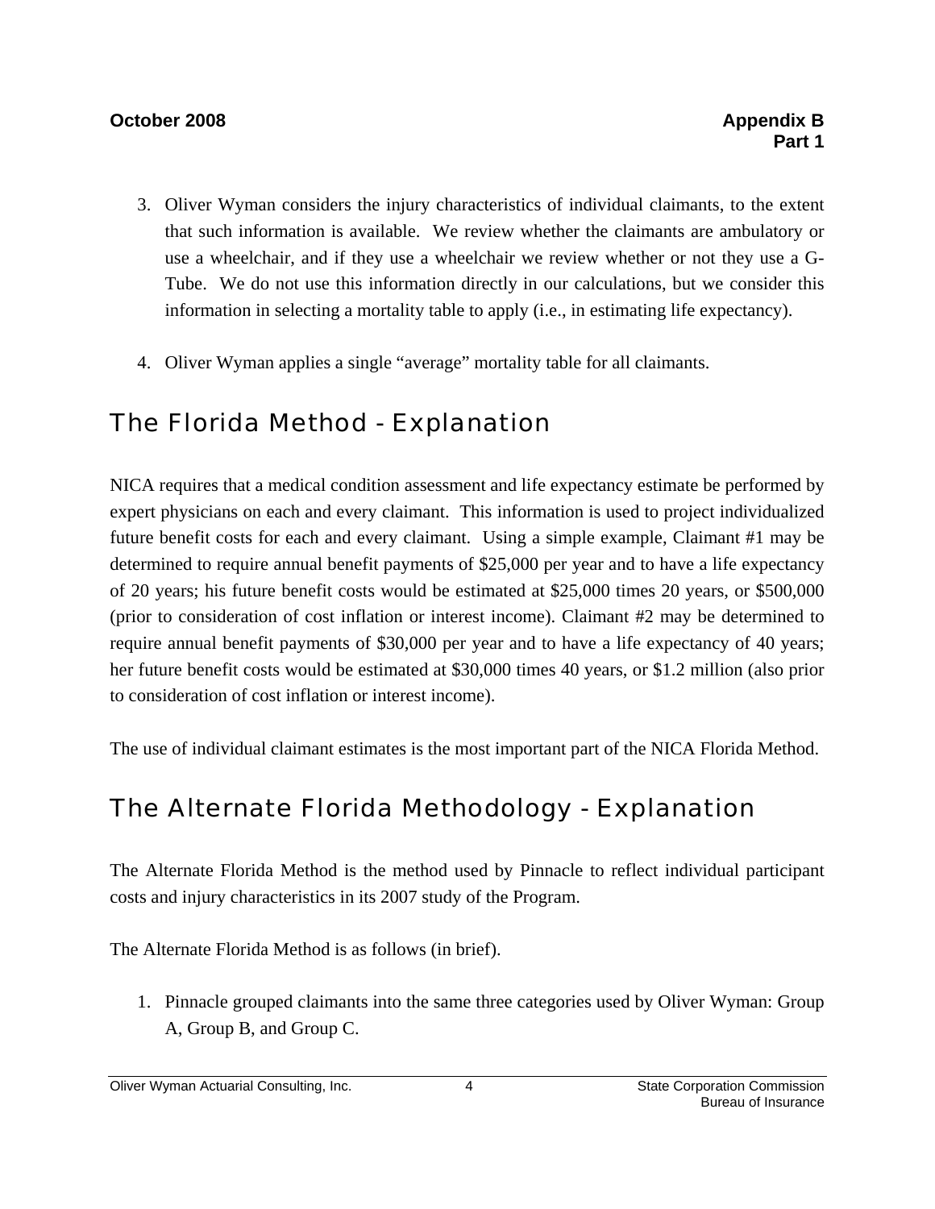3. Oliver Wyman considers the injury characteristics of individual claimants, to the extent that such information is available. We review whether the claimants are ambulatory or use a wheelchair, and if they use a wheelchair we review whether or not they use a G-Tube. We do not use this information directly in our calculations, but we consider this information in selecting a mortality table to apply (i.e., in estimating life expectancy).

4. Oliver Wyman applies a single "average" mortality table for all claimants.

## The Florida Method - Explanation

NICA requires that a medical condition assessment and life expectancy estimate be performed by expert physicians on each and every claimant. This information is used to project individualized future benefit costs for each and every claimant. Using a simple example, Claimant #1 may be determined to require annual benefit payments of $25,000 per year and to have a life expectancy of 20 years; his future benefit costs would be estimated at $25,000 times 20 years, or $500,000 (prior to consideration of cost inflation or interest income). Claimant #2 may be determined to require annual benefit payments of $30,000 per year and to have a life expectancy of 40 years; her future benefit costs would be estimated at $30,000 times 40 years, or $1.2 million (also prior to consideration of cost inflation or interest income).

The use of individual claimant estimates is the most important part of the NICA Florida Method.

## The Alternate Florida Methodology - Explanation

The Alternate Florida Method is the method used by Pinnacle to reflect individual participant costs and injury characteristics in its 2007 study of the Program.

The Alternate Florida Method is as follows (in brief).

1. Pinnacle grouped claimants into the same three categories used by Oliver Wyman: Group A, Group B, and Group C.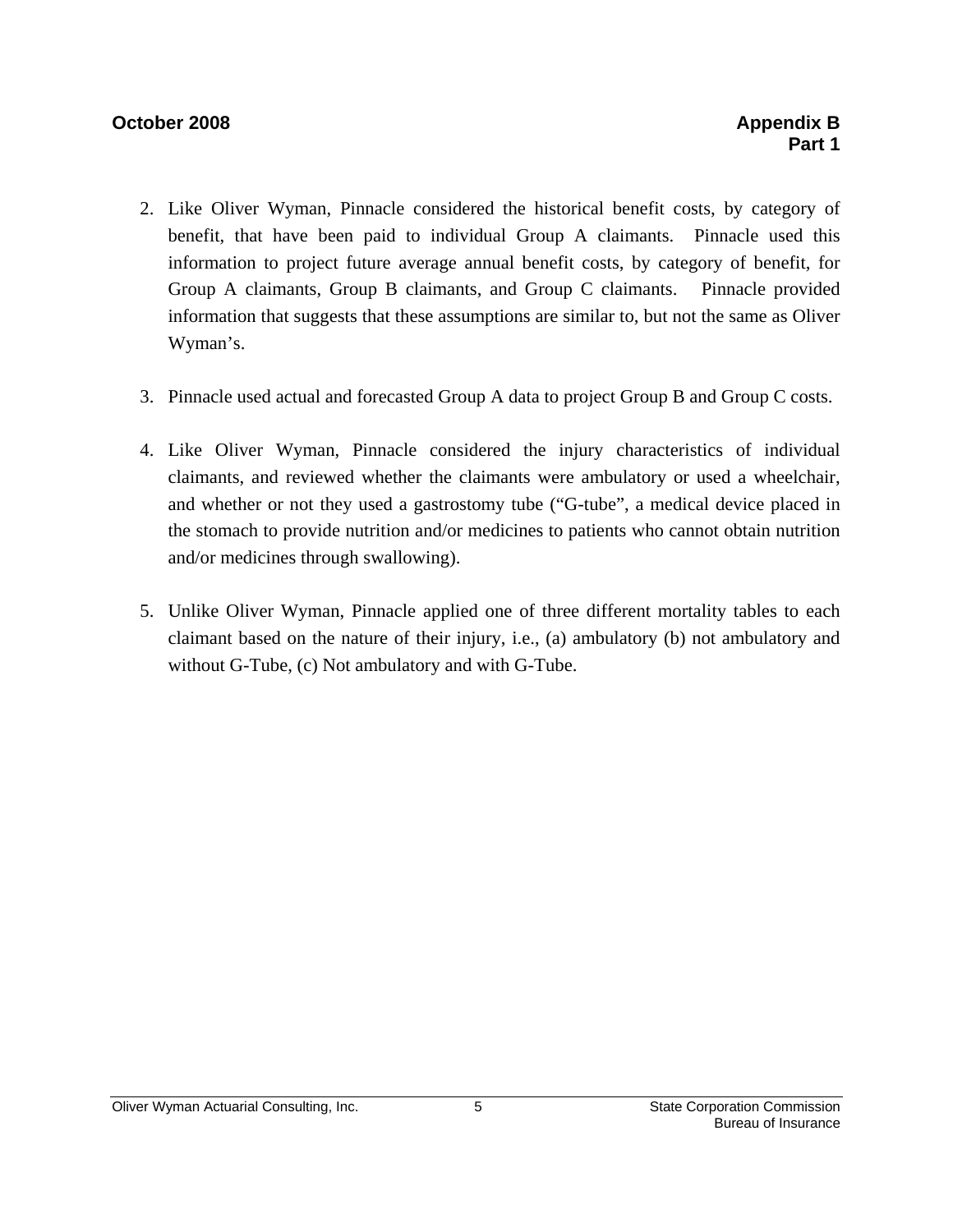2. Like Oliver Wyman, Pinnacle considered the historical benefit costs, by category of benefit, that have been paid to individual Group A claimants. Pinnacle used this information to project future average annual benefit costs, by category of benefit, for Group A claimants, Group B claimants, and Group C claimants. Pinnacle provided information that suggests that these assumptions are similar to, but not the same as Oliver Wyman's.

3. Pinnacle used actual and forecasted Group A data to project Group B and Group C costs.

4. Like Oliver Wyman, Pinnacle considered the injury characteristics of individual claimants, and reviewed whether the claimants were ambulatory or used a wheelchair, and whether or not they used a gastrostomy tube ("G-tube", a medical device placed in the stomach to provide nutrition and/or medicines to patients who cannot obtain nutrition and/or medicines through swallowing).

5. Unlike Oliver Wyman, Pinnacle applied one of three different mortality tables to each claimant based on the nature of their injury, i.e., (a) ambulatory (b) not ambulatory and without G-Tube, (c) Not ambulatory and with G-Tube.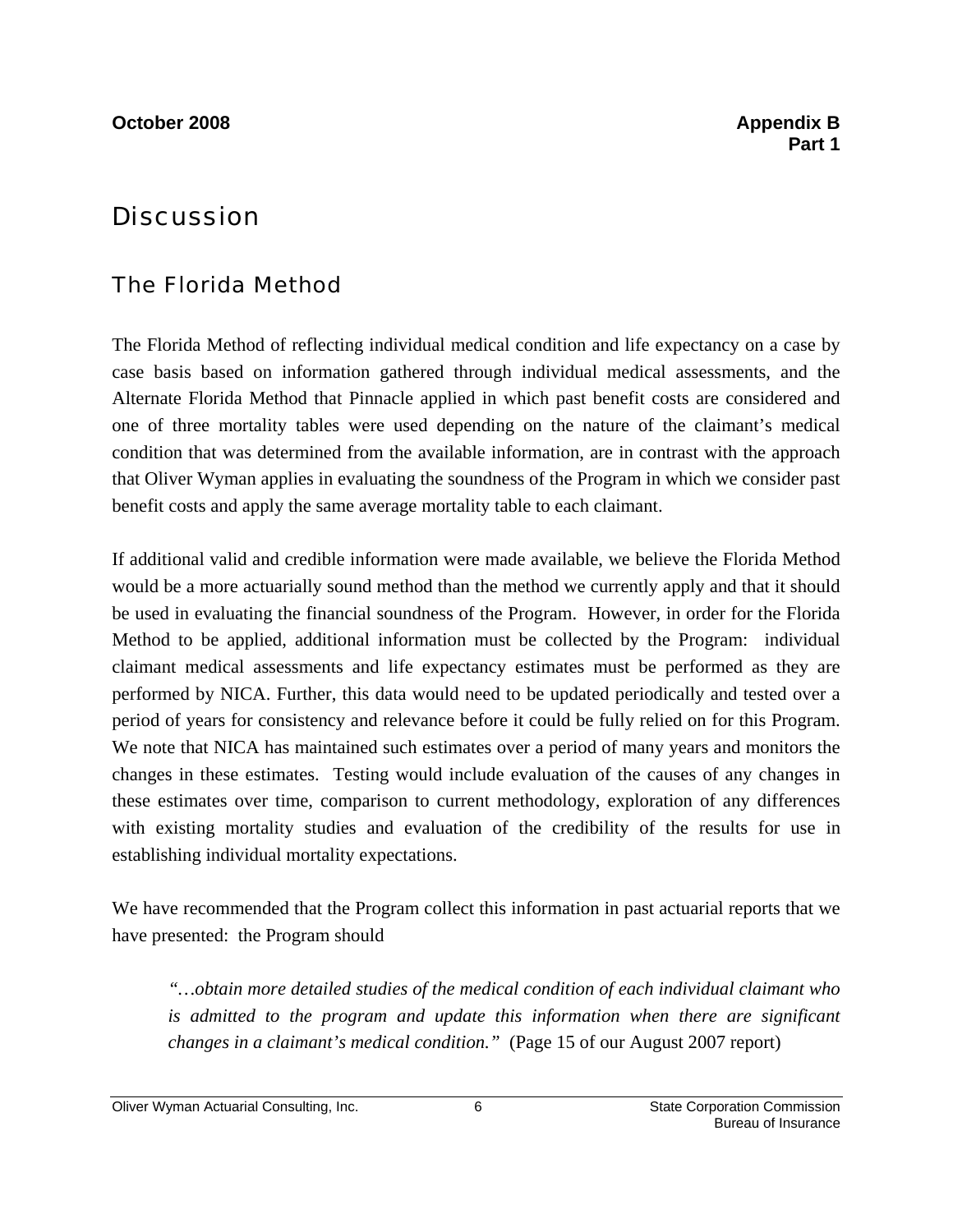# Discussion

## The Florida Method

The Florida Method of reflecting individual medical condition and life expectancy on a case by case basis based on information gathered through individual medical assessments, and the Alternate Florida Method that Pinnacle applied in which past benefit costs are considered and one of three mortality tables were used depending on the nature of the claimant's medical condition that was determined from the available information, are in contrast with the approach that Oliver Wyman applies in evaluating the soundness of the Program in which we consider past benefit costs and apply the same average mortality table to each claimant.

If additional valid and credible information were made available, we believe the Florida Method would be a more actuarially sound method than the method we currently apply and that it should be used in evaluating the financial soundness of the Program. However, in order for the Florida Method to be applied, additional information must be collected by the Program: individual claimant medical assessments and life expectancy estimates must be performed as they are performed by NICA. Further, this data would need to be updated periodically and tested over a period of years for consistency and relevance before it could be fully relied on for this Program. We note that NICA has maintained such estimates over a period of many years and monitors the changes in these estimates. Testing would include evaluation of the causes of any changes in these estimates over time, comparison to current methodology, exploration of any differences with existing mortality studies and evaluation of the credibility of the results for use in establishing individual mortality expectations.

We have recommended that the Program collect this information in past actuarial reports that we have presented: the Program should

> *"…obtain more detailed studies of the medical condition of each individual claimant who is admitted to the program and update this information when there are significant changes in a claimant's medical condition."* (Page 15 of our August 2007 report)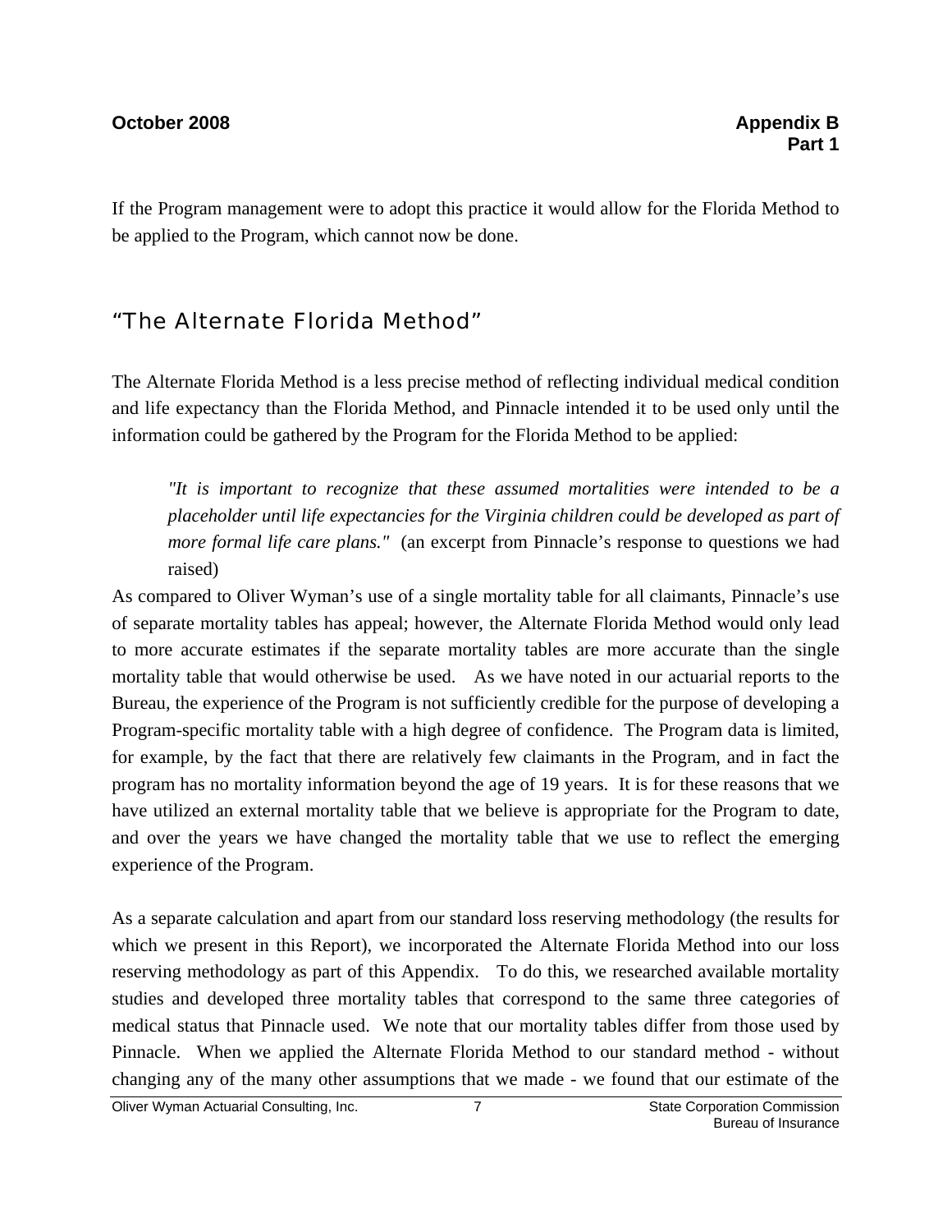If the Program management were to adopt this practice it would allow for the Florida Method to be applied to the Program, which cannot now be done.

## "The Alternate Florida Method"

The Alternate Florida Method is a less precise method of reflecting individual medical condition and life expectancy than the Florida Method, and Pinnacle intended it to be used only until the information could be gathered by the Program for the Florida Method to be applied:

> *"It is important to recognize that these assumed mortalities were intended to be a placeholder until life expectancies for the Virginia children could be developed as part of more formal life care plans."* (an excerpt from Pinnacle's response to questions we had raised)

As compared to Oliver Wyman's use of a single mortality table for all claimants, Pinnacle's use of separate mortality tables has appeal; however, the Alternate Florida Method would only lead to more accurate estimates if the separate mortality tables are more accurate than the single mortality table that would otherwise be used. As we have noted in our actuarial reports to the Bureau, the experience of the Program is not sufficiently credible for the purpose of developing a Program-specific mortality table with a high degree of confidence. The Program data is limited, for example, by the fact that there are relatively few claimants in the Program, and in fact the program has no mortality information beyond the age of 19 years. It is for these reasons that we have utilized an external mortality table that we believe is appropriate for the Program to date, and over the years we have changed the mortality table that we use to reflect the emerging experience of the Program.

As a separate calculation and apart from our standard loss reserving methodology (the results for which we present in this Report), we incorporated the Alternate Florida Method into our loss reserving methodology as part of this Appendix. To do this, we researched available mortality studies and developed three mortality tables that correspond to the same three categories of medical status that Pinnacle used. We note that our mortality tables differ from those used by Pinnacle. When we applied the Alternate Florida Method to our standard method - without changing any of the many other assumptions that we made - we found that our estimate of the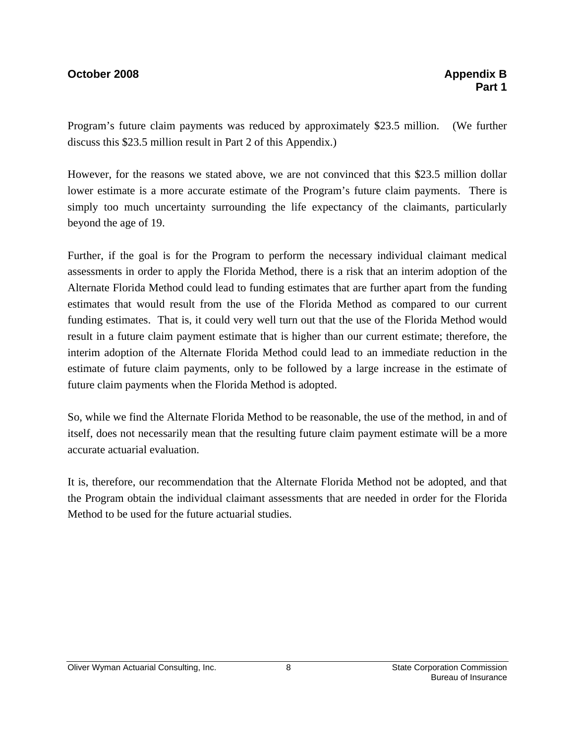Program's future claim payments was reduced by approximately $23.5 million. (We further discuss this $23.5 million result in Part 2 of this Appendix.)

However, for the reasons we stated above, we are not convinced that this $23.5 million dollar lower estimate is a more accurate estimate of the Program's future claim payments. There is simply too much uncertainty surrounding the life expectancy of the claimants, particularly beyond the age of 19.

Further, if the goal is for the Program to perform the necessary individual claimant medical assessments in order to apply the Florida Method, there is a risk that an interim adoption of the Alternate Florida Method could lead to funding estimates that are further apart from the funding estimates that would result from the use of the Florida Method as compared to our current funding estimates. That is, it could very well turn out that the use of the Florida Method would result in a future claim payment estimate that is higher than our current estimate; therefore, the interim adoption of the Alternate Florida Method could lead to an immediate reduction in the estimate of future claim payments, only to be followed by a large increase in the estimate of future claim payments when the Florida Method is adopted.

So, while we find the Alternate Florida Method to be reasonable, the use of the method, in and of itself, does not necessarily mean that the resulting future claim payment estimate will be a more accurate actuarial evaluation.

It is, therefore, our recommendation that the Alternate Florida Method not be adopted, and that the Program obtain the individual claimant assessments that are needed in order for the Florida Method to be used for the future actuarial studies.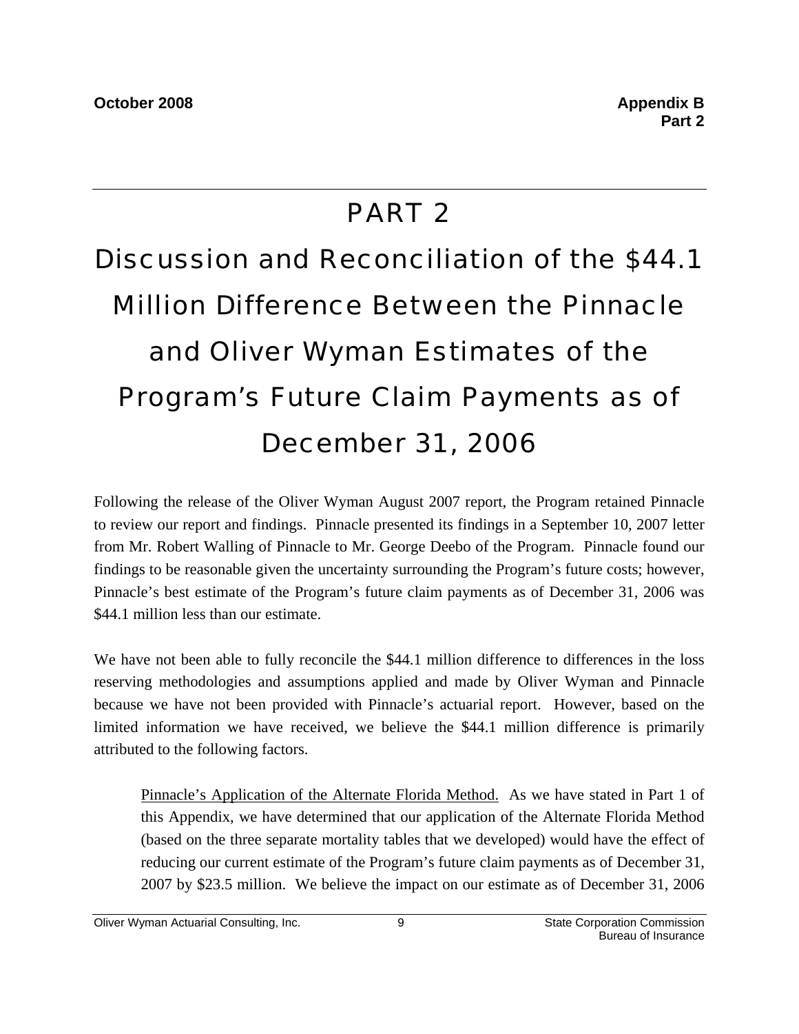# PART 2

# Discussion and Reconciliation of the $44.1 Million Difference Between the Pinnacle and Oliver Wyman Estimates of the Program's Future Claim Payments as of December 31, 2006

Following the release of the Oliver Wyman August 2007 report, the Program retained Pinnacle to review our report and findings. Pinnacle presented its findings in a September 10, 2007 letter from Mr. Robert Walling of Pinnacle to Mr. George Deebo of the Program. Pinnacle found our findings to be reasonable given the uncertainty surrounding the Program's future costs; however, Pinnacle's best estimate of the Program's future claim payments as of December 31, 2006 was $44.1 million less than our estimate.

We have not been able to fully reconcile the $44.1 million difference to differences in the loss reserving methodologies and assumptions applied and made by Oliver Wyman and Pinnacle because we have not been provided with Pinnacle's actuarial report. However, based on the limited information we have received, we believe the $44.1 million difference is primarily attributed to the following factors.

> Pinnacle's Application of the Alternate Florida Method. As we have stated in Part 1 of this Appendix, we have determined that our application of the Alternate Florida Method (based on the three separate mortality tables that we developed) would have the effect of reducing our current estimate of the Program's future claim payments as of December 31, 2007 by $23.5 million. We believe the impact on our estimate as of December 31, 2006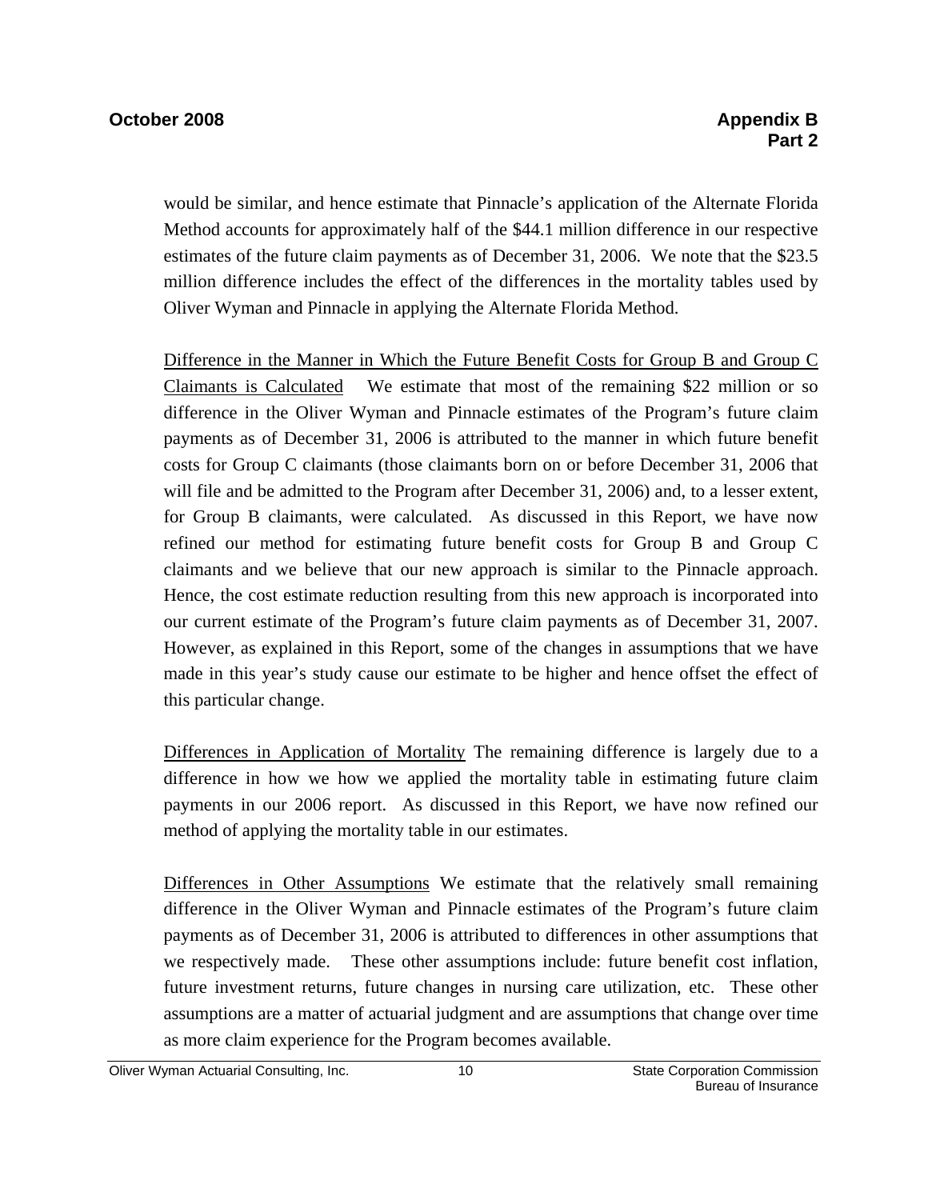would be similar, and hence estimate that Pinnacle's application of the Alternate Florida Method accounts for approximately half of the $44.1 million difference in our respective estimates of the future claim payments as of December 31, 2006. We note that the $23.5 million difference includes the effect of the differences in the mortality tables used by Oliver Wyman and Pinnacle in applying the Alternate Florida Method.

<u>Difference in the Manner in Which the Future Benefit Costs for Group B and Group C Claimants is Calculated</u> We estimate that most of the remaining $22 million or so difference in the Oliver Wyman and Pinnacle estimates of the Program's future claim payments as of December 31, 2006 is attributed to the manner in which future benefit costs for Group C claimants (those claimants born on or before December 31, 2006 that will file and be admitted to the Program after December 31, 2006) and, to a lesser extent, for Group B claimants, were calculated. As discussed in this Report, we have now refined our method for estimating future benefit costs for Group B and Group C claimants and we believe that our new approach is similar to the Pinnacle approach. Hence, the cost estimate reduction resulting from this new approach is incorporated into our current estimate of the Program's future claim payments as of December 31, 2007. However, as explained in this Report, some of the changes in assumptions that we have made in this year's study cause our estimate to be higher and hence offset the effect of this particular change.

<u>Differences in Application of Mortality</u> The remaining difference is largely due to a difference in how we how we applied the mortality table in estimating future claim payments in our 2006 report. As discussed in this Report, we have now refined our method of applying the mortality table in our estimates.

<u>Differences in Other Assumptions</u> We estimate that the relatively small remaining difference in the Oliver Wyman and Pinnacle estimates of the Program's future claim payments as of December 31, 2006 is attributed to differences in other assumptions that we respectively made. These other assumptions include: future benefit cost inflation, future investment returns, future changes in nursing care utilization, etc. These other assumptions are a matter of actuarial judgment and are assumptions that change over time as more claim experience for the Program becomes available.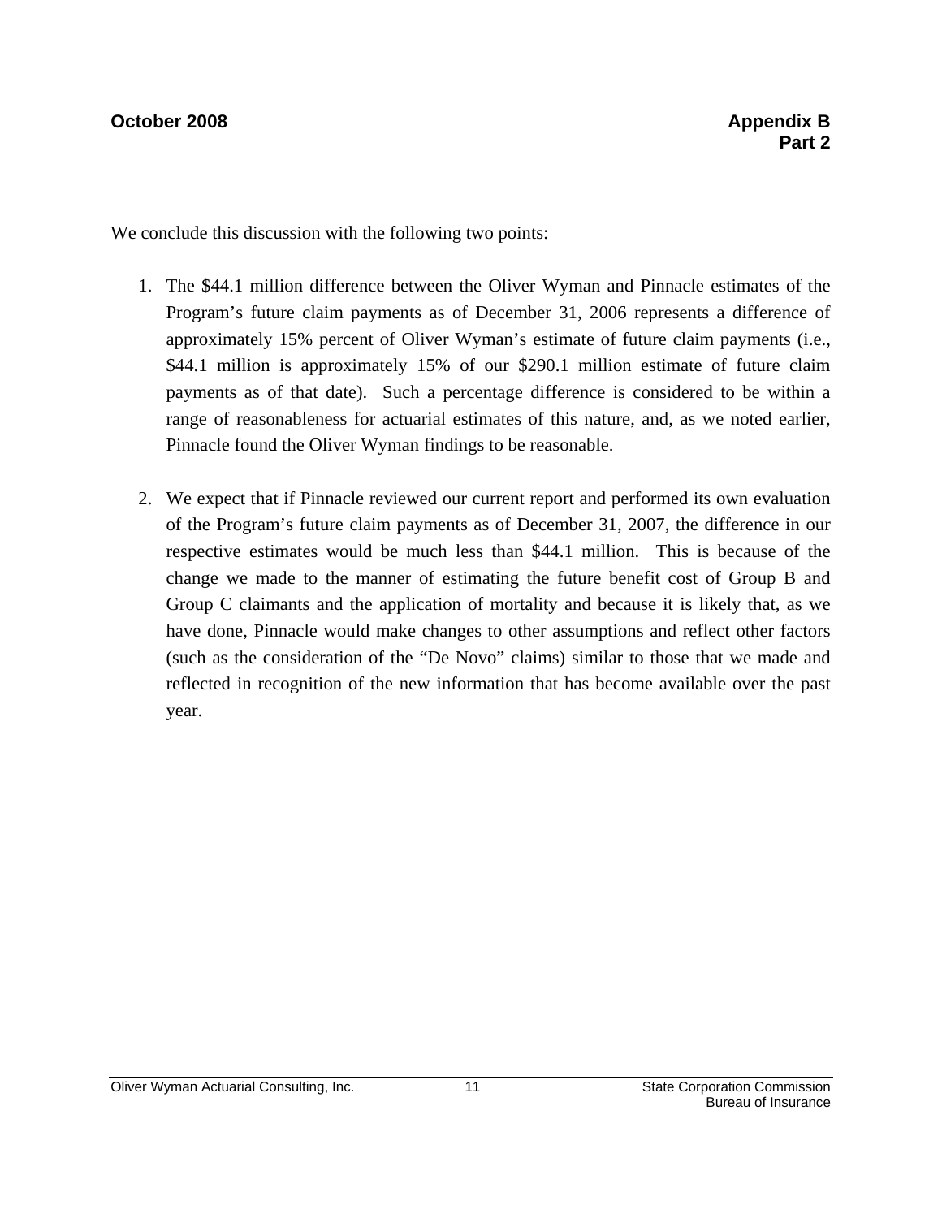We conclude this discussion with the following two points:

1. The $44.1 million difference between the Oliver Wyman and Pinnacle estimates of the Program's future claim payments as of December 31, 2006 represents a difference of approximately 15% percent of Oliver Wyman's estimate of future claim payments (i.e., $44.1 million is approximately 15% of our $290.1 million estimate of future claim payments as of that date). Such a percentage difference is considered to be within a range of reasonableness for actuarial estimates of this nature, and, as we noted earlier, Pinnacle found the Oliver Wyman findings to be reasonable.

2. We expect that if Pinnacle reviewed our current report and performed its own evaluation of the Program's future claim payments as of December 31, 2007, the difference in our respective estimates would be much less than $44.1 million. This is because of the change we made to the manner of estimating the future benefit cost of Group B and Group C claimants and the application of mortality and because it is likely that, as we have done, Pinnacle would make changes to other assumptions and reflect other factors (such as the consideration of the "De Novo" claims) similar to those that we made and reflected in recognition of the new information that has become available over the past year.